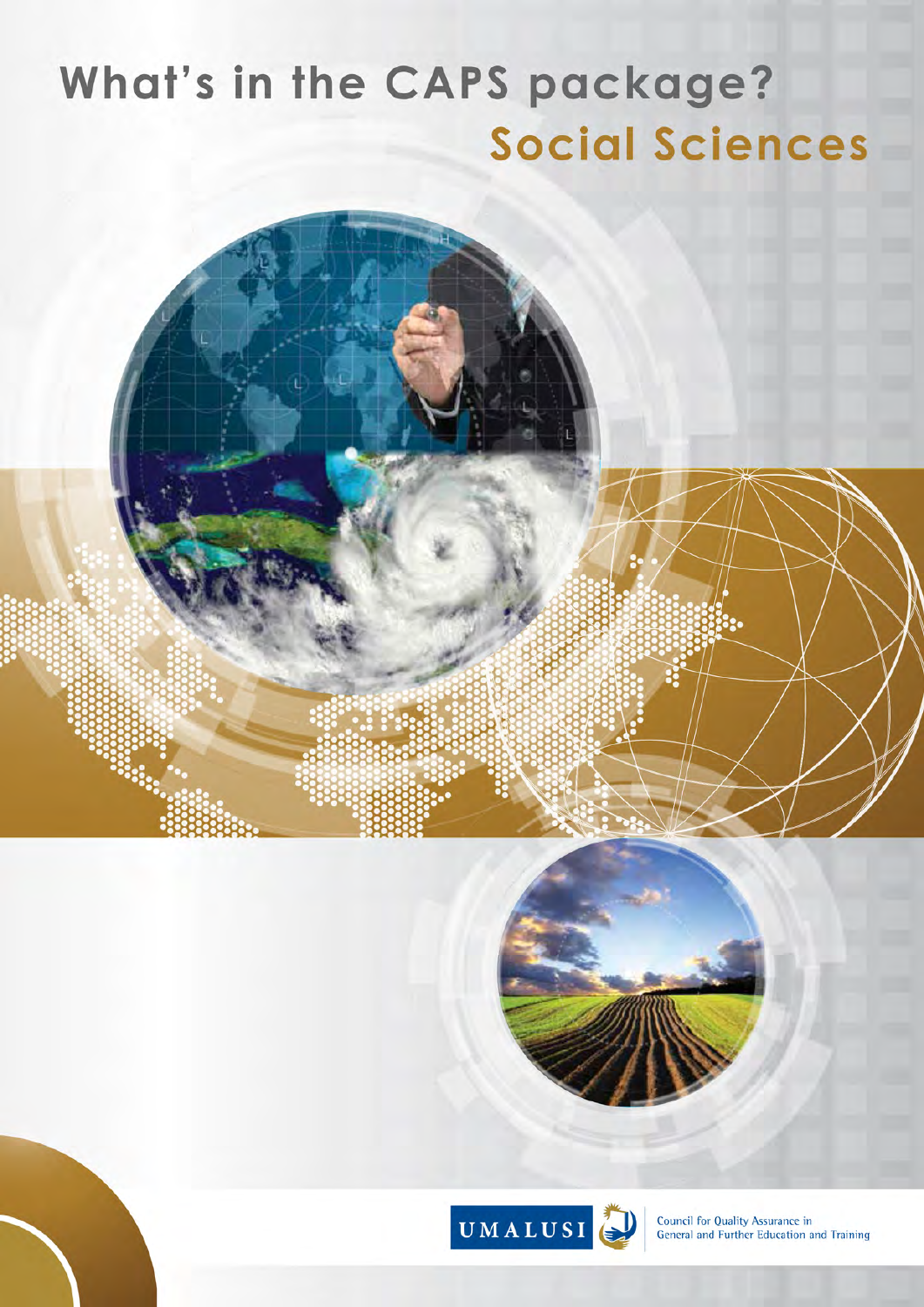# What's in the CAPS package?

## Social Sciences

UMALUSI

Council for Quality Assurance in General and Further Education and Training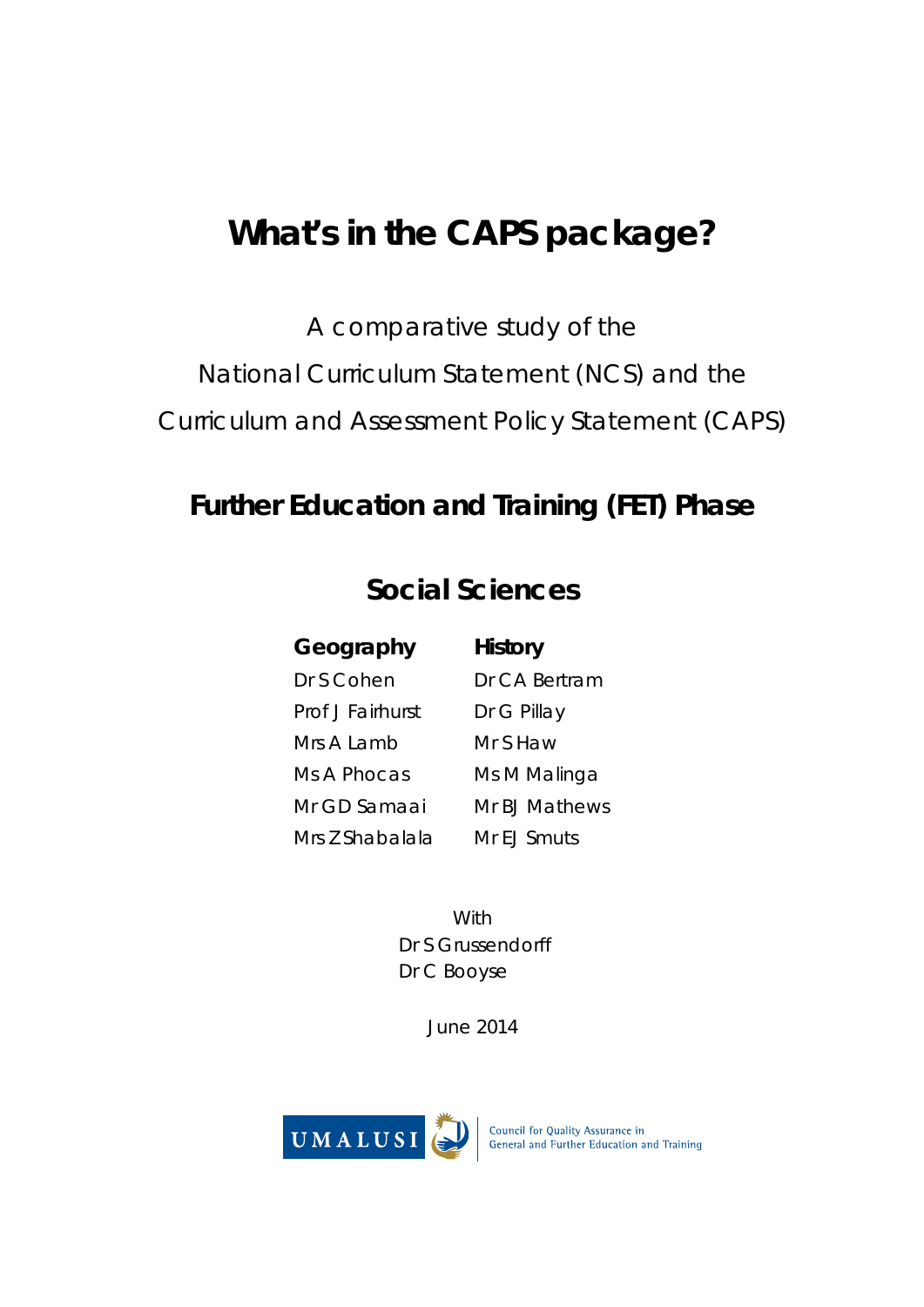# What's in the CAPS package?

A comparative study of the

National Curriculum Statement (NCS) and the

Curriculum and Assessment Policy Statement (CAPS)

## Further Education and Training (FET) Phase

## Social Sciences

| **Geography** | **History** |
|---|---|
| Dr S Cohen | Dr CA Bertram |
| Prof J Fairhurst | Dr G Pillay |
| Mrs A Lamb | Mr S Haw |
| Ms A Phocas | Ms M Malinga |
| Mr GD Samaai | Mr BJ Mathews |
| Mrs Z Shabalala | Mr EJ Smuts |

With
Dr S Grussendorff
Dr C Booyse

June 2014

UMALUSI

Council for Quality Assurance in General and Further Education and Training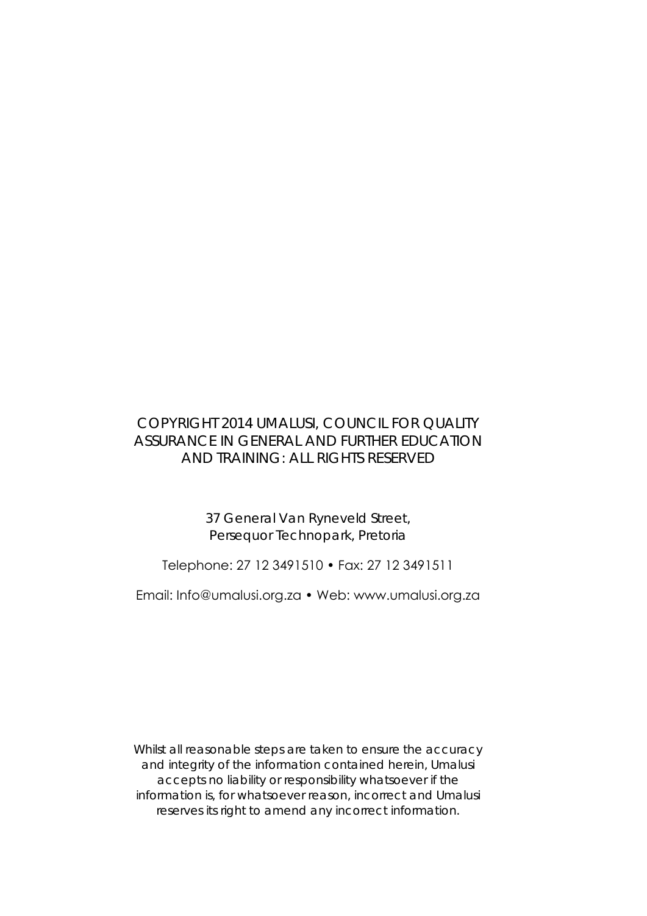COPYRIGHT 2014 UMALUSI, COUNCIL FOR QUALITY ASSURANCE IN GENERAL AND FURTHER EDUCATION AND TRAINING: ALL RIGHTS RESERVED

37 General Van Ryneveld Street,
Persequor Technopark, Pretoria

Telephone: 27 12 3491510 • Fax: 27 12 3491511

Email: Info@umalusi.org.za • Web: www.umalusi.org.za

*Whilst all reasonable steps are taken to ensure the accuracy and integrity of the information contained herein, Umalusi accepts no liability or responsibility whatsoever if the information is, for whatsoever reason, incorrect and Umalusi reserves its right to amend any incorrect information.*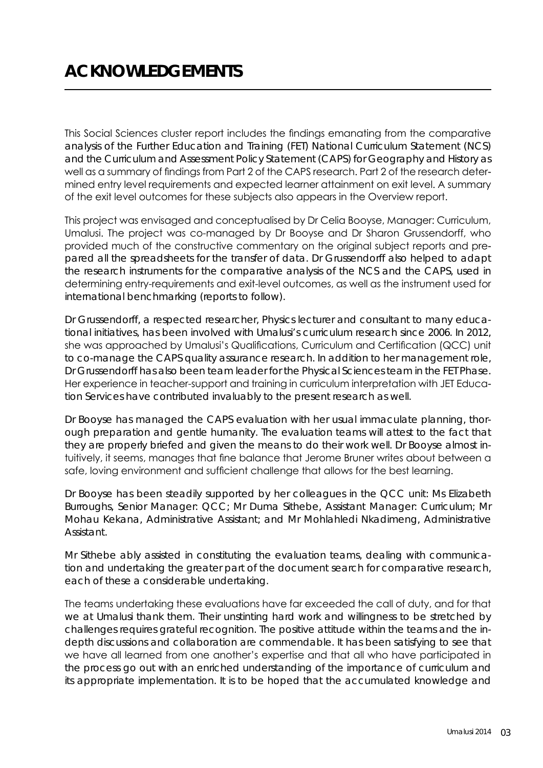# ACKNOWLEDGEMENTS

This Social Sciences cluster report includes the findings emanating from the comparative analysis of the Further Education and Training (FET) National Curriculum Statement (NCS) and the Curriculum and Assessment Policy Statement (CAPS) for Geography and History as well as a summary of findings from Part 2 of the CAPS research. Part 2 of the research determined entry level requirements and expected learner attainment on exit level. A summary of the exit level outcomes for these subjects also appears in the Overview report.

This project was envisaged and conceptualised by Dr Celia Booyse, Manager: Curriculum, Umalusi. The project was co-managed by Dr Booyse and Dr Sharon Grussendorff, who provided much of the constructive commentary on the original subject reports and prepared all the spreadsheets for the transfer of data. Dr Grussendorff also helped to adapt the research instruments for the comparative analysis of the NCS and the CAPS, used in determining entry-requirements and exit-level outcomes, as well as the instrument used for international benchmarking (reports to follow).

Dr Grussendorff, a respected researcher, Physics lecturer and consultant to many educational initiatives, has been involved with Umalusi's curriculum research since 2006. In 2012, she was approached by Umalusi's Qualifications, Curriculum and Certification (QCC) unit to co-manage the CAPS quality assurance research. In addition to her management role, Dr Grussendorff has also been team leader for the Physical Sciences team in the FET Phase. Her experience in teacher-support and training in curriculum interpretation with JET Education Services have contributed invaluably to the present research as well.

Dr Booyse has managed the CAPS evaluation with her usual immaculate planning, thorough preparation and gentle humanity. The evaluation teams will attest to the fact that they are properly briefed and given the means to do their work well. Dr Booyse almost intuitively, it seems, manages that fine balance that Jerome Bruner writes about between a safe, loving environment and sufficient challenge that allows for the best learning.

Dr Booyse has been steadily supported by her colleagues in the QCC unit: Ms Elizabeth Burroughs, Senior Manager: QCC; Mr Duma Sithebe, Assistant Manager: Curriculum; Mr Mohau Kekana, Administrative Assistant; and Mr Mohlahledi Nkadimeng, Administrative Assistant.

Mr Sithebe ably assisted in constituting the evaluation teams, dealing with communication and undertaking the greater part of the document search for comparative research, each of these a considerable undertaking.

The teams undertaking these evaluations have far exceeded the call of duty, and for that we at Umalusi thank them. Their unstinting hard work and willingness to be stretched by challenges requires grateful recognition. The positive attitude within the teams and the in-depth discussions and collaboration are commendable. It has been satisfying to see that we have all learned from one another's expertise and that all who have participated in the process go out with an enriched understanding of the importance of curriculum and its appropriate implementation. It is to be hoped that the accumulated knowledge and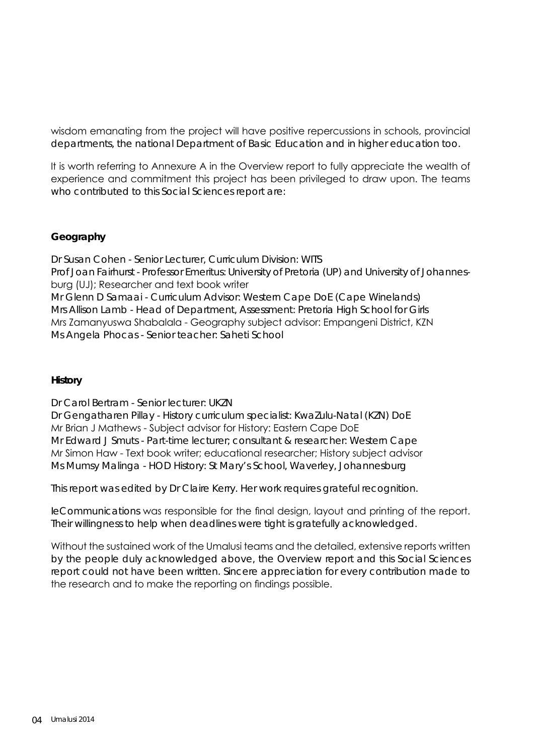wisdom emanating from the project will have positive repercussions in schools, provincial departments, the national Department of Basic Education and in higher education too.

It is worth referring to Annexure A in the Overview report to fully appreciate the wealth of experience and commitment this project has been privileged to draw upon. The teams who contributed to this Social Sciences report are:

**Geography**

Dr Susan Cohen - Senior Lecturer, Curriculum Division: WITS
Prof Joan Fairhurst - Professor Emeritus: University of Pretoria (UP) and University of Johannesburg (UJ); Researcher and text book writer
Mr Glenn D Samaai - Curriculum Advisor: Western Cape DoE (Cape Winelands)
Mrs Allison Lamb - Head of Department, Assessment: Pretoria High School for Girls
Mrs Zamanyuswa Shabalala - Geography subject advisor: Empangeni District, KZN
Ms Angela Phocas - Senior teacher: Saheti School

**History**

Dr Carol Bertram - Senior lecturer: UKZN
Dr Gengatharen Pillay - History curriculum specialist: KwaZulu-Natal (KZN) DoE
Mr Brian J Mathews - Subject advisor for History: Eastern Cape DoE
Mr Edward J Smuts - Part-time lecturer; consultant & researcher: Western Cape
Mr Simon Haw - Text book writer; educational researcher; History subject advisor
Ms Mumsy Malinga - HOD History: St Mary's School, Waverley, Johannesburg

This report was edited by Dr Claire Kerry. Her work requires grateful recognition.

IeCommunications was responsible for the final design, layout and printing of the report. Their willingness to help when deadlines were tight is gratefully acknowledged.

Without the sustained work of the Umalusi teams and the detailed, extensive reports written by the people duly acknowledged above, the Overview report and this Social Sciences report could not have been written. Sincere appreciation for every contribution made to the research and to make the reporting on findings possible.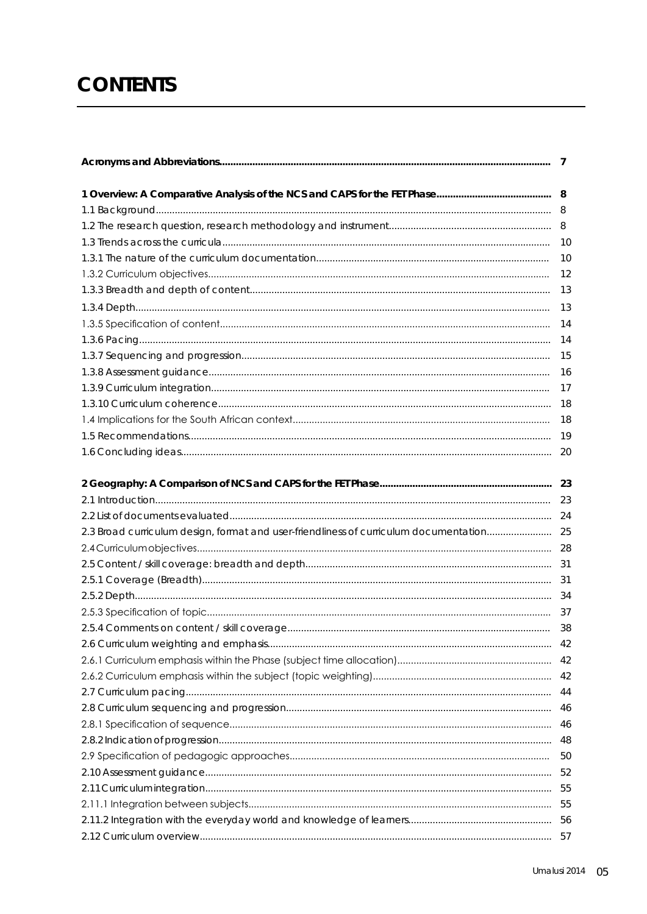# CONTENTS

| | |
|---|---|
| **Acronyms and Abbreviations** | **7** |
| | |
| **1 Overview: A Comparative Analysis of the NCS and CAPS for the FET Phase** | **8** |
| 1.1 Background | 8 |
| 1.2 The research question, research methodology and instrument | 8 |
| 1.3 Trends across the curricula | 10 |
| 1.3.1 The nature of the curriculum documentation | 10 |
| 1.3.2 Curriculum objectives | 12 |
| 1.3.3 Breadth and depth of content | 13 |
| 1.3.4 Depth | 13 |
| 1.3.5 Specification of content | 14 |
| 1.3.6 Pacing | 14 |
| 1.3.7 Sequencing and progression | 15 |
| 1.3.8 Assessment guidance | 16 |
| 1.3.9 Curriculum integration | 17 |
| 1.3.10 Curriculum coherence | 18 |
| 1.4 Implications for the South African context | 18 |
| 1.5 Recommendations | 19 |
| 1.6 Concluding ideas | 20 |
| | |
| **2 Geography: A Comparison of NCS and CAPS for the FET Phase** | **23** |
| 2.1 Introduction | 23 |
| 2.2 List of documents evaluated | 24 |
| 2.3 Broad curriculum design, format and user-friendliness of curriculum documentation | 25 |
| 2.4 Curriculum objectives | 28 |
| 2.5 Content / skill coverage: breadth and depth | 31 |
| 2.5.1 Coverage (Breadth) | 31 |
| 2.5.2 Depth | 34 |
| 2.5.3 Specification of topic | 37 |
| 2.5.4 Comments on content / skill coverage | 38 |
| 2.6 Curriculum weighting and emphasis | 42 |
| 2.6.1 Curriculum emphasis within the Phase (subject time allocation) | 42 |
| 2.6.2 Curriculum emphasis within the subject (topic weighting) | 42 |
| 2.7 Curriculum pacing | 44 |
| 2.8 Curriculum sequencing and progression | 46 |
| 2.8.1 Specification of sequence | 46 |
| 2.8.2 Indication of progression | 48 |
| 2.9 Specification of pedagogic approaches | 50 |
| 2.10 Assessment guidance | 52 |
| 2.11 Curriculum integration | 55 |
| 2.11.1 Integration between subjects | 55 |
| 2.11.2 Integration with the everyday world and knowledge of learners | 56 |
| 2.12 Curriculum overview | 57 |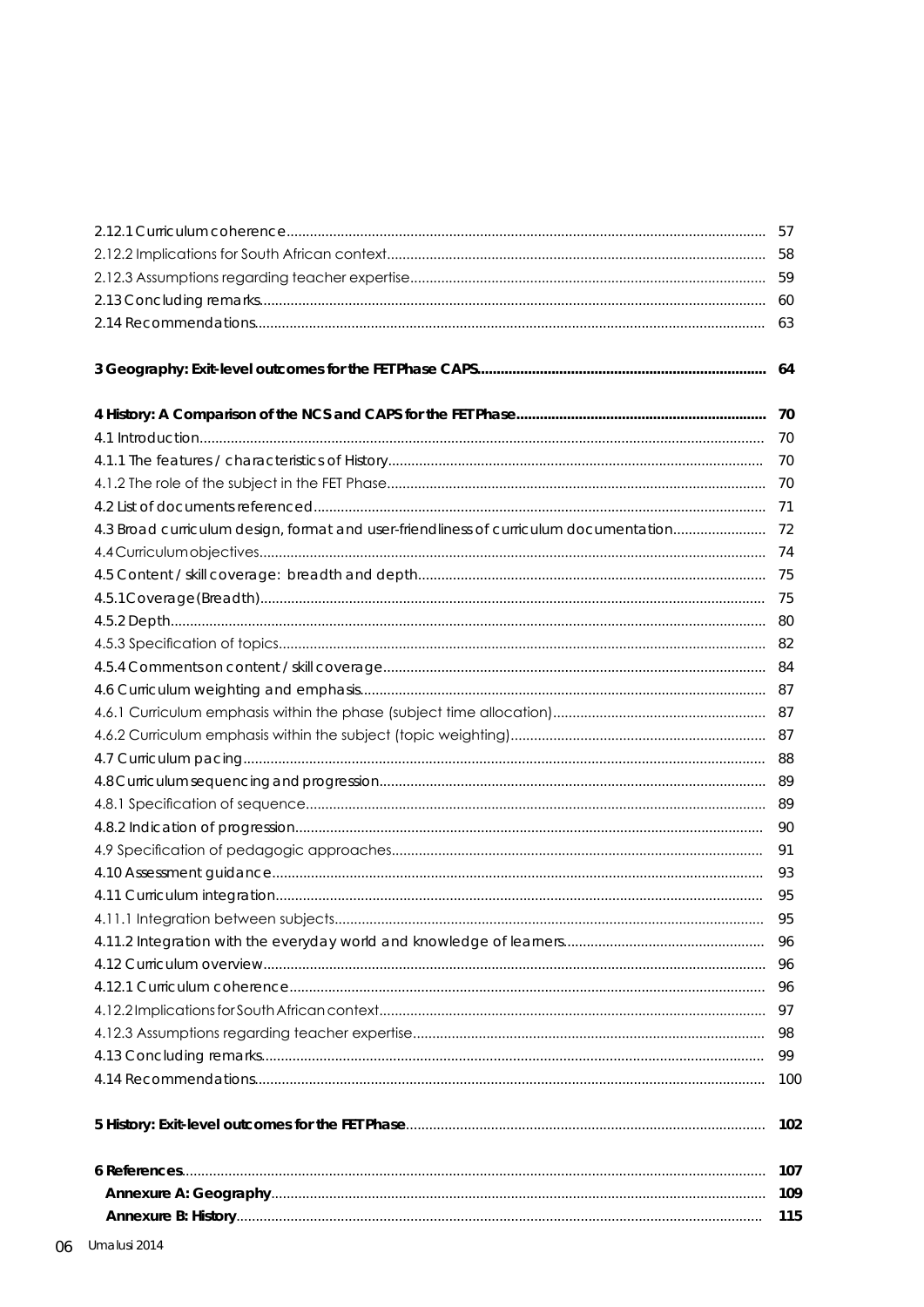2.12.1 Curriculum coherence ........ 57
2.12.2 Implications for South African context ........ 58
2.12.3 Assumptions regarding teacher expertise ........ 59
2.13 Concluding remarks ........ 60
2.14 Recommendations ........ 63

**3 Geography: Exit-level outcomes for the FET Phase CAPS ........ 64**

**4 History: A Comparison of the NCS and CAPS for the FET Phase ........ 70**
4.1 Introduction ........ 70
4.1.1 The features / characteristics of History ........ 70
4.1.2 The role of the subject in the FET Phase ........ 70
4.2 List of documents referenced ........ 71
4.3 Broad curriculum design, format and user-friendliness of curriculum documentation ........ 72
4.4 Curriculum objectives ........ 74
4.5 Content / skill coverage: breadth and depth ........ 75
4.5.1 Coverage (Breadth) ........ 75
4.5.2 Depth ........ 80
4.5.3 Specification of topics ........ 82
4.5.4 Comments on content / skill coverage ........ 84
4.6 Curriculum weighting and emphasis ........ 87
4.6.1 Curriculum emphasis within the phase (subject time allocation) ........ 87
4.6.2 Curriculum emphasis within the subject (topic weighting) ........ 87
4.7 Curriculum pacing ........ 88
4.8 Curriculum sequencing and progression ........ 89
4.8.1 Specification of sequence ........ 89
4.8.2 Indication of progression ........ 90
4.9 Specification of pedagogic approaches ........ 91
4.10 Assessment guidance ........ 93
4.11 Curriculum integration ........ 95
4.11.1 Integration between subjects ........ 95
4.11.2 Integration with the everyday world and knowledge of learners ........ 96
4.12 Curriculum overview ........ 96
4.12.1 Curriculum coherence ........ 96
4.12.2 Implications for South African context ........ 97
4.12.3 Assumptions regarding teacher expertise ........ 98
4.13 Concluding remarks ........ 99
4.14 Recommendations ........ 100

**5 History: Exit-level outcomes for the FET Phase** ........ **102**

**6 References** ........ **107**
**Annexure A: Geography** ........ **109**
**Annexure B: History** ........ **115**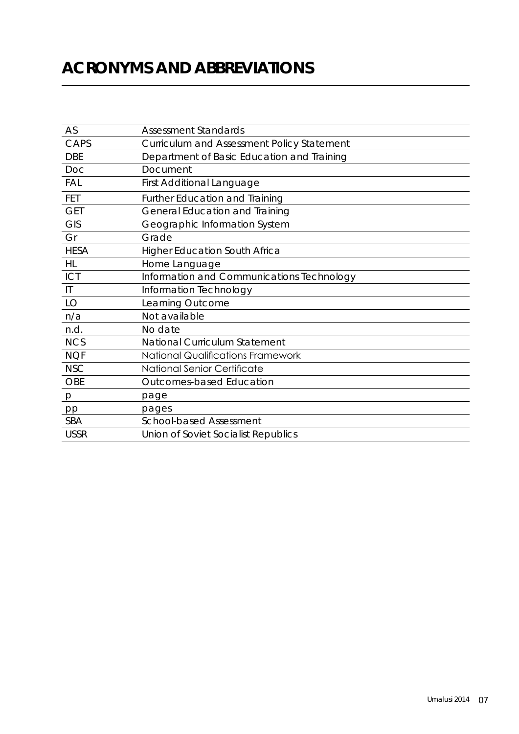# ACRONYMS AND ABBREVIATIONS

| | |
|---|---|
| AS | Assessment Standards |
| CAPS | Curriculum and Assessment Policy Statement |
| DBE | Department of Basic Education and Training |
| Doc | Document |
| FAL | First Additional Language |
| FET | Further Education and Training |
| GET | General Education and Training |
| GIS | Geographic Information System |
| Gr | Grade |
| HESA | Higher Education South Africa |
| HL | Home Language |
| ICT | Information and Communications Technology |
| IT | Information Technology |
| LO | Learning Outcome |
| n/a | Not available |
| n.d. | No date |
| NCS | National Curriculum Statement |
| NQF | National Qualifications Framework |
| NSC | National Senior Certificate |
| OBE | Outcomes-based Education |
| p | page |
| pp | pages |
| SBA | School-based Assessment |
| USSR | Union of Soviet Socialist Republics |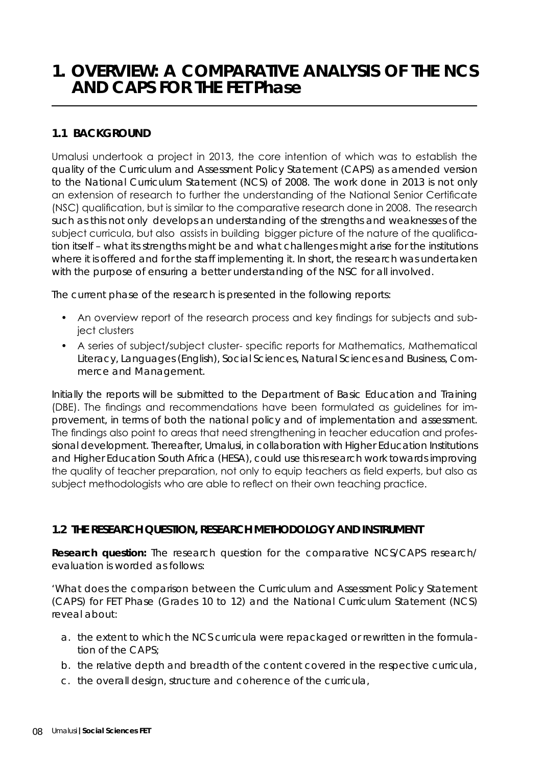# 1. OVERVIEW: A COMPARATIVE ANALYSIS OF THE NCS AND CAPS FOR THE FET Phase

## 1.1 BACKGROUND

Umalusi undertook a project in 2013, the core intention of which was to establish the quality of the Curriculum and Assessment Policy Statement (CAPS) as amended version to the National Curriculum Statement (NCS) of 2008. The work done in 2013 is not only an extension of research to further the understanding of the National Senior Certificate (NSC) qualification, but is similar to the comparative research done in 2008. The research such as this not only develops an understanding of the strengths and weaknesses of the subject curricula, but also assists in building bigger picture of the nature of the qualification itself – what its strengths might be and what challenges might arise for the institutions where it is offered and for the staff implementing it. In short, the research was undertaken with the purpose of ensuring a better understanding of the NSC for all involved.

The current phase of the research is presented in the following reports:

- An overview report of the research process and key findings for subjects and subject clusters
- A series of subject/subject cluster- specific reports for Mathematics, Mathematical Literacy, Languages (English), Social Sciences, Natural Sciences and Business, Commerce and Management.

Initially the reports will be submitted to the Department of Basic Education and Training (DBE). The findings and recommendations have been formulated as guidelines for improvement, in terms of both the national policy and of implementation and assessment. The findings also point to areas that need strengthening in teacher education and professional development. Thereafter, Umalusi, in collaboration with Higher Education Institutions and Higher Education South Africa (HESA), could use this research work towards improving the quality of teacher preparation, not only to equip teachers as field experts, but also as subject methodologists who are able to reflect on their own teaching practice.

## 1.2 THE RESEARCH QUESTION, RESEARCH METHODOLOGY AND INSTRUMENT

**Research question:** The research question for the comparative NCS/CAPS research/evaluation is worded as follows:

'What does the comparison between the Curriculum and Assessment Policy Statement (CAPS) for FET Phase (Grades 10 to 12) and the National Curriculum Statement (NCS) reveal about:

a. the extent to which the NCS curricula were repackaged or rewritten in the formulation of the CAPS;
b. the relative depth and breadth of the content covered in the respective curricula,
c. the overall design, structure and coherence of the curricula,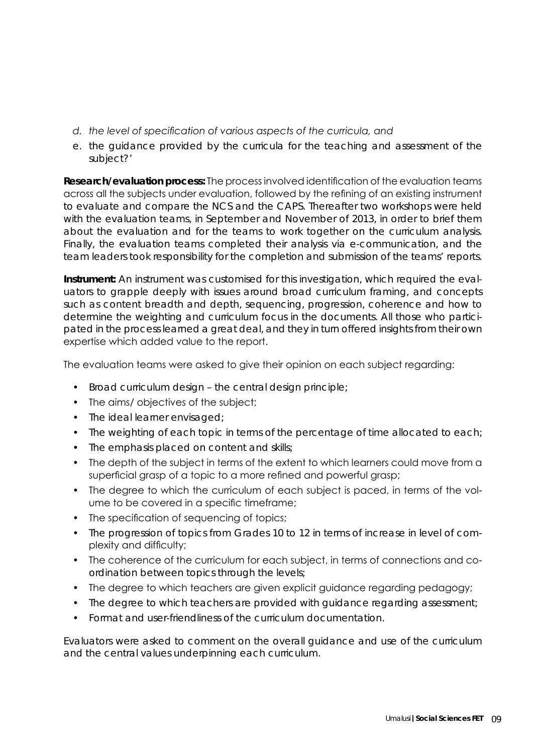d. *the level of specification of various aspects of the curricula, and*

e. the guidance provided by the curricula for the teaching and assessment of the subject?'

**Research/evaluation process:** The process involved identification of the evaluation teams across all the subjects under evaluation, followed by the refining of an existing instrument to evaluate and compare the NCS and the CAPS. Thereafter two workshops were held with the evaluation teams, in September and November of 2013, in order to brief them about the evaluation and for the teams to work together on the curriculum analysis. Finally, the evaluation teams completed their analysis via e-communication, and the team leaders took responsibility for the completion and submission of the teams' reports.

**Instrument:** An instrument was customised for this investigation, which required the evaluators to grapple deeply with issues around broad curriculum framing, and concepts such as content breadth and depth, sequencing, progression, coherence and how to determine the weighting and curriculum focus in the documents. All those who participated in the process learned a great deal, and they in turn offered insights from their own expertise which added value to the report.

The evaluation teams were asked to give their opinion on each subject regarding:

- Broad curriculum design – the central design principle;
- The aims/ objectives of the subject;
- The ideal learner envisaged;
- The weighting of each topic in terms of the percentage of time allocated to each;
- The emphasis placed on content and skills;
- The depth of the subject in terms of the extent to which learners could move from a superficial grasp of a topic to a more refined and powerful grasp;
- The degree to which the curriculum of each subject is paced, in terms of the volume to be covered in a specific timeframe;
- The specification of sequencing of topics;
- The progression of topics from Grades 10 to 12 in terms of increase in level of complexity and difficulty;
- The coherence of the curriculum for each subject, in terms of connections and coordination between topics through the levels;
- The degree to which teachers are given explicit guidance regarding pedagogy;
- The degree to which teachers are provided with guidance regarding assessment;
- Format and user-friendliness of the curriculum documentation.

Evaluators were asked to comment on the overall guidance and use of the curriculum and the central values underpinning each curriculum.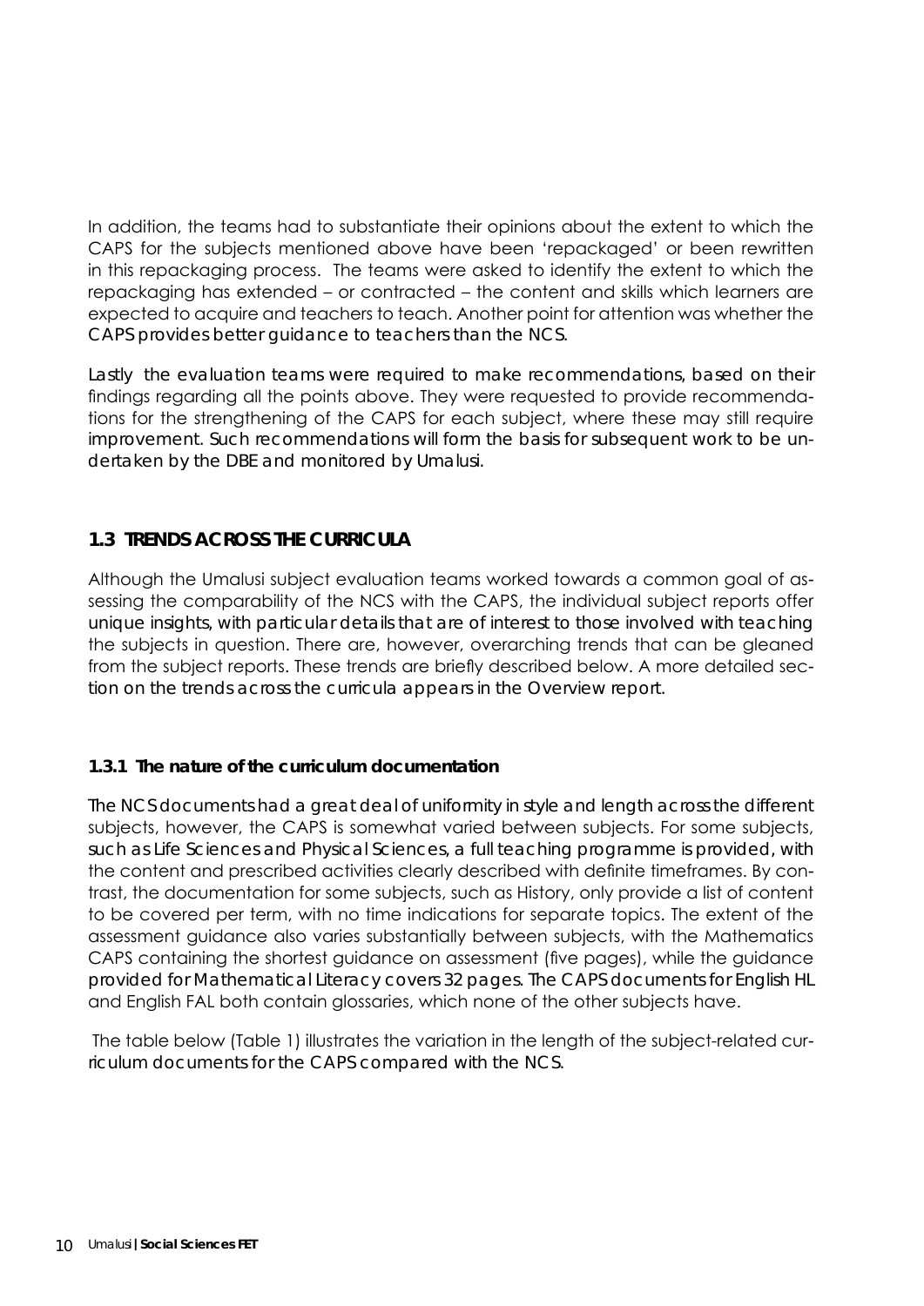In addition, the teams had to substantiate their opinions about the extent to which the CAPS for the subjects mentioned above have been 'repackaged' or been rewritten in this repackaging process. The teams were asked to identify the extent to which the repackaging has extended – or contracted – the content and skills which learners are expected to acquire and teachers to teach. Another point for attention was whether the CAPS provides better guidance to teachers than the NCS.

Lastly the evaluation teams were required to make recommendations, based on their findings regarding all the points above. They were requested to provide recommendations for the strengthening of the CAPS for each subject, where these may still require improvement. Such recommendations will form the basis for subsequent work to be undertaken by the DBE and monitored by Umalusi.

## 1.3 TRENDS ACROSS THE CURRICULA

Although the Umalusi subject evaluation teams worked towards a common goal of assessing the comparability of the NCS with the CAPS, the individual subject reports offer unique insights, with particular details that are of interest to those involved with teaching the subjects in question. There are, however, overarching trends that can be gleaned from the subject reports. These trends are briefly described below. A more detailed section on the trends across the curricula appears in the Overview report.

### 1.3.1 The nature of the curriculum documentation

The NCS documents had a great deal of uniformity in style and length across the different subjects, however, the CAPS is somewhat varied between subjects. For some subjects, such as Life Sciences and Physical Sciences, a full teaching programme is provided, with the content and prescribed activities clearly described with definite timeframes. By contrast, the documentation for some subjects, such as History, only provide a list of content to be covered per term, with no time indications for separate topics. The extent of the assessment guidance also varies substantially between subjects, with the Mathematics CAPS containing the shortest guidance on assessment (five pages), while the guidance provided for Mathematical Literacy covers 32 pages. The CAPS documents for English HL and English FAL both contain glossaries, which none of the other subjects have.

The table below (Table 1) illustrates the variation in the length of the subject-related curriculum documents for the CAPS compared with the NCS.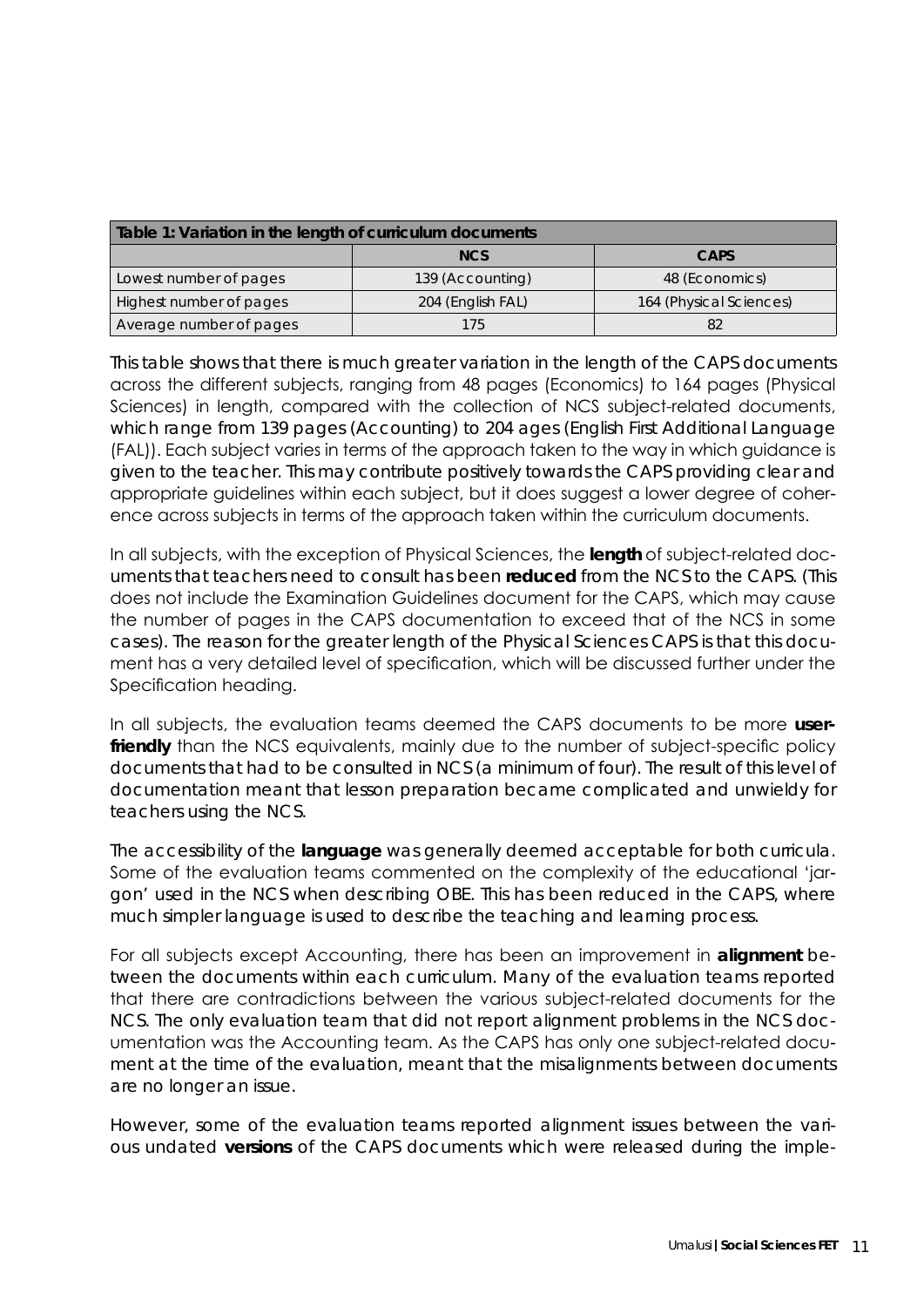| Table 1: Variation in the length of curriculum documents | | |
|---|---|---|
| | **NCS** | **CAPS** |
| Lowest number of pages | 139 (Accounting) | 48 (Economics) |
| Highest number of pages | 204 (English FAL) | 164 (Physical Sciences) |
| Average number of pages | 175 | 82 |

This table shows that there is much greater variation in the length of the CAPS documents across the different subjects, ranging from 48 pages (Economics) to 164 pages (Physical Sciences) in length, compared with the collection of NCS subject-related documents, which range from 139 pages (Accounting) to 204 ages (English First Additional Language (FAL)). Each subject varies in terms of the approach taken to the way in which guidance is given to the teacher. This may contribute positively towards the CAPS providing clear and appropriate guidelines within each subject, but it does suggest a lower degree of coherence across subjects in terms of the approach taken within the curriculum documents.

In all subjects, with the exception of Physical Sciences, the **length** of subject-related documents that teachers need to consult has been **reduced** from the NCS to the CAPS. (This does not include the Examination Guidelines document for the CAPS, which may cause the number of pages in the CAPS documentation to exceed that of the NCS in some cases). The reason for the greater length of the Physical Sciences CAPS is that this document has a very detailed level of specification, which will be discussed further under the Specification heading.

In all subjects, the evaluation teams deemed the CAPS documents to be more **user-friendly** than the NCS equivalents, mainly due to the number of subject-specific policy documents that had to be consulted in NCS (a minimum of four). The result of this level of documentation meant that lesson preparation became complicated and unwieldy for teachers using the NCS.

The accessibility of the **language** was generally deemed acceptable for both curricula. Some of the evaluation teams commented on the complexity of the educational 'jargon' used in the NCS when describing OBE. This has been reduced in the CAPS, where much simpler language is used to describe the teaching and learning process.

For all subjects except Accounting, there has been an improvement in **alignment** between the documents within each curriculum. Many of the evaluation teams reported that there are contradictions between the various subject-related documents for the NCS. The only evaluation team that did not report alignment problems in the NCS documentation was the Accounting team. As the CAPS has only one subject-related document at the time of the evaluation, meant that the misalignments between documents are no longer an issue.

However, some of the evaluation teams reported alignment issues between the various undated **versions** of the CAPS documents which were released during the imple-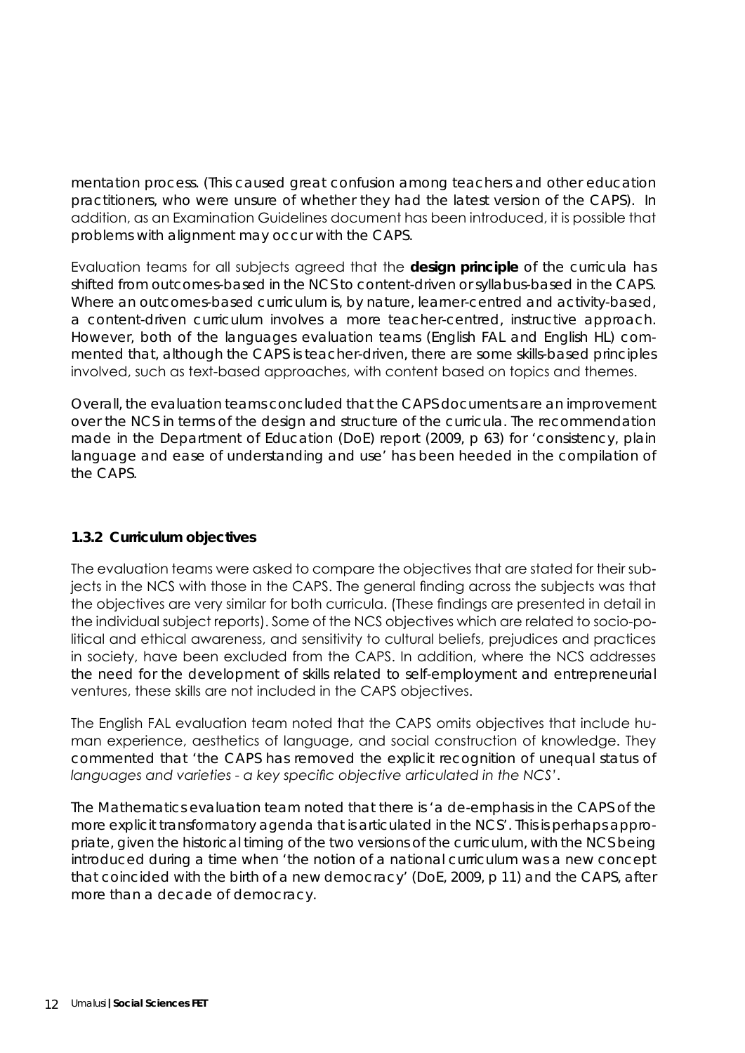mentation process. (This caused great confusion among teachers and other education practitioners, who were unsure of whether they had the latest version of the CAPS). In addition, as an Examination Guidelines document has been introduced, it is possible that problems with alignment may occur with the CAPS.

Evaluation teams for all subjects agreed that the **design principle** of the curricula has shifted from outcomes-based in the NCS to content-driven or syllabus-based in the CAPS. Where an outcomes-based curriculum is, by nature, learner-centred and activity-based, a content-driven curriculum involves a more teacher-centred, instructive approach. However, both of the languages evaluation teams (English FAL and English HL) commented that, although the CAPS is teacher-driven, there are some skills-based principles involved, such as text-based approaches, with content based on topics and themes.

Overall, the evaluation teams concluded that the CAPS documents are an improvement over the NCS in terms of the design and structure of the curricula. The recommendation made in the Department of Education (DoE) report (2009, p 63) for 'consistency, plain language and ease of understanding and use' has been heeded in the compilation of the CAPS.

### 1.3.2 Curriculum objectives

The evaluation teams were asked to compare the objectives that are stated for their subjects in the NCS with those in the CAPS. The general finding across the subjects was that the objectives are very similar for both curricula. (These findings are presented in detail in the individual subject reports). Some of the NCS objectives which are related to socio-political and ethical awareness, and sensitivity to cultural beliefs, prejudices and practices in society, have been excluded from the CAPS. In addition, where the NCS addresses the need for the development of skills related to self-employment and entrepreneurial ventures, these skills are not included in the CAPS objectives.

The English FAL evaluation team noted that the CAPS omits objectives that include human experience, aesthetics of language, and social construction of knowledge. They commented that 'the CAPS has removed the explicit recognition of unequal status of *languages and varieties - a key specific objective articulated in the NCS*'.

The Mathematics evaluation team noted that there is 'a de-emphasis in the CAPS of the more explicit transformatory agenda that is articulated in the NCS'. This is perhaps appropriate, given the historical timing of the two versions of the curriculum, with the NCS being introduced during a time when 'the notion of a national curriculum was a new concept that coincided with the birth of a new democracy' (DoE, 2009, p 11) and the CAPS, after more than a decade of democracy.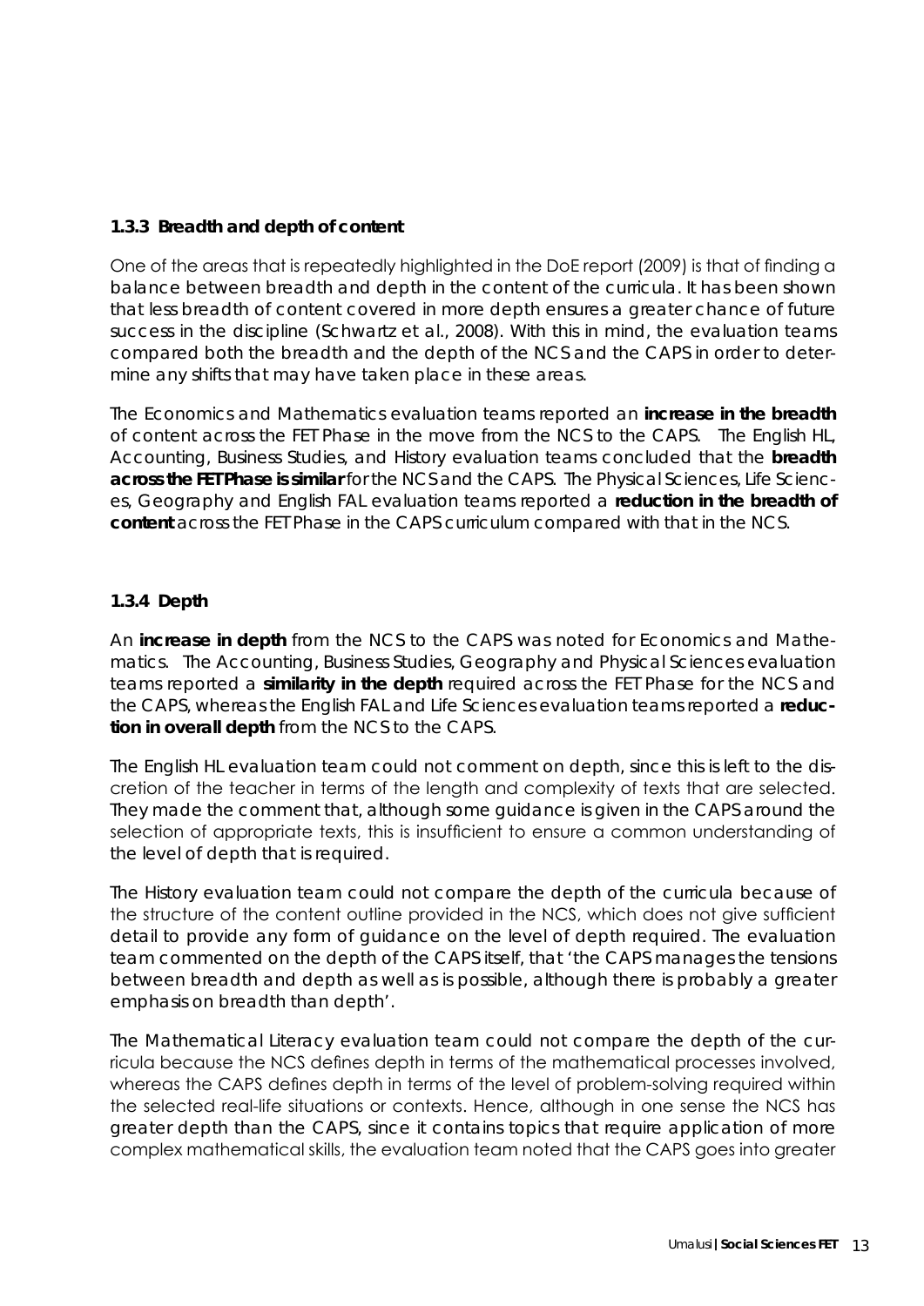### 1.3.3 Breadth and depth of content

One of the areas that is repeatedly highlighted in the DoE report (2009) is that of finding a balance between breadth and depth in the content of the curricula. It has been shown that less breadth of content covered in more depth ensures a greater chance of future success in the discipline (Schwartz et al., 2008). With this in mind, the evaluation teams compared both the breadth and the depth of the NCS and the CAPS in order to determine any shifts that may have taken place in these areas.

The Economics and Mathematics evaluation teams reported an **increase in the breadth** of content across the FET Phase in the move from the NCS to the CAPS. The English HL, Accounting, Business Studies, and History evaluation teams concluded that the **breadth across the FET Phase is similar** for the NCS and the CAPS. The Physical Sciences, Life Sciences, Geography and English FAL evaluation teams reported a **reduction in the breadth of content** across the FET Phase in the CAPS curriculum compared with that in the NCS.

### 1.3.4 Depth

An **increase in depth** from the NCS to the CAPS was noted for Economics and Mathematics. The Accounting, Business Studies, Geography and Physical Sciences evaluation teams reported a **similarity in the depth** required across the FET Phase for the NCS and the CAPS, whereas the English FAL and Life Sciences evaluation teams reported a **reduction in overall depth** from the NCS to the CAPS.

The English HL evaluation team could not comment on depth, since this is left to the discretion of the teacher in terms of the length and complexity of texts that are selected. They made the comment that, although some guidance is given in the CAPS around the selection of appropriate texts, this is insufficient to ensure a common understanding of the level of depth that is required.

The History evaluation team could not compare the depth of the curricula because of the structure of the content outline provided in the NCS, which does not give sufficient detail to provide any form of guidance on the level of depth required. The evaluation team commented on the depth of the CAPS itself, that 'the CAPS manages the tensions between breadth and depth as well as is possible, although there is probably a greater emphasis on breadth than depth'.

The Mathematical Literacy evaluation team could not compare the depth of the curricula because the NCS defines depth in terms of the mathematical processes involved, whereas the CAPS defines depth in terms of the level of problem-solving required within the selected real-life situations or contexts. Hence, although in one sense the NCS has greater depth than the CAPS, since it contains topics that require application of more complex mathematical skills, the evaluation team noted that the CAPS goes into greater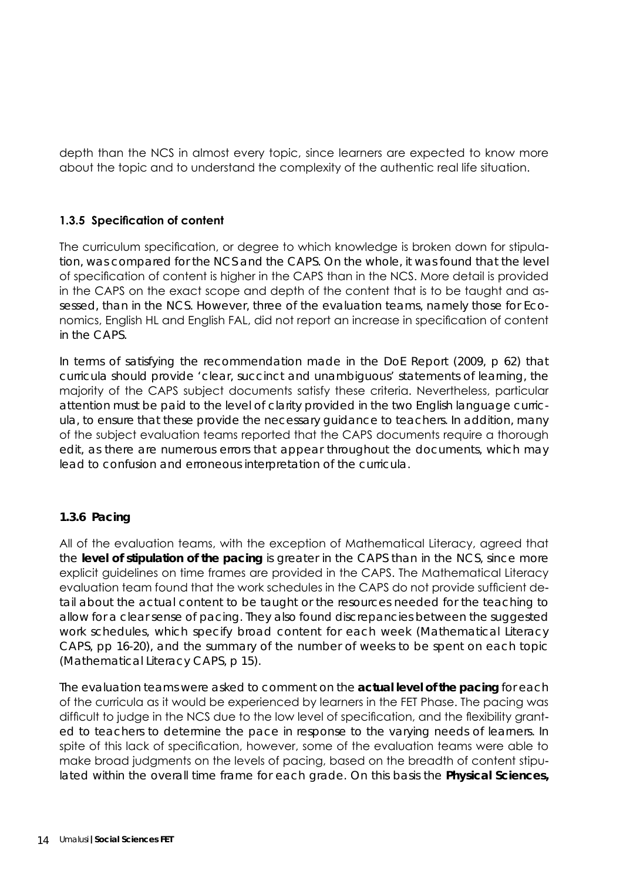depth than the NCS in almost every topic, since learners are expected to know more about the topic and to understand the complexity of the authentic real life situation.

### 1.3.5 Specification of content

The curriculum specification, or degree to which knowledge is broken down for stipulation, was compared for the NCS and the CAPS. On the whole, it was found that the level of specification of content is higher in the CAPS than in the NCS. More detail is provided in the CAPS on the exact scope and depth of the content that is to be taught and assessed, than in the NCS. However, three of the evaluation teams, namely those for Economics, English HL and English FAL, did not report an increase in specification of content in the CAPS.

In terms of satisfying the recommendation made in the DoE Report (2009, p 62) that curricula should provide 'clear, succinct and unambiguous' statements of learning, the majority of the CAPS subject documents satisfy these criteria. Nevertheless, particular attention must be paid to the level of clarity provided in the two English language curricula, to ensure that these provide the necessary guidance to teachers. In addition, many of the subject evaluation teams reported that the CAPS documents require a thorough edit, as there are numerous errors that appear throughout the documents, which may lead to confusion and erroneous interpretation of the curricula.

### 1.3.6 Pacing

All of the evaluation teams, with the exception of Mathematical Literacy, agreed that the **level of stipulation of the pacing** is greater in the CAPS than in the NCS, since more explicit guidelines on time frames are provided in the CAPS. The Mathematical Literacy evaluation team found that the work schedules in the CAPS do not provide sufficient detail about the actual content to be taught or the resources needed for the teaching to allow for a clear sense of pacing. They also found discrepancies between the suggested work schedules, which specify broad content for each week (Mathematical Literacy CAPS, pp 16-20), and the summary of the number of weeks to be spent on each topic (Mathematical Literacy CAPS, p 15).

The evaluation teams were asked to comment on the **actual level of the pacing** for each of the curricula as it would be experienced by learners in the FET Phase. The pacing was difficult to judge in the NCS due to the low level of specification, and the flexibility granted to teachers to determine the pace in response to the varying needs of learners. In spite of this lack of specification, however, some of the evaluation teams were able to make broad judgments on the levels of pacing, based on the breadth of content stipulated within the overall time frame for each grade. On this basis the **Physical Sciences,**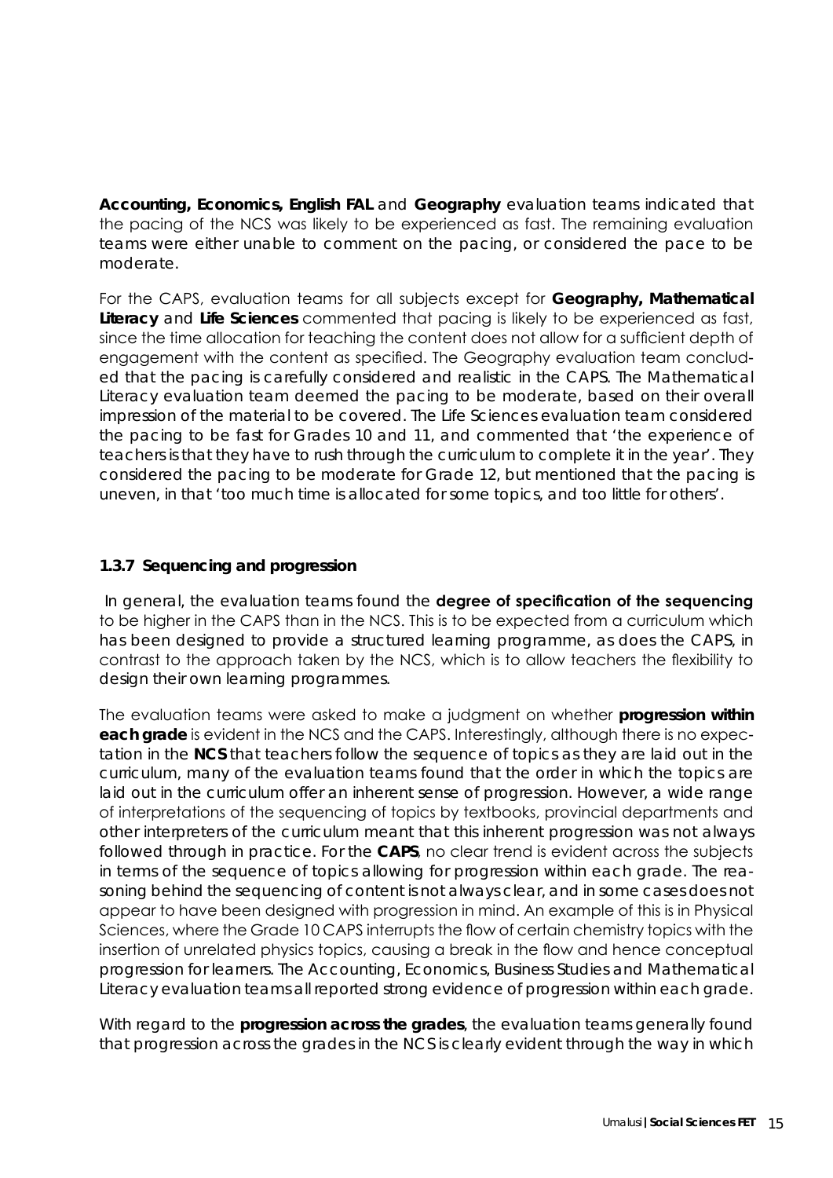**Accounting, Economics, English FAL** and **Geography** evaluation teams indicated that the pacing of the NCS was likely to be experienced as fast. The remaining evaluation teams were either unable to comment on the pacing, or considered the pace to be moderate.

For the CAPS, evaluation teams for all subjects except for **Geography, Mathematical Literacy** and **Life Sciences** commented that pacing is likely to be experienced as fast, since the time allocation for teaching the content does not allow for a sufficient depth of engagement with the content as specified. The Geography evaluation team concluded that the pacing is carefully considered and realistic in the CAPS. The Mathematical Literacy evaluation team deemed the pacing to be moderate, based on their overall impression of the material to be covered. The Life Sciences evaluation team considered the pacing to be fast for Grades 10 and 11, and commented that 'the experience of teachers is that they have to rush through the curriculum to complete it in the year'. They considered the pacing to be moderate for Grade 12, but mentioned that the pacing is uneven, in that 'too much time is allocated for some topics, and too little for others'.

### 1.3.7 Sequencing and progression

In general, the evaluation teams found the **degree of specification of the sequencing** to be higher in the CAPS than in the NCS. This is to be expected from a curriculum which has been designed to provide a structured learning programme, as does the CAPS, in contrast to the approach taken by the NCS, which is to allow teachers the flexibility to design their own learning programmes.

The evaluation teams were asked to make a judgment on whether **progression within each grade** is evident in the NCS and the CAPS. Interestingly, although there is no expectation in the **NCS** that teachers follow the sequence of topics as they are laid out in the curriculum, many of the evaluation teams found that the order in which the topics are laid out in the curriculum offer an inherent sense of progression. However, a wide range of interpretations of the sequencing of topics by textbooks, provincial departments and other interpreters of the curriculum meant that this inherent progression was not always followed through in practice. For the **CAPS**, no clear trend is evident across the subjects in terms of the sequence of topics allowing for progression within each grade. The reasoning behind the sequencing of content is not always clear, and in some cases does not appear to have been designed with progression in mind. An example of this is in Physical Sciences, where the Grade 10 CAPS interrupts the flow of certain chemistry topics with the insertion of unrelated physics topics, causing a break in the flow and hence conceptual progression for learners. The Accounting, Economics, Business Studies and Mathematical Literacy evaluation teams all reported strong evidence of progression within each grade.

With regard to the **progression across the grades**, the evaluation teams generally found that progression across the grades in the NCS is clearly evident through the way in which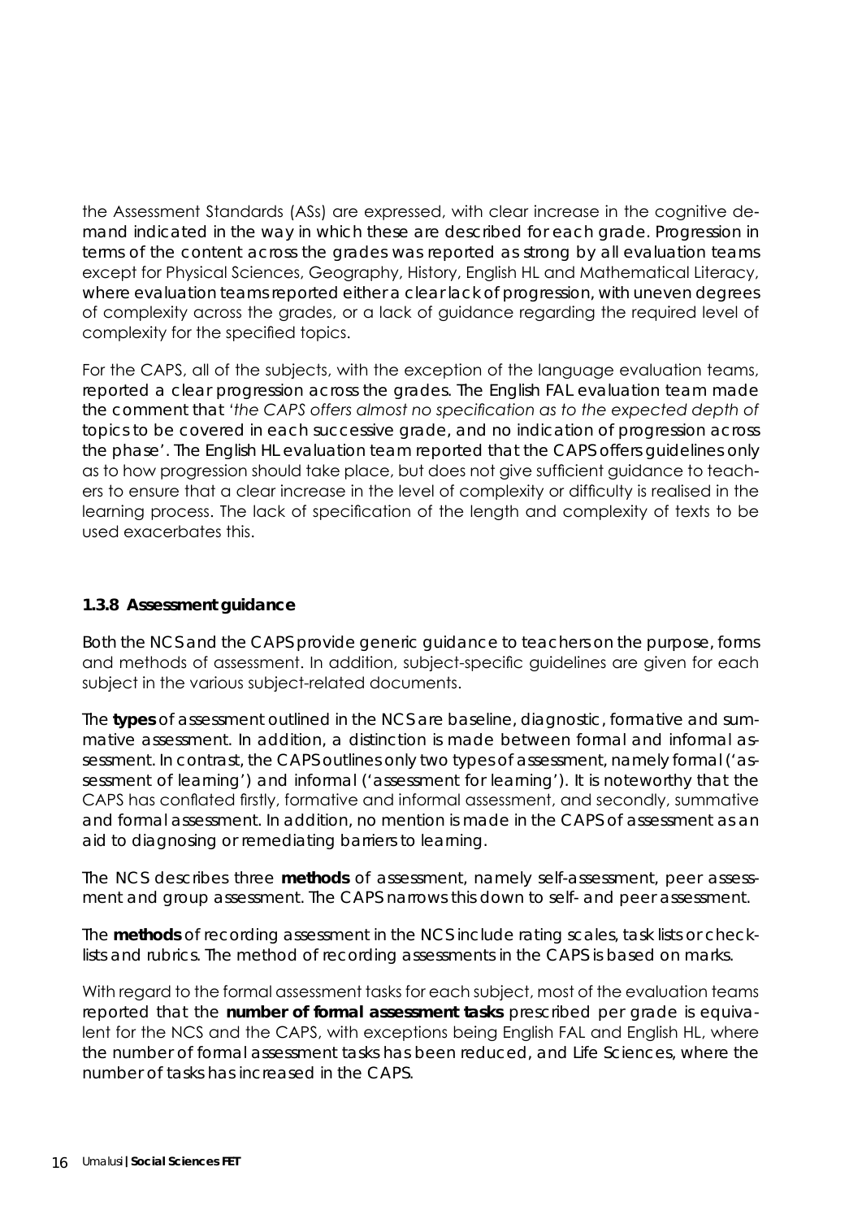the Assessment Standards (ASs) are expressed, with clear increase in the cognitive demand indicated in the way in which these are described for each grade. Progression in terms of the content across the grades was reported as strong by all evaluation teams except for Physical Sciences, Geography, History, English HL and Mathematical Literacy, where evaluation teams reported either a clear lack of progression, with uneven degrees of complexity across the grades, or a lack of guidance regarding the required level of complexity for the specified topics.

For the CAPS, all of the subjects, with the exception of the language evaluation teams, reported a clear progression across the grades. The English FAL evaluation team made the comment that '*the CAPS offers almost no specification as to the expected depth of topics to be covered in each successive grade, and no indication of progression across the phase*'. The English HL evaluation team reported that the CAPS offers guidelines only as to how progression should take place, but does not give sufficient guidance to teachers to ensure that a clear increase in the level of complexity or difficulty is realised in the learning process. The lack of specification of the length and complexity of texts to be used exacerbates this.

### 1.3.8 Assessment guidance

Both the NCS and the CAPS provide generic guidance to teachers on the purpose, forms and methods of assessment. In addition, subject-specific guidelines are given for each subject in the various subject-related documents.

The **types** of assessment outlined in the NCS are baseline, diagnostic, formative and summative assessment. In addition, a distinction is made between formal and informal assessment. In contrast, the CAPS outlines only two types of assessment, namely formal ('assessment of learning') and informal ('assessment for learning'). It is noteworthy that the CAPS has conflated firstly, formative and informal assessment, and secondly, summative and formal assessment. In addition, no mention is made in the CAPS of assessment as an aid to diagnosing or remediating barriers to learning.

The NCS describes three **methods** of assessment, namely self-assessment, peer assessment and group assessment. The CAPS narrows this down to self- and peer assessment.

The **methods** of recording assessment in the NCS include rating scales, task lists or checklists and rubrics. The method of recording assessments in the CAPS is based on marks.

With regard to the formal assessment tasks for each subject, most of the evaluation teams reported that the **number of formal assessment tasks** prescribed per grade is equivalent for the NCS and the CAPS, with exceptions being English FAL and English HL, where the number of formal assessment tasks has been reduced, and Life Sciences, where the number of tasks has increased in the CAPS.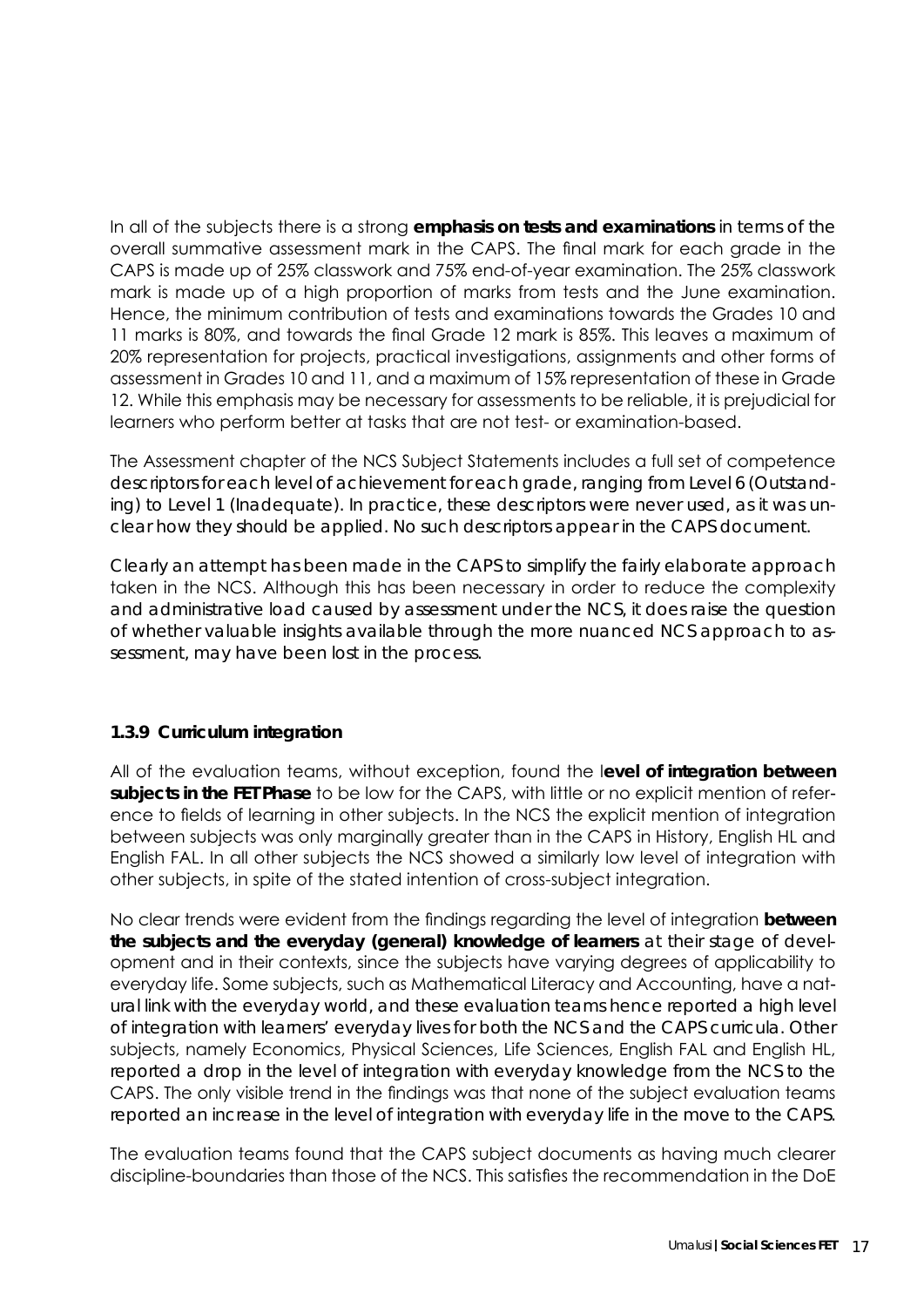In all of the subjects there is a strong **emphasis on tests and examinations** in terms of the overall summative assessment mark in the CAPS. The final mark for each grade in the CAPS is made up of 25% classwork and 75% end-of-year examination. The 25% classwork mark is made up of a high proportion of marks from tests and the June examination. Hence, the minimum contribution of tests and examinations towards the Grades 10 and 11 marks is 80%, and towards the final Grade 12 mark is 85%. This leaves a maximum of 20% representation for projects, practical investigations, assignments and other forms of assessment in Grades 10 and 11, and a maximum of 15% representation of these in Grade 12. While this emphasis may be necessary for assessments to be reliable, it is prejudicial for learners who perform better at tasks that are not test- or examination-based.

The Assessment chapter of the NCS Subject Statements includes a full set of competence descriptors for each level of achievement for each grade, ranging from Level 6 (Outstanding) to Level 1 (Inadequate). In practice, these descriptors were never used, as it was unclear how they should be applied. No such descriptors appear in the CAPS document.

Clearly an attempt has been made in the CAPS to simplify the fairly elaborate approach taken in the NCS. Although this has been necessary in order to reduce the complexity and administrative load caused by assessment under the NCS, it does raise the question of whether valuable insights available through the more nuanced NCS approach to assessment, may have been lost in the process.

### 1.3.9 Curriculum integration

All of the evaluation teams, without exception, found the l**evel of integration between subjects in the FET Phase** to be low for the CAPS, with little or no explicit mention of reference to fields of learning in other subjects. In the NCS the explicit mention of integration between subjects was only marginally greater than in the CAPS in History, English HL and English FAL. In all other subjects the NCS showed a similarly low level of integration with other subjects, in spite of the stated intention of cross-subject integration.

No clear trends were evident from the findings regarding the level of integration **between the subjects and the everyday (general) knowledge of learners** at their stage of development and in their contexts, since the subjects have varying degrees of applicability to everyday life. Some subjects, such as Mathematical Literacy and Accounting, have a natural link with the everyday world, and these evaluation teams hence reported a high level of integration with learners' everyday lives for both the NCS and the CAPS curricula. Other subjects, namely Economics, Physical Sciences, Life Sciences, English FAL and English HL, reported a drop in the level of integration with everyday knowledge from the NCS to the CAPS. The only visible trend in the findings was that none of the subject evaluation teams reported an increase in the level of integration with everyday life in the move to the CAPS.

The evaluation teams found that the CAPS subject documents as having much clearer discipline-boundaries than those of the NCS. This satisfies the recommendation in the DoE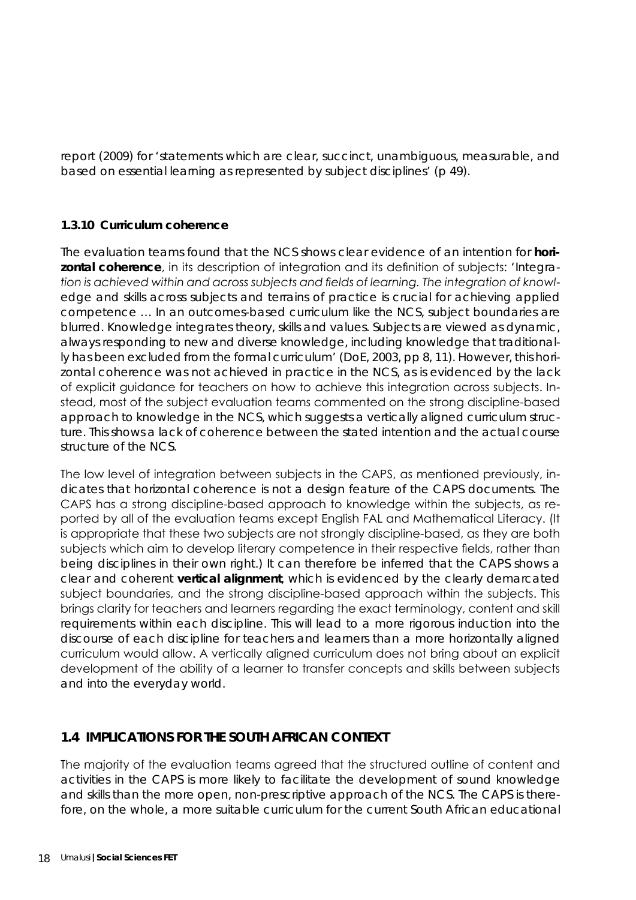report (2009) for 'statements which are clear, succinct, unambiguous, measurable, and based on essential learning as represented by subject disciplines' (p 49).

### 1.3.10 Curriculum coherence

The evaluation teams found that the NCS shows clear evidence of an intention for **horizontal coherence**, in its description of integration and its definition of subjects: '*Integration is achieved within and across subjects and fields of learning. The integration of knowledge and skills across subjects and terrains of practice is crucial for achieving applied competence … In an outcomes-based curriculum like the NCS, subject boundaries are blurred. Knowledge integrates theory, skills and values. Subjects are viewed as dynamic, always responding to new and diverse knowledge, including knowledge that traditionally has been excluded from the formal curriculum*' (DoE, 2003, pp 8, 11). However, this horizontal coherence was not achieved in practice in the NCS, as is evidenced by the lack of explicit guidance for teachers on how to achieve this integration across subjects. Instead, most of the subject evaluation teams commented on the strong discipline-based approach to knowledge in the NCS, which suggests a vertically aligned curriculum structure. This shows a lack of coherence between the stated intention and the actual course structure of the NCS.

The low level of integration between subjects in the CAPS, as mentioned previously, indicates that horizontal coherence is not a design feature of the CAPS documents. The CAPS has a strong discipline-based approach to knowledge within the subjects, as reported by all of the evaluation teams except English FAL and Mathematical Literacy. (It is appropriate that these two subjects are not strongly discipline-based, as they are both subjects which aim to develop literary competence in their respective fields, rather than being disciplines in their own right.) It can therefore be inferred that the CAPS shows a clear and coherent **vertical alignment**, which is evidenced by the clearly demarcated subject boundaries, and the strong discipline-based approach within the subjects. This brings clarity for teachers and learners regarding the exact terminology, content and skill requirements within each discipline. This will lead to a more rigorous induction into the discourse of each discipline for teachers and learners than a more horizontally aligned curriculum would allow. A vertically aligned curriculum does not bring about an explicit development of the ability of a learner to transfer concepts and skills between subjects and into the everyday world.

## 1.4 IMPLICATIONS FOR THE SOUTH AFRICAN CONTEXT

The majority of the evaluation teams agreed that the structured outline of content and activities in the CAPS is more likely to facilitate the development of sound knowledge and skills than the more open, non-prescriptive approach of the NCS. The CAPS is therefore, on the whole, a more suitable curriculum for the current South African educational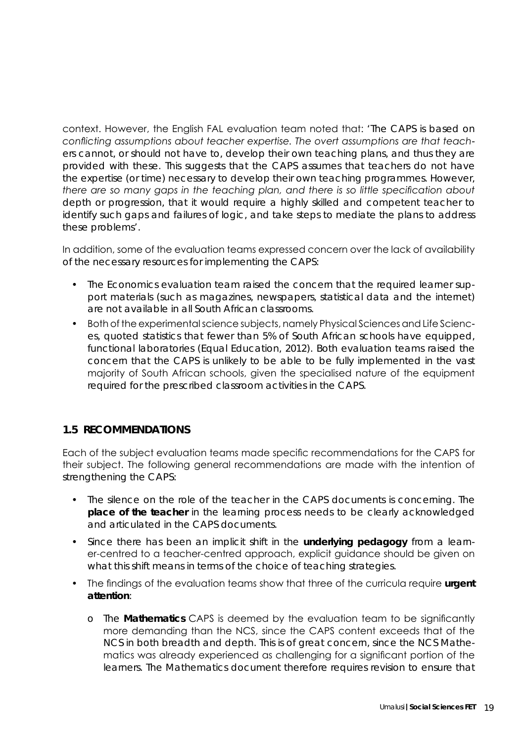context. However, the English FAL evaluation team noted that: 'The CAPS is based on *conflicting assumptions about teacher expertise. The overt assumptions are that teachers cannot, or should not have to, develop their own teaching plans, and thus they are provided with these. This suggests that the CAPS assumes that teachers do not have the expertise (or time) necessary to develop their own teaching programmes. However, there are so many gaps in the teaching plan, and there is so little specification about depth or progression, that it would require a highly skilled and competent teacher to identify such gaps and failures of logic, and take steps to mediate the plans to address these problems*'.

In addition, some of the evaluation teams expressed concern over the lack of availability of the necessary resources for implementing the CAPS:

- The Economics evaluation team raised the concern that the required learner support materials (such as magazines, newspapers, statistical data and the internet) are not available in all South African classrooms.
- Both of the experimental science subjects, namely Physical Sciences and Life Sciences, quoted statistics that fewer than 5% of South African schools have equipped, functional laboratories (Equal Education, 2012). Both evaluation teams raised the concern that the CAPS is unlikely to be able to be fully implemented in the vast majority of South African schools, given the specialised nature of the equipment required for the prescribed classroom activities in the CAPS.

## 1.5 RECOMMENDATIONS

Each of the subject evaluation teams made specific recommendations for the CAPS for their subject. The following general recommendations are made with the intention of strengthening the CAPS:

- The silence on the role of the teacher in the CAPS documents is concerning. The **place of the teacher** in the learning process needs to be clearly acknowledged and articulated in the CAPS documents.
- Since there has been an implicit shift in the **underlying pedagogy** from a learner-centred to a teacher-centred approach, explicit guidance should be given on what this shift means in terms of the choice of teaching strategies.
- The findings of the evaluation teams show that three of the curricula require **urgent attention**:
  - The **Mathematics** CAPS is deemed by the evaluation team to be significantly more demanding than the NCS, since the CAPS content exceeds that of the NCS in both breadth and depth. This is of great concern, since the NCS Mathematics was already experienced as challenging for a significant portion of the learners. The Mathematics document therefore requires revision to ensure that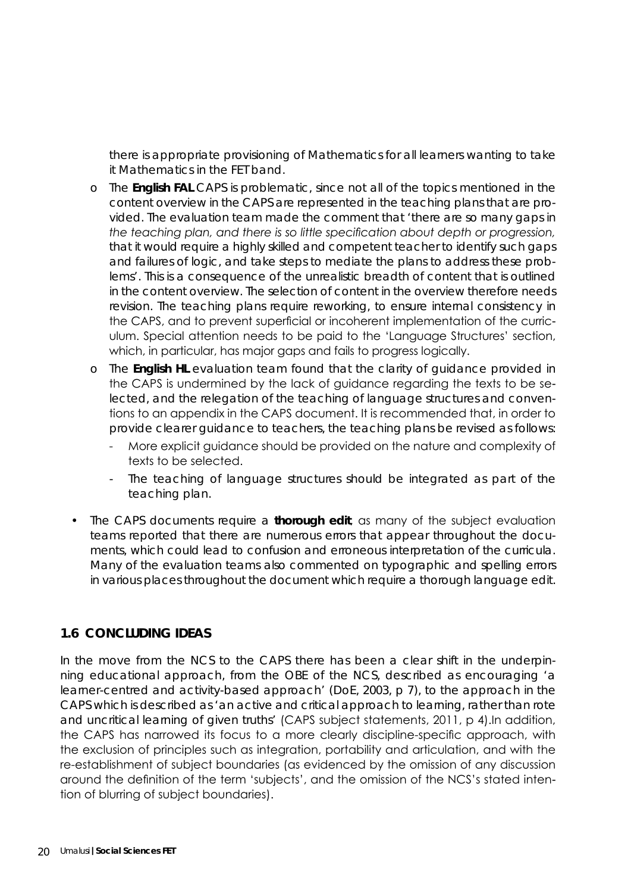there is appropriate provisioning of Mathematics for all learners wanting to take it Mathematics in the FET band.

- o The **English FAL** CAPS is problematic, since not all of the topics mentioned in the content overview in the CAPS are represented in the teaching plans that are provided. The evaluation team made the comment that 'there are so many gaps in *the teaching plan, and there is so little specification about depth or progression,* that it would require a highly skilled and competent teacher to identify such gaps and failures of logic, and take steps to mediate the plans to address these problems'. This is a consequence of the unrealistic breadth of content that is outlined in the content overview. The selection of content in the overview therefore needs revision. The teaching plans require reworking, to ensure internal consistency in the CAPS, and to prevent superficial or incoherent implementation of the curriculum. Special attention needs to be paid to the 'Language Structures' section, which, in particular, has major gaps and fails to progress logically.
- o The **English HL** evaluation team found that the clarity of guidance provided in the CAPS is undermined by the lack of guidance regarding the texts to be selected, and the relegation of the teaching of language structures and conventions to an appendix in the CAPS document. It is recommended that, in order to provide clearer guidance to teachers, the teaching plans be revised as follows:
  - More explicit guidance should be provided on the nature and complexity of texts to be selected.
  - The teaching of language structures should be integrated as part of the teaching plan.

- The CAPS documents require a **thorough edit**, as many of the subject evaluation teams reported that there are numerous errors that appear throughout the documents, which could lead to confusion and erroneous interpretation of the curricula. Many of the evaluation teams also commented on typographic and spelling errors in various places throughout the document which require a thorough language edit.

## 1.6 CONCLUDING IDEAS

In the move from the NCS to the CAPS there has been a clear shift in the underpinning educational approach, from the OBE of the NCS, described as encouraging 'a learner-centred and activity-based approach' (DoE, 2003, p 7), to the approach in the CAPS which is described as 'an active and critical approach to learning, rather than rote and uncritical learning of given truths' (CAPS subject statements, 2011, p 4).In addition, the CAPS has narrowed its focus to a more clearly discipline-specific approach, with the exclusion of principles such as integration, portability and articulation, and with the re-establishment of subject boundaries (as evidenced by the omission of any discussion around the definition of the term 'subjects', and the omission of the NCS's stated intention of blurring of subject boundaries).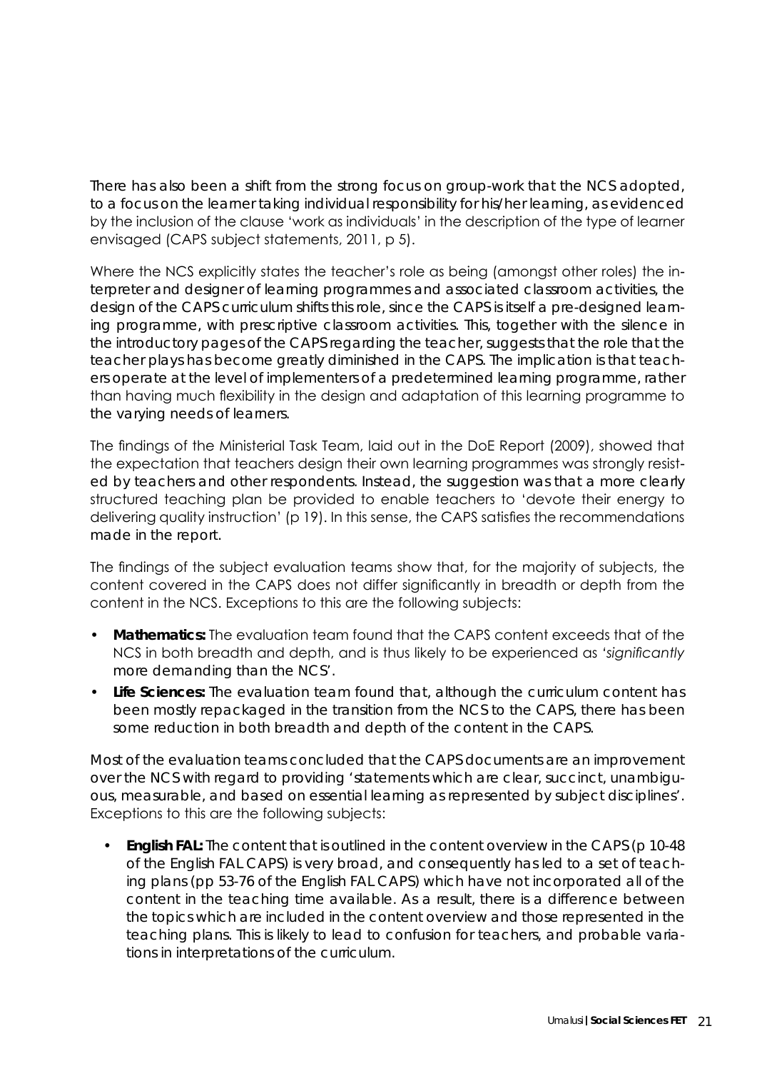There has also been a shift from the strong focus on group-work that the NCS adopted, to a focus on the learner taking individual responsibility for his/her learning, as evidenced by the inclusion of the clause 'work as individuals' in the description of the type of learner envisaged (CAPS subject statements, 2011, p 5).

Where the NCS explicitly states the teacher's role as being (amongst other roles) the interpreter and designer of learning programmes and associated classroom activities, the design of the CAPS curriculum shifts this role, since the CAPS is itself a pre-designed learning programme, with prescriptive classroom activities. This, together with the silence in the introductory pages of the CAPS regarding the teacher, suggests that the role that the teacher plays has become greatly diminished in the CAPS. The implication is that teachers operate at the level of implementers of a predetermined learning programme, rather than having much flexibility in the design and adaptation of this learning programme to the varying needs of learners.

The findings of the Ministerial Task Team, laid out in the DoE Report (2009), showed that the expectation that teachers design their own learning programmes was strongly resisted by teachers and other respondents. Instead, the suggestion was that a more clearly structured teaching plan be provided to enable teachers to 'devote their energy to delivering quality instruction' (p 19). In this sense, the CAPS satisfies the recommendations made in the report.

The findings of the subject evaluation teams show that, for the majority of subjects, the content covered in the CAPS does not differ significantly in breadth or depth from the content in the NCS. Exceptions to this are the following subjects:

- **Mathematics:** The evaluation team found that the CAPS content exceeds that of the NCS in both breadth and depth, and is thus likely to be experienced as '*significantly* more demanding than the NCS'.
- **Life Sciences:** The evaluation team found that, although the curriculum content has been mostly repackaged in the transition from the NCS to the CAPS, there has been some reduction in both breadth and depth of the content in the CAPS.

Most of the evaluation teams concluded that the CAPS documents are an improvement over the NCS with regard to providing 'statements which are clear, succinct, unambiguous, measurable, and based on essential learning as represented by subject disciplines'. Exceptions to this are the following subjects:

- **English FAL:** The content that is outlined in the content overview in the CAPS (p 10-48 of the English FAL CAPS) is very broad, and consequently has led to a set of teaching plans (pp 53-76 of the English FAL CAPS) which have not incorporated all of the content in the teaching time available. As a result, there is a difference between the topics which are included in the content overview and those represented in the teaching plans. This is likely to lead to confusion for teachers, and probable variations in interpretations of the curriculum.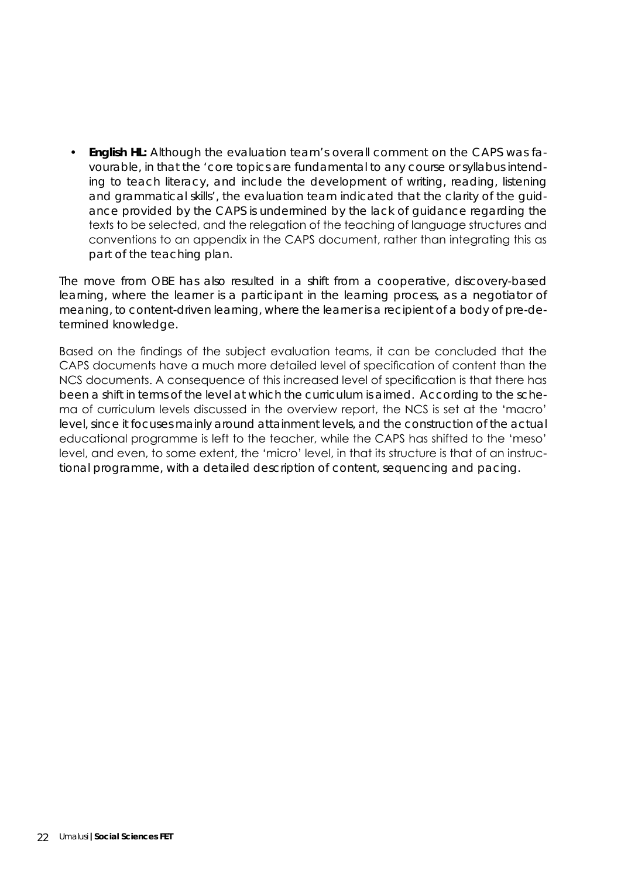- **English HL:** Although the evaluation team's overall comment on the CAPS was favourable, in that the 'core topics are fundamental to any course or syllabus intending to teach literacy, and include the development of writing, reading, listening and grammatical skills', the evaluation team indicated that the clarity of the guidance provided by the CAPS is undermined by the lack of guidance regarding the texts to be selected, and the relegation of the teaching of language structures and conventions to an appendix in the CAPS document, rather than integrating this as part of the teaching plan.

The move from OBE has also resulted in a shift from a cooperative, discovery-based learning, where the learner is a participant in the learning process, as a negotiator of meaning, to content-driven learning, where the learner is a recipient of a body of pre-determined knowledge.

Based on the findings of the subject evaluation teams, it can be concluded that the CAPS documents have a much more detailed level of specification of content than the NCS documents. A consequence of this increased level of specification is that there has been a shift in terms of the level at which the curriculum is aimed. According to the schema of curriculum levels discussed in the overview report, the NCS is set at the 'macro' level, since it focuses mainly around attainment levels, and the construction of the actual educational programme is left to the teacher, while the CAPS has shifted to the 'meso' level, and even, to some extent, the 'micro' level, in that its structure is that of an instructional programme, with a detailed description of content, sequencing and pacing.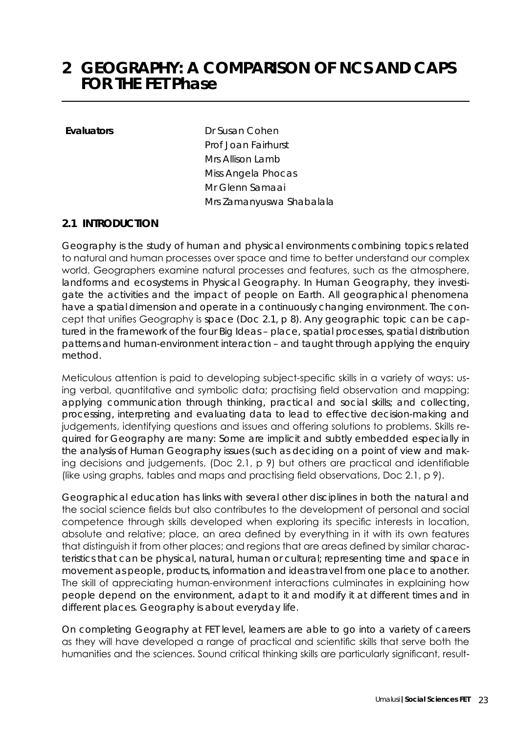# 2 GEOGRAPHY: A COMPARISON OF NCS AND CAPS FOR THE FET Phase

**Evaluators**

Dr Susan Cohen
Prof Joan Fairhurst
Mrs Allison Lamb
Miss Angela Phocas
Mr Glenn Samaai
Mrs Zamanyuswa Shabalala

## 2.1 INTRODUCTION

Geography is the study of human and physical environments combining topics related to natural and human processes over space and time to better understand our complex world. Geographers examine natural processes and features, such as the atmosphere, landforms and ecosystems in Physical Geography. In Human Geography, they investigate the activities and the impact of people on Earth. All geographical phenomena have a spatial dimension and operate in a continuously changing environment. The concept that unifies Geography is space (Doc 2.1, p 8). Any geographic topic can be captured in the framework of the four Big Ideas – place, spatial processes, spatial distribution patterns and human-environment interaction – and taught through applying the enquiry method.

Meticulous attention is paid to developing subject-specific skills in a variety of ways: using verbal, quantitative and symbolic data; practising field observation and mapping; applying communication through thinking, practical and social skills; and collecting, processing, interpreting and evaluating data to lead to effective decision-making and judgements, identifying questions and issues and offering solutions to problems. Skills required for Geography are many: Some are implicit and subtly embedded especially in the analysis of Human Geography issues (such as deciding on a point of view and making decisions and judgements, (Doc 2.1, p 9) but others are practical and identifiable (like using graphs, tables and maps and practising field observations, Doc 2.1, p 9).

Geographical education has links with several other disciplines in both the natural and the social science fields but also contributes to the development of personal and social competence through skills developed when exploring its specific interests in location, absolute and relative; place, an area defined by everything in it with its own features that distinguish it from other places; and regions that are areas defined by similar characteristics that can be physical, natural, human or cultural; representing time and space in movement as people, products, information and ideas travel from one place to another. The skill of appreciating human-environment interactions culminates in explaining how people depend on the environment, adapt to it and modify it at different times and in different places. Geography is about everyday life.

On completing Geography at FET level, learners are able to go into a variety of careers as they will have developed a range of practical and scientific skills that serve both the humanities and the sciences. Sound critical thinking skills are particularly significant, result-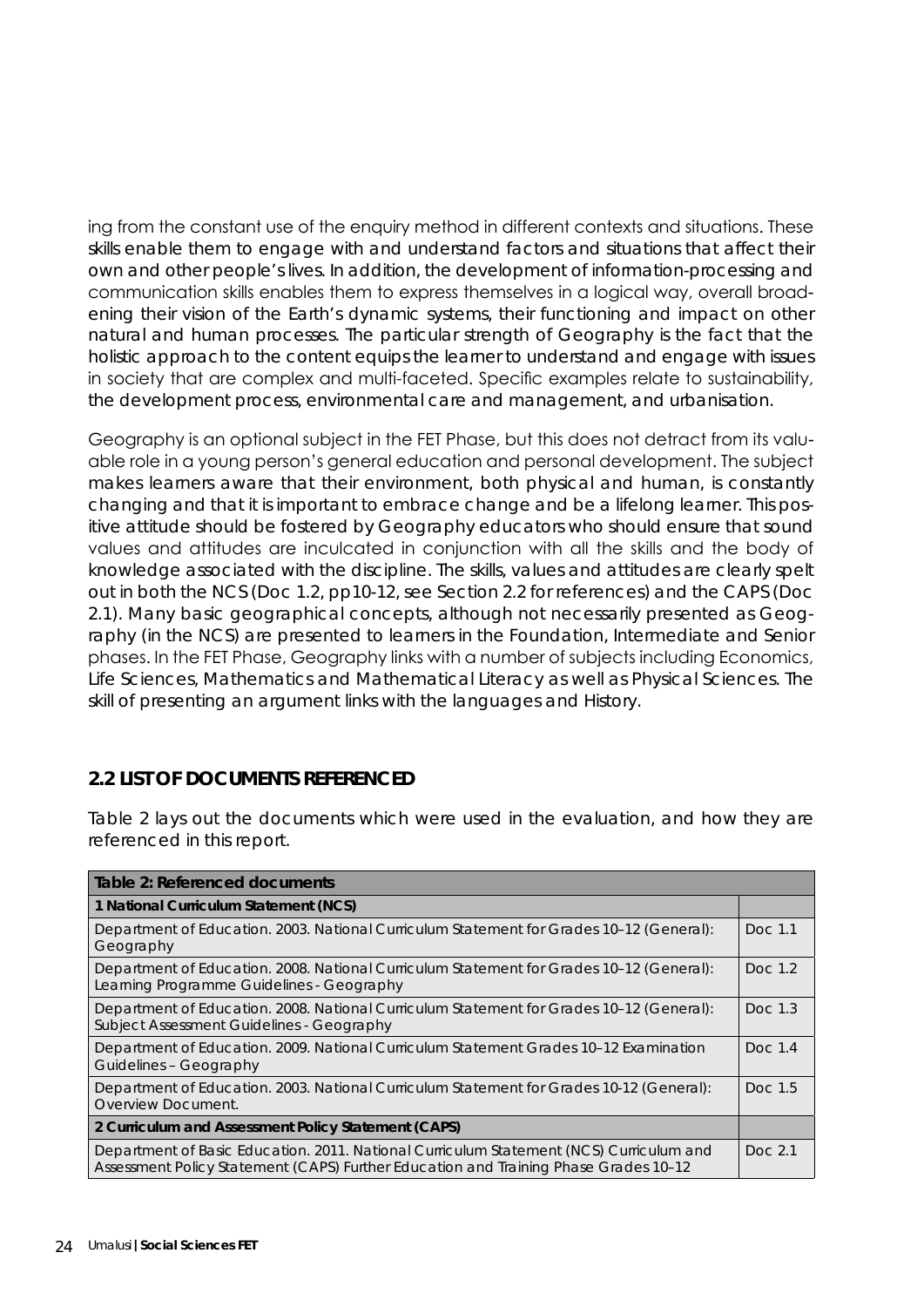ing from the constant use of the enquiry method in different contexts and situations. These skills enable them to engage with and understand factors and situations that affect their own and other people's lives. In addition, the development of information-processing and communication skills enables them to express themselves in a logical way, overall broadening their vision of the Earth's dynamic systems, their functioning and impact on other natural and human processes. The particular strength of Geography is the fact that the holistic approach to the content equips the learner to understand and engage with issues in society that are complex and multi-faceted. Specific examples relate to sustainability, the development process, environmental care and management, and urbanisation.

Geography is an optional subject in the FET Phase, but this does not detract from its valuable role in a young person's general education and personal development. The subject makes learners aware that their environment, both physical and human, is constantly changing and that it is important to embrace change and be a lifelong learner. This positive attitude should be fostered by Geography educators who should ensure that sound values and attitudes are inculcated in conjunction with all the skills and the body of knowledge associated with the discipline. The skills, values and attitudes are clearly spelt out in both the NCS (Doc 1.2, pp10-12, see Section 2.2 for references) and the CAPS (Doc 2.1). Many basic geographical concepts, although not necessarily presented as Geography (in the NCS) are presented to learners in the Foundation, Intermediate and Senior phases. In the FET Phase, Geography links with a number of subjects including Economics, Life Sciences, Mathematics and Mathematical Literacy as well as Physical Sciences. The skill of presenting an argument links with the languages and History.

## 2.2 LIST OF DOCUMENTS REFERENCED

Table 2 lays out the documents which were used in the evaluation, and how they are referenced in this report.

| Table 2: Referenced documents | |
|---|---|
| **1 National Curriculum Statement (NCS)** | |
| Department of Education. 2003. National Curriculum Statement for Grades 10–12 (General): Geography | Doc 1.1 |
| Department of Education. 2008. National Curriculum Statement for Grades 10–12 (General): Learning Programme Guidelines - Geography | Doc 1.2 |
| Department of Education. 2008. National Curriculum Statement for Grades 10–12 (General): Subject Assessment Guidelines - Geography | Doc 1.3 |
| Department of Education. 2009. National Curriculum Statement Grades 10–12 Examination Guidelines – Geography | Doc 1.4 |
| Department of Education. 2003. National Curriculum Statement for Grades 10-12 (General): Overview Document. | Doc 1.5 |
| **2 Curriculum and Assessment Policy Statement (CAPS)** | |
| Department of Basic Education. 2011. National Curriculum Statement (NCS) Curriculum and Assessment Policy Statement (CAPS) Further Education and Training Phase Grades 10–12 | Doc 2.1 |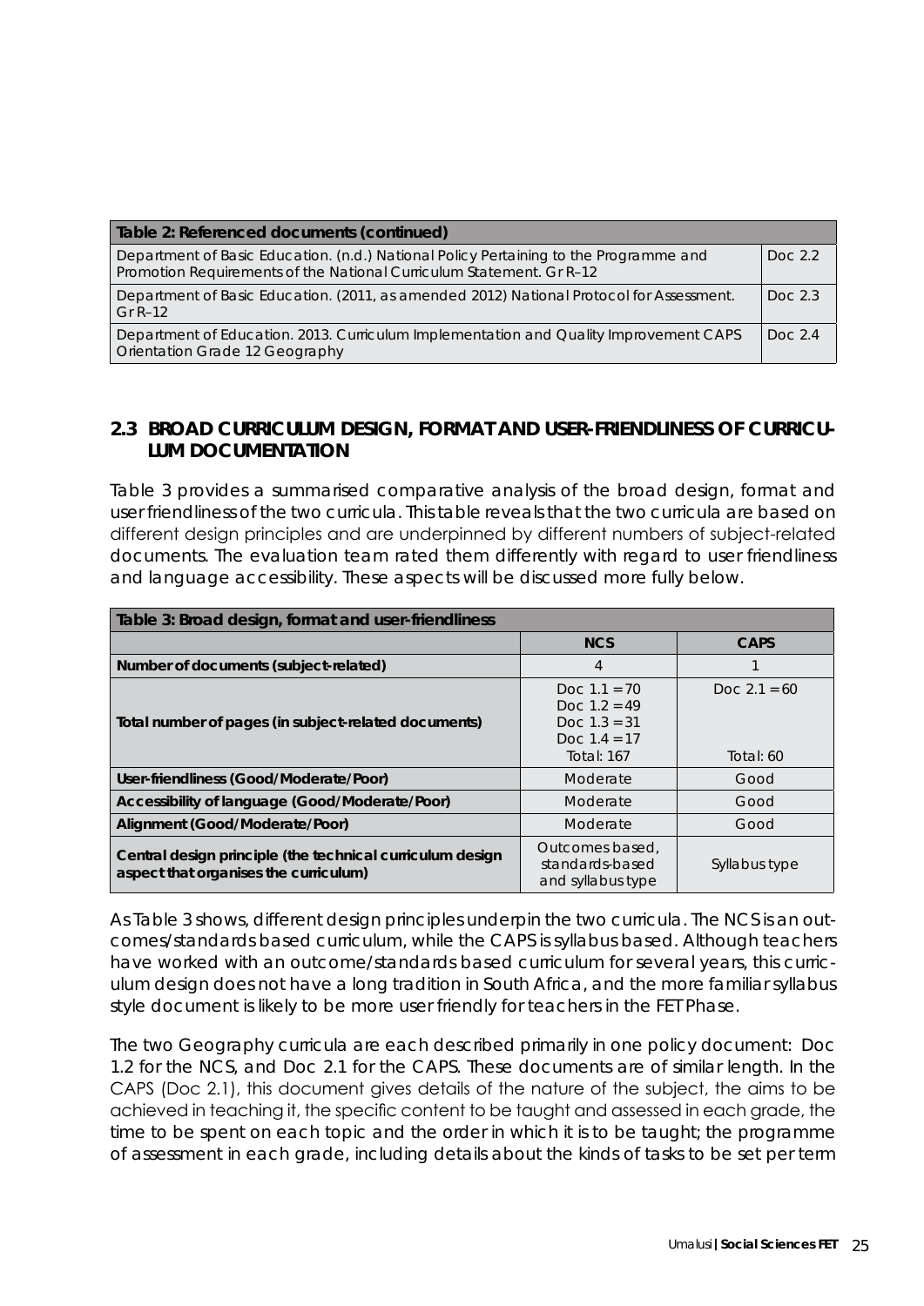| Table 2: Referenced documents (continued) | |
|---|---|
| Department of Basic Education. (n.d.) National Policy Pertaining to the Programme and Promotion Requirements of the National Curriculum Statement. Gr R–12 | Doc 2.2 |
| Department of Basic Education. (2011, as amended 2012) National Protocol for Assessment. Gr R–12 | Doc 2.3 |
| Department of Education. 2013. Curriculum Implementation and Quality Improvement CAPS Orientation Grade 12 Geography | Doc 2.4 |

## 2.3 BROAD CURRICULUM DESIGN, FORMAT AND USER-FRIENDLINESS OF CURRICULUM DOCUMENTATION

Table 3 provides a summarised comparative analysis of the broad design, format and user friendliness of the two curricula. This table reveals that the two curricula are based on different design principles and are underpinned by different numbers of subject-related documents. The evaluation team rated them differently with regard to user friendliness and language accessibility. These aspects will be discussed more fully below.

| Table 3: Broad design, format and user-friendliness | | |
|---|---|---|
| | **NCS** | **CAPS** |
| **Number of documents (subject-related)** | 4 | 1 |
| **Total number of pages (in subject-related documents)** | Doc 1.1 = 70<br>Doc 1.2 = 49<br>Doc 1.3 = 31<br>Doc 1.4 = 17<br>Total: 167 | Doc 2.1 = 60<br><br><br><br>Total: 60 |
| **User-friendliness (Good/Moderate/Poor)** | Moderate | Good |
| **Accessibility of language (Good/Moderate/Poor)** | Moderate | Good |
| **Alignment (Good/Moderate/Poor)** | Moderate | Good |
| **Central design principle (the technical curriculum design aspect that organises the curriculum)** | Outcomes based, standards-based and syllabus type | Syllabus type |

As Table 3 shows, different design principles underpin the two curricula. The NCS is an outcomes/standards based curriculum, while the CAPS is syllabus based. Although teachers have worked with an outcome/standards based curriculum for several years, this curriculum design does not have a long tradition in South Africa, and the more familiar syllabus style document is likely to be more user friendly for teachers in the FET Phase.

The two Geography curricula are each described primarily in one policy document: Doc 1.2 for the NCS, and Doc 2.1 for the CAPS. These documents are of similar length. In the CAPS (Doc 2.1), this document gives details of the nature of the subject, the aims to be achieved in teaching it, the specific content to be taught and assessed in each grade, the time to be spent on each topic and the order in which it is to be taught; the programme of assessment in each grade, including details about the kinds of tasks to be set per term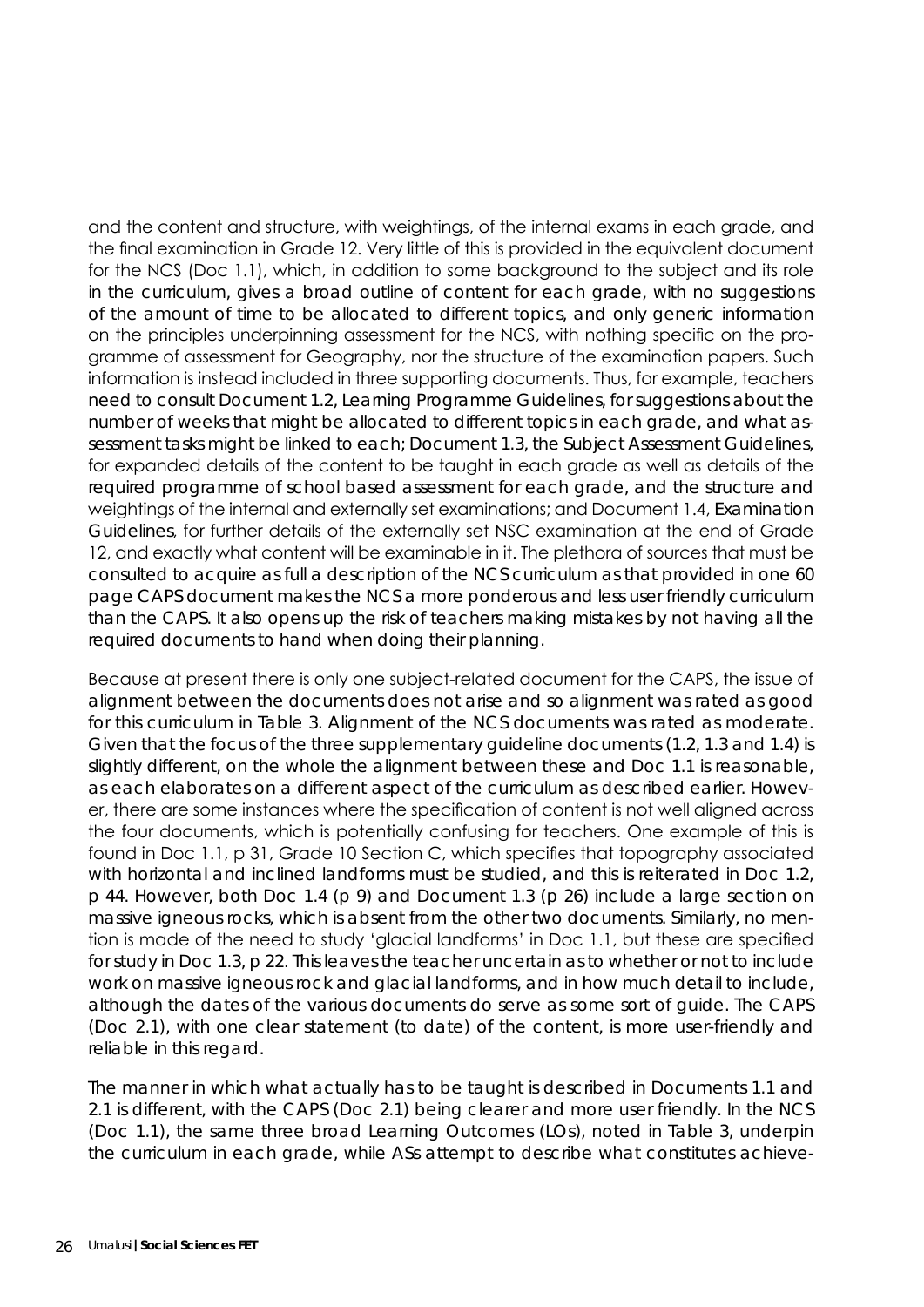and the content and structure, with weightings, of the internal exams in each grade, and the final examination in Grade 12. Very little of this is provided in the equivalent document for the NCS (Doc 1.1), which, in addition to some background to the subject and its role in the curriculum, gives a broad outline of content for each grade, with no suggestions of the amount of time to be allocated to different topics, and only generic information on the principles underpinning assessment for the NCS, with nothing specific on the programme of assessment for Geography, nor the structure of the examination papers. Such information is instead included in three supporting documents. Thus, for example, teachers need to consult Document 1.2, Learning Programme Guidelines, for suggestions about the number of weeks that might be allocated to different topics in each grade, and what assessment tasks might be linked to each; Document 1.3, the Subject Assessment Guidelines, for expanded details of the content to be taught in each grade as well as details of the required programme of school based assessment for each grade, and the structure and weightings of the internal and externally set examinations; and Document 1.4, Examination Guidelines, for further details of the externally set NSC examination at the end of Grade 12, and exactly what content will be examinable in it. The plethora of sources that must be consulted to acquire as full a description of the NCS curriculum as that provided in one 60 page CAPS document makes the NCS a more ponderous and less user friendly curriculum than the CAPS. It also opens up the risk of teachers making mistakes by not having all the required documents to hand when doing their planning.

Because at present there is only one subject-related document for the CAPS, the issue of alignment between the documents does not arise and so alignment was rated as good for this curriculum in Table 3. Alignment of the NCS documents was rated as moderate. Given that the focus of the three supplementary guideline documents (1.2, 1.3 and 1.4) is slightly different, on the whole the alignment between these and Doc 1.1 is reasonable, as each elaborates on a different aspect of the curriculum as described earlier. However, there are some instances where the specification of content is not well aligned across the four documents, which is potentially confusing for teachers. One example of this is found in Doc 1.1, p 31, Grade 10 Section C, which specifies that topography associated with horizontal and inclined landforms must be studied, and this is reiterated in Doc 1.2, p 44. However, both Doc 1.4 (p 9) and Document 1.3 (p 26) include a large section on massive igneous rocks, which is absent from the other two documents. Similarly, no mention is made of the need to study 'glacial landforms' in Doc 1.1, but these are specified for study in Doc 1.3, p 22. This leaves the teacher uncertain as to whether or not to include work on massive igneous rock and glacial landforms, and in how much detail to include, although the dates of the various documents do serve as some sort of guide. The CAPS (Doc 2.1), with one clear statement (to date) of the content, is more user-friendly and reliable in this regard.

The manner in which what actually has to be taught is described in Documents 1.1 and 2.1 is different, with the CAPS (Doc 2.1) being clearer and more user friendly. In the NCS (Doc 1.1), the same three broad Learning Outcomes (LOs), noted in Table 3, underpin the curriculum in each grade, while ASs attempt to describe what constitutes achieve-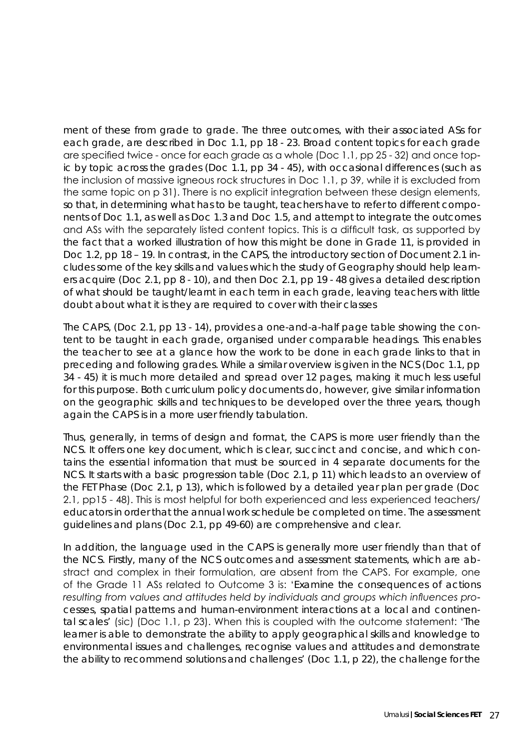ment of these from grade to grade. The three outcomes, with their associated ASs for each grade, are described in Doc 1.1, pp 18 - 23. Broad content topics for each grade are specified twice - once for each grade as a whole (Doc 1.1, pp 25 - 32) and once topic by topic across the grades (Doc 1.1, pp 34 - 45), with occasional differences (such as the inclusion of massive igneous rock structures in Doc 1.1, p 39, while it is excluded from the same topic on p 31). There is no explicit integration between these design elements, so that, in determining what has to be taught, teachers have to refer to different components of Doc 1.1, as well as Doc 1.3 and Doc 1.5, and attempt to integrate the outcomes and ASs with the separately listed content topics. This is a difficult task, as supported by the fact that a worked illustration of how this might be done in Grade 11, is provided in Doc 1.2, pp 18 – 19. In contrast, in the CAPS, the introductory section of Document 2.1 includes some of the key skills and values which the study of Geography should help learners acquire (Doc 2.1, pp 8 - 10), and then Doc 2.1, pp 19 - 48 gives a detailed description of what should be taught/learnt in each term in each grade, leaving teachers with little doubt about what it is they are required to cover with their classes

The CAPS, (Doc 2.1, pp 13 - 14), provides a one-and-a-half page table showing the content to be taught in each grade, organised under comparable headings. This enables the teacher to see at a glance how the work to be done in each grade links to that in preceding and following grades. While a similar overview is given in the NCS (Doc 1.1, pp 34 - 45) it is much more detailed and spread over 12 pages, making it much less useful for this purpose. Both curriculum policy documents do, however, give similar information on the geographic skills and techniques to be developed over the three years, though again the CAPS is in a more user friendly tabulation.

Thus, generally, in terms of design and format, the CAPS is more user friendly than the NCS. It offers one key document, which is clear, succinct and concise, and which contains the essential information that must be sourced in 4 separate documents for the NCS. It starts with a basic progression table (Doc 2.1, p 11) which leads to an overview of the FET Phase (Doc 2.1, p 13), which is followed by a detailed year plan per grade (Doc 2.1, pp15 - 48). This is most helpful for both experienced and less experienced teachers/ educators in order that the annual work schedule be completed on time. The assessment guidelines and plans (Doc 2.1, pp 49-60) are comprehensive and clear.

In addition, the language used in the CAPS is generally more user friendly than that of the NCS. Firstly, many of the NCS outcomes and assessment statements, which are abstract and complex in their formulation, are absent from the CAPS. For example, one of the Grade 11 ASs related to Outcome 3 is: '*Examine the consequences of actions resulting from values and attitudes held by individuals and groups which influences processes, spatial patterns and human-environment interactions at a local and continental scales*' (sic) (Doc 1.1, p 23). When this is coupled with the outcome statement: '*The learner is able to demonstrate the ability to apply geographical skills and knowledge to environmental issues and challenges, recognise values and attitudes and demonstrate the ability to recommend solutions and challenges*' (Doc 1.1, p 22), the challenge for the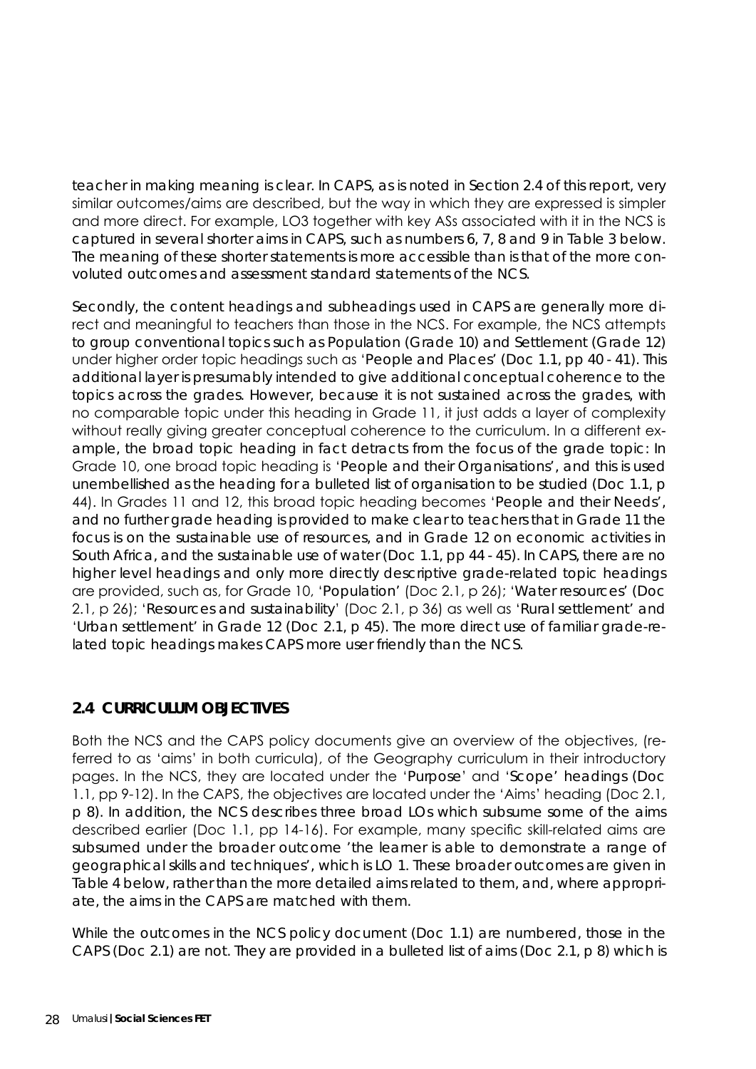teacher in making meaning is clear. In CAPS, as is noted in Section 2.4 of this report, very similar outcomes/aims are described, but the way in which they are expressed is simpler and more direct. For example, LO3 together with key ASs associated with it in the NCS is captured in several shorter aims in CAPS, such as numbers 6, 7, 8 and 9 in Table 3 below. The meaning of these shorter statements is more accessible than is that of the more convoluted outcomes and assessment standard statements of the NCS.

Secondly, the content headings and subheadings used in CAPS are generally more direct and meaningful to teachers than those in the NCS. For example, the NCS attempts to group conventional topics such as Population (Grade 10) and Settlement (Grade 12) under higher order topic headings such as 'People and Places' (Doc 1.1, pp 40 - 41). This additional layer is presumably intended to give additional conceptual coherence to the topics across the grades. However, because it is not sustained across the grades, with no comparable topic under this heading in Grade 11, it just adds a layer of complexity without really giving greater conceptual coherence to the curriculum. In a different example, the broad topic heading in fact detracts from the focus of the grade topic: In Grade 10, one broad topic heading is 'People and their Organisations', and this is used unembellished as the heading for a bulleted list of organisation to be studied (Doc 1.1, p 44). In Grades 11 and 12, this broad topic heading becomes 'People and their Needs', and no further grade heading is provided to make clear to teachers that in Grade 11 the focus is on the sustainable use of resources, and in Grade 12 on economic activities in South Africa, and the sustainable use of water (Doc 1.1, pp 44 - 45). In CAPS, there are no higher level headings and only more directly descriptive grade-related topic headings are provided, such as, for Grade 10, 'Population' (Doc 2.1, p 26); 'Water resources' (Doc 2.1, p 26); 'Resources and sustainability' (Doc 2.1, p 36) as well as 'Rural settlement' and 'Urban settlement' in Grade 12 (Doc 2.1, p 45). The more direct use of familiar grade-related topic headings makes CAPS more user friendly than the NCS.

## 2.4 CURRICULUM OBJECTIVES

Both the NCS and the CAPS policy documents give an overview of the objectives, (referred to as 'aims' in both curricula), of the Geography curriculum in their introductory pages. In the NCS, they are located under the 'Purpose' and 'Scope' headings (Doc 1.1, pp 9-12). In the CAPS, the objectives are located under the 'Aims' heading (Doc 2.1, p 8). In addition, the NCS describes three broad LOs which subsume some of the aims described earlier (Doc 1.1, pp 14-16). For example, many specific skill-related aims are subsumed under the broader outcome 'the learner is able to demonstrate a range of geographical skills and techniques', which is LO 1. These broader outcomes are given in Table 4 below, rather than the more detailed aims related to them, and, where appropriate, the aims in the CAPS are matched with them.

While the outcomes in the NCS policy document (Doc 1.1) are numbered, those in the CAPS (Doc 2.1) are not. They are provided in a bulleted list of aims (Doc 2.1, p 8) which is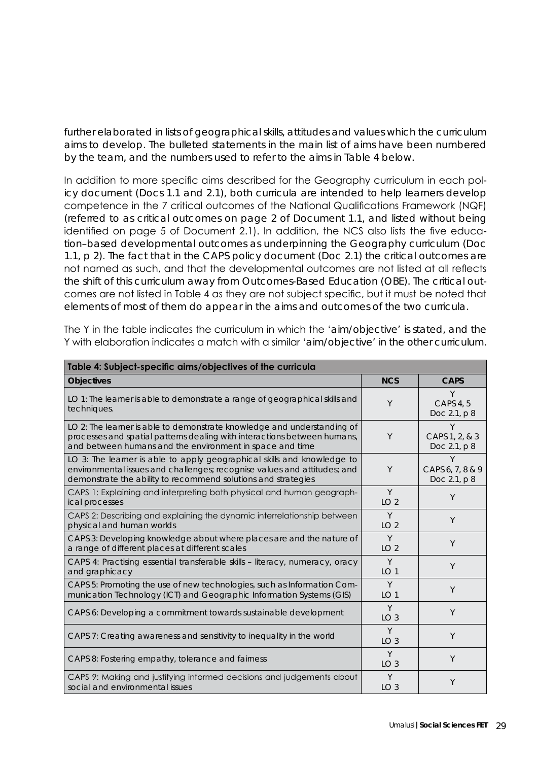further elaborated in lists of geographical skills, attitudes and values which the curriculum aims to develop. The bulleted statements in the main list of aims have been numbered by the team, and the numbers used to refer to the aims in Table 4 below.

In addition to more specific aims described for the Geography curriculum in each policy document (Docs 1.1 and 2.1), both curricula are intended to help learners develop competence in the 7 critical outcomes of the National Qualifications Framework (NQF) (referred to as critical outcomes on page 2 of Document 1.1, and listed without being identified on page 5 of Document 2.1). In addition, the NCS also lists the five education–based developmental outcomes as underpinning the Geography curriculum (Doc 1.1, p 2). The fact that in the CAPS policy document (Doc 2.1) the critical outcomes are not named as such, and that the developmental outcomes are not listed at all reflects the shift of this curriculum away from Outcomes-Based Education (OBE). The critical outcomes are not listed in Table 4 as they are not subject specific, but it must be noted that elements of most of them do appear in the aims and outcomes of the two curricula.

The Y in the table indicates the curriculum in which the 'aim/objective' is stated, and the Y with elaboration indicates a match with a similar 'aim/objective' in the other curriculum.

| Table 4: Subject-specific aims/objectives of the curricula | | |
|---|---|---|
| **Objectives** | **NCS** | **CAPS** |
| LO 1: The learner is able to demonstrate a range of geographical skills and techniques. | Y | Y CAPS 4, 5 Doc 2.1, p 8 |
| LO 2: The learner is able to demonstrate knowledge and understanding of processes and spatial patterns dealing with interactions between humans, and between humans and the environment in space and time | Y | Y CAPS 1, 2, & 3 Doc 2.1, p 8 |
| LO 3: The learner is able to apply geographical skills and knowledge to environmental issues and challenges; recognise values and attitudes; and demonstrate the ability to recommend solutions and strategies | Y | Y CAPS 6, 7, 8 & 9 Doc 2.1, p 8 |
| CAPS 1: Explaining and interpreting both physical and human geographical processes | Y LO 2 | Y |
| CAPS 2: Describing and explaining the dynamic interrelationship between physical and human worlds | Y LO 2 | Y |
| CAPS 3: Developing knowledge about where places are and the nature of a range of different places at different scales | Y LO 2 | Y |
| CAPS 4: Practising essential transferable skills – literacy, numeracy, oracy and graphicacy | Y LO 1 | Y |
| CAPS 5: Promoting the use of new technologies, such as Information Communication Technology (ICT) and Geographic Information Systems (GIS) | Y LO 1 | Y |
| CAPS 6: Developing a commitment towards sustainable development | Y LO 3 | Y |
| CAPS 7: Creating awareness and sensitivity to inequality in the world | Y LO 3 | Y |
| CAPS 8: Fostering empathy, tolerance and fairness | Y LO 3 | Y |
| CAPS 9: Making and justifying informed decisions and judgements about social and environmental issues | Y LO 3 | Y |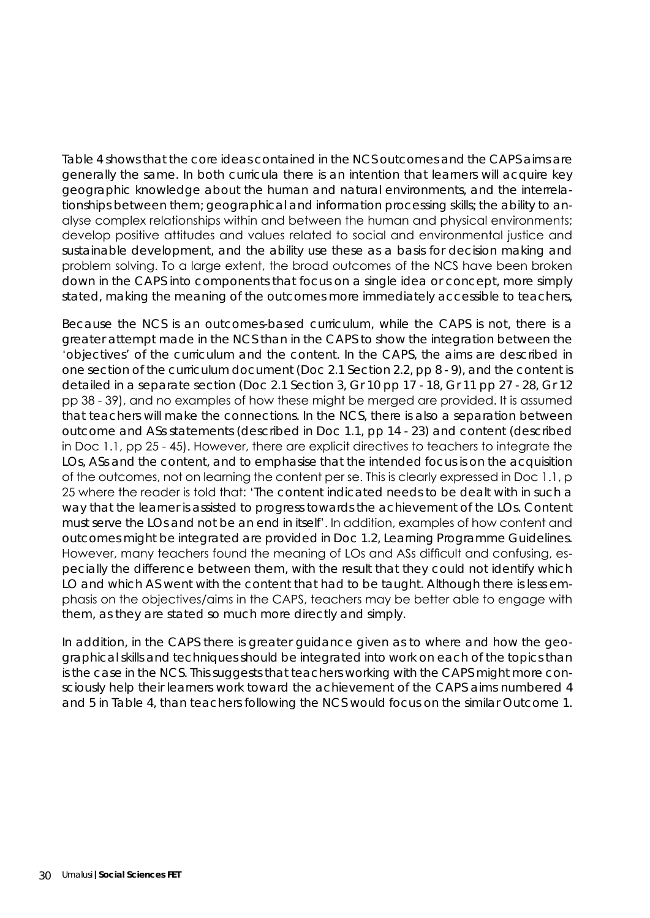Table 4 shows that the core ideas contained in the NCS outcomes and the CAPS aims are generally the same. In both curricula there is an intention that learners will acquire key geographic knowledge about the human and natural environments, and the interrelationships between them; geographical and information processing skills; the ability to analyse complex relationships within and between the human and physical environments; develop positive attitudes and values related to social and environmental justice and sustainable development, and the ability use these as a basis for decision making and problem solving. To a large extent, the broad outcomes of the NCS have been broken down in the CAPS into components that focus on a single idea or concept, more simply stated, making the meaning of the outcomes more immediately accessible to teachers,

Because the NCS is an outcomes-based curriculum, while the CAPS is not, there is a greater attempt made in the NCS than in the CAPS to show the integration between the 'objectives' of the curriculum and the content. In the CAPS, the aims are described in one section of the curriculum document (Doc 2.1 Section 2.2, pp 8 - 9), and the content is detailed in a separate section (Doc 2.1 Section 3, Gr 10 pp 17 - 18, Gr 11 pp 27 - 28, Gr 12 pp 38 - 39), and no examples of how these might be merged are provided. It is assumed that teachers will make the connections. In the NCS, there is also a separation between outcome and ASs statements (described in Doc 1.1, pp 14 - 23) and content (described in Doc 1.1, pp 25 - 45). However, there are explicit directives to teachers to integrate the LOs, ASs and the content, and to emphasise that the intended focus is on the acquisition of the outcomes, not on learning the content per se. This is clearly expressed in Doc 1.1, p 25 where the reader is told that: 'The content indicated needs to be dealt with in such a way that the learner is assisted to progress towards the achievement of the LOs. Content must serve the LOs and not be an end in itself'. In addition, examples of how content and outcomes might be integrated are provided in Doc 1.2, Learning Programme Guidelines. However, many teachers found the meaning of LOs and ASs difficult and confusing, especially the difference between them, with the result that they could not identify which LO and which AS went with the content that had to be taught. Although there is less emphasis on the objectives/aims in the CAPS, teachers may be better able to engage with them, as they are stated so much more directly and simply.

In addition, in the CAPS there is greater guidance given as to where and how the geographical skills and techniques should be integrated into work on each of the topics than is the case in the NCS. This suggests that teachers working with the CAPS might more consciously help their learners work toward the achievement of the CAPS aims numbered 4 and 5 in Table 4, than teachers following the NCS would focus on the similar Outcome 1.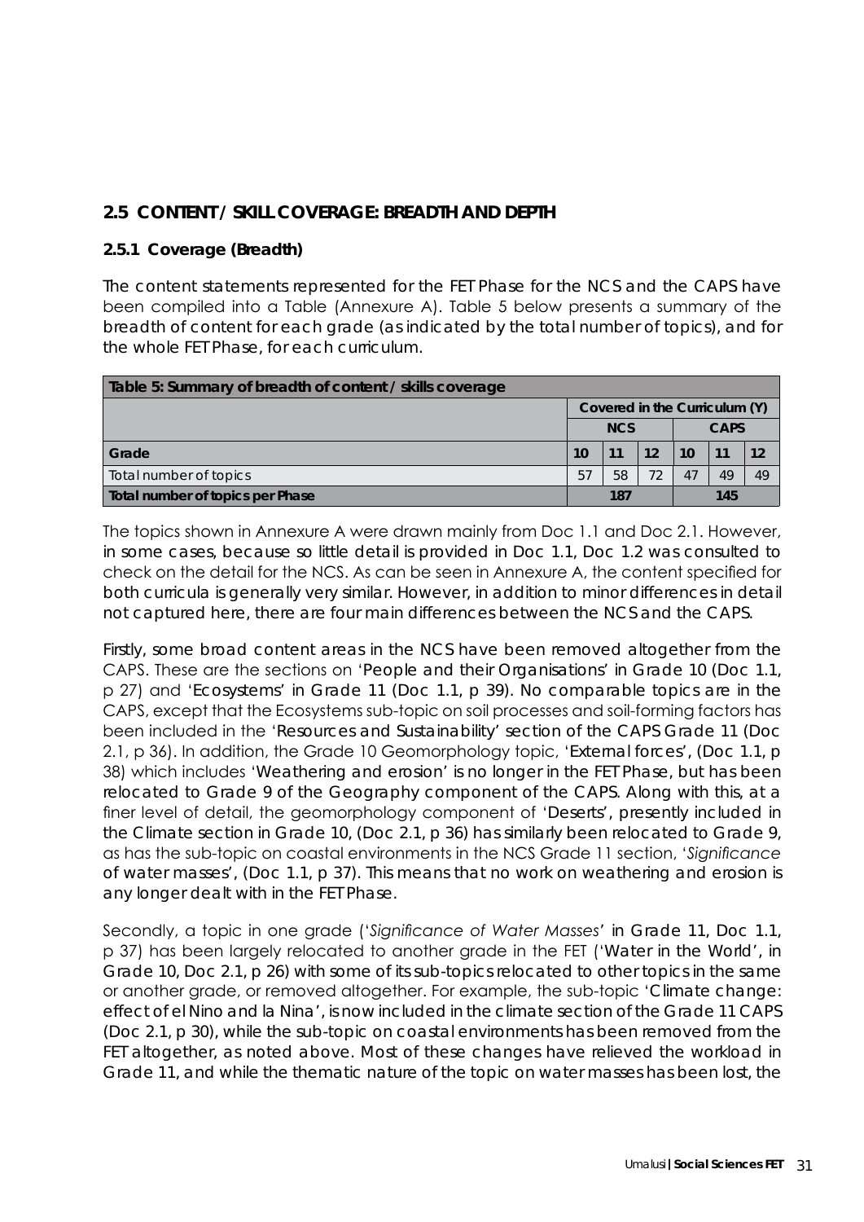## 2.5 CONTENT / SKILL COVERAGE: BREADTH AND DEPTH

### 2.5.1 Coverage (Breadth)

The content statements represented for the FET Phase for the NCS and the CAPS have been compiled into a Table (Annexure A). Table 5 below presents a summary of the breadth of content for each grade (as indicated by the total number of topics), and for the whole FET Phase, for each curriculum.

| Table 5: Summary of breadth of content / skills coverage | | | | | | |
|---|---|---|---|---|---|---|
| | Covered in the Curriculum (Y) | | | | | |
| | NCS | | | CAPS | | |
| **Grade** | **10** | **11** | **12** | **10** | **11** | **12** |
| Total number of topics | 57 | 58 | 72 | 47 | 49 | 49 |
| **Total number of topics per Phase** | 187 | | | 145 | | |

The topics shown in Annexure A were drawn mainly from Doc 1.1 and Doc 2.1. However, in some cases, because so little detail is provided in Doc 1.1, Doc 1.2 was consulted to check on the detail for the NCS. As can be seen in Annexure A, the content specified for both curricula is generally very similar. However, in addition to minor differences in detail not captured here, there are four main differences between the NCS and the CAPS.

Firstly, some broad content areas in the NCS have been removed altogether from the CAPS. These are the sections on 'People and their Organisations' in Grade 10 (Doc 1.1, p 27) and 'Ecosystems' in Grade 11 (Doc 1.1, p 39). No comparable topics are in the CAPS, except that the Ecosystems sub-topic on soil processes and soil-forming factors has been included in the 'Resources and Sustainability' section of the CAPS Grade 11 (Doc 2.1, p 36). In addition, the Grade 10 Geomorphology topic, 'External forces', (Doc 1.1, p 38) which includes 'Weathering and erosion' is no longer in the FET Phase, but has been relocated to Grade 9 of the Geography component of the CAPS. Along with this, at a finer level of detail, the geomorphology component of 'Deserts', presently included in the Climate section in Grade 10, (Doc 2.1, p 36) has similarly been relocated to Grade 9, as has the sub-topic on coastal environments in the NCS Grade 11 section, '*Significance* of water masses', (Doc 1.1, p 37). This means that no work on weathering and erosion is any longer dealt with in the FET Phase.

Secondly, a topic in one grade ('*Significance of Water Masses*' in Grade 11, Doc 1.1, p 37) has been largely relocated to another grade in the FET ('Water in the World', in Grade 10, Doc 2.1, p 26) with some of its sub-topics relocated to other topics in the same or another grade, or removed altogether. For example, the sub-topic 'Climate change: effect of el Nino and la Nina', is now included in the climate section of the Grade 11 CAPS (Doc 2.1, p 30), while the sub-topic on coastal environments has been removed from the FET altogether, as noted above. Most of these changes have relieved the workload in Grade 11, and while the thematic nature of the topic on water masses has been lost, the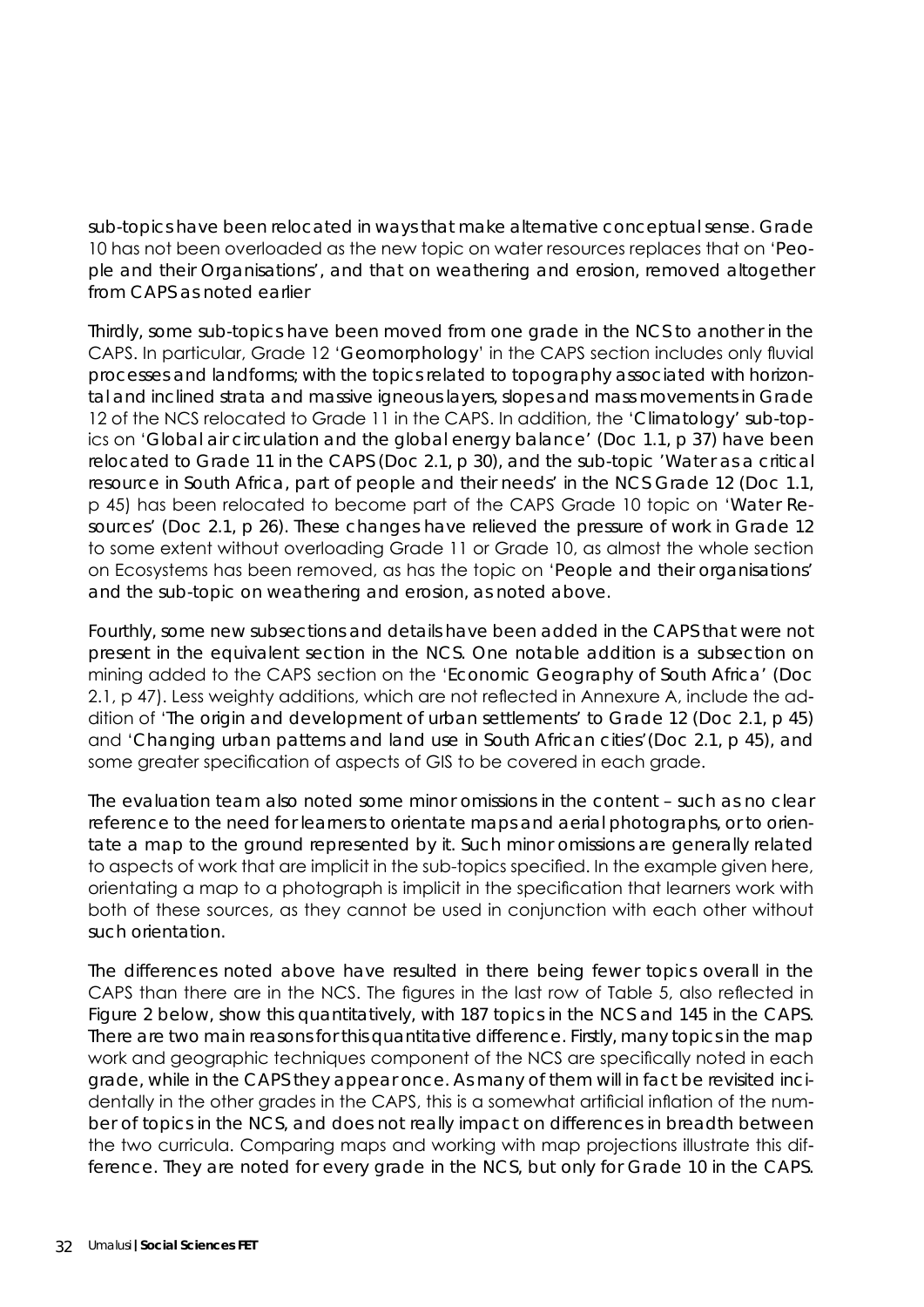sub-topics have been relocated in ways that make alternative conceptual sense. Grade 10 has not been overloaded as the new topic on water resources replaces that on 'People and their Organisations', and that on weathering and erosion, removed altogether from CAPS as noted earlier

Thirdly, some sub-topics have been moved from one grade in the NCS to another in the CAPS. In particular, Grade 12 'Geomorphology' in the CAPS section includes only fluvial processes and landforms; with the topics related to topography associated with horizontal and inclined strata and massive igneous layers, slopes and mass movements in Grade 12 of the NCS relocated to Grade 11 in the CAPS. In addition, the 'Climatology' sub-topics on 'Global air circulation and the global energy balance' (Doc 1.1, p 37) have been relocated to Grade 11 in the CAPS (Doc 2.1, p 30), and the sub-topic 'Water as a critical resource in South Africa, part of people and their needs' in the NCS Grade 12 (Doc 1.1, p 45) has been relocated to become part of the CAPS Grade 10 topic on 'Water Resources' (Doc 2.1, p 26). These changes have relieved the pressure of work in Grade 12 to some extent without overloading Grade 11 or Grade 10, as almost the whole section on Ecosystems has been removed, as has the topic on 'People and their organisations' and the sub-topic on weathering and erosion, as noted above.

Fourthly, some new subsections and details have been added in the CAPS that were not present in the equivalent section in the NCS. One notable addition is a subsection on mining added to the CAPS section on the 'Economic Geography of South Africa' (Doc 2.1, p 47). Less weighty additions, which are not reflected in Annexure A, include the addition of 'The origin and development of urban settlements' to Grade 12 (Doc 2.1, p 45) and 'Changing urban patterns and land use in South African cities'(Doc 2.1, p 45), and some greater specification of aspects of GIS to be covered in each grade.

The evaluation team also noted some minor omissions in the content – such as no clear reference to the need for learners to orientate maps and aerial photographs, or to orientate a map to the ground represented by it. Such minor omissions are generally related to aspects of work that are implicit in the sub-topics specified. In the example given here, orientating a map to a photograph is implicit in the specification that learners work with both of these sources, as they cannot be used in conjunction with each other without such orientation.

The differences noted above have resulted in there being fewer topics overall in the CAPS than there are in the NCS. The figures in the last row of Table 5, also reflected in Figure 2 below, show this quantitatively, with 187 topics in the NCS and 145 in the CAPS. There are two main reasons for this quantitative difference. Firstly, many topics in the map work and geographic techniques component of the NCS are specifically noted in each grade, while in the CAPS they appear once. As many of them will in fact be revisited incidentally in the other grades in the CAPS, this is a somewhat artificial inflation of the number of topics in the NCS, and does not really impact on differences in breadth between the two curricula. Comparing maps and working with map projections illustrate this difference. They are noted for every grade in the NCS, but only for Grade 10 in the CAPS.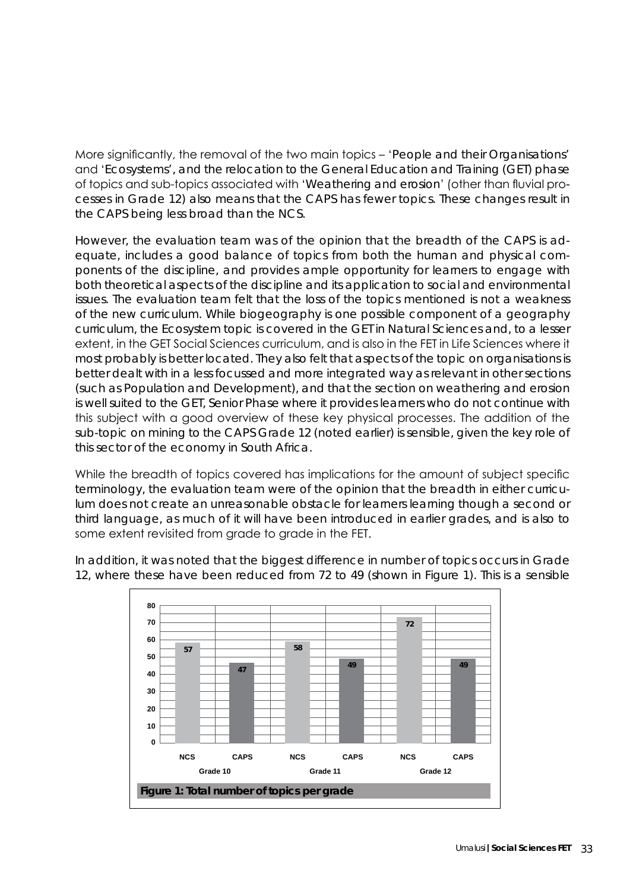More significantly, the removal of the two main topics – 'People and their Organisations' and 'Ecosystems', and the relocation to the General Education and Training (GET) phase of topics and sub-topics associated with 'Weathering and erosion' (other than fluvial processes in Grade 12) also means that the CAPS has fewer topics. These changes result in the CAPS being less broad than the NCS.

However, the evaluation team was of the opinion that the breadth of the CAPS is adequate, includes a good balance of topics from both the human and physical components of the discipline, and provides ample opportunity for learners to engage with both theoretical aspects of the discipline and its application to social and environmental issues. The evaluation team felt that the loss of the topics mentioned is not a weakness of the new curriculum. While biogeography is one possible component of a geography curriculum, the Ecosystem topic is covered in the GET in Natural Sciences and, to a lesser extent, in the GET Social Sciences curriculum, and is also in the FET in Life Sciences where it most probably is better located. They also felt that aspects of the topic on organisations is better dealt with in a less focussed and more integrated way as relevant in other sections (such as Population and Development), and that the section on weathering and erosion is well suited to the GET, Senior Phase where it provides learners who do not continue with this subject with a good overview of these key physical processes. The addition of the sub-topic on mining to the CAPS Grade 12 (noted earlier) is sensible, given the key role of this sector of the economy in South Africa.

While the breadth of topics covered has implications for the amount of subject specific terminology, the evaluation team were of the opinion that the breadth in either curriculum does not create an unreasonable obstacle for learners learning though a second or third language, as much of it will have been introduced in earlier grades, and is also to some extent revisited from grade to grade in the FET.

In addition, it was noted that the biggest difference in number of topics occurs in Grade 12, where these have been reduced from 72 to 49 (shown in Figure 1). This is a sensible

| | Grade 10 | | Grade 11 | | Grade 12 | |
|---|---|---|---|---|---|---|
| | NCS | CAPS | NCS | CAPS | NCS | CAPS |
| Total number of topics | 57 | 47 | 58 | 49 | 72 | 49 |

**Figure 1: Total number of topics per grade**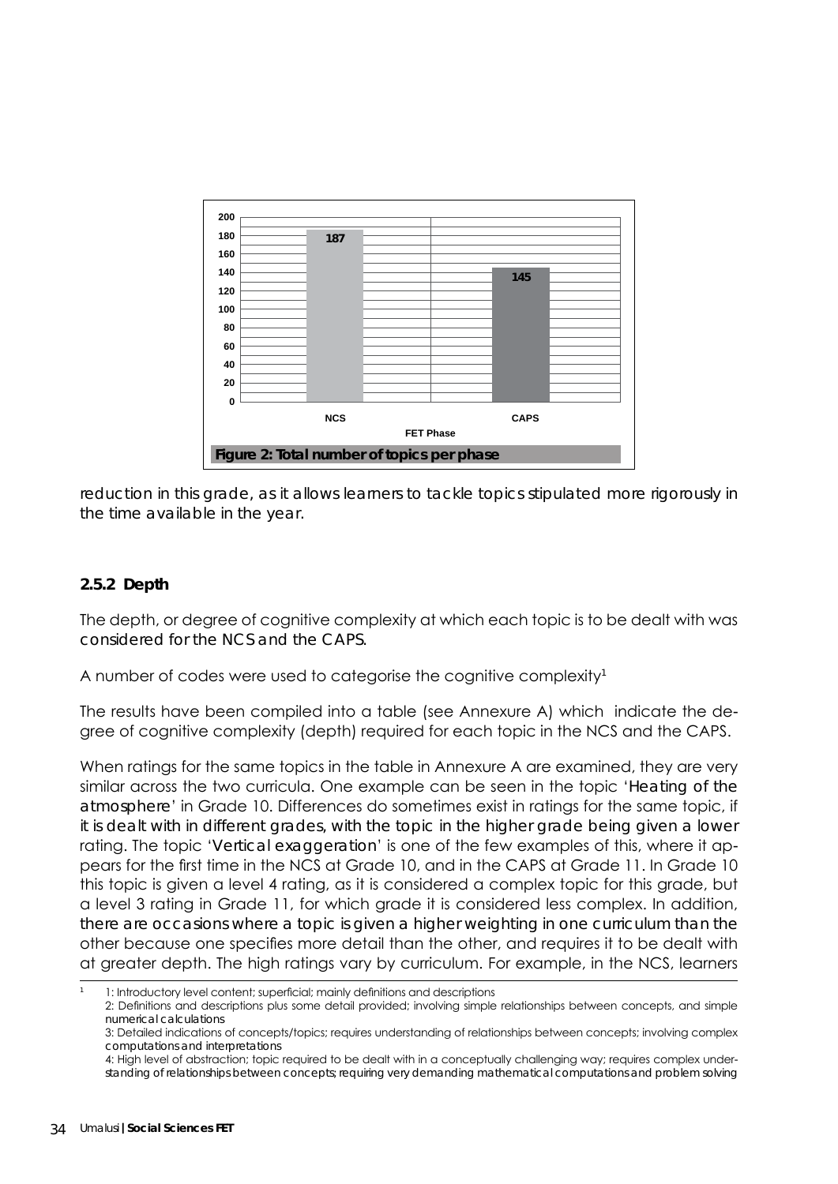| FET Phase | Total number of topics |
|---|---|
| NCS | 187 |
| CAPS | 145 |

Figure 2: Total number of topics per phase

reduction in this grade, as it allows learners to tackle topics stipulated more rigorously in the time available in the year.

### 2.5.2 Depth

The depth, or degree of cognitive complexity at which each topic is to be dealt with was considered for the NCS and the CAPS.

A number of codes were used to categorise the cognitive complexity[1]

The results have been compiled into a table (see Annexure A) which indicate the degree of cognitive complexity (depth) required for each topic in the NCS and the CAPS.

When ratings for the same topics in the table in Annexure A are examined, they are very similar across the two curricula. One example can be seen in the topic '*Heating of the atmosphere*' in Grade 10. Differences do sometimes exist in ratings for the same topic, if it is dealt with in different grades, with the topic in the higher grade being given a lower rating. The topic '*Vertical exaggeration*' is one of the few examples of this, where it appears for the first time in the NCS at Grade 10, and in the CAPS at Grade 11. In Grade 10 this topic is given a level 4 rating, as it is considered a complex topic for this grade, but a level 3 rating in Grade 11, for which grade it is considered less complex. In addition, there are occasions where a topic is given a higher weighting in one curriculum than the other because one specifies more detail than the other, and requires it to be dealt with at greater depth. The high ratings vary by curriculum. For example, in the NCS, learners

---

[1] 1: Introductory level content; superficial; mainly definitions and descriptions
2: Definitions and descriptions plus some detail provided; involving simple relationships between concepts, and simple numerical calculations
3: Detailed indications of concepts/topics; requires understanding of relationships between concepts; involving complex computations and interpretations
4: High level of abstraction; topic required to be dealt with in a conceptually challenging way; requires complex understanding of relationships between concepts; requiring very demanding mathematical computations and problem solving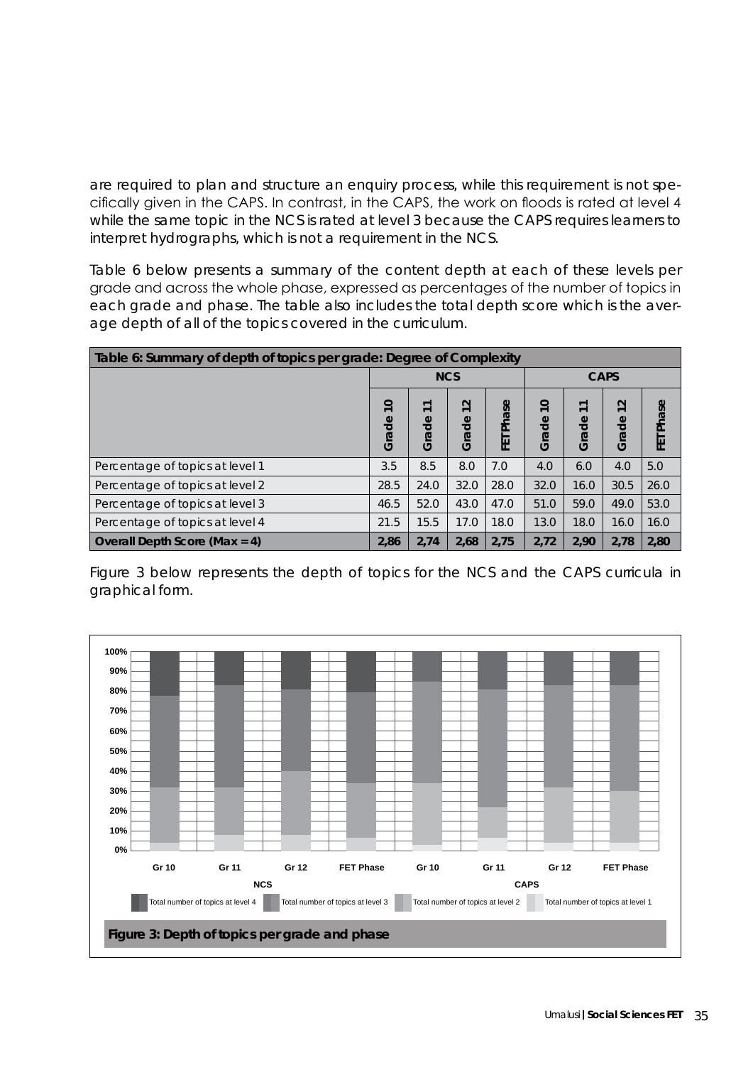are required to plan and structure an enquiry process, while this requirement is not specifically given in the CAPS. In contrast, in the CAPS, the work on floods is rated at level 4 while the same topic in the NCS is rated at level 3 because the CAPS requires learners to interpret hydrographs, which is not a requirement in the NCS.

Table 6 below presents a summary of the content depth at each of these levels per grade and across the whole phase, expressed as percentages of the number of topics in each grade and phase. The table also includes the total depth score which is the average depth of all of the topics covered in the curriculum.

**Table 6: Summary of depth of topics per grade: Degree of Complexity**

| | NCS | | | | CAPS | | | |
|---|---|---|---|---|---|---|---|---|
| | Grade 10 | Grade 11 | Grade 12 | FET Phase | Grade 10 | Grade 11 | Grade 12 | FET Phase |
| Percentage of topics at level 1 | 3.5 | 8.5 | 8.0 | 7.0 | 4.0 | 6.0 | 4.0 | 5.0 |
| Percentage of topics at level 2 | 28.5 | 24.0 | 32.0 | 28.0 | 32.0 | 16.0 | 30.5 | 26.0 |
| Percentage of topics at level 3 | 46.5 | 52.0 | 43.0 | 47.0 | 51.0 | 59.0 | 49.0 | 53.0 |
| Percentage of topics at level 4 | 21.5 | 15.5 | 17.0 | 18.0 | 13.0 | 18.0 | 16.0 | 16.0 |
| **Overall Depth Score (Max = 4)** | **2,86** | **2,74** | **2,68** | **2,75** | **2,72** | **2,90** | **2,78** | **2,80** |

Figure 3 below represents the depth of topics for the NCS and the CAPS curricula in graphical form.

**Figure 3: Depth of topics per grade and phase**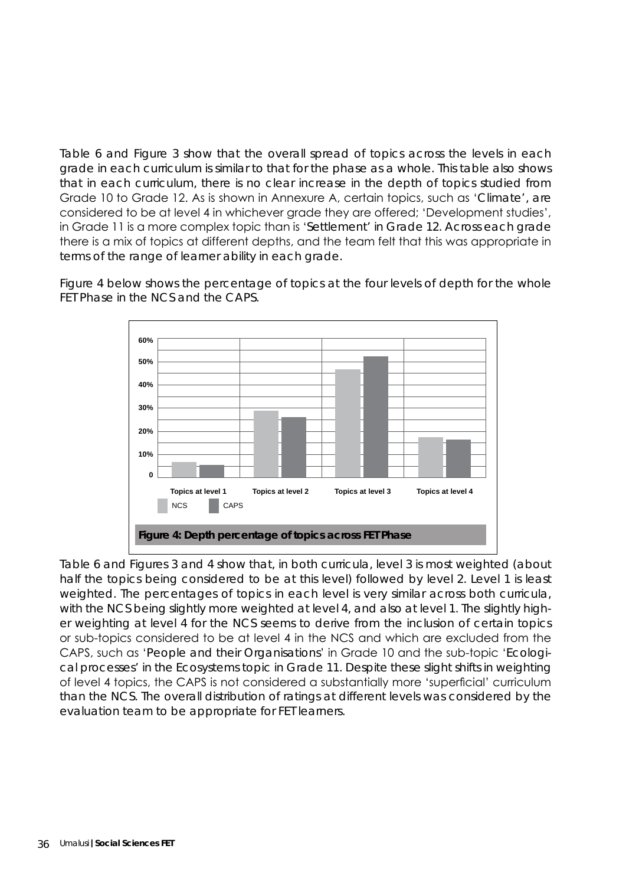Table 6 and Figure 3 show that the overall spread of topics across the levels in each grade in each curriculum is similar to that for the phase as a whole. This table also shows that in each curriculum, there is no clear increase in the depth of topics studied from Grade 10 to Grade 12. As is shown in Annexure A, certain topics, such as 'Climate', are considered to be at level 4 in whichever grade they are offered; 'Development studies', in Grade 11 is a more complex topic than is 'Settlement' in Grade 12. Across each grade there is a mix of topics at different depths, and the team felt that this was appropriate in terms of the range of learner ability in each grade.

Figure 4 below shows the percentage of topics at the four levels of depth for the whole FET Phase in the NCS and the CAPS.

**Figure 4: Depth percentage of topics across FET Phase**

Table 6 and Figures 3 and 4 show that, in both curricula, level 3 is most weighted (about half the topics being considered to be at this level) followed by level 2. Level 1 is least weighted. The percentages of topics in each level is very similar across both curricula, with the NCS being slightly more weighted at level 4, and also at level 1. The slightly higher weighting at level 4 for the NCS seems to derive from the inclusion of certain topics or sub-topics considered to be at level 4 in the NCS and which are excluded from the CAPS, such as 'People and their Organisations' in Grade 10 and the sub-topic 'Ecological processes' in the Ecosystems topic in Grade 11. Despite these slight shifts in weighting of level 4 topics, the CAPS is not considered a substantially more 'superficial' curriculum than the NCS. The overall distribution of ratings at different levels was considered by the evaluation team to be appropriate for FET learners.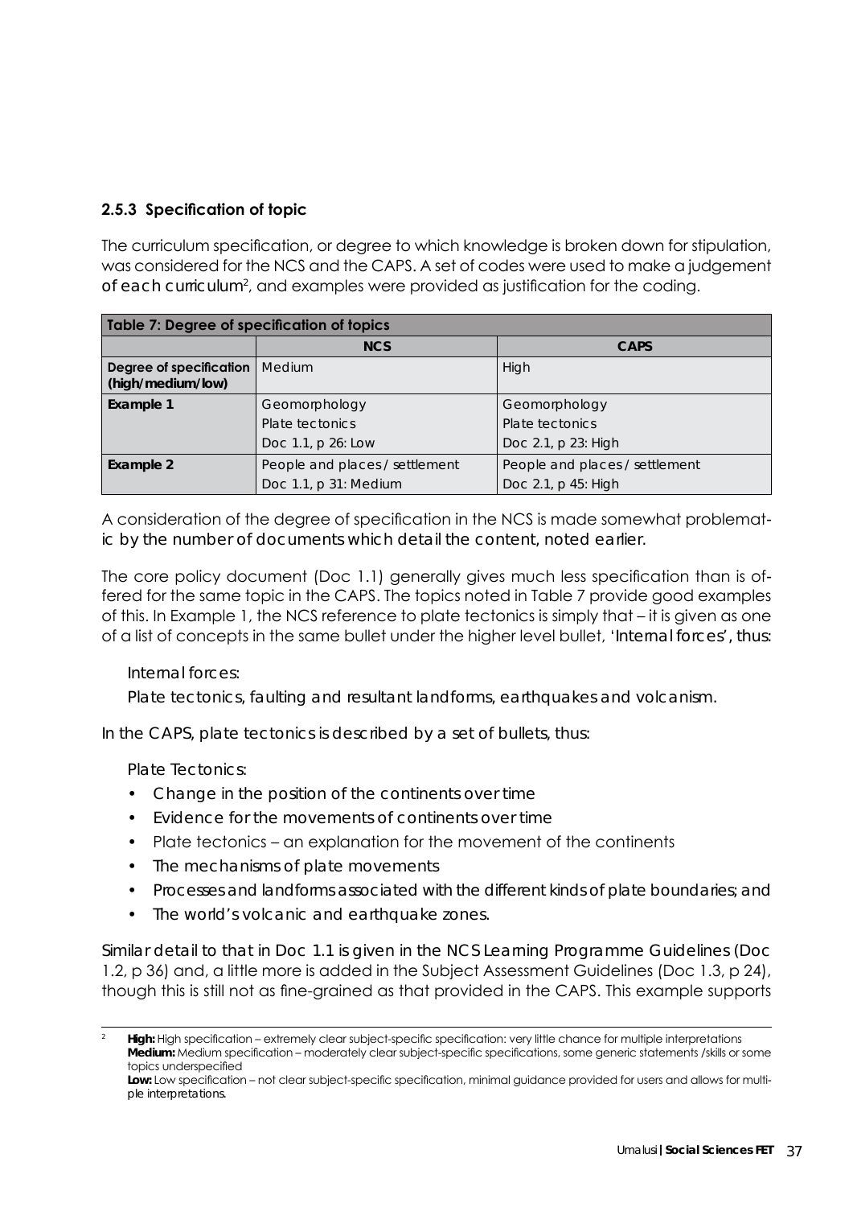### 2.5.3 Specification of topic

The curriculum specification, or degree to which knowledge is broken down for stipulation, was considered for the NCS and the CAPS. A set of codes were used to make a judgement of each curriculum[2], and examples were provided as justification for the coding.

| Table 7: Degree of specification of topics | | |
|---|---|---|
| | **NCS** | **CAPS** |
| **Degree of specification (high/medium/low)** | Medium | High |
| **Example 1** | Geomorphology<br>Plate tectonics<br>Doc 1.1, p 26: Low | Geomorphology<br>Plate tectonics<br>Doc 2.1, p 23: High |
| **Example 2** | People and places / settlement<br>Doc 1.1, p 31: Medium | People and places / settlement<br>Doc 2.1, p 45: High |

A consideration of the degree of specification in the NCS is made somewhat problematic by the number of documents which detail the content, noted earlier.

The core policy document (Doc 1.1) generally gives much less specification than is offered for the same topic in the CAPS. The topics noted in Table 7 provide good examples of this. In Example 1, the NCS reference to plate tectonics is simply that – it is given as one of a list of concepts in the same bullet under the higher level bullet, 'Internal forces', thus:

> Internal forces:
>
> Plate tectonics, faulting and resultant landforms, earthquakes and volcanism.

In the CAPS, plate tectonics is described by a set of bullets, thus:

> Plate Tectonics:
>
> - Change in the position of the continents over time
> - Evidence for the movements of continents over time
> - Plate tectonics – an explanation for the movement of the continents
> - The mechanisms of plate movements
> - Processes and landforms associated with the different kinds of plate boundaries; and
> - The world's volcanic and earthquake zones.

Similar detail to that in Doc 1.1 is given in the NCS Learning Programme Guidelines (Doc 1.2, p 36) and, a little more is added in the Subject Assessment Guidelines (Doc 1.3, p 24), though this is still not as fine-grained as that provided in the CAPS. This example supports

---

[2] **High:** High specification – extremely clear subject-specific specification: very little chance for multiple interpretations
**Medium:** Medium specification – moderately clear subject-specific specifications, some generic statements /skills or some topics underspecified
**Low:** Low specification – not clear subject-specific specification, minimal guidance provided for users and allows for multiple interpretations.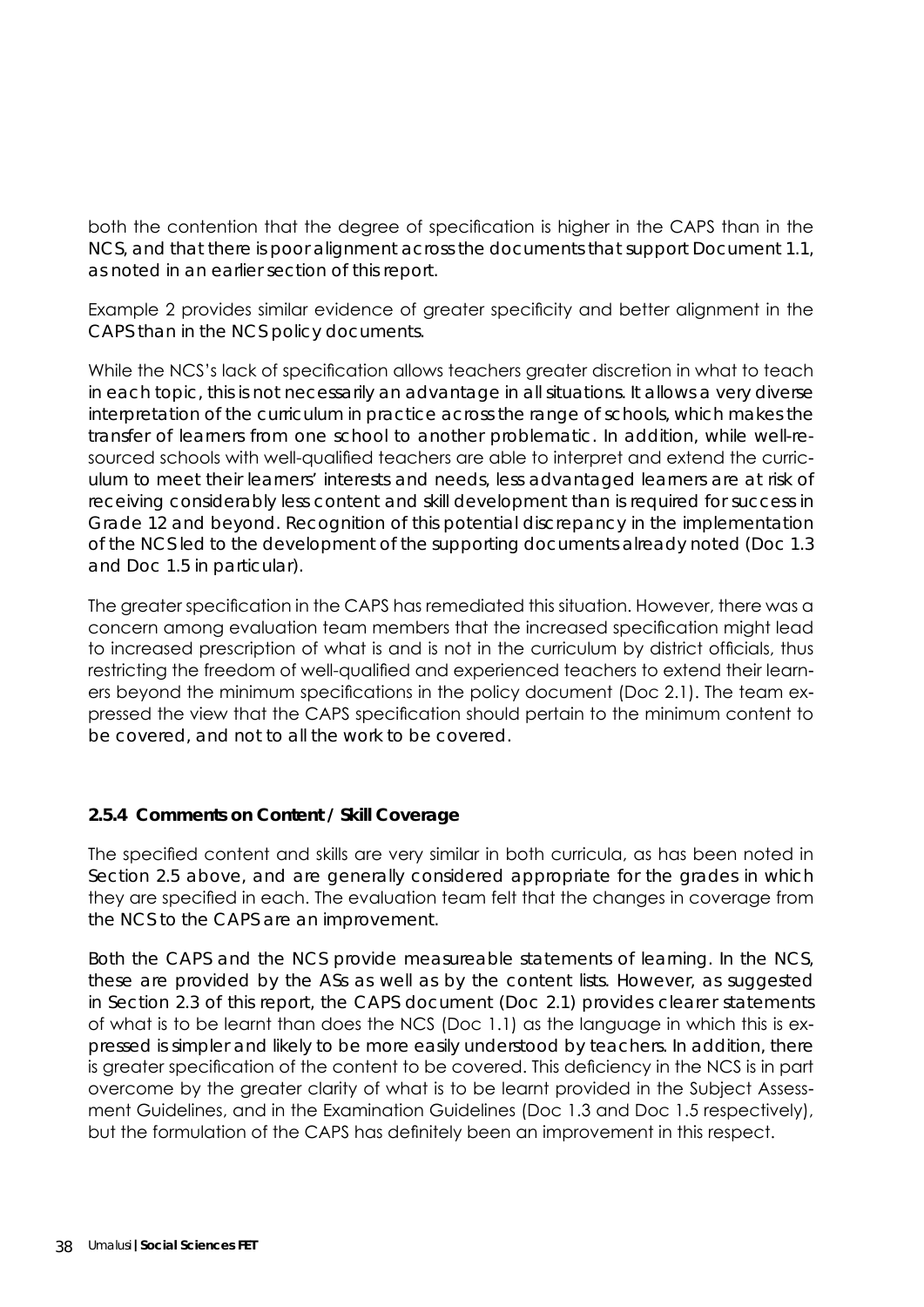both the contention that the degree of specification is higher in the CAPS than in the NCS, and that there is poor alignment across the documents that support Document 1.1, as noted in an earlier section of this report.

Example 2 provides similar evidence of greater specificity and better alignment in the CAPS than in the NCS policy documents.

While the NCS's lack of specification allows teachers greater discretion in what to teach in each topic, this is not necessarily an advantage in all situations. It allows a very diverse interpretation of the curriculum in practice across the range of schools, which makes the transfer of learners from one school to another problematic. In addition, while well-resourced schools with well-qualified teachers are able to interpret and extend the curriculum to meet their learners' interests and needs, less advantaged learners are at risk of receiving considerably less content and skill development than is required for success in Grade 12 and beyond. Recognition of this potential discrepancy in the implementation of the NCS led to the development of the supporting documents already noted (Doc 1.3 and Doc 1.5 in particular).

The greater specification in the CAPS has remediated this situation. However, there was a concern among evaluation team members that the increased specification might lead to increased prescription of what is and is not in the curriculum by district officials, thus restricting the freedom of well-qualified and experienced teachers to extend their learners beyond the minimum specifications in the policy document (Doc 2.1). The team expressed the view that the CAPS specification should pertain to the minimum content to be covered, and not to all the work to be covered.

### 2.5.4 Comments on Content / Skill Coverage

The specified content and skills are very similar in both curricula, as has been noted in Section 2.5 above, and are generally considered appropriate for the grades in which they are specified in each. The evaluation team felt that the changes in coverage from the NCS to the CAPS are an improvement.

Both the CAPS and the NCS provide measureable statements of learning. In the NCS, these are provided by the ASs as well as by the content lists. However, as suggested in Section 2.3 of this report, the CAPS document (Doc 2.1) provides clearer statements of what is to be learnt than does the NCS (Doc 1.1) as the language in which this is expressed is simpler and likely to be more easily understood by teachers. In addition, there is greater specification of the content to be covered. This deficiency in the NCS is in part overcome by the greater clarity of what is to be learnt provided in the Subject Assessment Guidelines, and in the Examination Guidelines (Doc 1.3 and Doc 1.5 respectively), but the formulation of the CAPS has definitely been an improvement in this respect.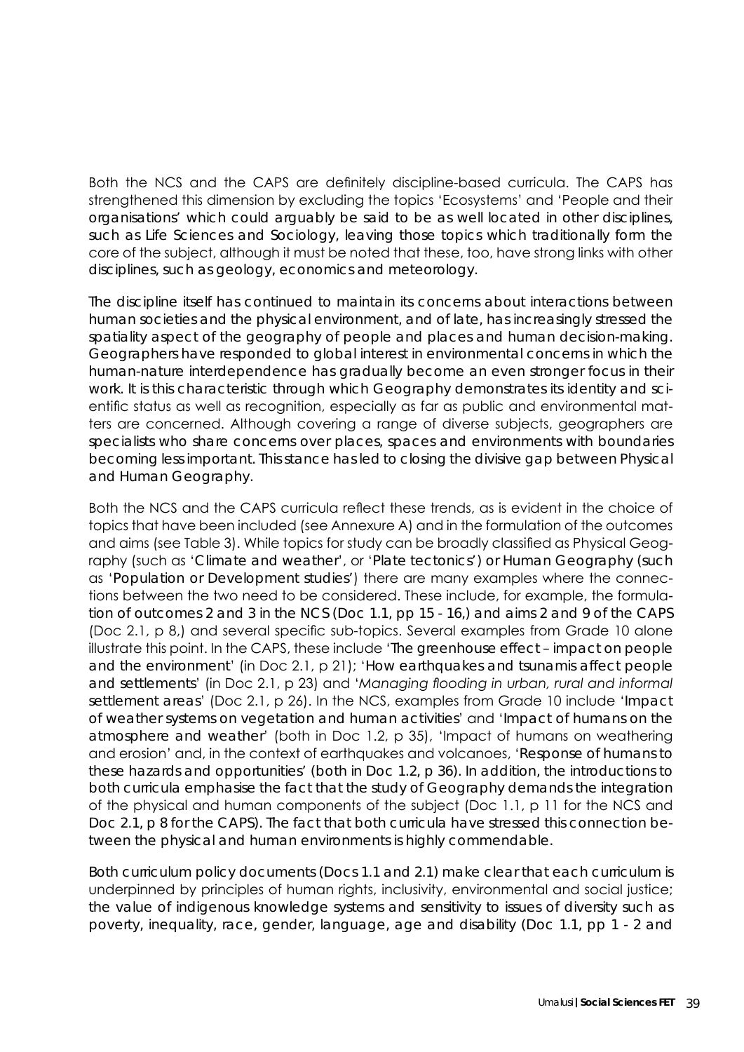Both the NCS and the CAPS are definitely discipline-based curricula. The CAPS has strengthened this dimension by excluding the topics 'Ecosystems' and 'People and their organisations' which could arguably be said to be as well located in other disciplines, such as Life Sciences and Sociology, leaving those topics which traditionally form the core of the subject, although it must be noted that these, too, have strong links with other disciplines, such as geology, economics and meteorology.

The discipline itself has continued to maintain its concerns about interactions between human societies and the physical environment, and of late, has increasingly stressed the spatiality aspect of the geography of people and places and human decision-making. Geographers have responded to global interest in environmental concerns in which the human-nature interdependence has gradually become an even stronger focus in their work. It is this characteristic through which Geography demonstrates its identity and scientific status as well as recognition, especially as far as public and environmental matters are concerned. Although covering a range of diverse subjects, geographers are specialists who share concerns over places, spaces and environments with boundaries becoming less important. This stance has led to closing the divisive gap between Physical and Human Geography.

Both the NCS and the CAPS curricula reflect these trends, as is evident in the choice of topics that have been included (see Annexure A) and in the formulation of the outcomes and aims (see Table 3). While topics for study can be broadly classified as Physical Geography (such as 'Climate and weather', or 'Plate tectonics') or Human Geography (such as 'Population or Development studies') there are many examples where the connections between the two need to be considered. These include, for example, the formulation of outcomes 2 and 3 in the NCS (Doc 1.1, pp 15 - 16,) and aims 2 and 9 of the CAPS (Doc 2.1, p 8,) and several specific sub-topics. Several examples from Grade 10 alone illustrate this point. In the CAPS, these include 'The greenhouse effect – impact on people and the environment' (in Doc 2.1, p 21); 'How earthquakes and tsunamis affect people and settlements' (in Doc 2.1, p 23) and '*Managing flooding in urban, rural and informal* settlement areas' (Doc 2.1, p 26). In the NCS, examples from Grade 10 include 'Impact of weather systems on vegetation and human activities' and 'Impact of humans on the atmosphere and weather' (both in Doc 1.2, p 35), 'Impact of humans on weathering and erosion' and, in the context of earthquakes and volcanoes, 'Response of humans to these hazards and opportunities' (both in Doc 1.2, p 36). In addition, the introductions to both curricula emphasise the fact that the study of Geography demands the integration of the physical and human components of the subject (Doc 1.1, p 11 for the NCS and Doc 2.1, p 8 for the CAPS). The fact that both curricula have stressed this connection between the physical and human environments is highly commendable.

Both curriculum policy documents (Docs 1.1 and 2.1) make clear that each curriculum is underpinned by principles of human rights, inclusivity, environmental and social justice; the value of indigenous knowledge systems and sensitivity to issues of diversity such as poverty, inequality, race, gender, language, age and disability (Doc 1.1, pp 1 - 2 and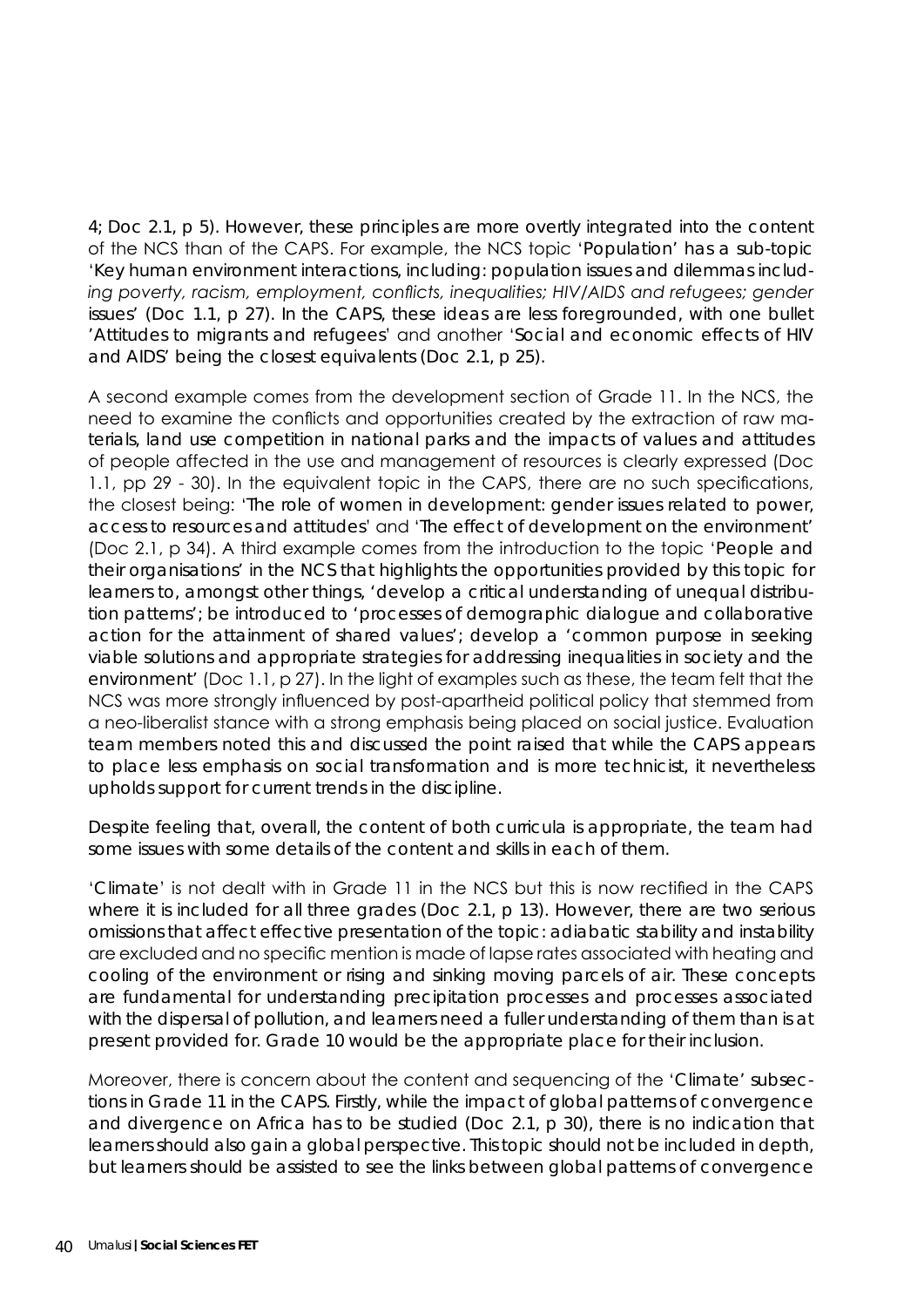4; Doc 2.1, p 5). However, these principles are more overtly integrated into the content of the NCS than of the CAPS. For example, the NCS topic 'Population' has a sub-topic 'Key human environment interactions, including: population issues and dilemmas *including poverty, racism, employment, conflicts, inequalities; HIV/AIDS and refugees; gender* issues' (Doc 1.1, p 27). In the CAPS, these ideas are less foregrounded, with one bullet 'Attitudes to migrants and refugees' and another 'Social and economic effects of HIV and AIDS' being the closest equivalents (Doc 2.1, p 25).

A second example comes from the development section of Grade 11. In the NCS, the need to examine the conflicts and opportunities created by the extraction of raw materials, land use competition in national parks and the impacts of values and attitudes of people affected in the use and management of resources is clearly expressed (Doc 1.1, pp 29 - 30). In the equivalent topic in the CAPS, there are no such specifications, the closest being: 'The role of women in development: gender issues related to power, access to resources and attitudes' and 'The effect of development on the environment' (Doc 2.1, p 34). A third example comes from the introduction to the topic 'People and their organisations' in the NCS that highlights the opportunities provided by this topic for learners to, amongst other things, 'develop a critical understanding of unequal distribution patterns'; be introduced to 'processes of demographic dialogue and collaborative action for the attainment of shared values'; develop a 'common purpose in seeking viable solutions and appropriate strategies for addressing inequalities in society and the environment' (Doc 1.1, p 27). In the light of examples such as these, the team felt that the NCS was more strongly influenced by post-apartheid political policy that stemmed from a neo-liberalist stance with a strong emphasis being placed on social justice. Evaluation team members noted this and discussed the point raised that while the CAPS appears to place less emphasis on social transformation and is more technicist, it nevertheless upholds support for current trends in the discipline.

Despite feeling that, overall, the content of both curricula is appropriate, the team had some issues with some details of the content and skills in each of them.

'Climate' is not dealt with in Grade 11 in the NCS but this is now rectified in the CAPS where it is included for all three grades (Doc 2.1, p 13). However, there are two serious omissions that affect effective presentation of the topic: adiabatic stability and instability are excluded and no specific mention is made of lapse rates associated with heating and cooling of the environment or rising and sinking moving parcels of air. These concepts are fundamental for understanding precipitation processes and processes associated with the dispersal of pollution, and learners need a fuller understanding of them than is at present provided for. Grade 10 would be the appropriate place for their inclusion.

Moreover, there is concern about the content and sequencing of the 'Climate' subsections in Grade 11 in the CAPS. Firstly, while the impact of global patterns of convergence and divergence on Africa has to be studied (Doc 2.1, p 30), there is no indication that learners should also gain a global perspective. This topic should not be included in depth, but learners should be assisted to see the links between global patterns of convergence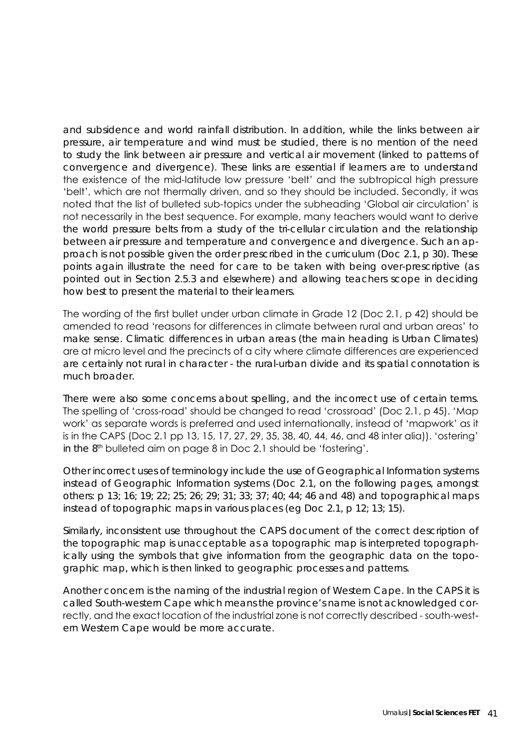and subsidence and world rainfall distribution. In addition, while the links between air pressure, air temperature and wind must be studied, there is no mention of the need to study the link between air pressure and vertical air movement (linked to patterns of convergence and divergence). These links are essential if learners are to understand the existence of the mid-latitude low pressure 'belt' and the subtropical high pressure 'belt', which are not thermally driven, and so they should be included. Secondly, it was noted that the list of bulleted sub-topics under the subheading 'Global air circulation' is not necessarily in the best sequence. For example, many teachers would want to derive the world pressure belts from a study of the tri-cellular circulation and the relationship between air pressure and temperature and convergence and divergence. Such an approach is not possible given the order prescribed in the curriculum (Doc 2.1, p 30). These points again illustrate the need for care to be taken with being over-prescriptive (as pointed out in Section 2.5.3 and elsewhere) and allowing teachers scope in deciding how best to present the material to their learners.

The wording of the first bullet under urban climate in Grade 12 (Doc 2.1, p 42) should be amended to read 'reasons for differences in climate between rural and urban areas' to make sense. Climatic differences in urban areas (the main heading is Urban Climates) are at micro level and the precincts of a city where climate differences are experienced are certainly not rural in character - the rural-urban divide and its spatial connotation is much broader.

There were also some concerns about spelling, and the incorrect use of certain terms. The spelling of 'cross-road' should be changed to read 'crossroad' (Doc 2.1, p 45). 'Map work' as separate words is preferred and used internationally, instead of 'mapwork' as it is in the CAPS (Doc 2.1 pp 13, 15, 17, 27, 29, 35, 38, 40, 44, 46, and 48 inter alia)). 'ostering' in the 8th bulleted aim on page 8 in Doc 2.1 should be 'fostering'.

Other incorrect uses of terminology include the use of Geographical Information systems instead of Geographic Information systems (Doc 2.1, on the following pages, amongst others: p 13; 16; 19; 22; 25; 26; 29; 31; 33; 37; 40; 44; 46 and 48) and topographical maps instead of topographic maps in various places (eg Doc 2.1, p 12; 13; 15).

Similarly, inconsistent use throughout the CAPS document of the correct description of the topographic map is unacceptable as a topographic map is interpreted topographically using the symbols that give information from the geographic data on the topographic map, which is then linked to geographic processes and patterns.

Another concern is the naming of the industrial region of Western Cape. In the CAPS it is called South-western Cape which means the province's name is not acknowledged correctly, and the exact location of the industrial zone is not correctly described - south-western Western Cape would be more accurate.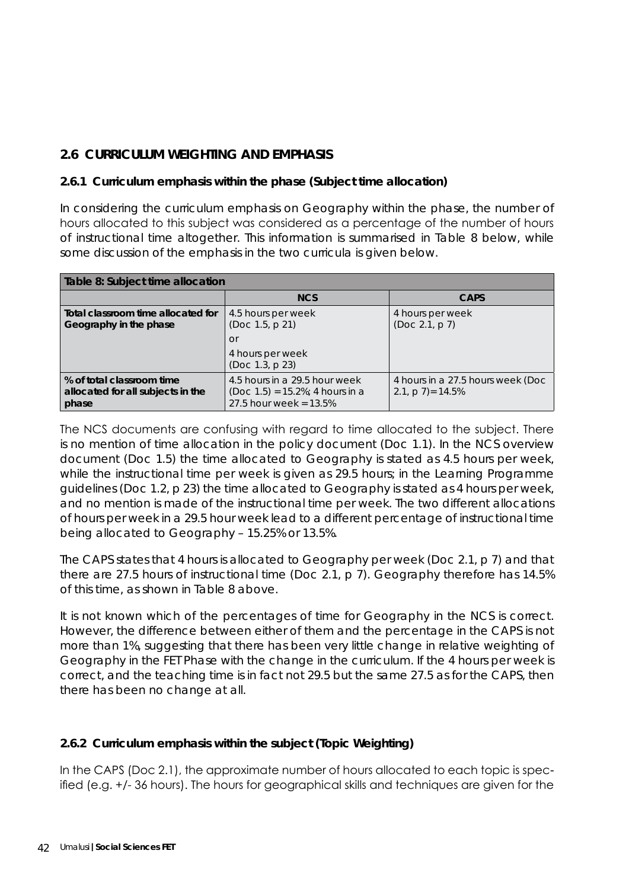## 2.6 CURRICULUM WEIGHTING AND EMPHASIS

### 2.6.1 Curriculum emphasis within the phase (Subject time allocation)

In considering the curriculum emphasis on Geography within the phase, the number of hours allocated to this subject was considered as a percentage of the number of hours of instructional time altogether. This information is summarised in Table 8 below, while some discussion of the emphasis in the two curricula is given below.

| Table 8: Subject time allocation | | |
|---|---|---|
| | **NCS** | **CAPS** |
| **Total classroom time allocated for Geography in the phase** | 4.5 hours per week (Doc 1.5, p 21) or 4 hours per week (Doc 1.3, p 23) | 4 hours per week (Doc 2.1, p 7) |
| **% of total classroom time allocated for all subjects in the phase** | 4.5 hours in a 29.5 hour week (Doc 1.5) = 15.2%; 4 hours in a 27.5 hour week = 13.5% | 4 hours in a 27.5 hours week (Doc 2.1, p 7)= 14.5% |

The NCS documents are confusing with regard to time allocated to the subject. There is no mention of time allocation in the policy document (Doc 1.1). In the NCS overview document (Doc 1.5) the time allocated to Geography is stated as 4.5 hours per week, while the instructional time per week is given as 29.5 hours; in the Learning Programme guidelines (Doc 1.2, p 23) the time allocated to Geography is stated as 4 hours per week, and no mention is made of the instructional time per week. The two different allocations of hours per week in a 29.5 hour week lead to a different percentage of instructional time being allocated to Geography – 15.25% or 13.5%.

The CAPS states that 4 hours is allocated to Geography per week (Doc 2.1, p 7) and that there are 27.5 hours of instructional time (Doc 2.1, p 7). Geography therefore has 14.5% of this time, as shown in Table 8 above.

It is not known which of the percentages of time for Geography in the NCS is correct. However, the difference between either of them and the percentage in the CAPS is not more than 1%, suggesting that there has been very little change in relative weighting of Geography in the FET Phase with the change in the curriculum. If the 4 hours per week is correct, and the teaching time is in fact not 29.5 but the same 27.5 as for the CAPS, then there has been no change at all.

### 2.6.2 Curriculum emphasis within the subject (Topic Weighting)

In the CAPS (Doc 2.1), the approximate number of hours allocated to each topic is specified (e.g. +/- 36 hours). The hours for geographical skills and techniques are given for the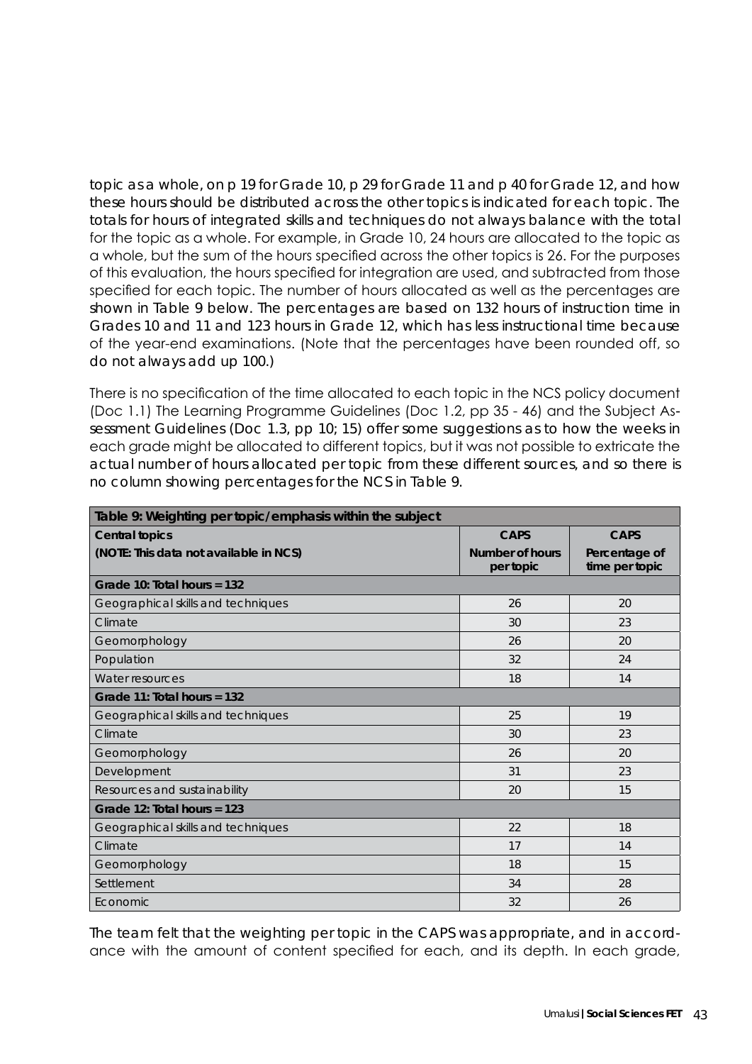topic as a whole, on p 19 for Grade 10, p 29 for Grade 11 and p 40 for Grade 12, and how these hours should be distributed across the other topics is indicated for each topic. The totals for hours of integrated skills and techniques do not always balance with the total for the topic as a whole. For example, in Grade 10, 24 hours are allocated to the topic as a whole, but the sum of the hours specified across the other topics is 26. For the purposes of this evaluation, the hours specified for integration are used, and subtracted from those specified for each topic. The number of hours allocated as well as the percentages are shown in Table 9 below. The percentages are based on 132 hours of instruction time in Grades 10 and 11 and 123 hours in Grade 12, which has less instructional time because of the year-end examinations. (Note that the percentages have been rounded off, so do not always add up 100.)

There is no specification of the time allocated to each topic in the NCS policy document (Doc 1.1) The Learning Programme Guidelines (Doc 1.2, pp 35 - 46) and the Subject Assessment Guidelines (Doc 1.3, pp 10; 15) offer some suggestions as to how the weeks in each grade might be allocated to different topics, but it was not possible to extricate the actual number of hours allocated per topic from these different sources, and so there is no column showing percentages for the NCS in Table 9.

| Table 9: Weighting per topic/emphasis within the subject | | |
|---|---|---|
| **Central topics (NOTE: This data not available in NCS)** | **CAPS Number of hours per topic** | **CAPS Percentage of time per topic** |
| **Grade 10: Total hours = 132** | | |
| Geographical skills and techniques | 26 | 20 |
| Climate | 30 | 23 |
| Geomorphology | 26 | 20 |
| Population | 32 | 24 |
| Water resources | 18 | 14 |
| **Grade 11: Total hours = 132** | | |
| Geographical skills and techniques | 25 | 19 |
| Climate | 30 | 23 |
| Geomorphology | 26 | 20 |
| Development | 31 | 23 |
| Resources and sustainability | 20 | 15 |
| **Grade 12: Total hours = 123** | | |
| Geographical skills and techniques | 22 | 18 |
| Climate | 17 | 14 |
| Geomorphology | 18 | 15 |
| Settlement | 34 | 28 |
| Economic | 32 | 26 |

The team felt that the weighting per topic in the CAPS was appropriate, and in accordance with the amount of content specified for each, and its depth. In each grade,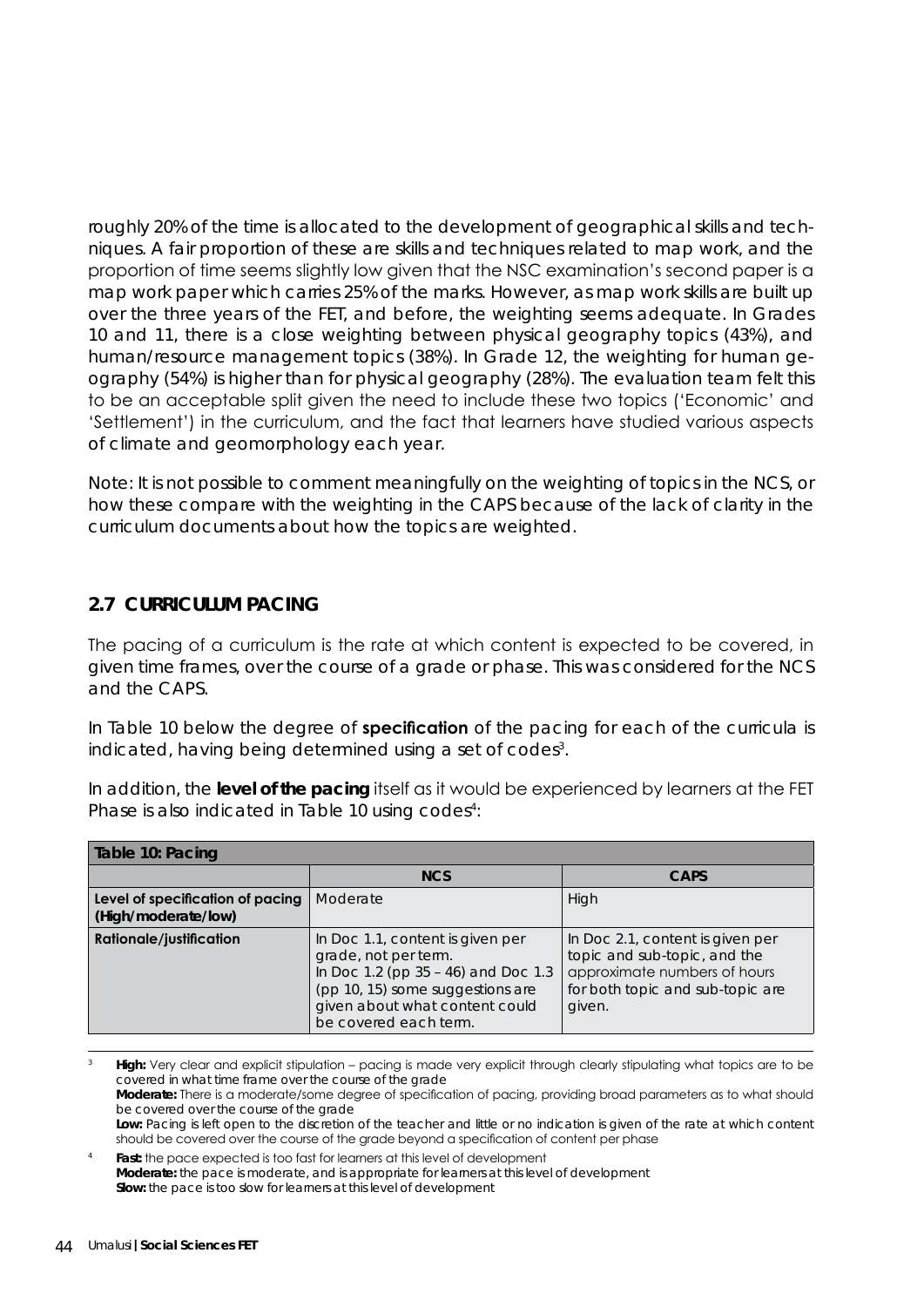roughly 20% of the time is allocated to the development of geographical skills and techniques. A fair proportion of these are skills and techniques related to map work, and the proportion of time seems slightly low given that the NSC examination's second paper is a map work paper which carries 25% of the marks. However, as map work skills are built up over the three years of the FET, and before, the weighting seems adequate. In Grades 10 and 11, there is a close weighting between physical geography topics (43%), and human/resource management topics (38%). In Grade 12, the weighting for human geography (54%) is higher than for physical geography (28%). The evaluation team felt this to be an acceptable split given the need to include these two topics ('Economic' and 'Settlement') in the curriculum, and the fact that learners have studied various aspects of climate and geomorphology each year.

Note: It is not possible to comment meaningfully on the weighting of topics in the NCS, or how these compare with the weighting in the CAPS because of the lack of clarity in the curriculum documents about how the topics are weighted.

## 2.7 CURRICULUM PACING

The pacing of a curriculum is the rate at which content is expected to be covered, in given time frames, over the course of a grade or phase. This was considered for the NCS and the CAPS.

In Table 10 below the degree of **specification** of the pacing for each of the curricula is indicated, having being determined using a set of codes[3].

In addition, the **level of the pacing** itself as it would be experienced by learners at the FET Phase is also indicated in Table 10 using codes[4]:

| Table 10: Pacing | | |
|---|---|---|
| | **NCS** | **CAPS** |
| **Level of specification of pacing (High/moderate/low)** | Moderate | High |
| **Rationale/justification** | In Doc 1.1, content is given per grade, not per term. In Doc 1.2 (pp 35 – 46) and Doc 1.3 (pp 10, 15) some suggestions are given about what content could be covered each term. | In Doc 2.1, content is given per topic and sub-topic, and the approximate numbers of hours for both topic and sub-topic are given. |

[3] **High:** Very clear and explicit stipulation – pacing is made very explicit through clearly stipulating what topics are to be covered in what time frame over the course of the grade
**Moderate:** There is a moderate/some degree of specification of pacing, providing broad parameters as to what should be covered over the course of the grade
**Low:** Pacing is left open to the discretion of the teacher and little or no indication is given of the rate at which content should be covered over the course of the grade beyond a specification of content per phase

[4] **Fast:** the pace expected is too fast for learners at this level of development
**Moderate:** the pace is moderate, and is appropriate for learners at this level of development
**Slow:** the pace is too slow for learners at this level of development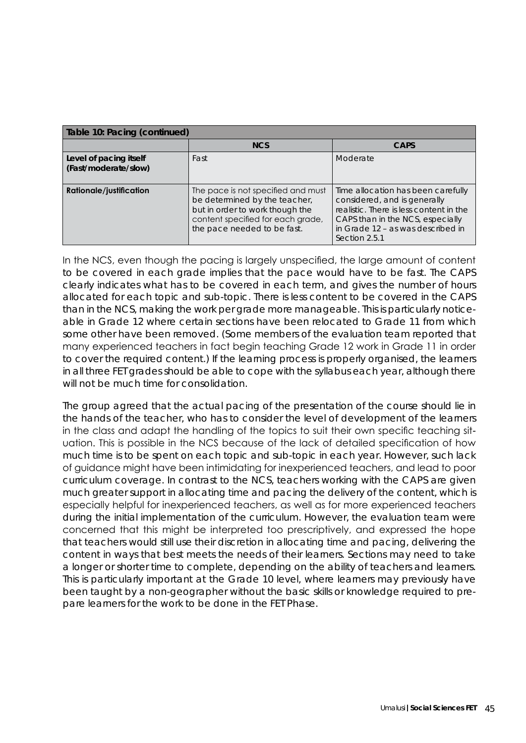| Table 10: Pacing (continued) | | |
|---|---|---|
| | **NCS** | **CAPS** |
| **Level of pacing itself (Fast/moderate/slow)** | Fast | Moderate |
| **Rationale/justification** | The pace is not specified and must be determined by the teacher, but in order to work though the content specified for each grade, the pace needed to be fast. | Time allocation has been carefully considered, and is generally realistic. There is less content in the CAPS than in the NCS, especially in Grade 12 – as was described in Section 2.5.1 |

In the NCS, even though the pacing is largely unspecified, the large amount of content to be covered in each grade implies that the pace would have to be fast. The CAPS clearly indicates what has to be covered in each term, and gives the number of hours allocated for each topic and sub-topic. There is less content to be covered in the CAPS than in the NCS, making the work per grade more manageable. This is particularly noticeable in Grade 12 where certain sections have been relocated to Grade 11 from which some other have been removed. (Some members of the evaluation team reported that many experienced teachers in fact begin teaching Grade 12 work in Grade 11 in order to cover the required content.) If the learning process is properly organised, the learners in all three FET grades should be able to cope with the syllabus each year, although there will not be much time for consolidation.

The group agreed that the actual pacing of the presentation of the course should lie in the hands of the teacher, who has to consider the level of development of the learners in the class and adapt the handling of the topics to suit their own specific teaching situation. This is possible in the NCS because of the lack of detailed specification of how much time is to be spent on each topic and sub-topic in each year. However, such lack of guidance might have been intimidating for inexperienced teachers, and lead to poor curriculum coverage. In contrast to the NCS, teachers working with the CAPS are given much greater support in allocating time and pacing the delivery of the content, which is especially helpful for inexperienced teachers, as well as for more experienced teachers during the initial implementation of the curriculum. However, the evaluation team were concerned that this might be interpreted too prescriptively, and expressed the hope that teachers would still use their discretion in allocating time and pacing, delivering the content in ways that best meets the needs of their learners. Sections may need to take a longer or shorter time to complete, depending on the ability of teachers and learners. This is particularly important at the Grade 10 level, where learners may previously have been taught by a non-geographer without the basic skills or knowledge required to prepare learners for the work to be done in the FET Phase.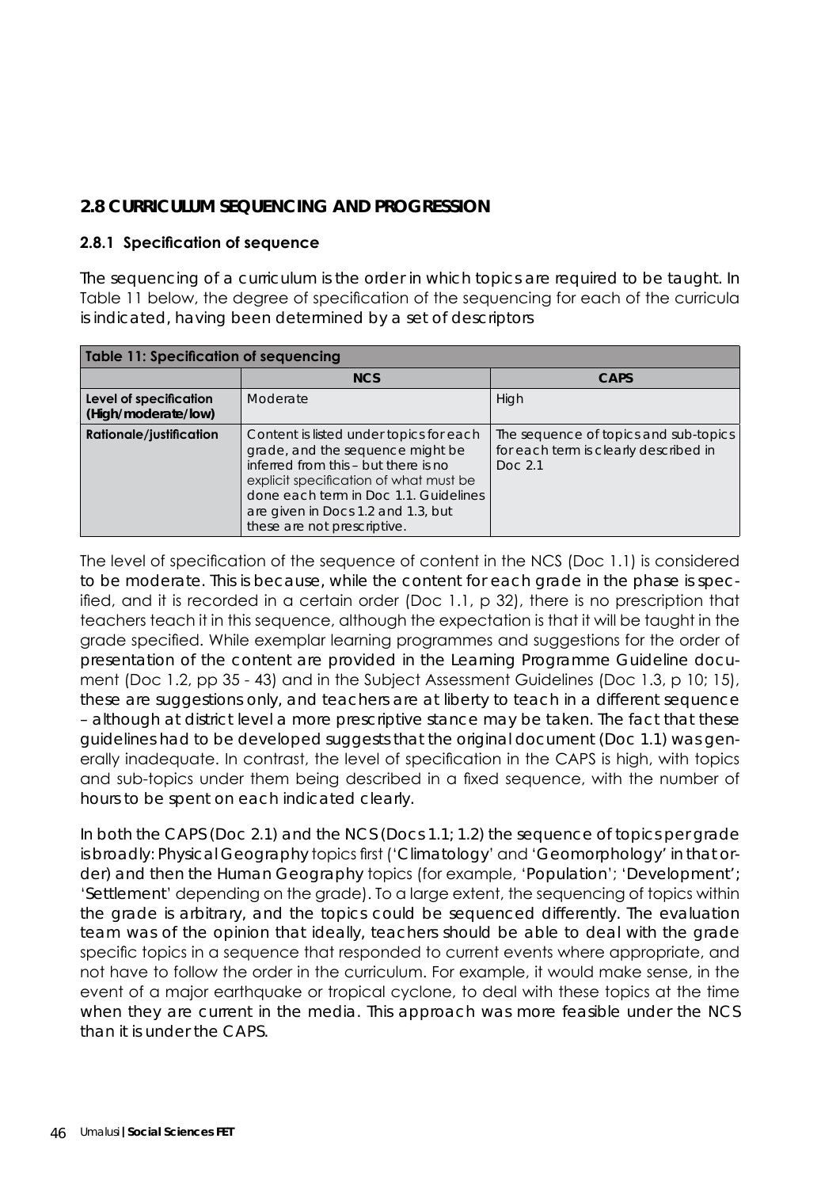## 2.8 CURRICULUM SEQUENCING AND PROGRESSION

### 2.8.1 Specification of sequence

The sequencing of a curriculum is the order in which topics are required to be taught. In Table 11 below, the degree of specification of the sequencing for each of the curricula is indicated, having been determined by a set of descriptors

| Table 11: Specification of sequencing | | |
|---|---|---|
| | **NCS** | **CAPS** |
| **Level of specification (High/moderate/low)** | Moderate | High |
| **Rationale/justification** | Content is listed under topics for each grade, and the sequence might be inferred from this – but there is no explicit specification of what must be done each term in Doc 1.1. Guidelines are given in Docs 1.2 and 1.3, but these are not prescriptive. | The sequence of topics and sub-topics for each term is clearly described in Doc 2.1 |

The level of specification of the sequence of content in the NCS (Doc 1.1) is considered to be moderate. This is because, while the content for each grade in the phase is specified, and it is recorded in a certain order (Doc 1.1, p 32), there is no prescription that teachers teach it in this sequence, although the expectation is that it will be taught in the grade specified. While exemplar learning programmes and suggestions for the order of presentation of the content are provided in the Learning Programme Guideline document (Doc 1.2, pp 35 - 43) and in the Subject Assessment Guidelines (Doc 1.3, p 10; 15), these are suggestions only, and teachers are at liberty to teach in a different sequence – although at district level a more prescriptive stance may be taken. The fact that these guidelines had to be developed suggests that the original document (Doc 1.1) was generally inadequate. In contrast, the level of specification in the CAPS is high, with topics and sub-topics under them being described in a fixed sequence, with the number of hours to be spent on each indicated clearly.

In both the CAPS (Doc 2.1) and the NCS (Docs 1.1; 1.2) the sequence of topics per grade is broadly: Physical Geography topics first ('Climatology' and 'Geomorphology' in that order) and then the Human Geography topics (for example, 'Population'; 'Development'; 'Settlement' depending on the grade). To a large extent, the sequencing of topics within the grade is arbitrary, and the topics could be sequenced differently. The evaluation team was of the opinion that ideally, teachers should be able to deal with the grade specific topics in a sequence that responded to current events where appropriate, and not have to follow the order in the curriculum. For example, it would make sense, in the event of a major earthquake or tropical cyclone, to deal with these topics at the time when they are current in the media. This approach was more feasible under the NCS than it is under the CAPS.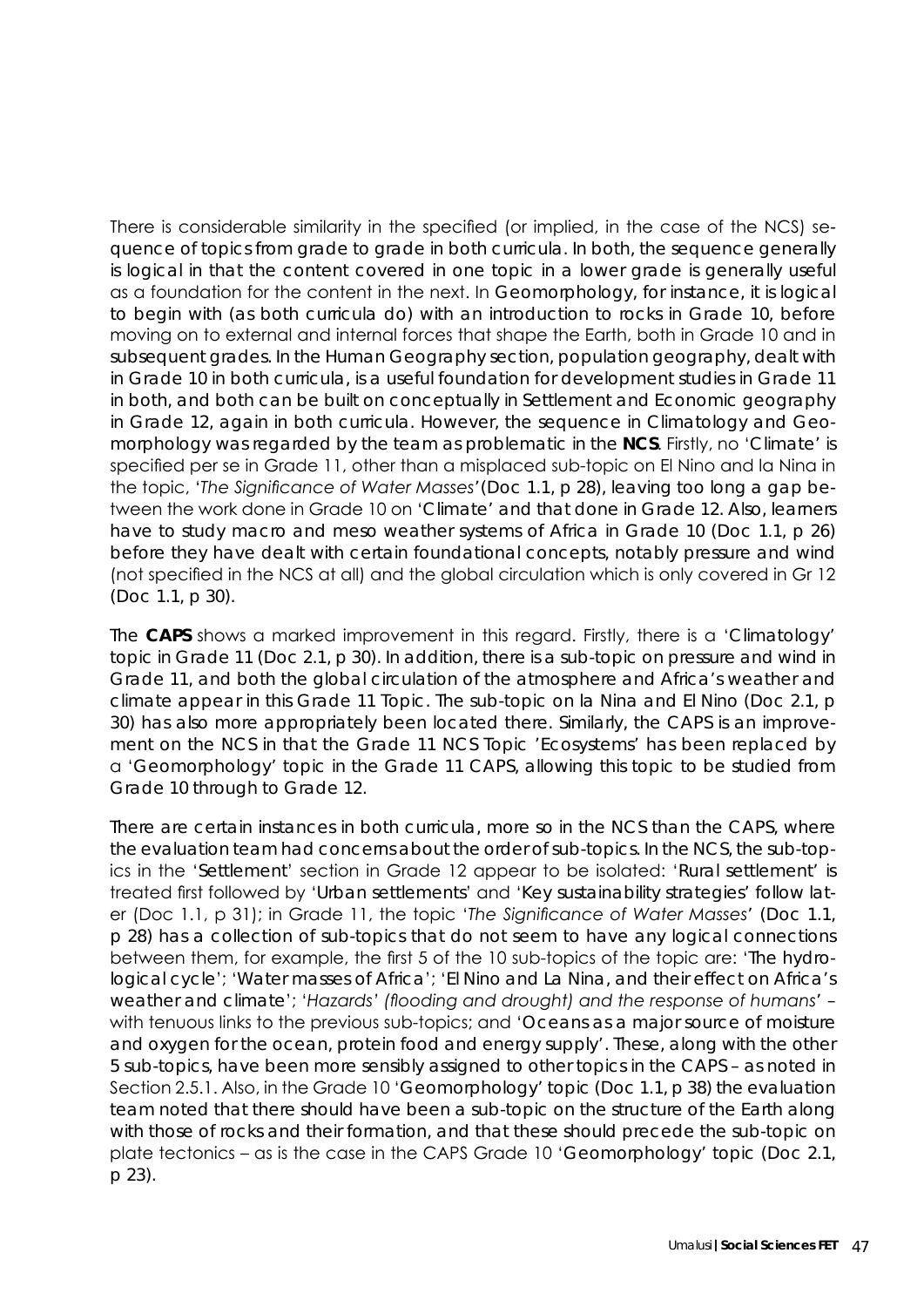There is considerable similarity in the specified (or implied, in the case of the NCS) sequence of topics from grade to grade in both curricula. In both, the sequence generally is logical in that the content covered in one topic in a lower grade is generally useful as a foundation for the content in the next. In Geomorphology, for instance, it is logical to begin with (as both curricula do) with an introduction to rocks in Grade 10, before moving on to external and internal forces that shape the Earth, both in Grade 10 and in subsequent grades. In the Human Geography section, population geography, dealt with in Grade 10 in both curricula, is a useful foundation for development studies in Grade 11 in both, and both can be built on conceptually in Settlement and Economic geography in Grade 12, again in both curricula. However, the sequence in Climatology and Geomorphology was regarded by the team as problematic in the **NCS**. Firstly, no 'Climate' is specified per se in Grade 11, other than a misplaced sub-topic on El Nino and la Nina in the topic, '*The Significance of Water Masses*' (Doc 1.1, p 28), leaving too long a gap between the work done in Grade 10 on 'Climate' and that done in Grade 12. Also, learners have to study macro and meso weather systems of Africa in Grade 10 (Doc 1.1, p 26) before they have dealt with certain foundational concepts, notably pressure and wind (not specified in the NCS at all) and the global circulation which is only covered in Gr 12 (Doc 1.1, p 30).

The **CAPS** shows a marked improvement in this regard. Firstly, there is a 'Climatology' topic in Grade 11 (Doc 2.1, p 30). In addition, there is a sub-topic on pressure and wind in Grade 11, and both the global circulation of the atmosphere and Africa's weather and climate appear in this Grade 11 Topic. The sub-topic on la Nina and El Nino (Doc 2.1, p 30) has also more appropriately been located there. Similarly, the CAPS is an improvement on the NCS in that the Grade 11 NCS Topic 'Ecosystems' has been replaced by a 'Geomorphology' topic in the Grade 11 CAPS, allowing this topic to be studied from Grade 10 through to Grade 12.

There are certain instances in both curricula, more so in the NCS than the CAPS, where the evaluation team had concerns about the order of sub-topics. In the NCS, the sub-topics in the 'Settlement' section in Grade 12 appear to be isolated: 'Rural settlement' is treated first followed by 'Urban settlements' and 'Key sustainability strategies' follow later (Doc 1.1, p 31); in Grade 11, the topic '*The Significance of Water Masses*' (Doc 1.1, p 28) has a collection of sub-topics that do not seem to have any logical connections between them, for example, the first 5 of the 10 sub-topics of the topic are: 'The hydrological cycle'; 'Water masses of Africa'; 'El Nino and La Nina, and their effect on Africa's weather and climate'; '*Hazards' (flooding and drought) and the response of humans*' – with tenuous links to the previous sub-topics; and 'Oceans as a major source of moisture and oxygen for the ocean, protein food and energy supply'. These, along with the other 5 sub-topics, have been more sensibly assigned to other topics in the CAPS – as noted in Section 2.5.1. Also, in the Grade 10 'Geomorphology' topic (Doc 1.1, p 38) the evaluation team noted that there should have been a sub-topic on the structure of the Earth along with those of rocks and their formation, and that these should precede the sub-topic on plate tectonics – as is the case in the CAPS Grade 10 'Geomorphology' topic (Doc 2.1, p 23).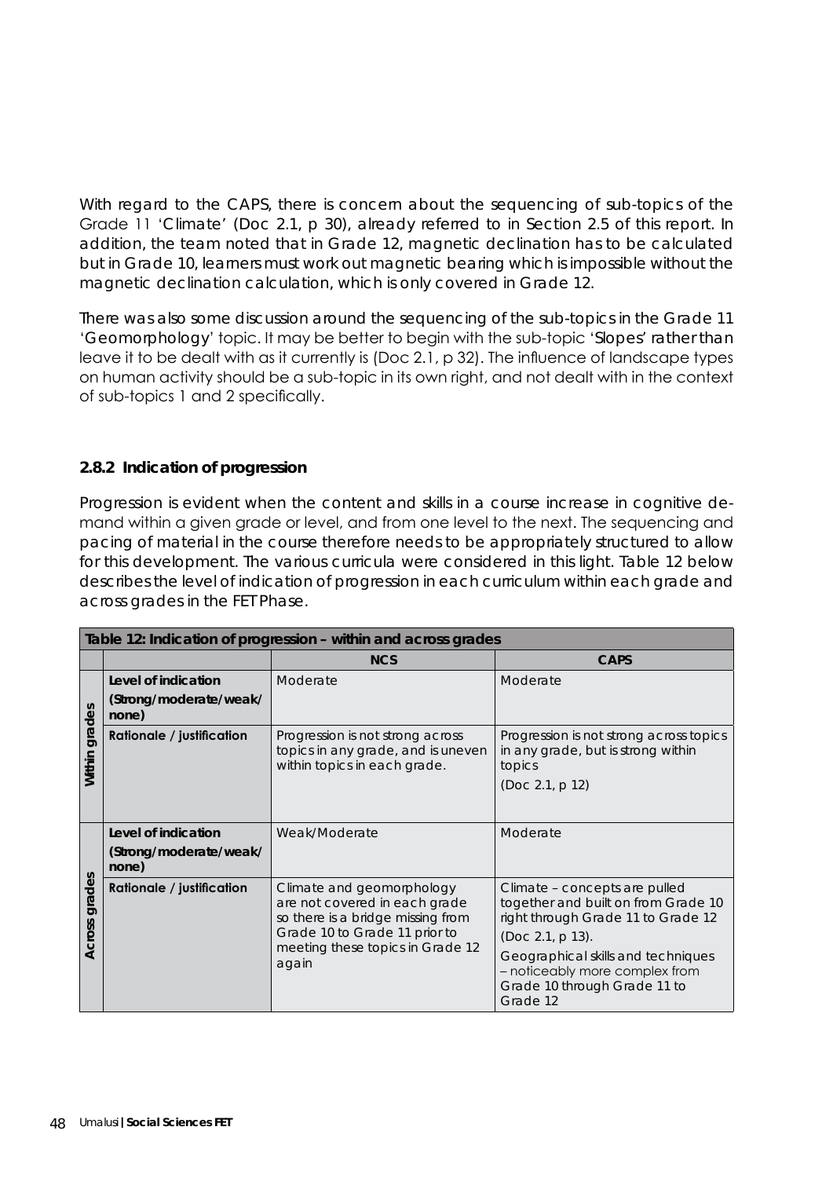With regard to the CAPS, there is concern about the sequencing of sub-topics of the Grade 11 'Climate' (Doc 2.1, p 30), already referred to in Section 2.5 of this report. In addition, the team noted that in Grade 12, magnetic declination has to be calculated but in Grade 10, learners must work out magnetic bearing which is impossible without the magnetic declination calculation, which is only covered in Grade 12.

There was also some discussion around the sequencing of the sub-topics in the Grade 11 'Geomorphology' topic. It may be better to begin with the sub-topic 'Slopes' rather than leave it to be dealt with as it currently is (Doc 2.1, p 32). The influence of landscape types on human activity should be a sub-topic in its own right, and not dealt with in the context of sub-topics 1 and 2 specifically.

### 2.8.2 Indication of progression

Progression is evident when the content and skills in a course increase in cognitive demand within a given grade or level, and from one level to the next. The sequencing and pacing of material in the course therefore needs to be appropriately structured to allow for this development. The various curricula were considered in this light. Table 12 below describes the level of indication of progression in each curriculum within each grade and across grades in the FET Phase.

**Table 12: Indication of progression – within and across grades**

| | | NCS | CAPS |
|---|---|---|---|
| Within grades | **Level of indication (Strong/moderate/weak/none)** | Moderate | Moderate |
| | **Rationale / justification** | Progression is not strong across topics in any grade, and is uneven within topics in each grade. | Progression is not strong across topics in any grade, but is strong within topics (Doc 2.1, p 12) |
| Across grades | **Level of indication (Strong/moderate/weak/none)** | Weak/Moderate | Moderate |
| | **Rationale / justification** | Climate and geomorphology are not covered in each grade so there is a bridge missing from Grade 10 to Grade 11 prior to meeting these topics in Grade 12 again | Climate – concepts are pulled together and built on from Grade 10 right through Grade 11 to Grade 12 (Doc 2.1, p 13). Geographical skills and techniques – noticeably more complex from Grade 10 through Grade 11 to Grade 12 |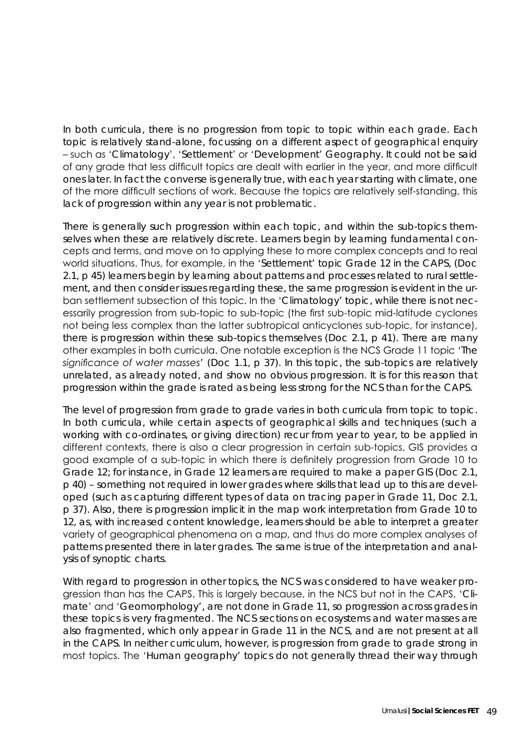In both curricula, there is no progression from topic to topic within each grade. Each topic is relatively stand-alone, focussing on a different aspect of geographical enquiry – such as 'Climatology', 'Settlement' or 'Development' Geography. It could not be said of any grade that less difficult topics are dealt with earlier in the year, and more difficult ones later. In fact the converse is generally true, with each year starting with climate, one of the more difficult sections of work. Because the topics are relatively self-standing, this lack of progression within any year is not problematic.

There is generally such progression within each topic, and within the sub-topics themselves when these are relatively discrete. Learners begin by learning fundamental concepts and terms, and move on to applying these to more complex concepts and to real world situations. Thus, for example, in the 'Settlement' topic Grade 12 in the CAPS, (Doc 2.1, p 45) learners begin by learning about patterns and processes related to rural settlement, and then consider issues regarding these, the same progression is evident in the urban settlement subsection of this topic. In the 'Climatology' topic, while there is not necessarily progression from sub-topic to sub-topic (the first sub-topic mid-latitude cyclones not being less complex than the latter subtropical anticyclones sub-topic, for instance), there is progression within these sub-topics themselves (Doc 2.1, p 41). There are many other examples in both curricula. One notable exception is the NCS Grade 11 topic '*The significance of water masses*' (Doc 1.1, p 37). In this topic, the sub-topics are relatively unrelated, as already noted, and show no obvious progression. It is for this reason that progression within the grade is rated as being less strong for the NCS than for the CAPS.

The level of progression from grade to grade varies in both curricula from topic to topic. In both curricula, while certain aspects of geographical skills and techniques (such a working with co-ordinates, or giving direction) recur from year to year, to be applied in different contexts, there is also a clear progression in certain sub-topics. GIS provides a good example of a sub-topic in which there is definitely progression from Grade 10 to Grade 12; for instance, in Grade 12 learners are required to make a paper GIS (Doc 2.1, p 40) – something not required in lower grades where skills that lead up to this are developed (such as capturing different types of data on tracing paper in Grade 11, Doc 2.1, p 37). Also, there is progression implicit in the map work interpretation from Grade 10 to 12, as, with increased content knowledge, learners should be able to interpret a greater variety of geographical phenomena on a map, and thus do more complex analyses of patterns presented there in later grades. The same is true of the interpretation and analysis of synoptic charts.

With regard to progression in other topics, the NCS was considered to have weaker progression than has the CAPS. This is largely because, in the NCS but not in the CAPS, 'Climate' and 'Geomorphology', are not done in Grade 11, so progression across grades in these topics is very fragmented. The NCS sections on ecosystems and water masses are also fragmented, which only appear in Grade 11 in the NCS, and are not present at all in the CAPS. In neither curriculum, however, is progression from grade to grade strong in most topics. The 'Human geography' topics do not generally thread their way through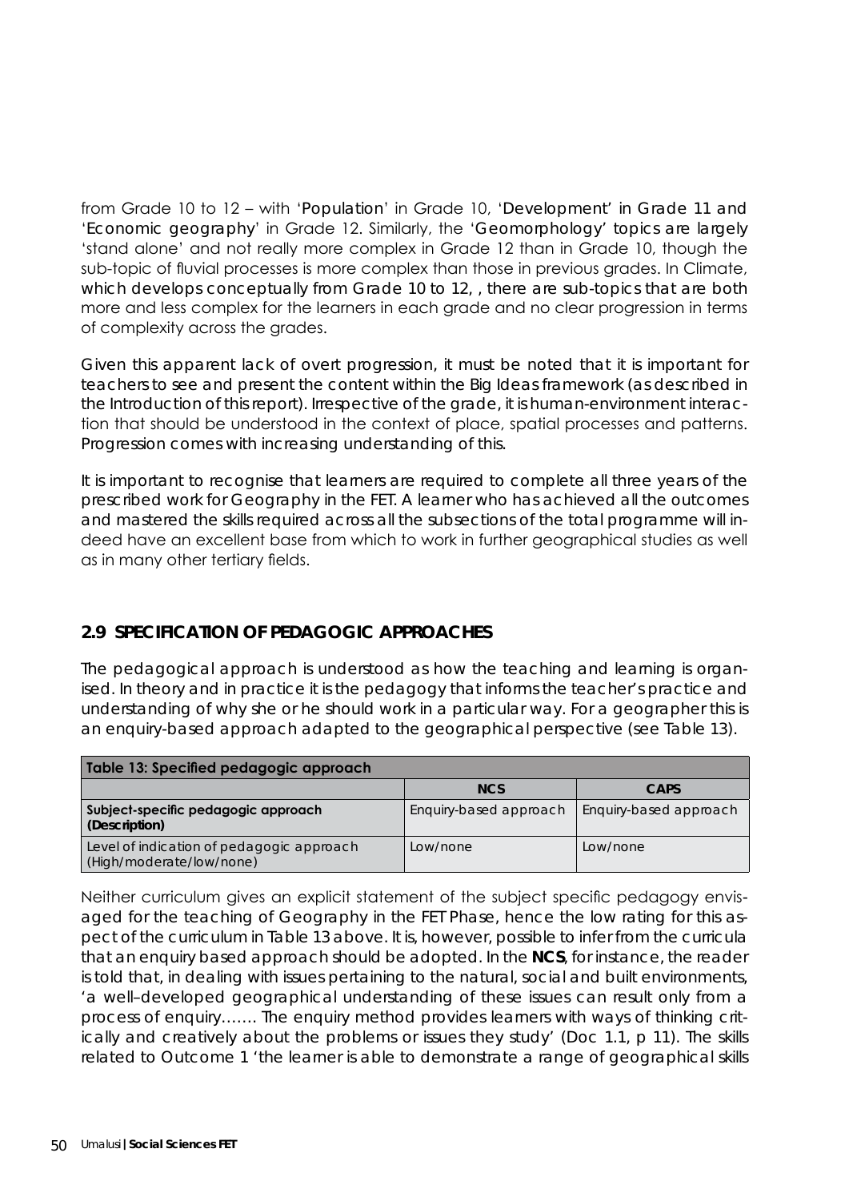from Grade 10 to 12 – with 'Population' in Grade 10, 'Development' in Grade 11 and 'Economic geography' in Grade 12. Similarly, the 'Geomorphology' topics are largely 'stand alone' and not really more complex in Grade 12 than in Grade 10, though the sub-topic of fluvial processes is more complex than those in previous grades. In Climate, which develops conceptually from Grade 10 to 12, , there are sub-topics that are both more and less complex for the learners in each grade and no clear progression in terms of complexity across the grades.

Given this apparent lack of overt progression, it must be noted that it is important for teachers to see and present the content within the Big Ideas framework (as described in the Introduction of this report). Irrespective of the grade, it is human-environment interaction that should be understood in the context of place, spatial processes and patterns. Progression comes with increasing understanding of this.

It is important to recognise that learners are required to complete all three years of the prescribed work for Geography in the FET. A learner who has achieved all the outcomes and mastered the skills required across all the subsections of the total programme will indeed have an excellent base from which to work in further geographical studies as well as in many other tertiary fields.

## 2.9 SPECIFICATION OF PEDAGOGIC APPROACHES

The pedagogical approach is understood as how the teaching and learning is organised. In theory and in practice it is the pedagogy that informs the teacher's practice and understanding of why she or he should work in a particular way. For a geographer this is an enquiry-based approach adapted to the geographical perspective (see Table 13).

| Table 13: Specified pedagogic approach | | |
|---|---|---|
| | **NCS** | **CAPS** |
| **Subject-specific pedagogic approach (Description)** | Enquiry-based approach | Enquiry-based approach |
| Level of indication of pedagogic approach (High/moderate/low/none) | Low/none | Low/none |

Neither curriculum gives an explicit statement of the subject specific pedagogy envisaged for the teaching of Geography in the FET Phase, hence the low rating for this aspect of the curriculum in Table 13 above. It is, however, possible to infer from the curricula that an enquiry based approach should be adopted. In the **NCS**, for instance, the reader is told that, in dealing with issues pertaining to the natural, social and built environments, 'a well–developed geographical understanding of these issues can result only from a process of enquiry……. The enquiry method provides learners with ways of thinking critically and creatively about the problems or issues they study' (Doc 1.1, p 11). The skills related to Outcome 1 'the learner is able to demonstrate a range of geographical skills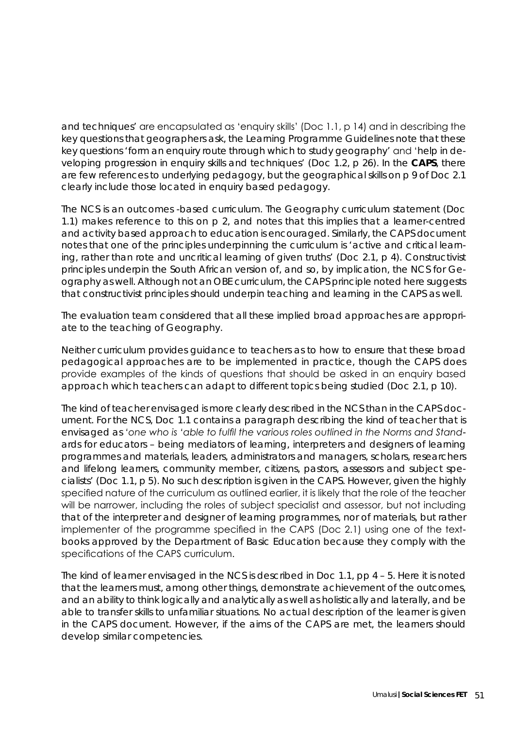and techniques' are encapsulated as 'enquiry skills' (Doc 1.1, p 14) and in describing the key questions that geographers ask, the Learning Programme Guidelines note that these key questions 'form an enquiry route through which to study geography' and 'help in developing progression in enquiry skills and techniques' (Doc 1.2, p 26). In the **CAPS**, there are few references to underlying pedagogy, but the geographical skills on p 9 of Doc 2.1 clearly include those located in enquiry based pedagogy.

The NCS is an outcomes -based curriculum. The Geography curriculum statement (Doc 1.1) makes reference to this on p 2, and notes that this implies that a learner-centred and activity based approach to education is encouraged. Similarly, the CAPS document notes that one of the principles underpinning the curriculum is 'active and critical learning, rather than rote and uncritical learning of given truths' (Doc 2.1, p 4). Constructivist principles underpin the South African version of, and so, by implication, the NCS for Geography as well. Although not an OBE curriculum, the CAPS principle noted here suggests that constructivist principles should underpin teaching and learning in the CAPS as well.

The evaluation team considered that all these implied broad approaches are appropriate to the teaching of Geography.

Neither curriculum provides guidance to teachers as to how to ensure that these broad pedagogical approaches are to be implemented in practice, though the CAPS does provide examples of the kinds of questions that should be asked in an enquiry based approach which teachers can adapt to different topics being studied (Doc 2.1, p 10).

The kind of teacher envisaged is more clearly described in the NCS than in the CAPS document. For the NCS, Doc 1.1 contains a paragraph describing the kind of teacher that is envisaged as '*one who is 'able to fulfil the various roles outlined in the Norms and Standards* for educators – being mediators of learning, interpreters and designers of learning programmes and materials, leaders, administrators and managers, scholars, researchers and lifelong learners, community member, citizens, pastors, assessors and subject specialists' (Doc 1.1, p 5). No such description is given in the CAPS. However, given the highly specified nature of the curriculum as outlined earlier, it is likely that the role of the teacher will be narrower, including the roles of subject specialist and assessor, but not including that of the interpreter and designer of learning programmes, nor of materials, but rather implementer of the programme specified in the CAPS (Doc 2.1) using one of the textbooks approved by the Department of Basic Education because they comply with the specifications of the CAPS curriculum.

The kind of learner envisaged in the NCS is described in Doc 1.1, pp 4 – 5. Here it is noted that the learners must, among other things, demonstrate achievement of the outcomes, and an ability to think logically and analytically as well as holistically and laterally, and be able to transfer skills to unfamiliar situations. No actual description of the learner is given in the CAPS document. However, if the aims of the CAPS are met, the learners should develop similar competencies.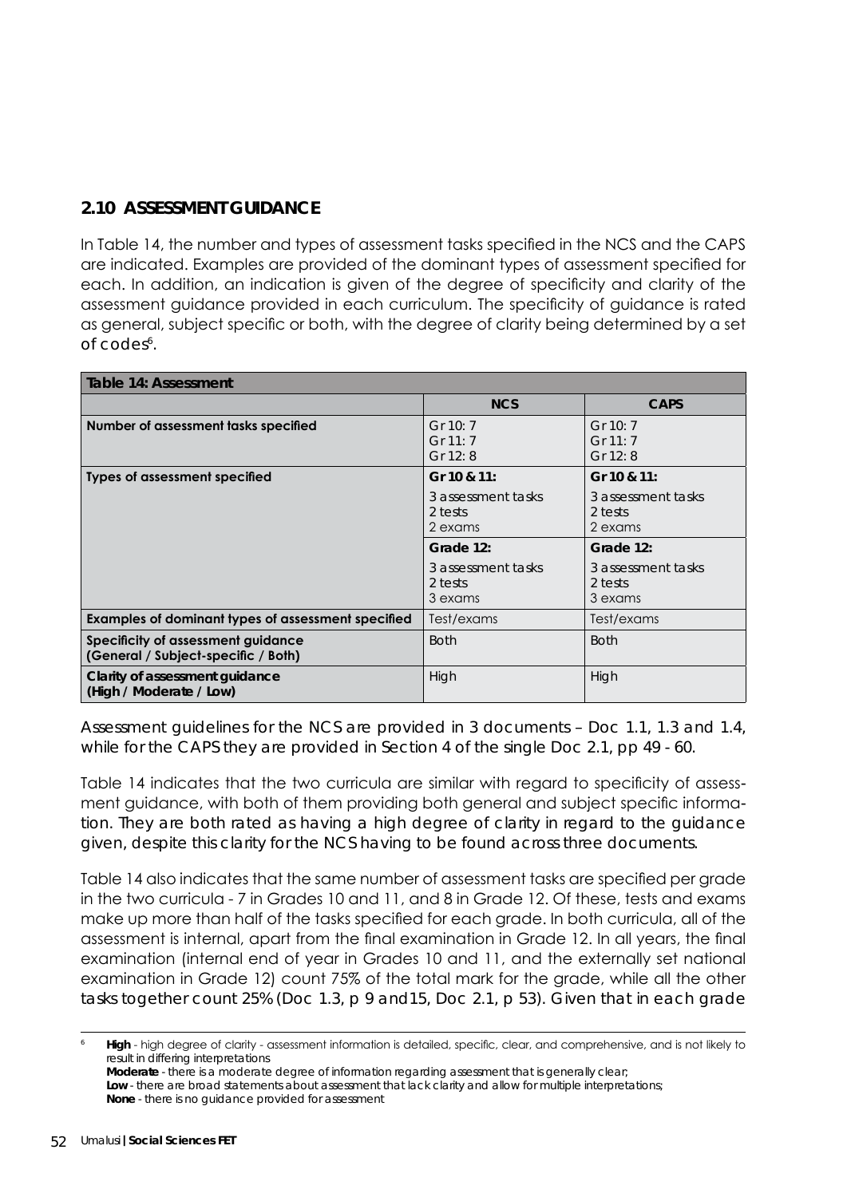## 2.10 ASSESSMENT GUIDANCE

In Table 14, the number and types of assessment tasks specified in the NCS and the CAPS are indicated. Examples are provided of the dominant types of assessment specified for each. In addition, an indication is given of the degree of specificity and clarity of the assessment guidance provided in each curriculum. The specificity of guidance is rated as general, subject specific or both, with the degree of clarity being determined by a set of codes[6].

| Table 14: Assessment | | |
|---|---|---|
| | **NCS** | **CAPS** |
| **Number of assessment tasks specified** | Gr 10: 7<br>Gr 11: 7<br>Gr 12: 8 | Gr 10: 7<br>Gr 11: 7<br>Gr 12: 8 |
| **Types of assessment specified** | **Gr 10 & 11:**<br>3 assessment tasks<br>2 tests<br>2 exams | **Gr 10 & 11:**<br>3 assessment tasks<br>2 tests<br>2 exams |
| | **Grade 12:**<br>3 assessment tasks<br>2 tests<br>3 exams | **Grade 12:**<br>3 assessment tasks<br>2 tests<br>3 exams |
| **Examples of dominant types of assessment specified** | Test/exams | Test/exams |
| **Specificity of assessment guidance (General / Subject-specific / Both)** | Both | Both |
| **Clarity of assessment guidance (High / Moderate / Low)** | High | High |

Assessment guidelines for the NCS are provided in 3 documents – Doc 1.1, 1.3 and 1.4, while for the CAPS they are provided in Section 4 of the single Doc 2.1, pp 49 - 60.

Table 14 indicates that the two curricula are similar with regard to specificity of assessment guidance, with both of them providing both general and subject specific information. They are both rated as having a high degree of clarity in regard to the guidance given, despite this clarity for the NCS having to be found across three documents.

Table 14 also indicates that the same number of assessment tasks are specified per grade in the two curricula - 7 in Grades 10 and 11, and 8 in Grade 12. Of these, tests and exams make up more than half of the tasks specified for each grade. In both curricula, all of the assessment is internal, apart from the final examination in Grade 12. In all years, the final examination (internal end of year in Grades 10 and 11, and the externally set national examination in Grade 12) count 75% of the total mark for the grade, while all the other tasks together count 25% (Doc 1.3, p 9 and15, Doc 2.1, p 53). Given that in each grade

---

[6] **High** - high degree of clarity - assessment information is detailed, specific, clear, and comprehensive, and is not likely to result in differing interpretations
**Moderate** - there is a moderate degree of information regarding assessment that is generally clear;
**Low** - there are broad statements about assessment that lack clarity and allow for multiple interpretations;
**None** - there is no guidance provided for assessment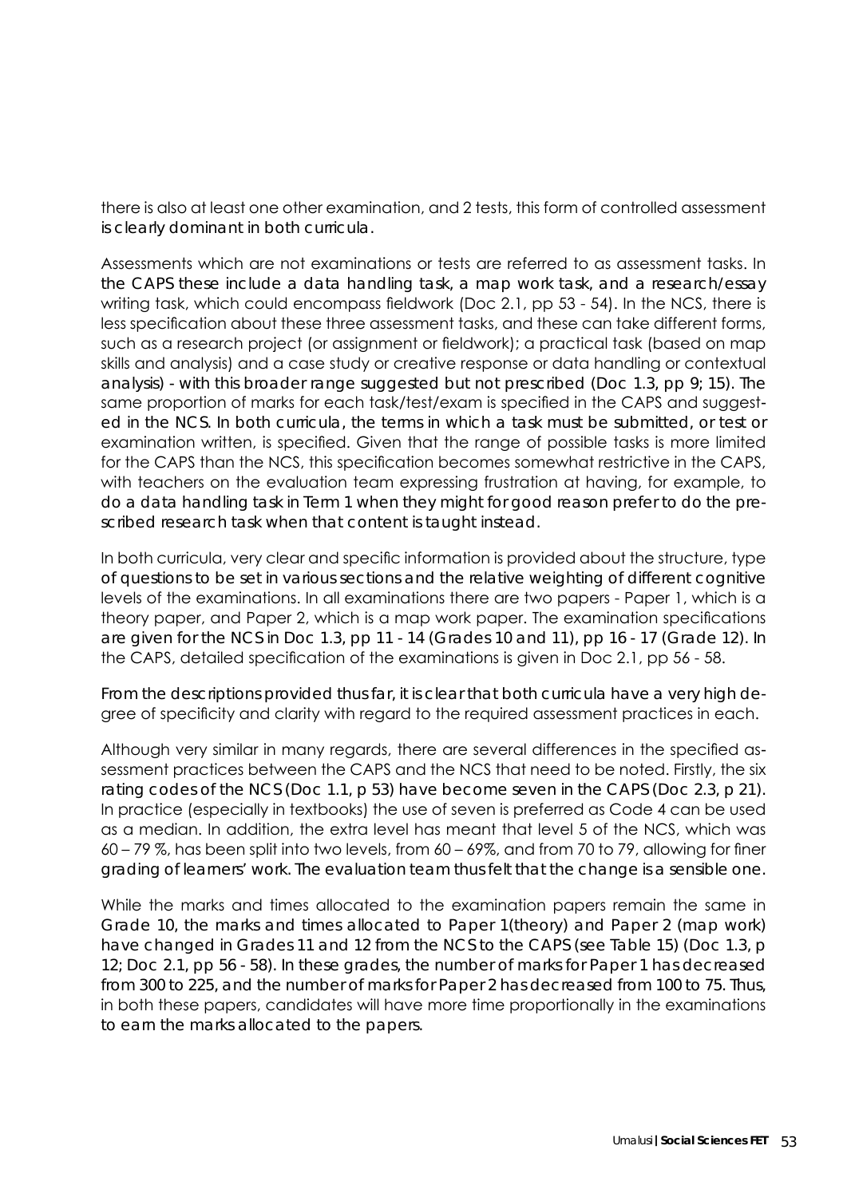there is also at least one other examination, and 2 tests, this form of controlled assessment is clearly dominant in both curricula.

Assessments which are not examinations or tests are referred to as assessment tasks. In the CAPS these include a data handling task, a map work task, and a research/essay writing task, which could encompass fieldwork (Doc 2.1, pp 53 - 54). In the NCS, there is less specification about these three assessment tasks, and these can take different forms, such as a research project (or assignment or fieldwork); a practical task (based on map skills and analysis) and a case study or creative response or data handling or contextual analysis) - with this broader range suggested but not prescribed (Doc 1.3, pp 9; 15). The same proportion of marks for each task/test/exam is specified in the CAPS and suggested in the NCS. In both curricula, the terms in which a task must be submitted, or test or examination written, is specified. Given that the range of possible tasks is more limited for the CAPS than the NCS, this specification becomes somewhat restrictive in the CAPS, with teachers on the evaluation team expressing frustration at having, for example, to do a data handling task in Term 1 when they might for good reason prefer to do the prescribed research task when that content is taught instead.

In both curricula, very clear and specific information is provided about the structure, type of questions to be set in various sections and the relative weighting of different cognitive levels of the examinations. In all examinations there are two papers - Paper 1, which is a theory paper, and Paper 2, which is a map work paper. The examination specifications are given for the NCS in Doc 1.3, pp 11 - 14 (Grades 10 and 11), pp 16 - 17 (Grade 12). In the CAPS, detailed specification of the examinations is given in Doc 2.1, pp 56 - 58.

From the descriptions provided thus far, it is clear that both curricula have a very high degree of specificity and clarity with regard to the required assessment practices in each.

Although very similar in many regards, there are several differences in the specified assessment practices between the CAPS and the NCS that need to be noted. Firstly, the six rating codes of the NCS (Doc 1.1, p 53) have become seven in the CAPS (Doc 2.3, p 21). In practice (especially in textbooks) the use of seven is preferred as Code 4 can be used as a median. In addition, the extra level has meant that level 5 of the NCS, which was 60 – 79 %, has been split into two levels, from 60 – 69%, and from 70 to 79, allowing for finer grading of learners' work. The evaluation team thus felt that the change is a sensible one.

While the marks and times allocated to the examination papers remain the same in Grade 10, the marks and times allocated to Paper 1(theory) and Paper 2 (map work) have changed in Grades 11 and 12 from the NCS to the CAPS (see Table 15) (Doc 1.3, p 12; Doc 2.1, pp 56 - 58). In these grades, the number of marks for Paper 1 has decreased from 300 to 225, and the number of marks for Paper 2 has decreased from 100 to 75. Thus, in both these papers, candidates will have more time proportionally in the examinations to earn the marks allocated to the papers.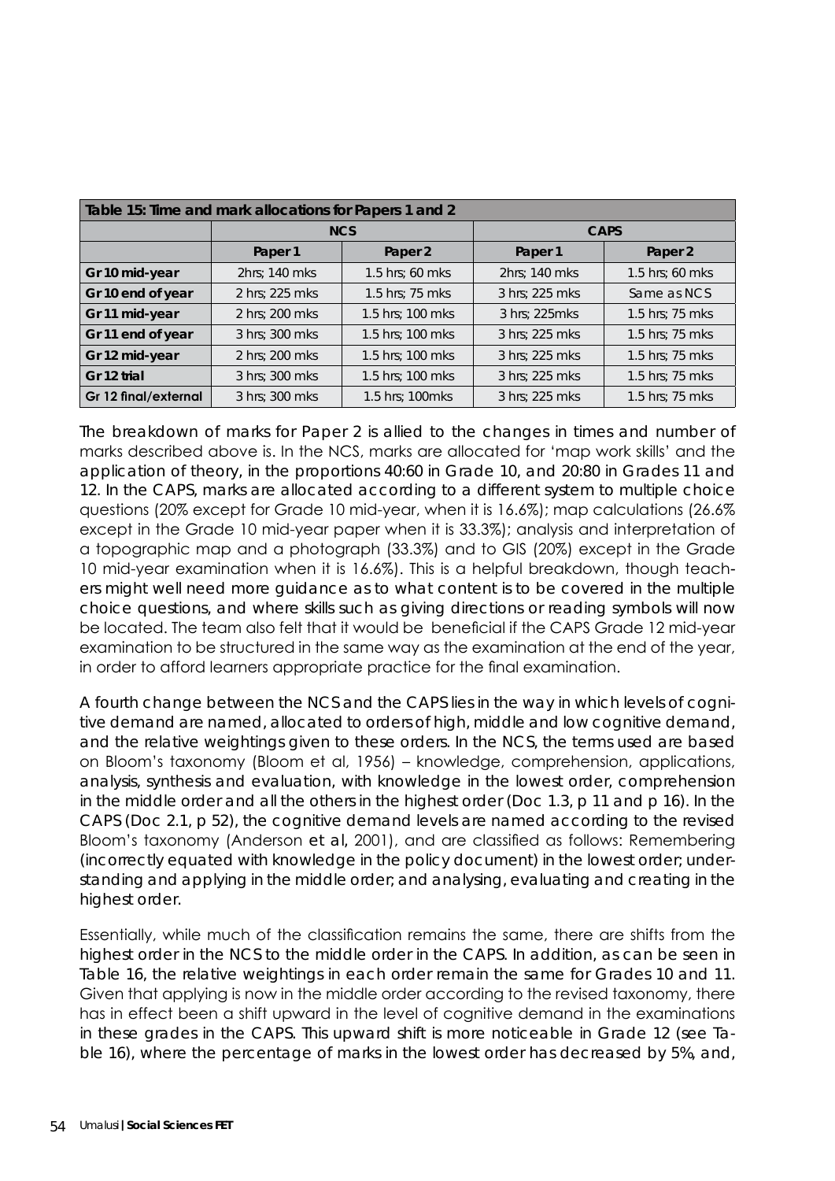| Table 15: Time and mark allocations for Papers 1 and 2 | | | | |
|---|---|---|---|---|
| | NCS | | CAPS | |
| | Paper 1 | Paper 2 | Paper 1 | Paper 2 |
| Gr 10 mid-year | 2hrs; 140 mks | 1.5 hrs; 60 mks | 2hrs; 140 mks | 1.5 hrs; 60 mks |
| Gr 10 end of year | 2 hrs; 225 mks | 1.5 hrs; 75 mks | 3 hrs; 225 mks | Same as NCS |
| Gr 11 mid-year | 2 hrs; 200 mks | 1.5 hrs; 100 mks | 3 hrs; 225mks | 1.5 hrs; 75 mks |
| Gr 11 end of year | 3 hrs; 300 mks | 1.5 hrs; 100 mks | 3 hrs; 225 mks | 1.5 hrs; 75 mks |
| Gr 12 mid-year | 2 hrs; 200 mks | 1.5 hrs; 100 mks | 3 hrs; 225 mks | 1.5 hrs; 75 mks |
| Gr 12 trial | 3 hrs; 300 mks | 1.5 hrs; 100 mks | 3 hrs; 225 mks | 1.5 hrs; 75 mks |
| Gr 12 final/external | 3 hrs; 300 mks | 1.5 hrs; 100mks | 3 hrs; 225 mks | 1.5 hrs; 75 mks |

The breakdown of marks for Paper 2 is allied to the changes in times and number of marks described above is. In the NCS, marks are allocated for 'map work skills' and the application of theory, in the proportions 40:60 in Grade 10, and 20:80 in Grades 11 and 12. In the CAPS, marks are allocated according to a different system to multiple choice questions (20% except for Grade 10 mid-year, when it is 16.6%); map calculations (26.6% except in the Grade 10 mid-year paper when it is 33.3%); analysis and interpretation of a topographic map and a photograph (33.3%) and to GIS (20%) except in the Grade 10 mid-year examination when it is 16.6%). This is a helpful breakdown, though teachers might well need more guidance as to what content is to be covered in the multiple choice questions, and where skills such as giving directions or reading symbols will now be located. The team also felt that it would be beneficial if the CAPS Grade 12 mid-year examination to be structured in the same way as the examination at the end of the year, in order to afford learners appropriate practice for the final examination.

A fourth change between the NCS and the CAPS lies in the way in which levels of cognitive demand are named, allocated to orders of high, middle and low cognitive demand, and the relative weightings given to these orders. In the NCS, the terms used are based on Bloom's taxonomy (Bloom et al, 1956) – knowledge, comprehension, applications, analysis, synthesis and evaluation, with knowledge in the lowest order, comprehension in the middle order and all the others in the highest order (Doc 1.3, p 11 and p 16). In the CAPS (Doc 2.1, p 52), the cognitive demand levels are named according to the revised Bloom's taxonomy (Anderson *et al*, 2001), and are classified as follows: Remembering (incorrectly equated with knowledge in the policy document) in the lowest order; understanding and applying in the middle order; and analysing, evaluating and creating in the highest order.

Essentially, while much of the classification remains the same, there are shifts from the highest order in the NCS to the middle order in the CAPS. In addition, as can be seen in Table 16, the relative weightings in each order remain the same for Grades 10 and 11. Given that applying is now in the middle order according to the revised taxonomy, there has in effect been a shift upward in the level of cognitive demand in the examinations in these grades in the CAPS. This upward shift is more noticeable in Grade 12 (see Table 16), where the percentage of marks in the lowest order has decreased by 5%, and,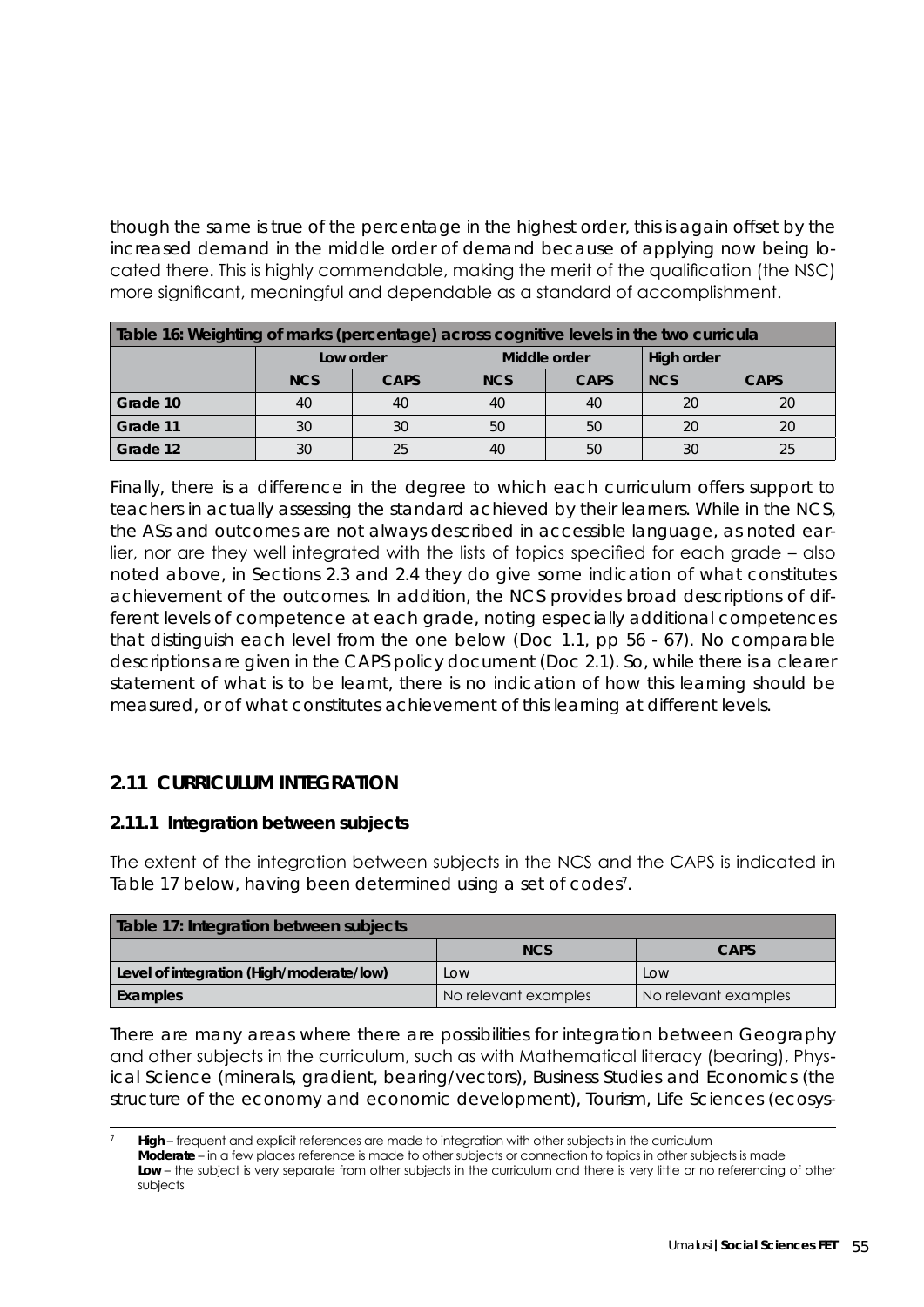though the same is true of the percentage in the highest order, this is again offset by the increased demand in the middle order of demand because of applying now being located there. This is highly commendable, making the merit of the qualification (the NSC) more significant, meaningful and dependable as a standard of accomplishment.

| Table 16: Weighting of marks (percentage) across cognitive levels in the two curricula | | | | | | |
|---|---|---|---|---|---|---|
| | Low order | | Middle order | | High order | |
| | NCS | CAPS | NCS | CAPS | NCS | CAPS |
| Grade 10 | 40 | 40 | 40 | 40 | 20 | 20 |
| Grade 11 | 30 | 30 | 50 | 50 | 20 | 20 |
| Grade 12 | 30 | 25 | 40 | 50 | 30 | 25 |

Finally, there is a difference in the degree to which each curriculum offers support to teachers in actually assessing the standard achieved by their learners. While in the NCS, the ASs and outcomes are not always described in accessible language, as noted earlier, nor are they well integrated with the lists of topics specified for each grade – also noted above, in Sections 2.3 and 2.4 they do give some indication of what constitutes achievement of the outcomes. In addition, the NCS provides broad descriptions of different levels of competence at each grade, noting especially additional competences that distinguish each level from the one below (Doc 1.1, pp 56 - 67). No comparable descriptions are given in the CAPS policy document (Doc 2.1). So, while there is a clearer statement of what is to be learnt, there is no indication of how this learning should be measured, or of what constitutes achievement of this learning at different levels.

## 2.11 CURRICULUM INTEGRATION

### 2.11.1 Integration between subjects

The extent of the integration between subjects in the NCS and the CAPS is indicated in Table 17 below, having been determined using a set of codes[7].

| Table 17: Integration between subjects | | |
|---|---|---|
| | NCS | CAPS |
| Level of integration (High/moderate/low) | Low | Low |
| Examples | No relevant examples | No relevant examples |

There are many areas where there are possibilities for integration between Geography and other subjects in the curriculum, such as with Mathematical literacy (bearing), Physical Science (minerals, gradient, bearing/vectors), Business Studies and Economics (the structure of the economy and economic development), Tourism, Life Sciences (ecosys-

[7] **High** – frequent and explicit references are made to integration with other subjects in the curriculum
**Moderate** – in a few places reference is made to other subjects or connection to topics in other subjects is made
**Low** – the subject is very separate from other subjects in the curriculum and there is very little or no referencing of other subjects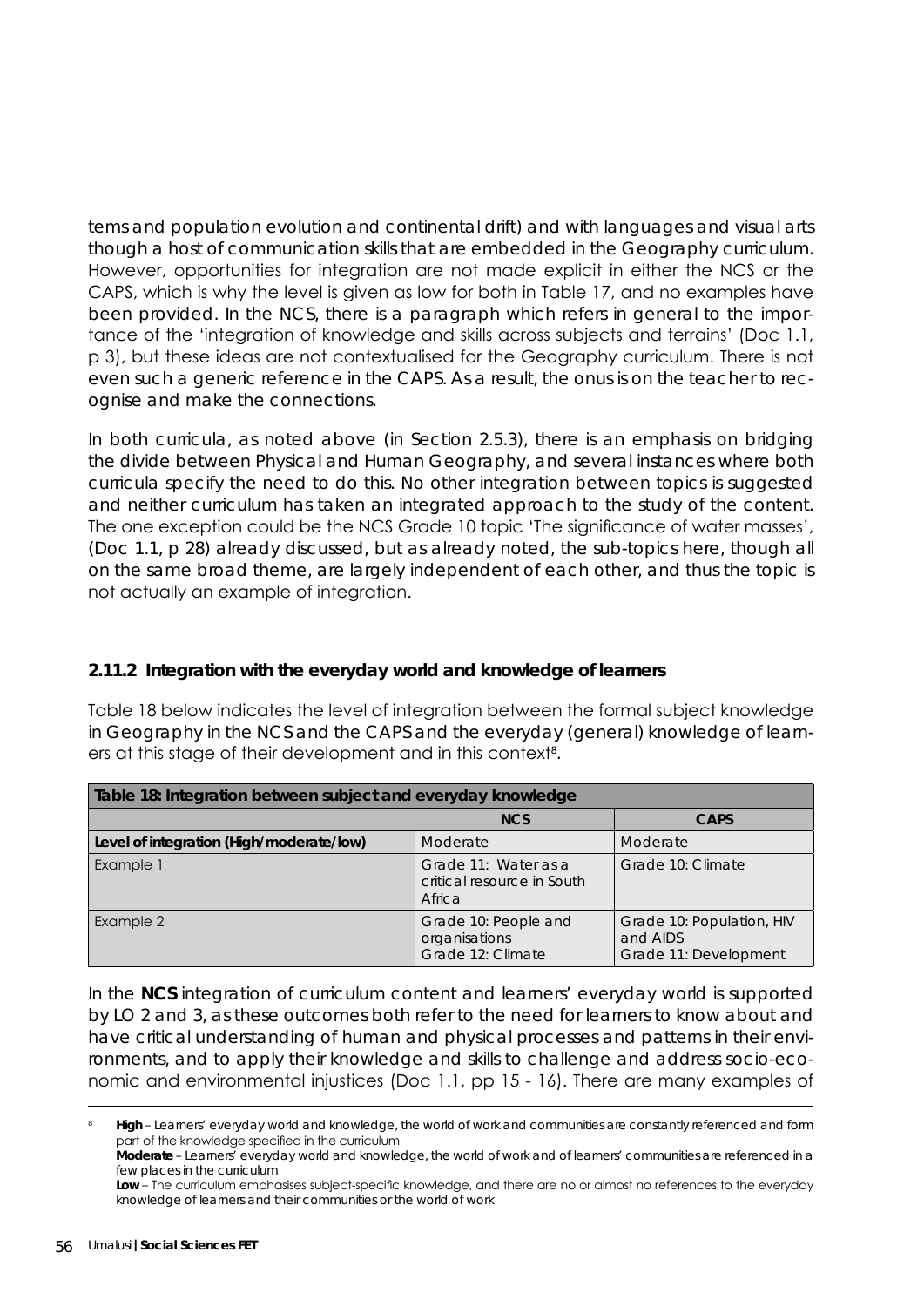tems and population evolution and continental drift) and with languages and visual arts though a host of communication skills that are embedded in the Geography curriculum. However, opportunities for integration are not made explicit in either the NCS or the CAPS, which is why the level is given as low for both in Table 17, and no examples have been provided. In the NCS, there is a paragraph which refers in general to the importance of the 'integration of knowledge and skills across subjects and terrains' (Doc 1.1, p 3), but these ideas are not contextualised for the Geography curriculum. There is not even such a generic reference in the CAPS. As a result, the onus is on the teacher to recognise and make the connections.

In both curricula, as noted above (in Section 2.5.3), there is an emphasis on bridging the divide between Physical and Human Geography, and several instances where both curricula specify the need to do this. No other integration between topics is suggested and neither curriculum has taken an integrated approach to the study of the content. The one exception could be the NCS Grade 10 topic 'The significance of water masses', (Doc 1.1, p 28) already discussed, but as already noted, the sub-topics here, though all on the same broad theme, are largely independent of each other, and thus the topic is not actually an example of integration.

### 2.11.2 Integration with the everyday world and knowledge of learners

Table 18 below indicates the level of integration between the formal subject knowledge in Geography in the NCS and the CAPS and the everyday (general) knowledge of learners at this stage of their development and in this context[8].

| Table 18: Integration between subject and everyday knowledge | | |
|---|---|---|
| | **NCS** | **CAPS** |
| **Level of integration (High/moderate/low)** | Moderate | Moderate |
| Example 1 | Grade 11: Water as a critical resource in South Africa | Grade 10: Climate |
| Example 2 | Grade 10: People and organisations<br>Grade 12: Climate | Grade 10: Population, HIV and AIDS<br>Grade 11: Development |

In the **NCS** integration of curriculum content and learners' everyday world is supported by LO 2 and 3, as these outcomes both refer to the need for learners to know about and have critical understanding of human and physical processes and patterns in their environments, and to apply their knowledge and skills to challenge and address socio-economic and environmental injustices (Doc 1.1, pp 15 - 16). There are many examples of

[8] **High** – Learners' everyday world and knowledge, the world of work and communities are constantly referenced and form part of the knowledge specified in the curriculum
**Moderate** – Learners' everyday world and knowledge, the world of work and of learners' communities are referenced in a few places in the curriculum
**Low** – The curriculum emphasises subject-specific knowledge, and there are no or almost no references to the everyday knowledge of learners and their communities or the world of work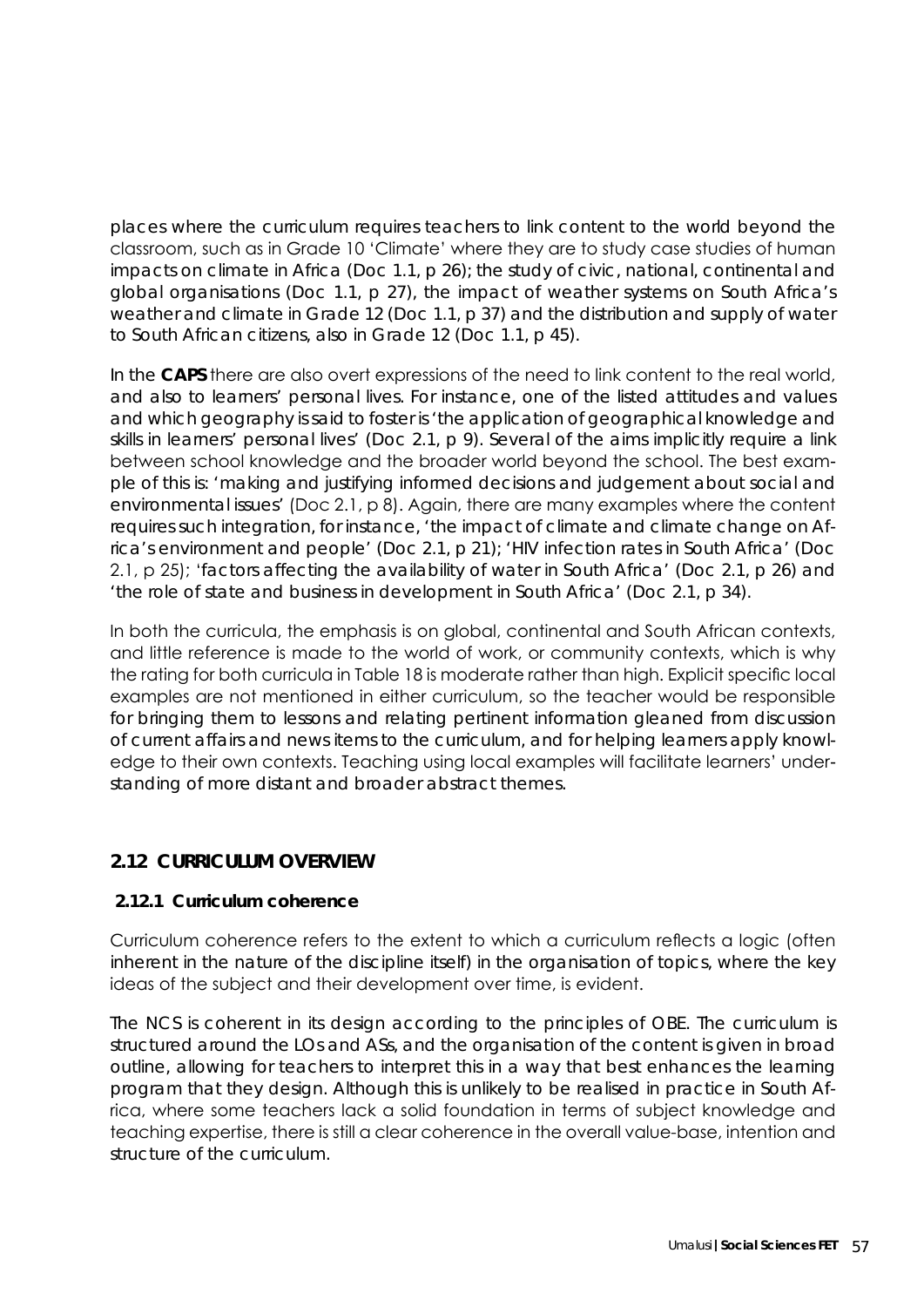places where the curriculum requires teachers to link content to the world beyond the classroom, such as in Grade 10 'Climate' where they are to study case studies of human impacts on climate in Africa (Doc 1.1, p 26); the study of civic, national, continental and global organisations (Doc 1.1, p 27), the impact of weather systems on South Africa's weather and climate in Grade 12 (Doc 1.1, p 37) and the distribution and supply of water to South African citizens, also in Grade 12 (Doc 1.1, p 45).

In the **CAPS** there are also overt expressions of the need to link content to the real world, and also to learners' personal lives. For instance, one of the listed attitudes and values and which geography is said to foster is 'the application of geographical knowledge and skills in learners' personal lives' (Doc 2.1, p 9). Several of the aims implicitly require a link between school knowledge and the broader world beyond the school. The best example of this is: 'making and justifying informed decisions and judgement about social and environmental issues' (Doc 2.1, p 8). Again, there are many examples where the content requires such integration, for instance, 'the impact of climate and climate change on Africa's environment and people' (Doc 2.1, p 21); 'HIV infection rates in South Africa' (Doc 2.1, p 25); 'factors affecting the availability of water in South Africa' (Doc 2.1, p 26) and 'the role of state and business in development in South Africa' (Doc 2.1, p 34).

In both the curricula, the emphasis is on global, continental and South African contexts, and little reference is made to the world of work, or community contexts, which is why the rating for both curricula in Table 18 is moderate rather than high. Explicit specific local examples are not mentioned in either curriculum, so the teacher would be responsible for bringing them to lessons and relating pertinent information gleaned from discussion of current affairs and news items to the curriculum, and for helping learners apply knowledge to their own contexts. Teaching using local examples will facilitate learners' understanding of more distant and broader abstract themes.

## 2.12 CURRICULUM OVERVIEW

### 2.12.1 Curriculum coherence

Curriculum coherence refers to the extent to which a curriculum reflects a logic (often inherent in the nature of the discipline itself) in the organisation of topics, where the key ideas of the subject and their development over time, is evident.

The NCS is coherent in its design according to the principles of OBE. The curriculum is structured around the LOs and ASs, and the organisation of the content is given in broad outline, allowing for teachers to interpret this in a way that best enhances the learning program that they design. Although this is unlikely to be realised in practice in South Africa, where some teachers lack a solid foundation in terms of subject knowledge and teaching expertise, there is still a clear coherence in the overall value-base, intention and structure of the curriculum.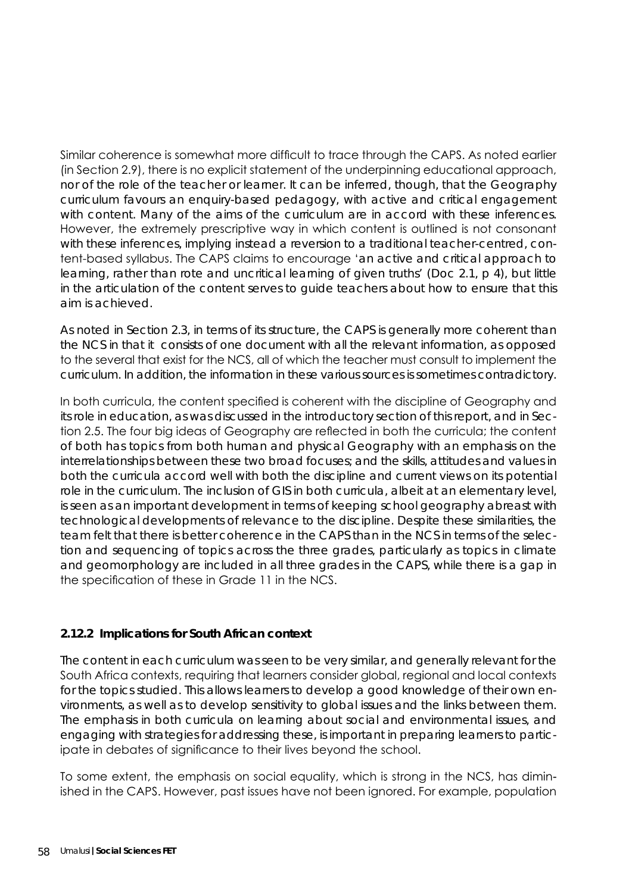Similar coherence is somewhat more difficult to trace through the CAPS. As noted earlier (in Section 2.9), there is no explicit statement of the underpinning educational approach, nor of the role of the teacher or learner. It can be inferred, though, that the Geography curriculum favours an enquiry-based pedagogy, with active and critical engagement with content. Many of the aims of the curriculum are in accord with these inferences. However, the extremely prescriptive way in which content is outlined is not consonant with these inferences, implying instead a reversion to a traditional teacher-centred, content-based syllabus. The CAPS claims to encourage 'an active and critical approach to learning, rather than rote and uncritical learning of given truths' (Doc 2.1, p 4), but little in the articulation of the content serves to guide teachers about how to ensure that this aim is achieved.

As noted in Section 2.3, in terms of its structure, the CAPS is generally more coherent than the NCS in that it consists of one document with all the relevant information, as opposed to the several that exist for the NCS, all of which the teacher must consult to implement the curriculum. In addition, the information in these various sources is sometimes contradictory.

In both curricula, the content specified is coherent with the discipline of Geography and its role in education, as was discussed in the introductory section of this report, and in Section 2.5. The four big ideas of Geography are reflected in both the curricula; the content of both has topics from both human and physical Geography with an emphasis on the interrelationships between these two broad focuses; and the skills, attitudes and values in both the curricula accord well with both the discipline and current views on its potential role in the curriculum. The inclusion of GIS in both curricula, albeit at an elementary level, is seen as an important development in terms of keeping school geography abreast with technological developments of relevance to the discipline. Despite these similarities, the team felt that there is better coherence in the CAPS than in the NCS in terms of the selection and sequencing of topics across the three grades, particularly as topics in climate and geomorphology are included in all three grades in the CAPS, while there is a gap in the specification of these in Grade 11 in the NCS.

### 2.12.2 Implications for South African context

The content in each curriculum was seen to be very similar, and generally relevant for the South Africa contexts, requiring that learners consider global, regional and local contexts for the topics studied. This allows learners to develop a good knowledge of their own environments, as well as to develop sensitivity to global issues and the links between them. The emphasis in both curricula on learning about social and environmental issues, and engaging with strategies for addressing these, is important in preparing learners to participate in debates of significance to their lives beyond the school.

To some extent, the emphasis on social equality, which is strong in the NCS, has diminished in the CAPS. However, past issues have not been ignored. For example, population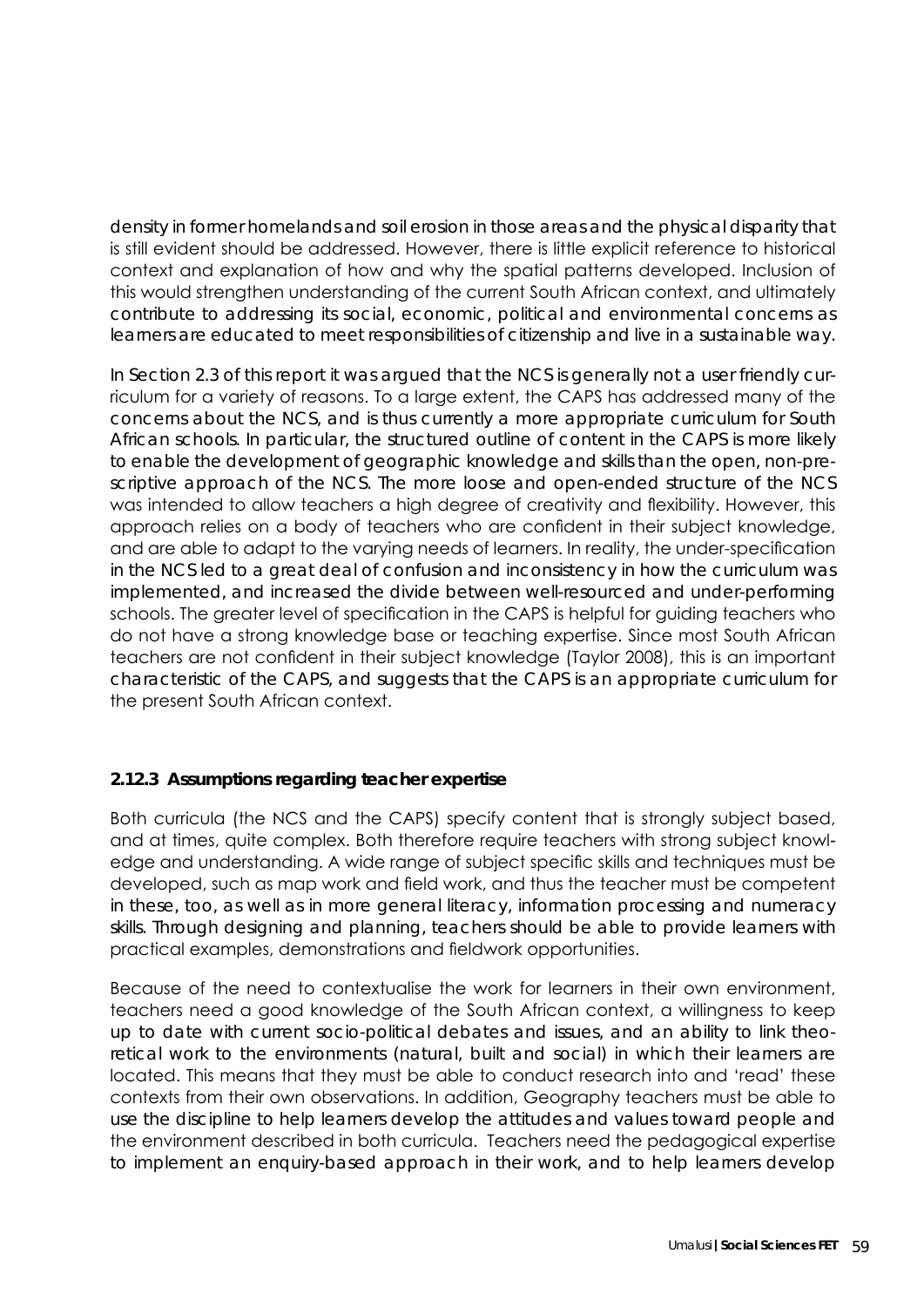density in former homelands and soil erosion in those areas and the physical disparity that is still evident should be addressed. However, there is little explicit reference to historical context and explanation of how and why the spatial patterns developed. Inclusion of this would strengthen understanding of the current South African context, and ultimately contribute to addressing its social, economic, political and environmental concerns as learners are educated to meet responsibilities of citizenship and live in a sustainable way.

In Section 2.3 of this report it was argued that the NCS is generally not a user friendly curriculum for a variety of reasons. To a large extent, the CAPS has addressed many of the concerns about the NCS, and is thus currently a more appropriate curriculum for South African schools. In particular, the structured outline of content in the CAPS is more likely to enable the development of geographic knowledge and skills than the open, non-prescriptive approach of the NCS. The more loose and open-ended structure of the NCS was intended to allow teachers a high degree of creativity and flexibility. However, this approach relies on a body of teachers who are confident in their subject knowledge, and are able to adapt to the varying needs of learners. In reality, the under-specification in the NCS led to a great deal of confusion and inconsistency in how the curriculum was implemented, and increased the divide between well-resourced and under-performing schools. The greater level of specification in the CAPS is helpful for guiding teachers who do not have a strong knowledge base or teaching expertise. Since most South African teachers are not confident in their subject knowledge (Taylor 2008), this is an important characteristic of the CAPS, and suggests that the CAPS is an appropriate curriculum for the present South African context.

### 2.12.3 Assumptions regarding teacher expertise

Both curricula (the NCS and the CAPS) specify content that is strongly subject based, and at times, quite complex. Both therefore require teachers with strong subject knowledge and understanding. A wide range of subject specific skills and techniques must be developed, such as map work and field work, and thus the teacher must be competent in these, too, as well as in more general literacy, information processing and numeracy skills. Through designing and planning, teachers should be able to provide learners with practical examples, demonstrations and fieldwork opportunities.

Because of the need to contextualise the work for learners in their own environment, teachers need a good knowledge of the South African context, a willingness to keep up to date with current socio-political debates and issues, and an ability to link theoretical work to the environments (natural, built and social) in which their learners are located. This means that they must be able to conduct research into and 'read' these contexts from their own observations. In addition, Geography teachers must be able to use the discipline to help learners develop the attitudes and values toward people and the environment described in both curricula. Teachers need the pedagogical expertise to implement an enquiry-based approach in their work, and to help learners develop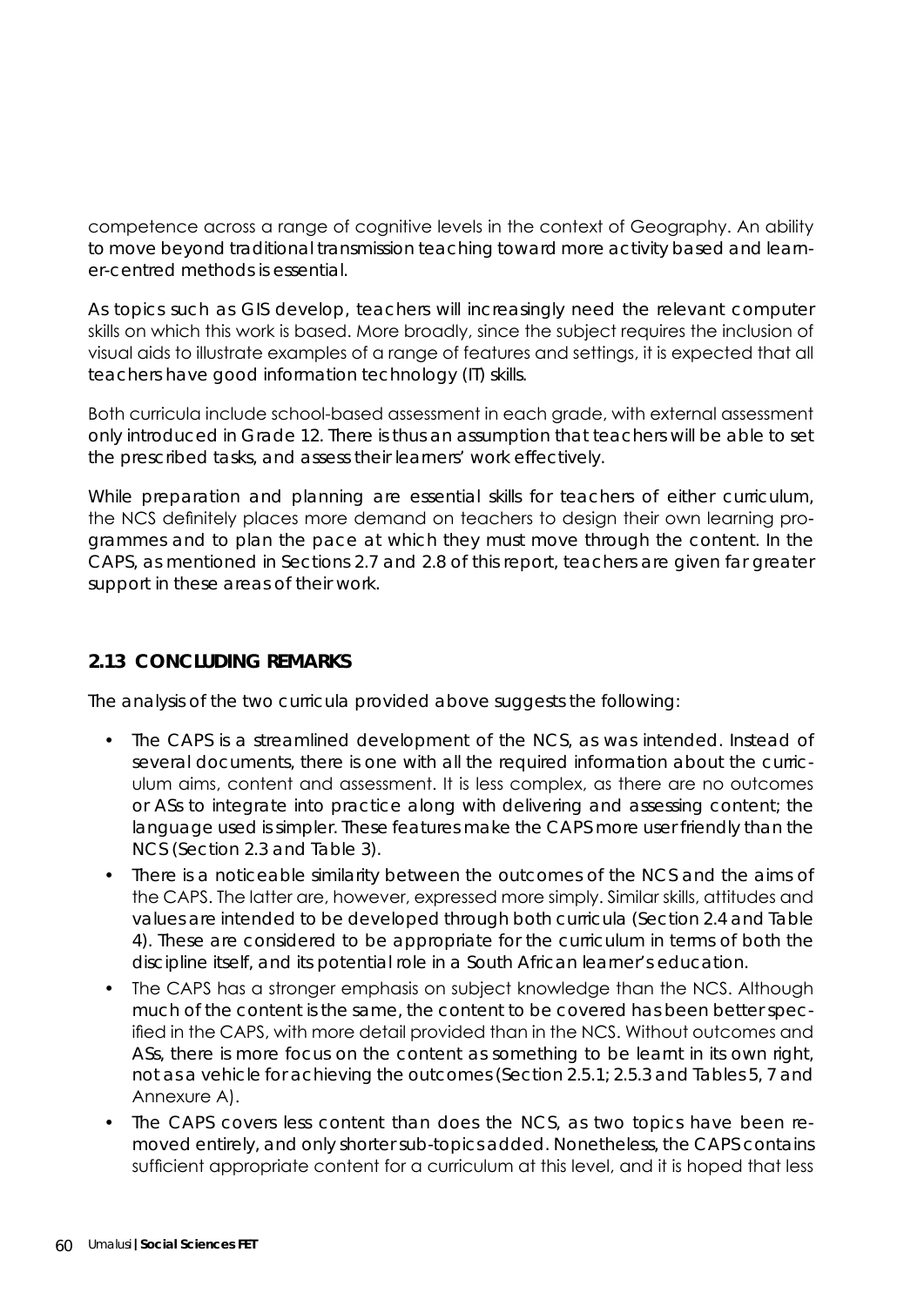competence across a range of cognitive levels in the context of Geography. An ability to move beyond traditional transmission teaching toward more activity based and learner-centred methods is essential.

As topics such as GIS develop, teachers will increasingly need the relevant computer skills on which this work is based. More broadly, since the subject requires the inclusion of visual aids to illustrate examples of a range of features and settings, it is expected that all teachers have good information technology (IT) skills.

Both curricula include school-based assessment in each grade, with external assessment only introduced in Grade 12. There is thus an assumption that teachers will be able to set the prescribed tasks, and assess their learners' work effectively.

While preparation and planning are essential skills for teachers of either curriculum, the NCS definitely places more demand on teachers to design their own learning programmes and to plan the pace at which they must move through the content. In the CAPS, as mentioned in Sections 2.7 and 2.8 of this report, teachers are given far greater support in these areas of their work.

## 2.13 CONCLUDING REMARKS

The analysis of the two curricula provided above suggests the following:

- The CAPS is a streamlined development of the NCS, as was intended. Instead of several documents, there is one with all the required information about the curriculum aims, content and assessment. It is less complex, as there are no outcomes or ASs to integrate into practice along with delivering and assessing content; the language used is simpler. These features make the CAPS more user friendly than the NCS (Section 2.3 and Table 3).
- There is a noticeable similarity between the outcomes of the NCS and the aims of the CAPS. The latter are, however, expressed more simply. Similar skills, attitudes and values are intended to be developed through both curricula (Section 2.4 and Table 4). These are considered to be appropriate for the curriculum in terms of both the discipline itself, and its potential role in a South African learner's education.
- The CAPS has a stronger emphasis on subject knowledge than the NCS. Although much of the content is the same, the content to be covered has been better specified in the CAPS, with more detail provided than in the NCS. Without outcomes and ASs, there is more focus on the content as something to be learnt in its own right, not as a vehicle for achieving the outcomes (Section 2.5.1; 2.5.3 and Tables 5, 7 and Annexure A).
- The CAPS covers less content than does the NCS, as two topics have been removed entirely, and only shorter sub-topics added. Nonetheless, the CAPS contains sufficient appropriate content for a curriculum at this level, and it is hoped that less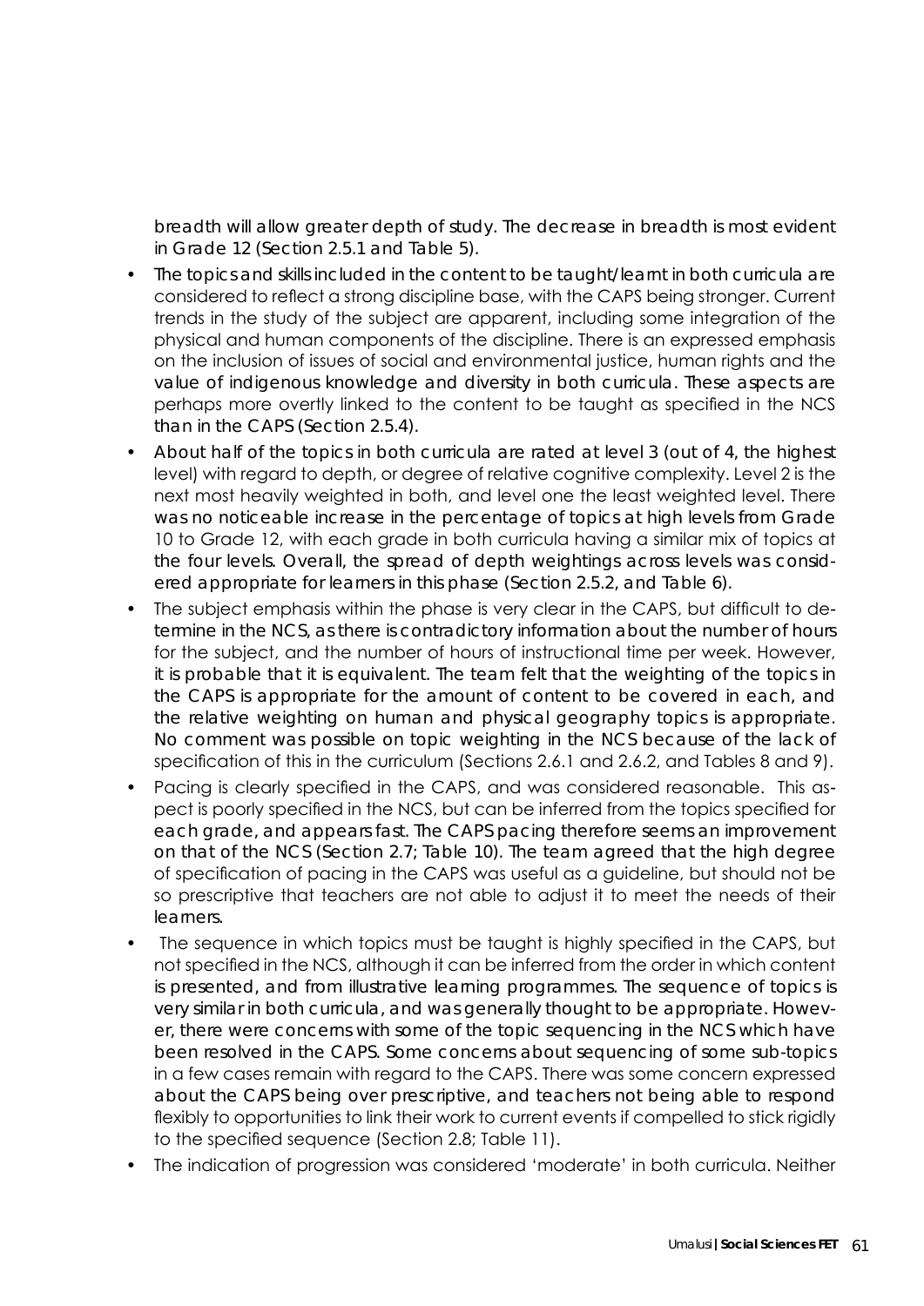breadth will allow greater depth of study. The decrease in breadth is most evident in Grade 12 (Section 2.5.1 and Table 5).

- The topics and skills included in the content to be taught/learnt in both curricula are considered to reflect a strong discipline base, with the CAPS being stronger. Current trends in the study of the subject are apparent, including some integration of the physical and human components of the discipline. There is an expressed emphasis on the inclusion of issues of social and environmental justice, human rights and the value of indigenous knowledge and diversity in both curricula. These aspects are perhaps more overtly linked to the content to be taught as specified in the NCS than in the CAPS (Section 2.5.4).
- About half of the topics in both curricula are rated at level 3 (out of 4, the highest level) with regard to depth, or degree of relative cognitive complexity. Level 2 is the next most heavily weighted in both, and level one the least weighted level. There was no noticeable increase in the percentage of topics at high levels from Grade 10 to Grade 12, with each grade in both curricula having a similar mix of topics at the four levels. Overall, the spread of depth weightings across levels was considered appropriate for learners in this phase (Section 2.5.2, and Table 6).
- The subject emphasis within the phase is very clear in the CAPS, but difficult to determine in the NCS, as there is contradictory information about the number of hours for the subject, and the number of hours of instructional time per week. However, it is probable that it is equivalent. The team felt that the weighting of the topics in the CAPS is appropriate for the amount of content to be covered in each, and the relative weighting on human and physical geography topics is appropriate. No comment was possible on topic weighting in the NCS because of the lack of specification of this in the curriculum (Sections 2.6.1 and 2.6.2, and Tables 8 and 9).
- Pacing is clearly specified in the CAPS, and was considered reasonable. This aspect is poorly specified in the NCS, but can be inferred from the topics specified for each grade, and appears fast. The CAPS pacing therefore seems an improvement on that of the NCS (Section 2.7; Table 10). The team agreed that the high degree of specification of pacing in the CAPS was useful as a guideline, but should not be so prescriptive that teachers are not able to adjust it to meet the needs of their learners.
- The sequence in which topics must be taught is highly specified in the CAPS, but not specified in the NCS, although it can be inferred from the order in which content is presented, and from illustrative learning programmes. The sequence of topics is very similar in both curricula, and was generally thought to be appropriate. However, there were concerns with some of the topic sequencing in the NCS which have been resolved in the CAPS. Some concerns about sequencing of some sub-topics in a few cases remain with regard to the CAPS. There was some concern expressed about the CAPS being over prescriptive, and teachers not being able to respond flexibly to opportunities to link their work to current events if compelled to stick rigidly to the specified sequence (Section 2.8; Table 11).
- The indication of progression was considered 'moderate' in both curricula. Neither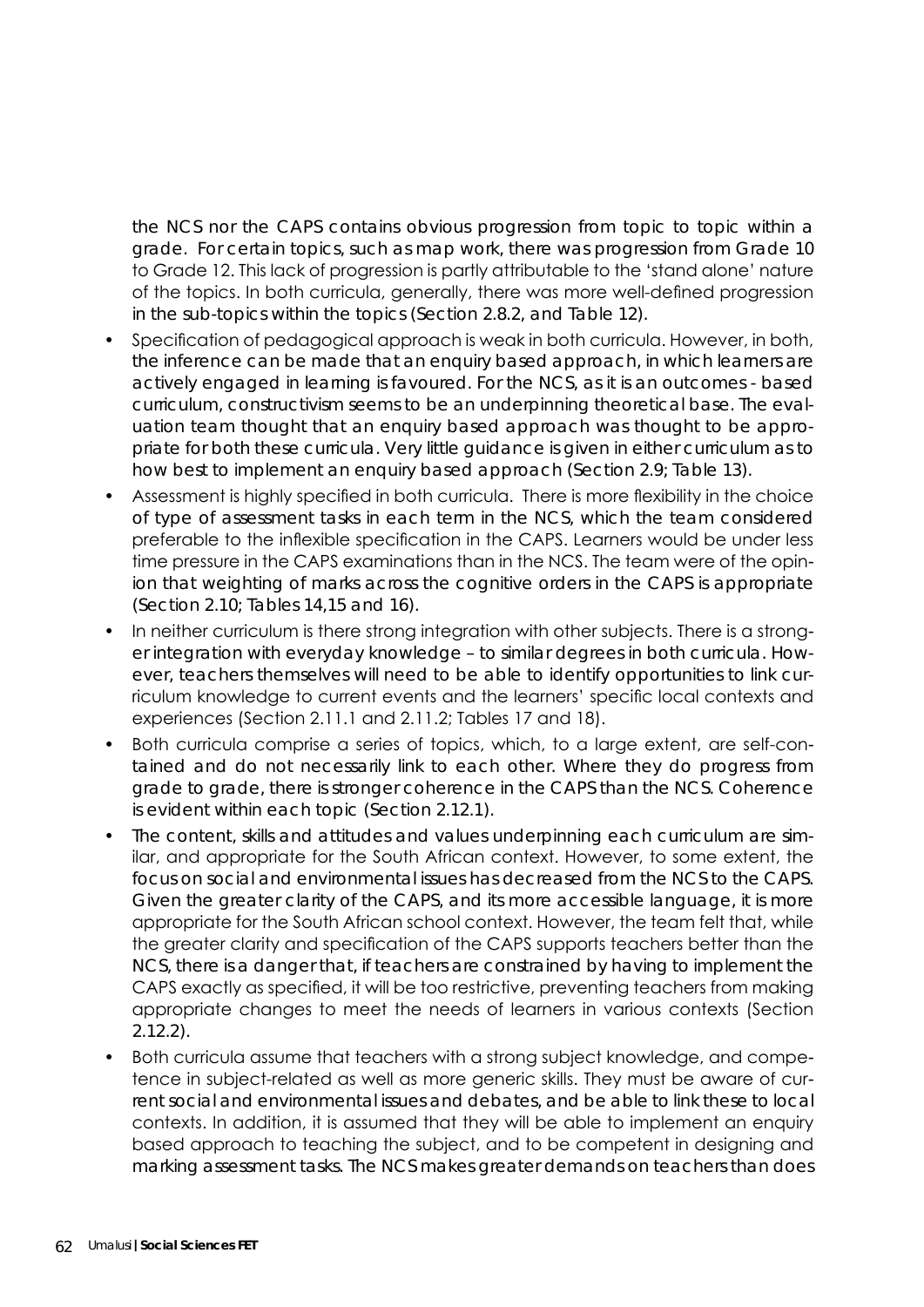the NCS nor the CAPS contains obvious progression from topic to topic within a grade. For certain topics, such as map work, there was progression from Grade 10 to Grade 12. This lack of progression is partly attributable to the 'stand alone' nature of the topics. In both curricula, generally, there was more well-defined progression in the sub-topics within the topics (Section 2.8.2, and Table 12).

- Specification of pedagogical approach is weak in both curricula. However, in both, the inference can be made that an enquiry based approach, in which learners are actively engaged in learning is favoured. For the NCS, as it is an outcomes - based curriculum, constructivism seems to be an underpinning theoretical base. The evaluation team thought that an enquiry based approach was thought to be appropriate for both these curricula. Very little guidance is given in either curriculum as to how best to implement an enquiry based approach (Section 2.9; Table 13).
- Assessment is highly specified in both curricula. There is more flexibility in the choice of type of assessment tasks in each term in the NCS, which the team considered preferable to the inflexible specification in the CAPS. Learners would be under less time pressure in the CAPS examinations than in the NCS. The team were of the opinion that weighting of marks across the cognitive orders in the CAPS is appropriate (Section 2.10; Tables 14,15 and 16).
- In neither curriculum is there strong integration with other subjects. There is a stronger integration with everyday knowledge – to similar degrees in both curricula. However, teachers themselves will need to be able to identify opportunities to link curriculum knowledge to current events and the learners' specific local contexts and experiences (Section 2.11.1 and 2.11.2; Tables 17 and 18).
- Both curricula comprise a series of topics, which, to a large extent, are self-contained and do not necessarily link to each other. Where they do progress from grade to grade, there is stronger coherence in the CAPS than the NCS. Coherence is evident within each topic (Section 2.12.1).
- The content, skills and attitudes and values underpinning each curriculum are similar, and appropriate for the South African context. However, to some extent, the focus on social and environmental issues has decreased from the NCS to the CAPS. Given the greater clarity of the CAPS, and its more accessible language, it is more appropriate for the South African school context. However, the team felt that, while the greater clarity and specification of the CAPS supports teachers better than the NCS, there is a danger that, if teachers are constrained by having to implement the CAPS exactly as specified, it will be too restrictive, preventing teachers from making appropriate changes to meet the needs of learners in various contexts (Section 2.12.2).
- Both curricula assume that teachers with a strong subject knowledge, and competence in subject-related as well as more generic skills. They must be aware of current social and environmental issues and debates, and be able to link these to local contexts. In addition, it is assumed that they will be able to implement an enquiry based approach to teaching the subject, and to be competent in designing and marking assessment tasks. The NCS makes greater demands on teachers than does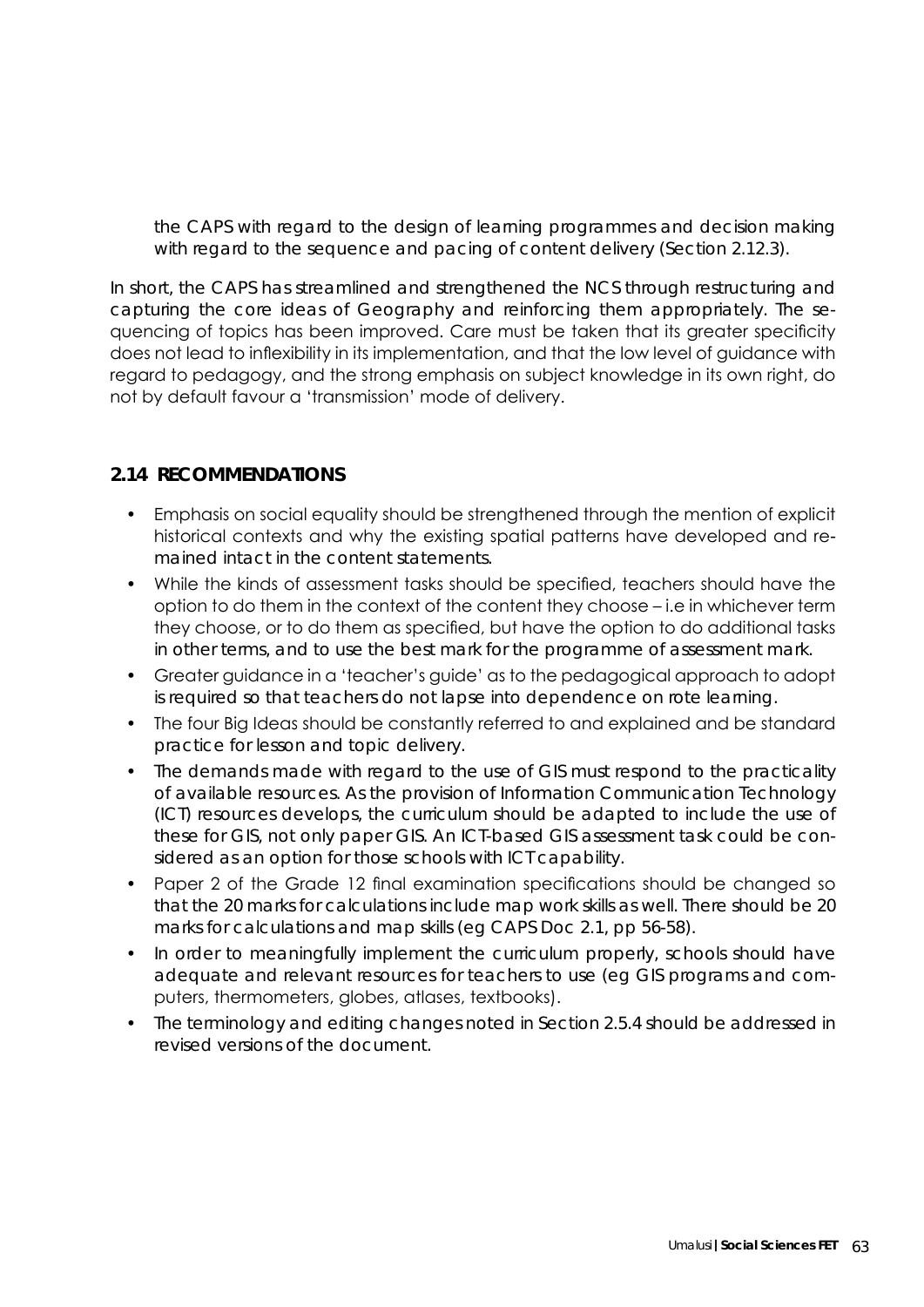the CAPS with regard to the design of learning programmes and decision making with regard to the sequence and pacing of content delivery (Section 2.12.3).

In short, the CAPS has streamlined and strengthened the NCS through restructuring and capturing the core ideas of Geography and reinforcing them appropriately. The sequencing of topics has been improved. Care must be taken that its greater specificity does not lead to inflexibility in its implementation, and that the low level of guidance with regard to pedagogy, and the strong emphasis on subject knowledge in its own right, do not by default favour a 'transmission' mode of delivery.

## 2.14 RECOMMENDATIONS

- Emphasis on social equality should be strengthened through the mention of explicit historical contexts and why the existing spatial patterns have developed and remained intact in the content statements.
- While the kinds of assessment tasks should be specified, teachers should have the option to do them in the context of the content they choose – i.e in whichever term they choose, or to do them as specified, but have the option to do additional tasks in other terms, and to use the best mark for the programme of assessment mark.
- Greater guidance in a 'teacher's guide' as to the pedagogical approach to adopt is required so that teachers do not lapse into dependence on rote learning.
- The four Big Ideas should be constantly referred to and explained and be standard practice for lesson and topic delivery.
- The demands made with regard to the use of GIS must respond to the practicality of available resources. As the provision of Information Communication Technology (ICT) resources develops, the curriculum should be adapted to include the use of these for GIS, not only paper GIS. An ICT-based GIS assessment task could be considered as an option for those schools with ICT capability.
- Paper 2 of the Grade 12 final examination specifications should be changed so that the 20 marks for calculations include map work skills as well. There should be 20 marks for calculations and map skills (eg CAPS Doc 2.1, pp 56-58).
- In order to meaningfully implement the curriculum properly, schools should have adequate and relevant resources for teachers to use (eg GIS programs and computers, thermometers, globes, atlases, textbooks).
- The terminology and editing changes noted in Section 2.5.4 should be addressed in revised versions of the document.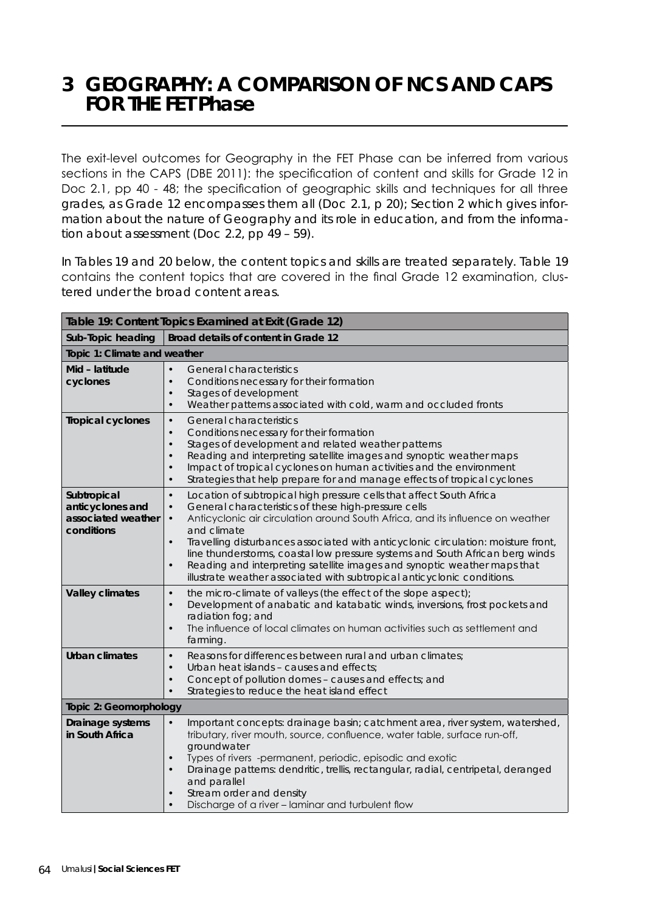# 3 GEOGRAPHY: A COMPARISON OF NCS AND CAPS FOR THE FET Phase

The exit-level outcomes for Geography in the FET Phase can be inferred from various sections in the CAPS (DBE 2011): the specification of content and skills for Grade 12 in Doc 2.1, pp 40 - 48; the specification of geographic skills and techniques for all three grades, as Grade 12 encompasses them all (Doc 2.1, p 20); Section 2 which gives information about the nature of Geography and its role in education, and from the information about assessment (Doc 2.2, pp 49 – 59).

In Tables 19 and 20 below, the content topics and skills are treated separately. Table 19 contains the content topics that are covered in the final Grade 12 examination, clustered under the broad content areas.

| **Table 19: Content Topics Examined at Exit (Grade 12)** | |
|---|---|
| **Sub-Topic heading** | **Broad details of content in Grade 12** |
| **Topic 1: Climate and weather** | |
| **Mid – latitude cyclones** | • General characteristics<br>• Conditions necessary for their formation<br>• Stages of development<br>• Weather patterns associated with cold, warm and occluded fronts |
| **Tropical cyclones** | • General characteristics<br>• Conditions necessary for their formation<br>• Stages of development and related weather patterns<br>• Reading and interpreting satellite images and synoptic weather maps<br>• Impact of tropical cyclones on human activities and the environment<br>• Strategies that help prepare for and manage effects of tropical cyclones |
| **Subtropical anticyclones and associated weather conditions** | • Location of subtropical high pressure cells that affect South Africa<br>• General characteristics of these high-pressure cells<br>• Anticyclonic air circulation around South Africa, and its influence on weather and climate<br>• Travelling disturbances associated with anticyclonic circulation: moisture front, line thunderstorms, coastal low pressure systems and South African berg winds<br>• Reading and interpreting satellite images and synoptic weather maps that illustrate weather associated with subtropical anticyclonic conditions. |
| **Valley climates** | • the micro-climate of valleys (the effect of the slope aspect);<br>• Development of anabatic and katabatic winds, inversions, frost pockets and radiation fog; and<br>• The influence of local climates on human activities such as settlement and farming. |
| **Urban climates** | • Reasons for differences between rural and urban climates;<br>• Urban heat islands – causes and effects;<br>• Concept of pollution domes – causes and effects; and<br>• Strategies to reduce the heat island effect |
| **Topic 2: Geomorphology** | |
| **Drainage systems in South Africa** | • Important concepts: drainage basin; catchment area, river system, watershed, tributary, river mouth, source, confluence, water table, surface run-off, groundwater<br>• Types of rivers -permanent, periodic, episodic and exotic<br>• Drainage patterns: dendritic, trellis, rectangular, radial, centripetal, deranged and parallel<br>• Stream order and density<br>• Discharge of a river – laminar and turbulent flow |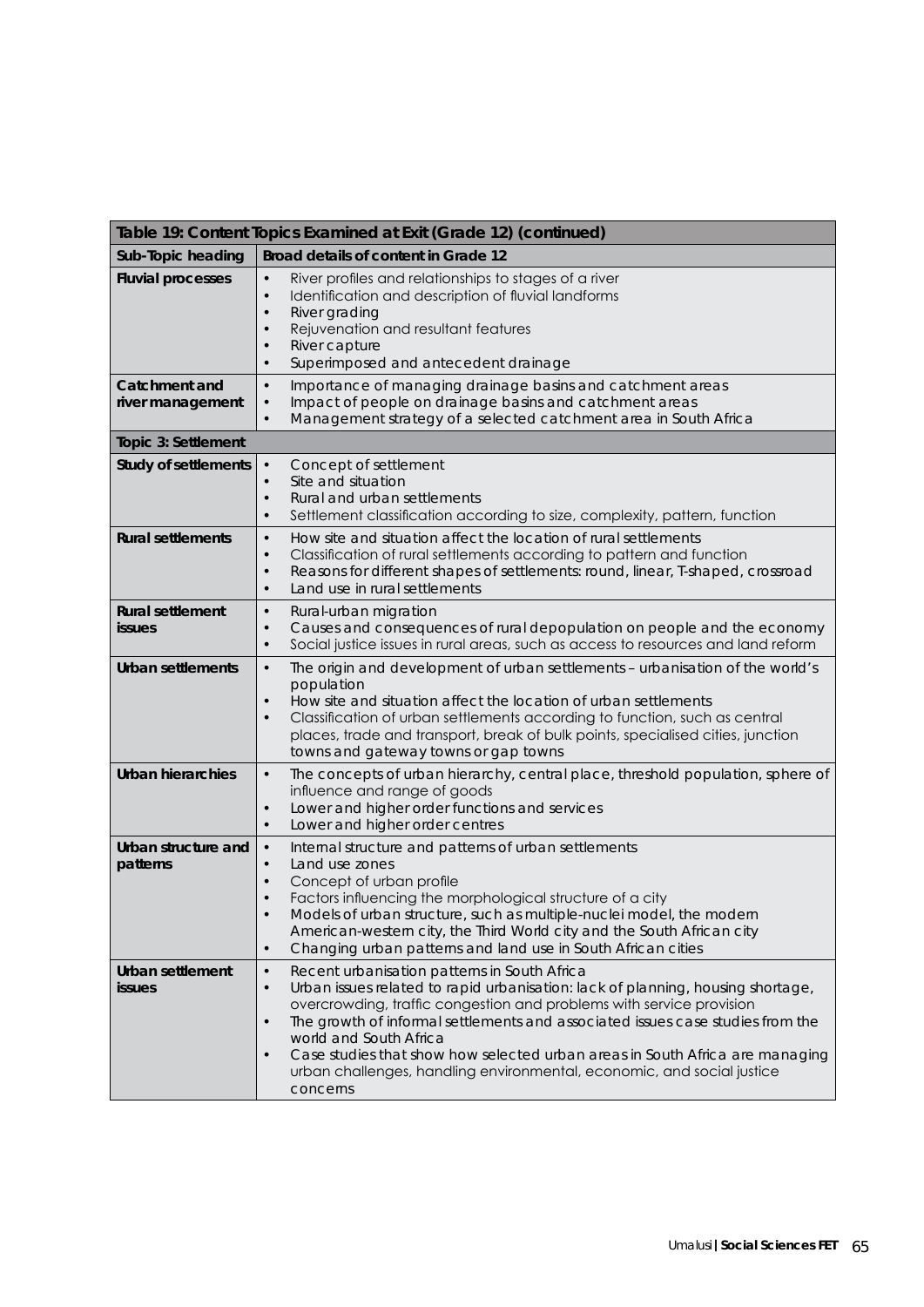| Table 19: Content Topics Examined at Exit (Grade 12) (continued) | |
|---|---|
| **Sub-Topic heading** | **Broad details of content in Grade 12** |
| **Fluvial processes** | • River profiles and relationships to stages of a river<br>• Identification and description of fluvial landforms<br>• River grading<br>• Rejuvenation and resultant features<br>• River capture<br>• Superimposed and antecedent drainage |
| **Catchment and river management** | • Importance of managing drainage basins and catchment areas<br>• Impact of people on drainage basins and catchment areas<br>• Management strategy of a selected catchment area in South Africa |
| **Topic 3: Settlement** | |
| **Study of settlements** | • Concept of settlement<br>• Site and situation<br>• Rural and urban settlements<br>• Settlement classification according to size, complexity, pattern, function |
| **Rural settlements** | • How site and situation affect the location of rural settlements<br>• Classification of rural settlements according to pattern and function<br>• Reasons for different shapes of settlements: round, linear, T-shaped, crossroad<br>• Land use in rural settlements |
| **Rural settlement issues** | • Rural-urban migration<br>• Causes and consequences of rural depopulation on people and the economy<br>• Social justice issues in rural areas, such as access to resources and land reform |
| **Urban settlements** | • The origin and development of urban settlements – urbanisation of the world's population<br>• How site and situation affect the location of urban settlements<br>• Classification of urban settlements according to function, such as central places, trade and transport, break of bulk points, specialised cities, junction towns and gateway towns or gap towns |
| **Urban hierarchies** | • The concepts of urban hierarchy, central place, threshold population, sphere of influence and range of goods<br>• Lower and higher order functions and services<br>• Lower and higher order centres |
| **Urban structure and patterns** | • Internal structure and patterns of urban settlements<br>• Land use zones<br>• Concept of urban profile<br>• Factors influencing the morphological structure of a city<br>• Models of urban structure, such as multiple-nuclei model, the modern American-western city, the Third World city and the South African city<br>• Changing urban patterns and land use in South African cities |
| **Urban settlement issues** | • Recent urbanisation patterns in South Africa<br>• Urban issues related to rapid urbanisation: lack of planning, housing shortage, overcrowding, traffic congestion and problems with service provision<br>• The growth of informal settlements and associated issues case studies from the world and South Africa<br>• Case studies that show how selected urban areas in South Africa are managing urban challenges, handling environmental, economic, and social justice concerns |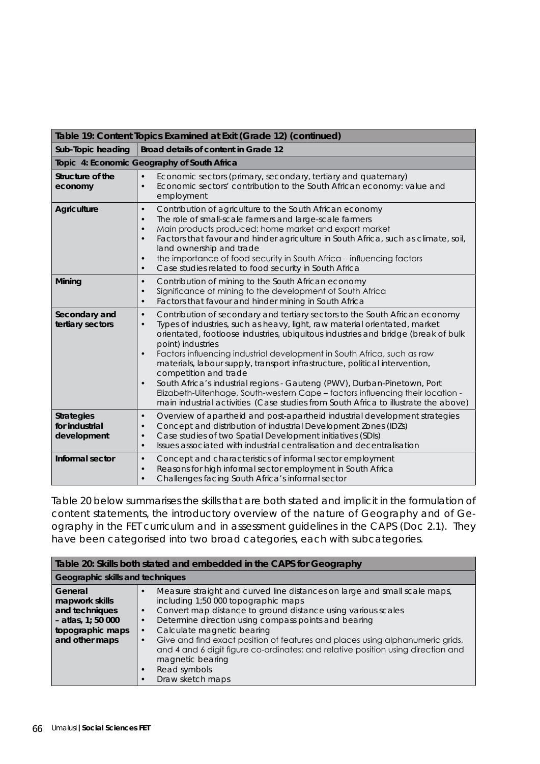| Table 19: Content Topics Examined at Exit (Grade 12) (continued) | |
|---|---|
| **Sub-Topic heading** | **Broad details of content in Grade 12** |
| **Topic 4: Economic Geography of South Africa** | |
| **Structure of the economy** | • Economic sectors (primary, secondary, tertiary and quaternary)<br>• Economic sectors' contribution to the South African economy: value and employment |
| **Agriculture** | • Contribution of agriculture to the South African economy<br>• The role of small-scale farmers and large-scale farmers<br>• Main products produced: home market and export market<br>• Factors that favour and hinder agriculture in South Africa, such as climate, soil, land ownership and trade<br>• the importance of food security in South Africa – influencing factors<br>• Case studies related to food security in South Africa |
| **Mining** | • Contribution of mining to the South African economy<br>• Significance of mining to the development of South Africa<br>• Factors that favour and hinder mining in South Africa |
| **Secondary and tertiary sectors** | • Contribution of secondary and tertiary sectors to the South African economy<br>• Types of industries, such as heavy, light, raw material orientated, market orientated, footloose industries, ubiquitous industries and bridge (break of bulk point) industries<br>• Factors influencing industrial development in South Africa, such as raw materials, labour supply, transport infrastructure, political intervention, competition and trade<br>• South Africa's industrial regions - Gauteng (PWV), Durban-Pinetown, Port Elizabeth-Uitenhage, South-western Cape – factors influencing their location - main industrial activities (Case studies from South Africa to illustrate the above) |
| **Strategies for industrial development** | • Overview of apartheid and post-apartheid industrial development strategies<br>• Concept and distribution of Industrial Development Zones (IDZs)<br>• Case studies of two Spatial Development initiatives (SDIs)<br>• Issues associated with industrial centralisation and decentralisation |
| **Informal sector** | • Concept and characteristics of informal sector employment<br>• Reasons for high informal sector employment in South Africa<br>• Challenges facing South Africa's informal sector |

Table 20 below summarises the skills that are both stated and implicit in the formulation of content statements, the introductory overview of the nature of Geography and of Geography in the FET curriculum and in assessment guidelines in the CAPS (Doc 2.1). They have been categorised into two broad categories, each with subcategories.

| Table 20: Skills both stated and embedded in the CAPS for Geography | |
|---|---|
| **Geographic skills and techniques** | |
| **General mapwork skills and techniques – atlas, 1; 50 000 topographic maps and other maps** | • Measure straight and curved line distances on large and small scale maps, including 1;50 000 topographic maps<br>• Convert map distance to ground distance using various scales<br>• Determine direction using compass points and bearing<br>• Calculate magnetic bearing<br>• Give and find exact position of features and places using alphanumeric grids, and 4 and 6 digit figure co-ordinates; and relative position using direction and magnetic bearing<br>• Read symbols<br>• Draw sketch maps |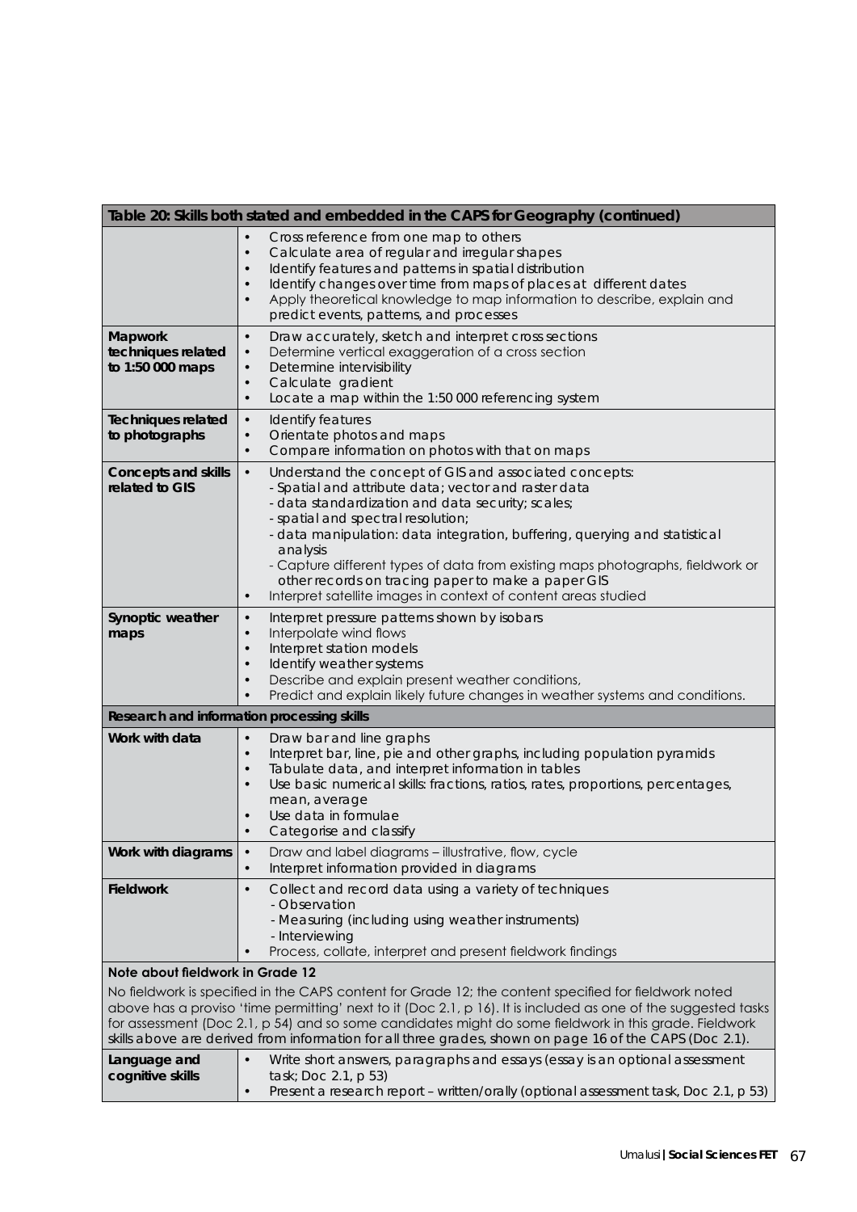| Table 20: Skills both stated and embedded in the CAPS for Geography (continued) | |
|---|---|
| | • Cross reference from one map to others<br>• Calculate area of regular and irregular shapes<br>• Identify features and patterns in spatial distribution<br>• Identify changes over time from maps of places at different dates<br>• Apply theoretical knowledge to map information to describe, explain and predict events, patterns, and processes |
| **Mapwork techniques related to 1:50 000 maps** | • Draw accurately, sketch and interpret cross sections<br>• Determine vertical exaggeration of a cross section<br>• Determine intervisibility<br>• Calculate gradient<br>• Locate a map within the 1:50 000 referencing system |
| **Techniques related to photographs** | • Identify features<br>• Orientate photos and maps<br>• Compare information on photos with that on maps |
| **Concepts and skills related to GIS** | • Understand the concept of GIS and associated concepts:<br>- Spatial and attribute data; vector and raster data<br>- data standardization and data security; scales;<br>- spatial and spectral resolution;<br>- data manipulation: data integration, buffering, querying and statistical analysis<br>- Capture different types of data from existing maps photographs, fieldwork or other records on tracing paper to make a paper GIS<br>• Interpret satellite images in context of content areas studied |
| **Synoptic weather maps** | • Interpret pressure patterns shown by isobars<br>• Interpolate wind flows<br>• Interpret station models<br>• Identify weather systems<br>• Describe and explain present weather conditions,<br>• Predict and explain likely future changes in weather systems and conditions. |
| **Research and information processing skills** | |
| **Work with data** | • Draw bar and line graphs<br>• Interpret bar, line, pie and other graphs, including population pyramids<br>• Tabulate data, and interpret information in tables<br>• Use basic numerical skills: fractions, ratios, rates, proportions, percentages, mean, average<br>• Use data in formulae<br>• Categorise and classify |
| **Work with diagrams** | • Draw and label diagrams – illustrative, flow, cycle<br>• Interpret information provided in diagrams |
| **Fieldwork** | • Collect and record data using a variety of techniques<br>- Observation<br>- Measuring (including using weather instruments)<br>- Interviewing<br>• Process, collate, interpret and present fieldwork findings |
| **Note about fieldwork in Grade 12**<br>No fieldwork is specified in the CAPS content for Grade 12; the content specified for fieldwork noted above has a proviso 'time permitting' next to it (Doc 2.1, p 16). It is included as one of the suggested tasks for assessment (Doc 2.1, p 54) and so some candidates might do some fieldwork in this grade. Fieldwork skills above are derived from information for all three grades, shown on page 16 of the CAPS (Doc 2.1). | |
| **Language and cognitive skills** | • Write short answers, paragraphs and essays (essay is an optional assessment task; Doc 2.1, p 53)<br>• Present a research report – written/orally (optional assessment task, Doc 2.1, p 53) |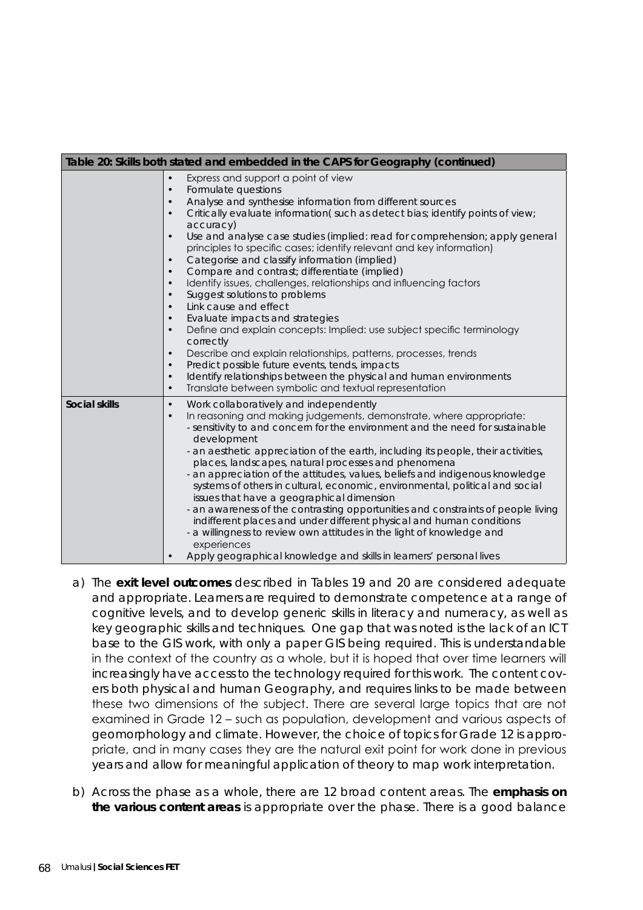| Table 20: Skills both stated and embedded in the CAPS for Geography (continued) | |
|---|---|
| | • Express and support a point of view<br>• Formulate questions<br>• Analyse and synthesise information from different sources<br>• Critically evaluate information( such as detect bias; identify points of view; accuracy)<br>• Use and analyse case studies (implied: read for comprehension; apply general principles to specific cases; identify relevant and key information)<br>• Categorise and classify information (implied)<br>• Compare and contrast; differentiate (implied)<br>• Identify issues, challenges, relationships and influencing factors<br>• Suggest solutions to problems<br>• Link cause and effect<br>• Evaluate impacts and strategies<br>• Define and explain concepts: Implied: use subject specific terminology correctly<br>• Describe and explain relationships, patterns, processes, trends<br>• Predict possible future events, tends, impacts<br>• Identify relationships between the physical and human environments<br>• Translate between symbolic and textual representation |
| **Social skills** | • Work collaboratively and independently<br>• In reasoning and making judgements, demonstrate, where appropriate:<br>- sensitivity to and concern for the environment and the need for sustainable development<br>- an aesthetic appreciation of the earth, including its people, their activities, places, landscapes, natural processes and phenomena<br>- an appreciation of the attitudes, values, beliefs and indigenous knowledge systems of others in cultural, economic, environmental, political and social issues that have a geographical dimension<br>- an awareness of the contrasting opportunities and constraints of people living indifferent places and under different physical and human conditions<br>- a willingness to review own attitudes in the light of knowledge and experiences<br>• Apply geographical knowledge and skills in learners' personal lives |

a) The **exit level outcomes** described in Tables 19 and 20 are considered adequate and appropriate. Learners are required to demonstrate competence at a range of cognitive levels, and to develop generic skills in literacy and numeracy, as well as key geographic skills and techniques. One gap that was noted is the lack of an ICT base to the GIS work, with only a paper GIS being required. This is understandable in the context of the country as a whole, but it is hoped that over time learners will increasingly have access to the technology required for this work. The content covers both physical and human Geography, and requires links to be made between these two dimensions of the subject. There are several large topics that are not examined in Grade 12 – such as population, development and various aspects of geomorphology and climate. However, the choice of topics for Grade 12 is appropriate, and in many cases they are the natural exit point for work done in previous years and allow for meaningful application of theory to map work interpretation.

b) Across the phase as a whole, there are 12 broad content areas. The **emphasis on the various content areas** is appropriate over the phase. There is a good balance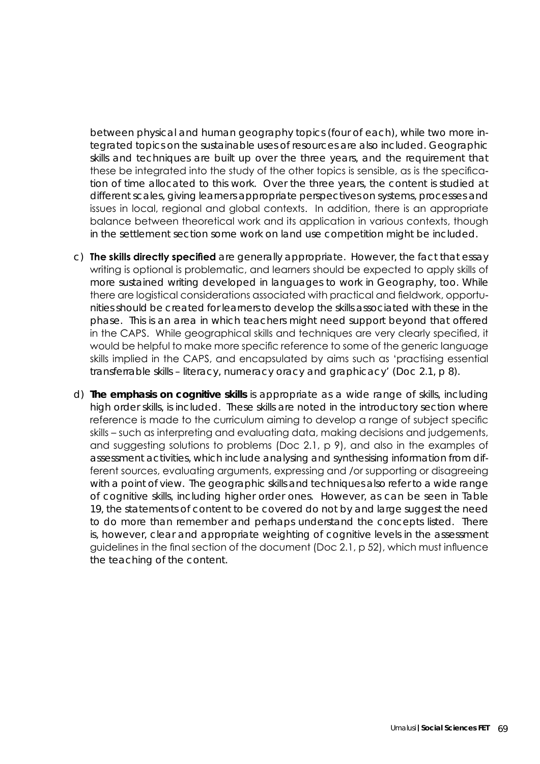between physical and human geography topics (four of each), while two more integrated topics on the sustainable uses of resources are also included. Geographic skills and techniques are built up over the three years, and the requirement that these be integrated into the study of the other topics is sensible, as is the specification of time allocated to this work. Over the three years, the content is studied at different scales, giving learners appropriate perspectives on systems, processes and issues in local, regional and global contexts. In addition, there is an appropriate balance between theoretical work and its application in various contexts, though in the settlement section some work on land use competition might be included.

c) **The skills directly specified** are generally appropriate. However, the fact that essay writing is optional is problematic, and learners should be expected to apply skills of more sustained writing developed in languages to work in Geography, too. While there are logistical considerations associated with practical and fieldwork, opportunities should be created for learners to develop the skills associated with these in the phase. This is an area in which teachers might need support beyond that offered in the CAPS. While geographical skills and techniques are very clearly specified, it would be helpful to make more specific reference to some of the generic language skills implied in the CAPS, and encapsulated by aims such as 'practising essential transferrable skills – literacy, numeracy oracy and graphicacy' (Doc 2.1, p 8).

d) **The emphasis on cognitive skills** is appropriate as a wide range of skills, including high order skills, is included. These skills are noted in the introductory section where reference is made to the curriculum aiming to develop a range of subject specific skills – such as interpreting and evaluating data, making decisions and judgements, and suggesting solutions to problems (Doc 2.1, p 9), and also in the examples of assessment activities, which include analysing and synthesising information from different sources, evaluating arguments, expressing and /or supporting or disagreeing with a point of view. The geographic skills and techniques also refer to a wide range of cognitive skills, including higher order ones. However, as can be seen in Table 19, the statements of content to be covered do not by and large suggest the need to do more than remember and perhaps understand the concepts listed. There is, however, clear and appropriate weighting of cognitive levels in the assessment guidelines in the final section of the document (Doc 2.1, p 52), which must influence the teaching of the content.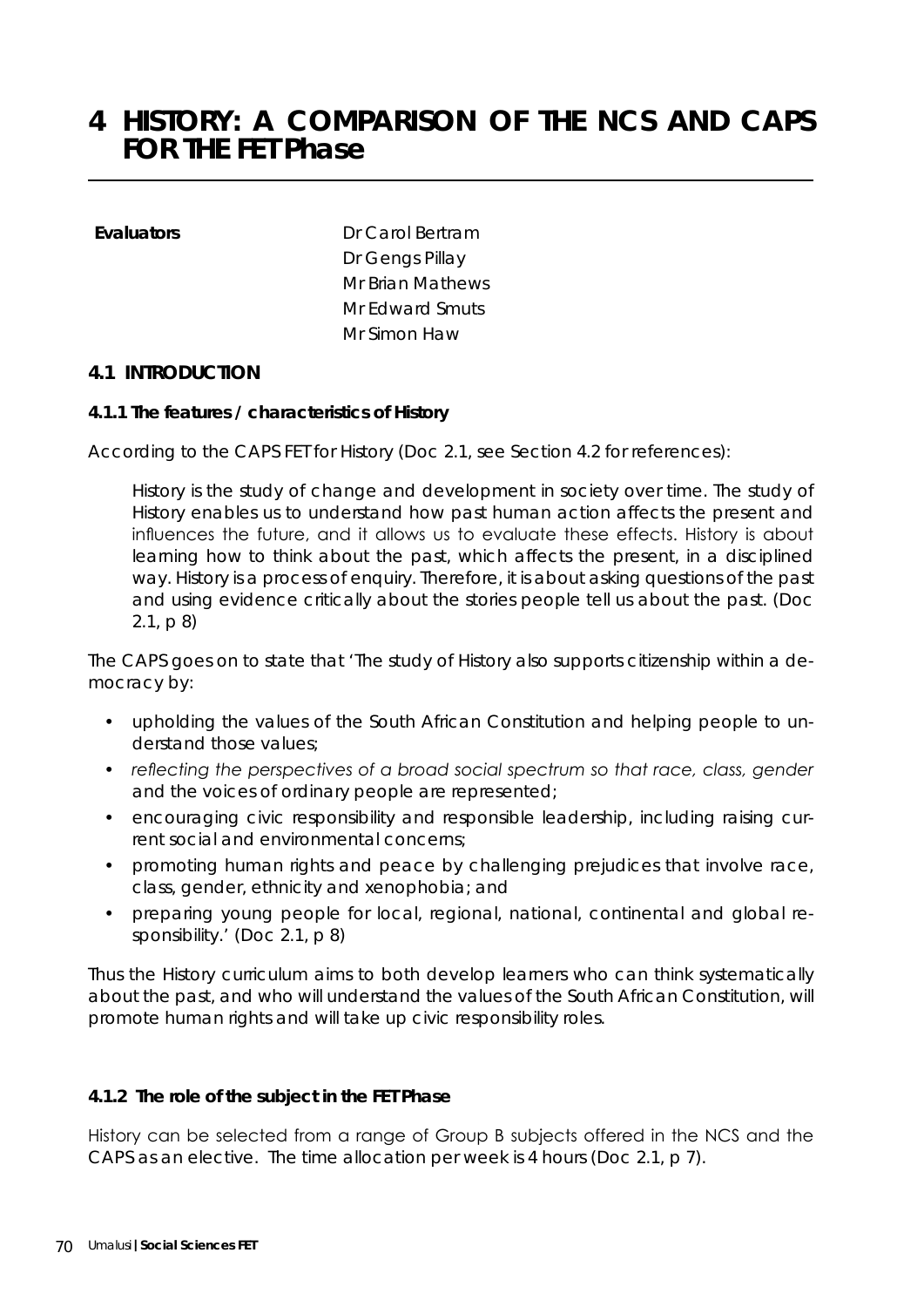# 4 HISTORY: A COMPARISON OF THE NCS AND CAPS FOR THE FET Phase

**Evaluators**

Dr Carol Bertram
Dr Gengs Pillay
Mr Brian Mathews
Mr Edward Smuts
Mr Simon Haw

## 4.1 INTRODUCTION

### 4.1.1 The features / characteristics of History

According to the CAPS FET for History (Doc 2.1, see Section 4.2 for references):

> History is the study of change and development in society over time. The study of History enables us to understand how past human action affects the present and influences the future, and it allows us to evaluate these effects. History is about learning how to think about the past, which affects the present, in a disciplined way. History is a process of enquiry. Therefore, it is about asking questions of the past and using evidence critically about the stories people tell us about the past. (Doc 2.1, p 8)

The CAPS goes on to state that 'The study of History also supports citizenship within a democracy by:

- upholding the values of the South African Constitution and helping people to understand those values;
- *reflecting the perspectives of a broad social spectrum so that race, class, gender* and the voices of ordinary people are represented;
- encouraging civic responsibility and responsible leadership, including raising current social and environmental concerns;
- promoting human rights and peace by challenging prejudices that involve race, class, gender, ethnicity and xenophobia; and
- preparing young people for local, regional, national, continental and global responsibility.' (Doc 2.1, p 8)

Thus the History curriculum aims to both develop learners who can think systematically about the past, and who will understand the values of the South African Constitution, will promote human rights and will take up civic responsibility roles.

### 4.1.2 The role of the subject in the FET Phase

History can be selected from a range of Group B subjects offered in the NCS and the CAPS as an elective. The time allocation per week is 4 hours (Doc 2.1, p 7).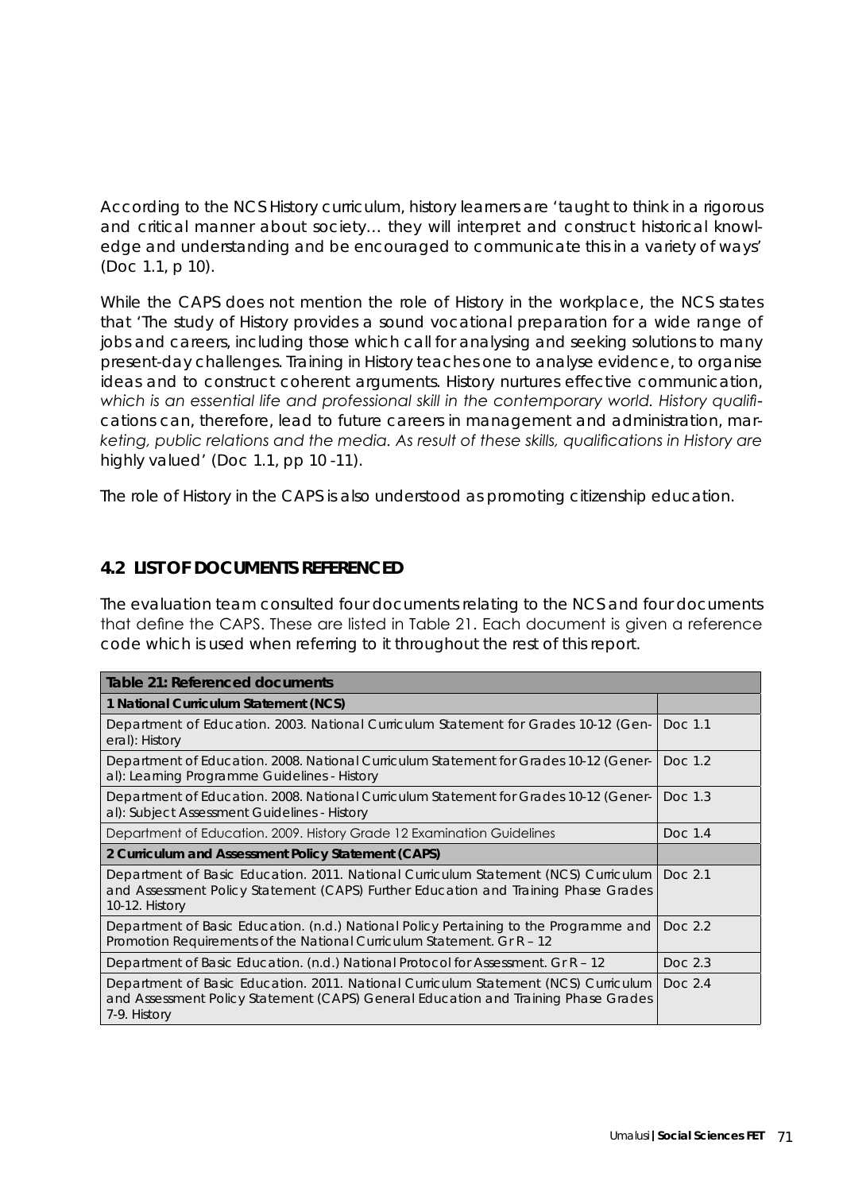According to the NCS History curriculum, history learners are 'taught to think in a rigorous and critical manner about society… they will interpret and construct historical knowledge and understanding and be encouraged to communicate this in a variety of ways' (Doc 1.1, p 10).

While the CAPS does not mention the role of History in the workplace, the NCS states that 'The study of History provides a sound vocational preparation for a wide range of jobs and careers, including those which call for analysing and seeking solutions to many present-day challenges. Training in History teaches one to analyse evidence, to organise ideas and to construct coherent arguments. History nurtures effective communication, which is an essential life and professional skill in the contemporary world. History qualifications can, therefore, lead to future careers in management and administration, marketing, public relations and the media. As result of these skills, qualifications in History are highly valued' (Doc 1.1, pp 10 -11).

The role of History in the CAPS is also understood as promoting citizenship education.

## 4.2 LIST OF DOCUMENTS REFERENCED

The evaluation team consulted four documents relating to the NCS and four documents that define the CAPS. These are listed in Table 21. Each document is given a reference code which is used when referring to it throughout the rest of this report.

| Table 21: Referenced documents | |
|---|---|
| **1 National Curriculum Statement (NCS)** | |
| Department of Education. 2003. National Curriculum Statement for Grades 10-12 (General): History | Doc 1.1 |
| Department of Education. 2008. National Curriculum Statement for Grades 10-12 (General): Learning Programme Guidelines - History | Doc 1.2 |
| Department of Education. 2008. National Curriculum Statement for Grades 10-12 (General): Subject Assessment Guidelines - History | Doc 1.3 |
| Department of Education. 2009. History Grade 12 Examination Guidelines | Doc 1.4 |
| **2 Curriculum and Assessment Policy Statement (CAPS)** | |
| Department of Basic Education. 2011. National Curriculum Statement (NCS) Curriculum and Assessment Policy Statement (CAPS) Further Education and Training Phase Grades 10-12. History | Doc 2.1 |
| Department of Basic Education. (n.d.) National Policy Pertaining to the Programme and Promotion Requirements of the National Curriculum Statement. Gr R – 12 | Doc 2.2 |
| Department of Basic Education. (n.d.) National Protocol for Assessment. Gr R – 12 | Doc 2.3 |
| Department of Basic Education. 2011. National Curriculum Statement (NCS) Curriculum and Assessment Policy Statement (CAPS) General Education and Training Phase Grades 7-9. History | Doc 2.4 |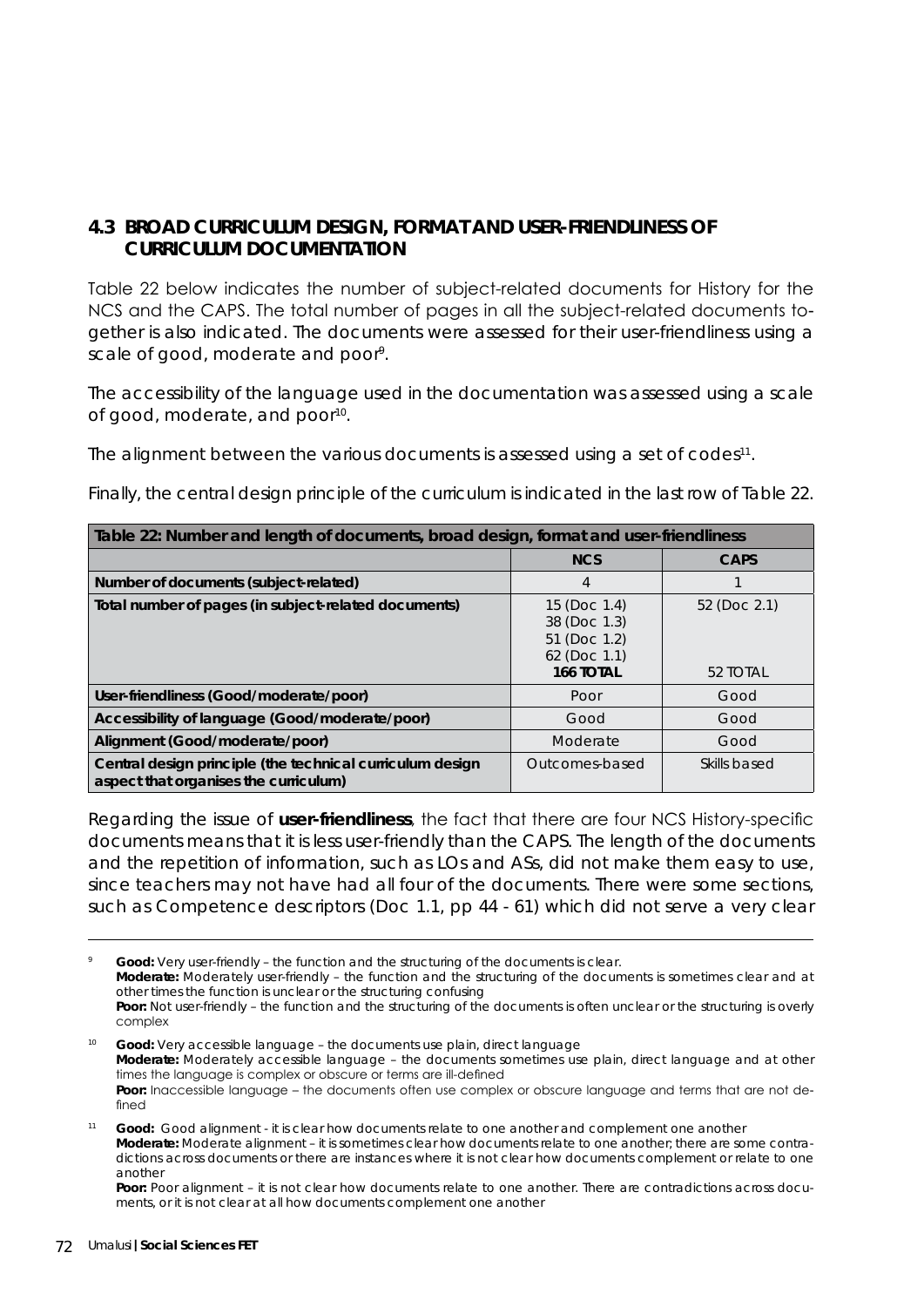## 4.3 BROAD CURRICULUM DESIGN, FORMAT AND USER-FRIENDLINESS OF CURRICULUM DOCUMENTATION

Table 22 below indicates the number of subject-related documents for History for the NCS and the CAPS. The total number of pages in all the subject-related documents together is also indicated. The documents were assessed for their user-friendliness using a scale of good, moderate and poor[9].

The accessibility of the language used in the documentation was assessed using a scale of good, moderate, and poor[10].

The alignment between the various documents is assessed using a set of codes[11].

Finally, the central design principle of the curriculum is indicated in the last row of Table 22.

| Table 22: Number and length of documents, broad design, format and user-friendliness | | |
|---|---|---|
| | **NCS** | **CAPS** |
| **Number of documents (subject-related)** | 4 | 1 |
| **Total number of pages (in subject-related documents)** | 15 (Doc 1.4)<br>38 (Doc 1.3)<br>51 (Doc 1.2)<br>62 (Doc 1.1)<br>**166 TOTAL** | 52 (Doc 2.1)<br><br><br><br>52 TOTAL |
| **User-friendliness (Good/moderate/poor)** | Poor | Good |
| **Accessibility of language (Good/moderate/poor)** | Good | Good |
| **Alignment (Good/moderate/poor)** | Moderate | Good |
| **Central design principle (the technical curriculum design aspect that organises the curriculum)** | Outcomes-based | Skills based |

Regarding the issue of **user-friendliness**, the fact that there are four NCS History-specific documents means that it is less user-friendly than the CAPS. The length of the documents and the repetition of information, such as LOs and ASs, did not make them easy to use, since teachers may not have had all four of the documents. There were some sections, such as Competence descriptors (Doc 1.1, pp 44 - 61) which did not serve a very clear

---

[9] **Good:** Very user-friendly – the function and the structuring of the documents is clear.
**Moderate:** Moderately user-friendly – the function and the structuring of the documents is sometimes clear and at other times the function is unclear or the structuring confusing
**Poor:** Not user-friendly – the function and the structuring of the documents is often unclear or the structuring is overly complex

[10] **Good:** Very accessible language – the documents use plain, direct language
**Moderate:** Moderately accessible language – the documents sometimes use plain, direct language and at other times the language is complex or obscure or terms are ill-defined
**Poor:** Inaccessible language – the documents often use complex or obscure language and terms that are not defined

[11] **Good:** Good alignment - it is clear how documents relate to one another and complement one another
**Moderate:** Moderate alignment – it is sometimes clear how documents relate to one another; there are some contradictions across documents or there are instances where it is not clear how documents complement or relate to one another
**Poor:** Poor alignment – it is not clear how documents relate to one another. There are contradictions across documents, or it is not clear at all how documents complement one another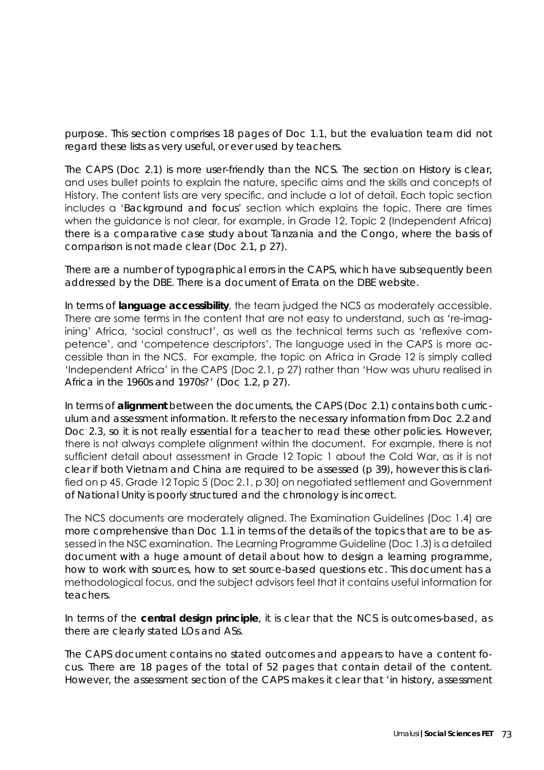purpose. This section comprises 18 pages of Doc 1.1, but the evaluation team did not regard these lists as very useful, or ever used by teachers.

The CAPS (Doc 2.1) is more user-friendly than the NCS. The section on History is clear, and uses bullet points to explain the nature, specific aims and the skills and concepts of History. The content lists are very specific, and include a lot of detail. Each topic section includes a 'Background and focus' section which explains the topic. There are times when the guidance is not clear, for example, in Grade 12, Topic 2 (Independent Africa) there is a comparative case study about Tanzania and the Congo, where the basis of comparison is not made clear (Doc 2.1, p 27).

There are a number of typographical errors in the CAPS, which have subsequently been addressed by the DBE. There is a document of Errata on the DBE website.

In terms of **language accessibility**, the team judged the NCS as moderately accessible. There are some terms in the content that are not easy to understand, such as 're-imagining' Africa, 'social construct', as well as the technical terms such as 'reflexive competence', and 'competence descriptors'. The language used in the CAPS is more accessible than in the NCS. For example, the topic on Africa in Grade 12 is simply called 'Independent Africa' in the CAPS (Doc 2.1, p 27) rather than 'How was uhuru realised in Africa in the 1960s and 1970s?' (Doc 1.2, p 27).

In terms of **alignment** between the documents, the CAPS (Doc 2.1) contains both curriculum and assessment information. It refers to the necessary information from Doc 2.2 and Doc 2.3, so it is not really essential for a teacher to read these other policies. However, there is not always complete alignment within the document. For example, there is not sufficient detail about assessment in Grade 12 Topic 1 about the Cold War, as it is not clear if both Vietnam and China are required to be assessed (p 39), however this is clarified on p 45. Grade 12 Topic 5 (Doc 2.1, p 30) on negotiated settlement and Government of National Unity is poorly structured and the chronology is incorrect.

The NCS documents are moderately aligned. The Examination Guidelines (Doc 1.4) are more comprehensive than Doc 1.1 in terms of the details of the topics that are to be assessed in the NSC examination. The Learning Programme Guideline (Doc 1.3) is a detailed document with a huge amount of detail about how to design a learning programme, how to work with sources, how to set source-based questions etc. This document has a methodological focus, and the subject advisors feel that it contains useful information for teachers.

In terms of the **central design principle**, it is clear that the NCS is outcomes-based, as there are clearly stated LOs and ASs.

The CAPS document contains no stated outcomes and appears to have a content focus. There are 18 pages of the total of 52 pages that contain detail of the content. However, the assessment section of the CAPS makes it clear that 'in history, assessment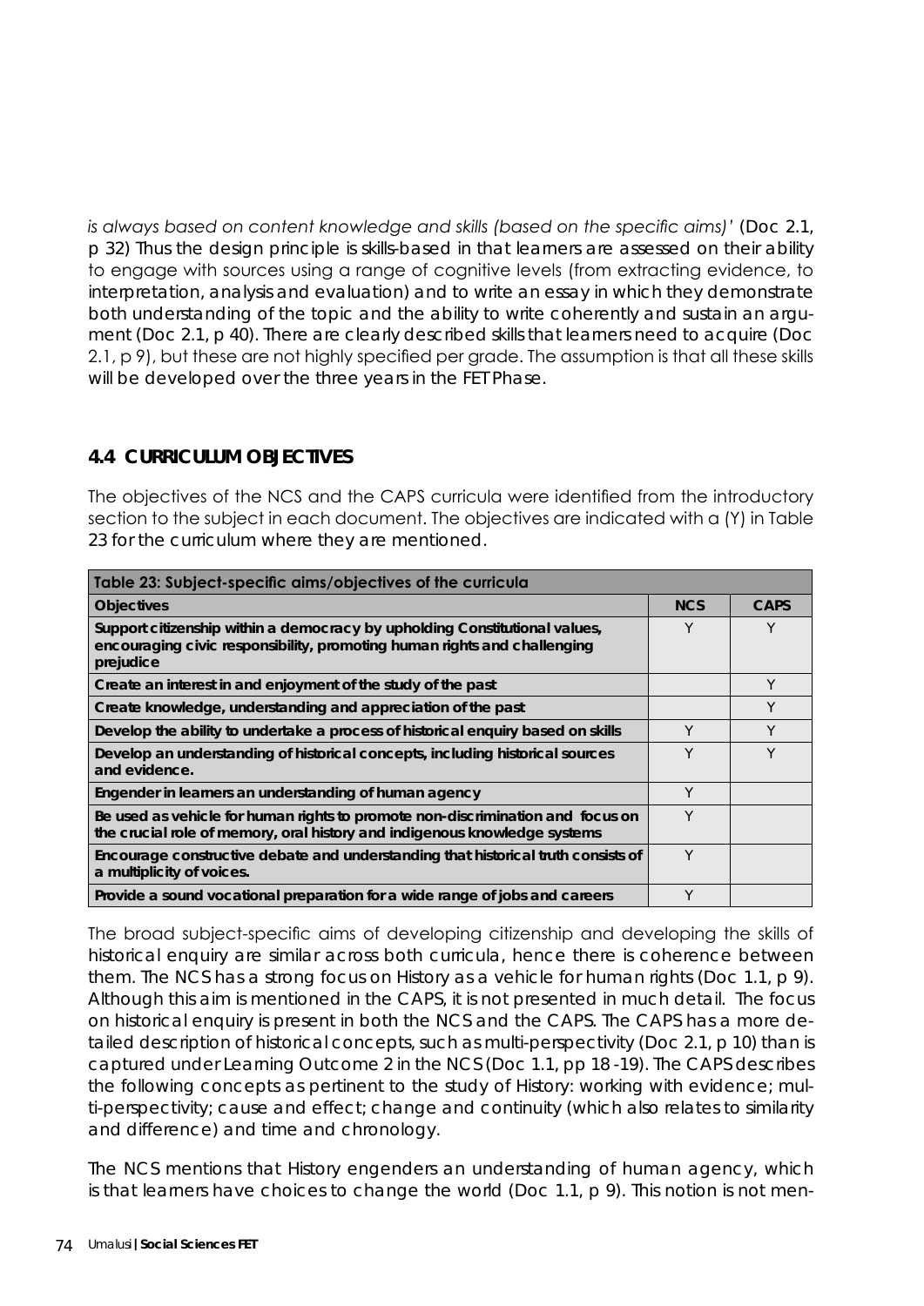*is always based on content knowledge and skills (based on the specific aims)'* (Doc 2.1, p 32) Thus the design principle is skills-based in that learners are assessed on their ability to engage with sources using a range of cognitive levels (from extracting evidence, to interpretation, analysis and evaluation) and to write an essay in which they demonstrate both understanding of the topic and the ability to write coherently and sustain an argument (Doc 2.1, p 40). There are clearly described skills that learners need to acquire (Doc 2.1, p 9), but these are not highly specified per grade. The assumption is that all these skills will be developed over the three years in the FET Phase.

## 4.4 CURRICULUM OBJECTIVES

The objectives of the NCS and the CAPS curricula were identified from the introductory section to the subject in each document. The objectives are indicated with a (Y) in Table 23 for the curriculum where they are mentioned.

**Table 23: Subject-specific aims/objectives of the curricula**

| Objectives | NCS | CAPS |
|---|---|---|
| **Support citizenship within a democracy by upholding Constitutional values, encouraging civic responsibility, promoting human rights and challenging prejudice** | Y | Y |
| **Create an interest in and enjoyment of the study of the past** | | Y |
| **Create knowledge, understanding and appreciation of the past** | | Y |
| **Develop the ability to undertake a process of historical enquiry based on skills** | Y | Y |
| **Develop an understanding of historical concepts, including historical sources and evidence.** | Y | Y |
| **Engender in learners an understanding of human agency** | Y | |
| **Be used as vehicle for human rights to promote non-discrimination and focus on the crucial role of memory, oral history and indigenous knowledge systems** | Y | |
| **Encourage constructive debate and understanding that historical truth consists of a multiplicity of voices.** | Y | |
| **Provide a sound vocational preparation for a wide range of jobs and careers** | Y | |

The broad subject-specific aims of developing citizenship and developing the skills of historical enquiry are similar across both curricula, hence there is coherence between them. The NCS has a strong focus on History as a vehicle for human rights (Doc 1.1, p 9). Although this aim is mentioned in the CAPS, it is not presented in much detail. The focus on historical enquiry is present in both the NCS and the CAPS. The CAPS has a more detailed description of historical concepts, such as multi-perspectivity (Doc 2.1, p 10) than is captured under Learning Outcome 2 in the NCS (Doc 1.1, pp 18 -19). The CAPS describes the following concepts as pertinent to the study of History: working with evidence; multi-perspectivity; cause and effect; change and continuity (which also relates to similarity and difference) and time and chronology.

The NCS mentions that History engenders an understanding of human agency, which is that learners have choices to change the world (Doc 1.1, p 9). This notion is not men-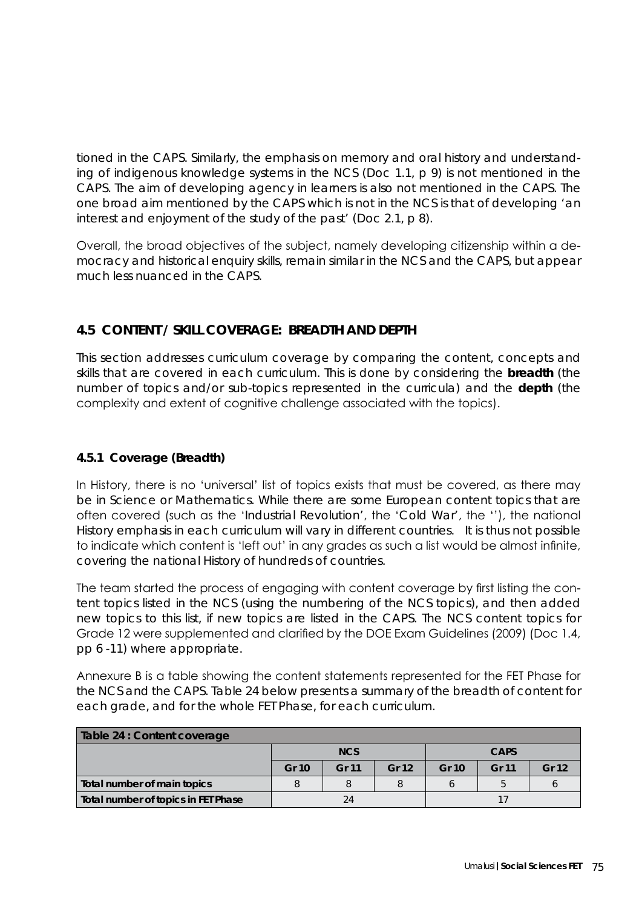tioned in the CAPS. Similarly, the emphasis on memory and oral history and understanding of indigenous knowledge systems in the NCS (Doc 1.1, p 9) is not mentioned in the CAPS. The aim of developing agency in learners is also not mentioned in the CAPS. The one broad aim mentioned by the CAPS which is not in the NCS is that of developing 'an interest and enjoyment of the study of the past' (Doc 2.1, p 8).

Overall, the broad objectives of the subject, namely developing citizenship within a democracy and historical enquiry skills, remain similar in the NCS and the CAPS, but appear much less nuanced in the CAPS.

## 4.5 CONTENT / SKILL COVERAGE: BREADTH AND DEPTH

This section addresses curriculum coverage by comparing the content, concepts and skills that are covered in each curriculum. This is done by considering the **breadth** (the number of topics and/or sub-topics represented in the curricula) and the **depth** (the complexity and extent of cognitive challenge associated with the topics).

### 4.5.1 Coverage (Breadth)

In History, there is no 'universal' list of topics exists that must be covered, as there may be in Science or Mathematics. While there are some European content topics that are often covered (such as the 'Industrial Revolution', the 'Cold War', the ''), the national History emphasis in each curriculum will vary in different countries. It is thus not possible to indicate which content is 'left out' in any grades as such a list would be almost infinite, covering the national History of hundreds of countries.

The team started the process of engaging with content coverage by first listing the content topics listed in the NCS (using the numbering of the NCS topics), and then added new topics to this list, if new topics are listed in the CAPS. The NCS content topics for Grade 12 were supplemented and clarified by the DOE Exam Guidelines (2009) (Doc 1.4, pp 6 -11) where appropriate.

Annexure B is a table showing the content statements represented for the FET Phase for the NCS and the CAPS. Table 24 below presents a summary of the breadth of content for each grade, and for the whole FET Phase, for each curriculum.

| Table 24 : Content coverage | | | | | | |
|---|---|---|---|---|---|---|
| | NCS | | | CAPS | | |
| | Gr 10 | Gr 11 | Gr 12 | Gr 10 | Gr 11 | Gr 12 |
| Total number of main topics | 8 | 8 | 8 | 6 | 5 | 6 |
| Total number of topics in FET Phase | 24 | | | 17 | | |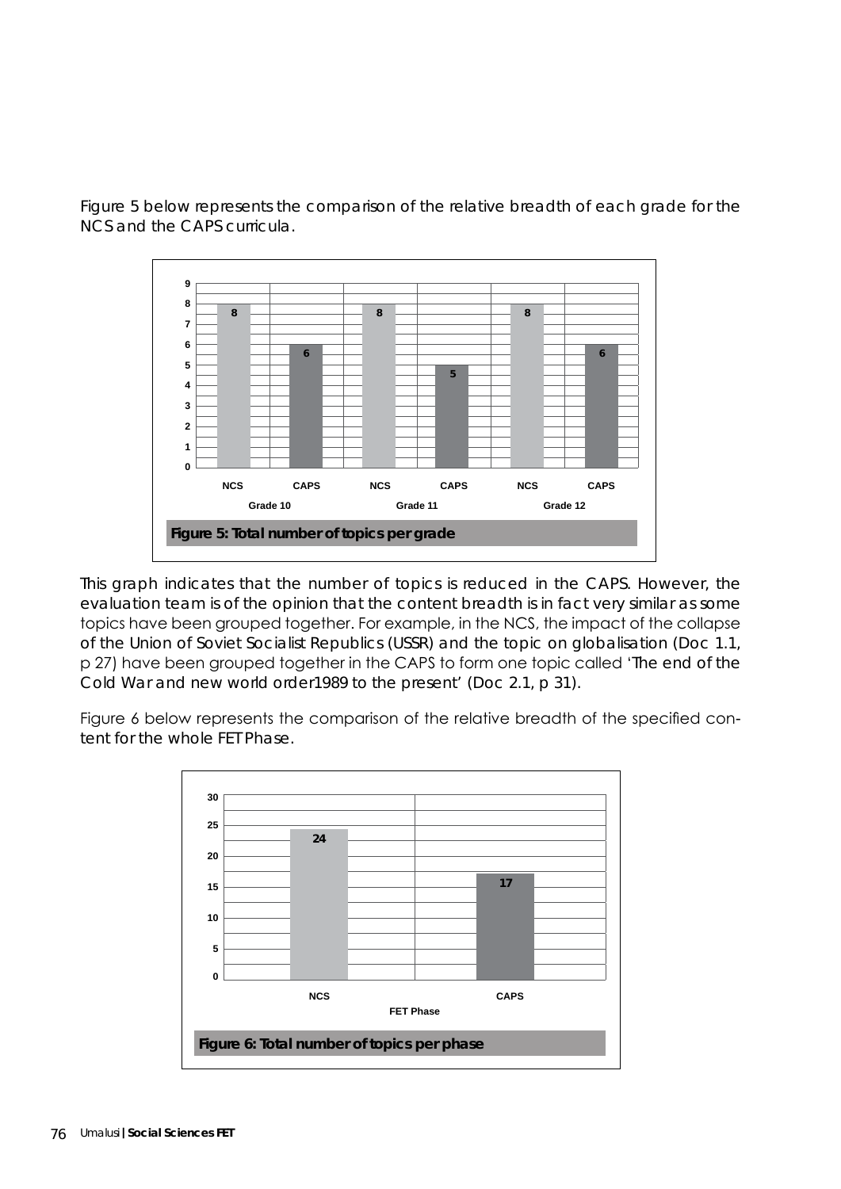Figure 5 below represents the comparison of the relative breadth of each grade for the NCS and the CAPS curricula.

| | Grade 10 | | Grade 11 | | Grade 12 | |
|---|---|---|---|---|---|---|
| | NCS | CAPS | NCS | CAPS | NCS | CAPS |
| Total number of topics | 8 | 6 | 8 | 5 | 8 | 6 |

**Figure 5: Total number of topics per grade**

This graph indicates that the number of topics is reduced in the CAPS. However, the evaluation team is of the opinion that the content breadth is in fact very similar as some topics have been grouped together. For example, in the NCS, the impact of the collapse of the Union of Soviet Socialist Republics (USSR) and the topic on globalisation (Doc 1.1, p 27) have been grouped together in the CAPS to form one topic called 'The end of the Cold War and new world order1989 to the present' (Doc 2.1, p 31).

Figure 6 below represents the comparison of the relative breadth of the specified content for the whole FET Phase.

| FET Phase | NCS | CAPS |
|---|---|---|
| Total number of topics | 24 | 17 |

**Figure 6: Total number of topics per phase**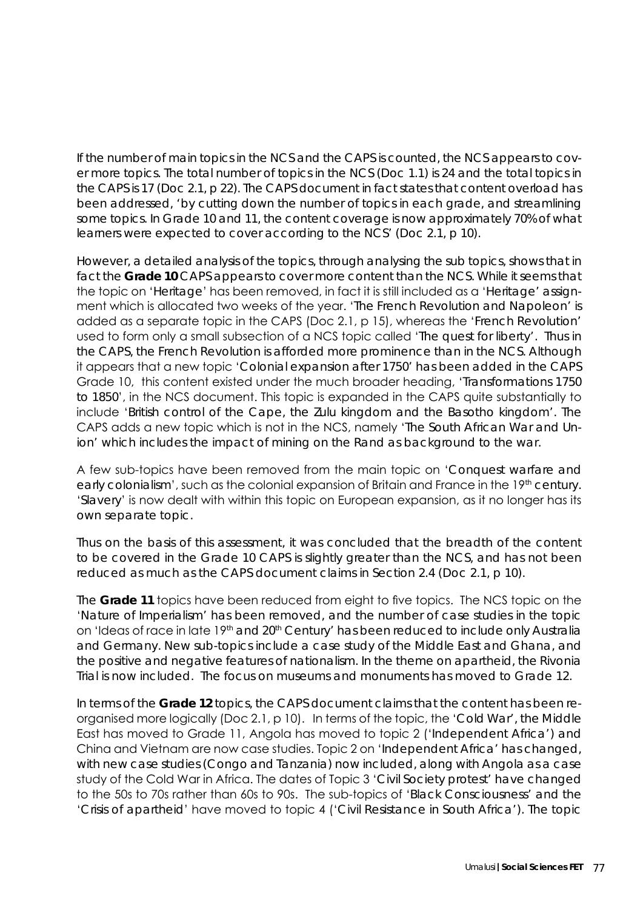If the number of main topics in the NCS and the CAPS is counted, the NCS appears to cover more topics. The total number of topics in the NCS (Doc 1.1) is 24 and the total topics in the CAPS is 17 (Doc 2.1, p 22). The CAPS document in fact states that content overload has been addressed, 'by cutting down the number of topics in each grade, and streamlining some topics. In Grade 10 and 11, the content coverage is now approximately 70% of what learners were expected to cover according to the NCS' (Doc 2.1, p 10).

However, a detailed analysis of the topics, through analysing the sub topics, shows that in fact the **Grade 10** CAPS appears to cover more content than the NCS. While it seems that the topic on 'Heritage' has been removed, in fact it is still included as a 'Heritage' assignment which is allocated two weeks of the year. 'The French Revolution and Napoleon' is added as a separate topic in the CAPS (Doc 2.1, p 15), whereas the 'French Revolution' used to form only a small subsection of a NCS topic called 'The quest for liberty'. Thus in the CAPS, the French Revolution is afforded more prominence than in the NCS. Although it appears that a new topic 'Colonial expansion after 1750' has been added in the CAPS Grade 10, this content existed under the much broader heading, 'Transformations 1750 to 1850', in the NCS document. This topic is expanded in the CAPS quite substantially to include 'British control of the Cape, the Zulu kingdom and the Basotho kingdom'. The CAPS adds a new topic which is not in the NCS, namely 'The South African War and Union' which includes the impact of mining on the Rand as background to the war.

A few sub-topics have been removed from the main topic on 'Conquest warfare and early colonialism', such as the colonial expansion of Britain and France in the 19th century. 'Slavery' is now dealt with within this topic on European expansion, as it no longer has its own separate topic.

Thus on the basis of this assessment, it was concluded that the breadth of the content to be covered in the Grade 10 CAPS is slightly greater than the NCS, and has not been reduced as much as the CAPS document claims in Section 2.4 (Doc 2.1, p 10).

The **Grade 11** topics have been reduced from eight to five topics. The NCS topic on the 'Nature of Imperialism' has been removed, and the number of case studies in the topic on 'Ideas of race in late 19th and 20th Century' has been reduced to include only Australia and Germany. New sub-topics include a case study of the Middle East and Ghana, and the positive and negative features of nationalism. In the theme on apartheid, the Rivonia Trial is now included. The focus on museums and monuments has moved to Grade 12.

In terms of the **Grade 12** topics, the CAPS document claims that the content has been reorganised more logically (Doc 2.1, p 10). In terms of the topic, the 'Cold War', the Middle East has moved to Grade 11, Angola has moved to topic 2 ('Independent Africa') and China and Vietnam are now case studies. Topic 2 on 'Independent Africa' has changed, with new case studies (Congo and Tanzania) now included, along with Angola as a case study of the Cold War in Africa. The dates of Topic 3 'Civil Society protest' have changed to the 50s to 70s rather than 60s to 90s. The sub-topics of 'Black Consciousness' and the 'Crisis of apartheid' have moved to topic 4 ('Civil Resistance in South Africa'). The topic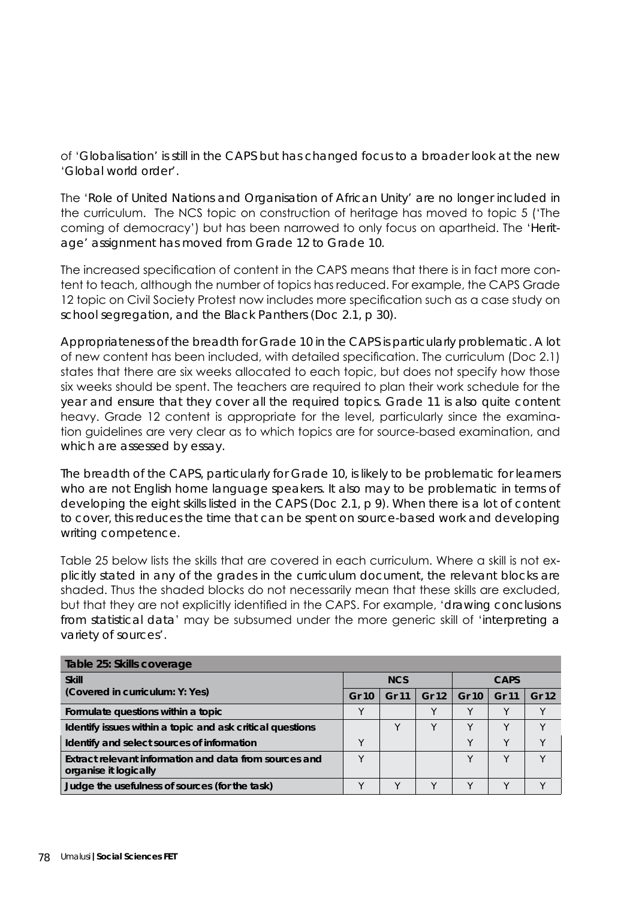of 'Globalisation' is still in the CAPS but has changed focus to a broader look at the new 'Global world order'.

The 'Role of United Nations and Organisation of African Unity' are no longer included in the curriculum. The NCS topic on construction of heritage has moved to topic 5 ('The coming of democracy') but has been narrowed to only focus on apartheid. The 'Heritage' assignment has moved from Grade 12 to Grade 10.

The increased specification of content in the CAPS means that there is in fact more content to teach, although the number of topics has reduced. For example, the CAPS Grade 12 topic on Civil Society Protest now includes more specification such as a case study on school segregation, and the Black Panthers (Doc 2.1, p 30).

Appropriateness of the breadth for Grade 10 in the CAPS is particularly problematic. A lot of new content has been included, with detailed specification. The curriculum (Doc 2.1) states that there are six weeks allocated to each topic, but does not specify how those six weeks should be spent. The teachers are required to plan their work schedule for the year and ensure that they cover all the required topics. Grade 11 is also quite content heavy. Grade 12 content is appropriate for the level, particularly since the examination guidelines are very clear as to which topics are for source-based examination, and which are assessed by essay.

The breadth of the CAPS, particularly for Grade 10, is likely to be problematic for learners who are not English home language speakers. It also may to be problematic in terms of developing the eight skills listed in the CAPS (Doc 2.1, p 9). When there is a lot of content to cover, this reduces the time that can be spent on source-based work and developing writing competence.

Table 25 below lists the skills that are covered in each curriculum. Where a skill is not explicitly stated in any of the grades in the curriculum document, the relevant blocks are shaded. Thus the shaded blocks do not necessarily mean that these skills are excluded, but that they are not explicitly identified in the CAPS. For example, 'drawing conclusions from statistical data' may be subsumed under the more generic skill of 'interpreting a variety of sources'.

**Table 25: Skills coverage**

| Skill<br>(Covered in curriculum: Y: Yes) | NCS | | | CAPS | | |
|---|---|---|---|---|---|---|
| | Gr 10 | Gr 11 | Gr 12 | Gr 10 | Gr 11 | Gr 12 |
| Formulate questions within a topic | Y | | Y | Y | Y | Y |
| Identify issues within a topic and ask critical questions | | Y | Y | Y | Y | Y |
| Identify and select sources of information | Y | | | Y | Y | Y |
| Extract relevant information and data from sources and organise it logically | Y | | | Y | Y | Y |
| Judge the usefulness of sources (for the task) | Y | Y | Y | Y | Y | Y |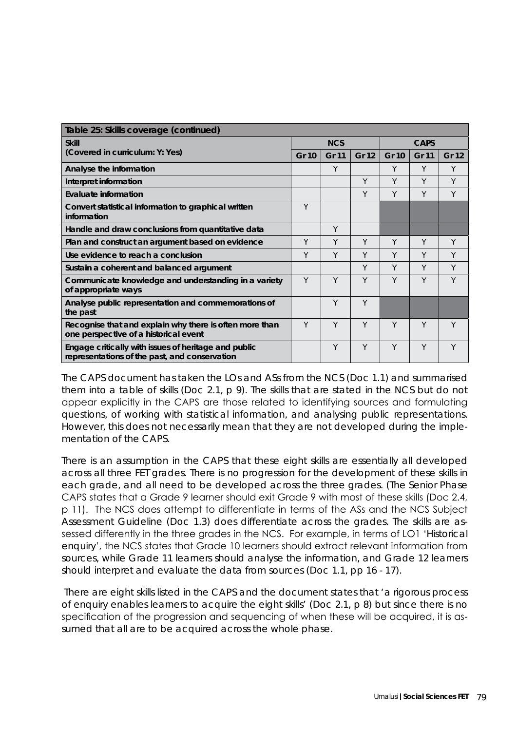| Table 25: Skills coverage (continued) | | | | | | |
|---|---|---|---|---|---|---|
| **Skill** (Covered in curriculum: Y: Yes) | **NCS** | | | **CAPS** | | |
| | **Gr 10** | **Gr 11** | **Gr 12** | **Gr 10** | **Gr 11** | **Gr 12** |
| **Analyse the information** | | Y | | Y | Y | Y |
| **Interpret information** | | | Y | Y | Y | Y |
| **Evaluate information** | | | Y | Y | Y | Y |
| **Convert statistical information to graphical written information** | Y | | | | | |
| **Handle and draw conclusions from quantitative data** | | Y | | | | |
| **Plan and construct an argument based on evidence** | Y | Y | Y | Y | Y | Y |
| **Use evidence to reach a conclusion** | Y | Y | Y | Y | Y | Y |
| **Sustain a coherent and balanced argument** | | | Y | Y | Y | Y |
| **Communicate knowledge and understanding in a variety of appropriate ways** | Y | Y | Y | Y | Y | Y |
| **Analyse public representation and commemorations of the past** | | Y | Y | | | |
| **Recognise that and explain why there is often more than one perspective of a historical event** | Y | Y | Y | Y | Y | Y |
| **Engage critically with issues of heritage and public representations of the past, and conservation** | | Y | Y | Y | Y | Y |

The CAPS document has taken the LOs and ASs from the NCS (Doc 1.1) and summarised them into a table of skills (Doc 2.1, p 9). The skills that are stated in the NCS but do not appear explicitly in the CAPS are those related to identifying sources and formulating questions, of working with statistical information, and analysing public representations. However, this does not necessarily mean that they are not developed during the implementation of the CAPS.

There is an assumption in the CAPS that these eight skills are essentially all developed across all three FET grades. There is no progression for the development of these skills in each grade, and all need to be developed across the three grades. (The Senior Phase CAPS states that a Grade 9 learner should exit Grade 9 with most of these skills (Doc 2.4, p 11). The NCS does attempt to differentiate in terms of the ASs and the NCS Subject Assessment Guideline (Doc 1.3) does differentiate across the grades. The skills are assessed differently in the three grades in the NCS. For example, in terms of LO1 'Historical enquiry', the NCS states that Grade 10 learners should extract relevant information from sources, while Grade 11 learners should analyse the information, and Grade 12 learners should interpret and evaluate the data from sources (Doc 1.1, pp 16 - 17).

There are eight skills listed in the CAPS and the document states that 'a rigorous process of enquiry enables learners to acquire the eight skills' (Doc 2.1, p 8) but since there is no specification of the progression and sequencing of when these will be acquired, it is assumed that all are to be acquired across the whole phase.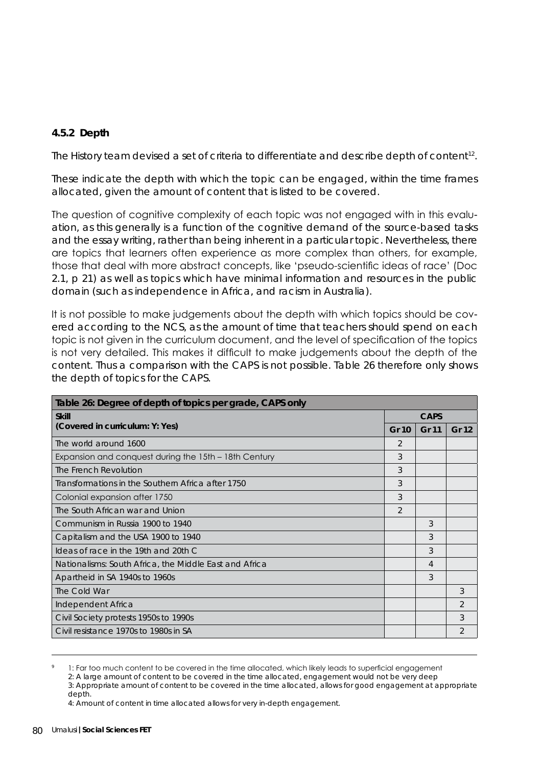### 4.5.2 Depth

The History team devised a set of criteria to differentiate and describe depth of content[12].

These indicate the depth with which the topic can be engaged, within the time frames allocated, given the amount of content that is listed to be covered.

The question of cognitive complexity of each topic was not engaged with in this evaluation, as this generally is a function of the cognitive demand of the source-based tasks and the essay writing, rather than being inherent in a particular topic. Nevertheless, there are topics that learners often experience as more complex than others, for example, those that deal with more abstract concepts, like 'pseudo-scientific ideas of race' (Doc 2.1, p 21) as well as topics which have minimal information and resources in the public domain (such as independence in Africa, and racism in Australia).

It is not possible to make judgements about the depth with which topics should be covered according to the NCS, as the amount of time that teachers should spend on each topic is not given in the curriculum document, and the level of specification of the topics is not very detailed. This makes it difficult to make judgements about the depth of the content. Thus a comparison with the CAPS is not possible. Table 26 therefore only shows the depth of topics for the CAPS.

**Table 26: Degree of depth of topics per grade, CAPS only**

| **Skill (Covered in curriculum: Y: Yes)** | **CAPS** | | |
|---|---|---|---|
| | **Gr 10** | **Gr 11** | **Gr 12** |
| The world around 1600 | 2 | | |
| Expansion and conquest during the 15th – 18th Century | 3 | | |
| The French Revolution | 3 | | |
| Transformations in the Southern Africa after 1750 | 3 | | |
| Colonial expansion after 1750 | 3 | | |
| The South African war and Union | 2 | | |
| Communism in Russia 1900 to 1940 | | 3 | |
| Capitalism and the USA 1900 to 1940 | | 3 | |
| Ideas of race in the 19th and 20th C | | 3 | |
| Nationalisms: South Africa, the Middle East and Africa | | 4 | |
| Apartheid in SA 1940s to 1960s | | 3 | |
| The Cold War | | | 3 |
| Independent Africa | | | 2 |
| Civil Society protests 1950s to 1990s | | | 3 |
| Civil resistance 1970s to 1980s in SA | | | 2 |

[9] 1: Far too much content to be covered in the time allocated, which likely leads to superficial engagement
2: A large amount of content to be covered in the time allocated, engagement would not be very deep
3: Appropriate amount of content to be covered in the time allocated, allows for good engagement at appropriate depth.
4: Amount of content in time allocated allows for very in-depth engagement.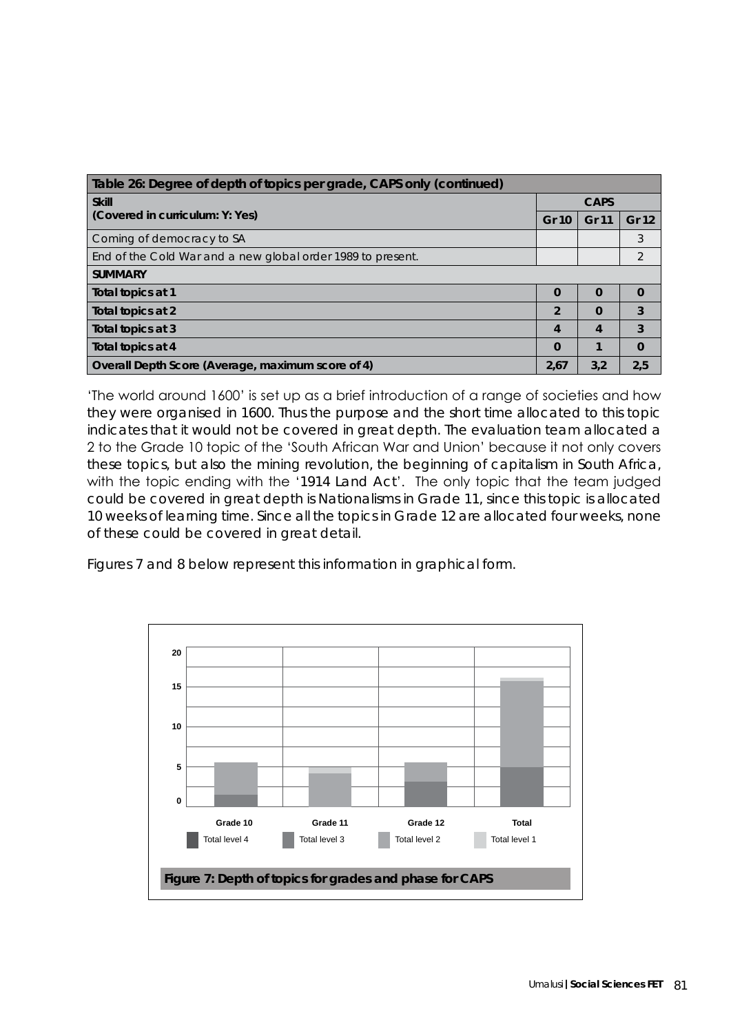| Table 26: Degree of depth of topics per grade, CAPS only (continued) | | | |
|---|---|---|---|
| **Skill**<br>**(Covered in curriculum: Y: Yes)** | **CAPS** | | |
| | **Gr 10** | **Gr 11** | **Gr 12** |
| Coming of democracy to SA | | | 3 |
| End of the Cold War and a new global order 1989 to present. | | | 2 |
| **SUMMARY** | | | |
| **Total topics at 1** | **0** | **0** | **0** |
| **Total topics at 2** | **2** | **0** | **3** |
| **Total topics at 3** | **4** | **4** | **3** |
| **Total topics at 4** | **0** | **1** | **0** |
| **Overall Depth Score (Average, maximum score of 4)** | **2,67** | **3,2** | **2,5** |

'The world around 1600' is set up as a brief introduction of a range of societies and how they were organised in 1600. Thus the purpose and the short time allocated to this topic indicates that it would not be covered in great depth. The evaluation team allocated a 2 to the Grade 10 topic of the 'South African War and Union' because it not only covers these topics, but also the mining revolution, the beginning of capitalism in South Africa, with the topic ending with the '1914 Land Act'. The only topic that the team judged could be covered in great depth is Nationalisms in Grade 11, since this topic is allocated 10 weeks of learning time. Since all the topics in Grade 12 are allocated four weeks, none of these could be covered in great detail.

Figures 7 and 8 below represent this information in graphical form.

**Figure 7: Depth of topics for grades and phase for CAPS**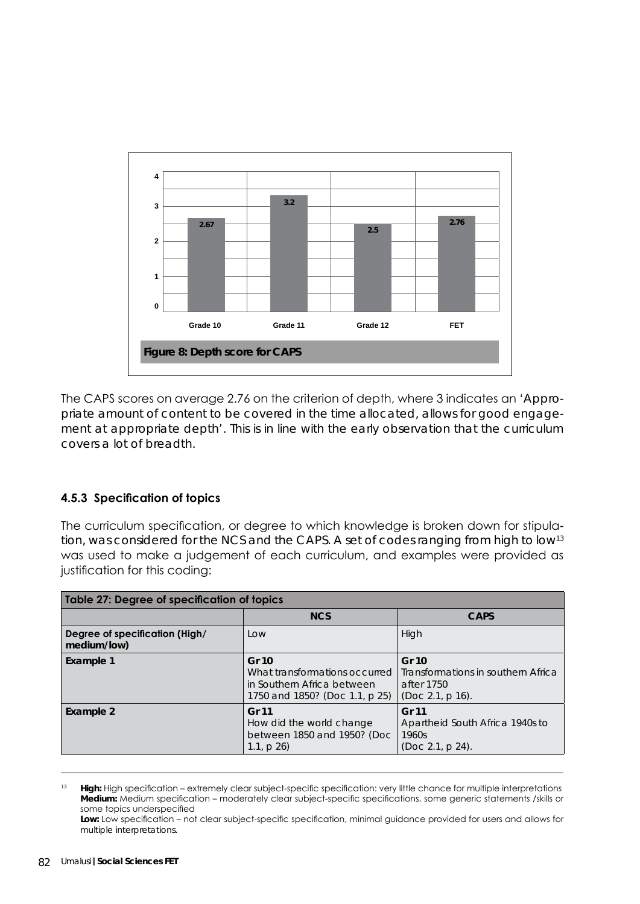Figure 8: Depth score for CAPS

| | Grade 10 | Grade 11 | Grade 12 | FET |
|---|---|---|---|---|
| Depth score | 2.67 | 3.2 | 2.5 | 2.76 |

The CAPS scores on average 2.76 on the criterion of depth, where 3 indicates an 'Appropriate amount of content to be covered in the time allocated, allows for good engagement at appropriate depth'. This is in line with the early observation that the curriculum covers a lot of breadth.

### 4.5.3 Specification of topics

The curriculum specification, or degree to which knowledge is broken down for stipulation, was considered for the NCS and the CAPS. A set of codes ranging from high to low[13] was used to make a judgement of each curriculum, and examples were provided as justification for this coding:

**Table 27: Degree of specification of topics**

| | NCS | CAPS |
|---|---|---|
| **Degree of specification (High/ medium/low)** | Low | High |
| **Example 1** | **Gr 10** What transformations occurred in Southern Africa between 1750 and 1850? (Doc 1.1, p 25) | **Gr 10** Transformations in southern Africa after 1750 (Doc 2.1, p 16). |
| **Example 2** | **Gr 11** How did the world change between 1850 and 1950? (Doc 1.1, p 26) | **Gr 11** Apartheid South Africa 1940s to 1960s (Doc 2.1, p 24). |

---

[13] **High:** High specification – extremely clear subject-specific specification: very little chance for multiple interpretations
**Medium:** Medium specification – moderately clear subject-specific specifications, some generic statements /skills or some topics underspecified
**Low:** Low specification – not clear subject-specific specification, minimal guidance provided for users and allows for multiple interpretations.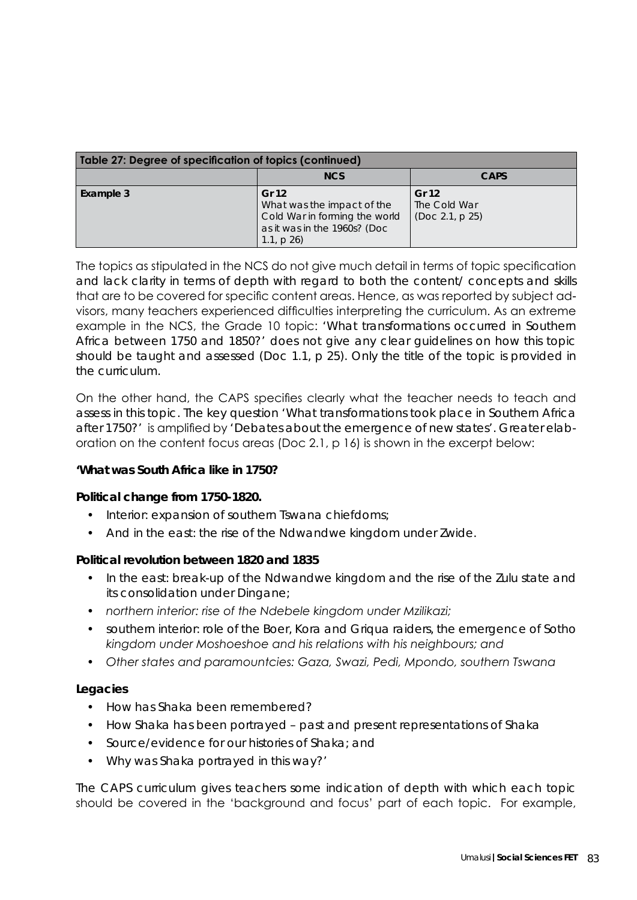| Table 27: Degree of specification of topics (continued) | | |
|---|---|---|
| | **NCS** | **CAPS** |
| **Example 3** | **Gr 12**<br>What was the impact of the Cold War in forming the world as it was in the 1960s? (Doc 1.1, p 26) | **Gr 12**<br>The Cold War<br>(Doc 2.1, p 25) |

The topics as stipulated in the NCS do not give much detail in terms of topic specification and lack clarity in terms of depth with regard to both the content/ concepts and skills that are to be covered for specific content areas. Hence, as was reported by subject advisors, many teachers experienced difficulties interpreting the curriculum. As an extreme example in the NCS, the Grade 10 topic: 'What transformations occurred in Southern Africa between 1750 and 1850?' does not give any clear guidelines on how this topic should be taught and assessed (Doc 1.1, p 25). Only the title of the topic is provided in the curriculum.

On the other hand, the CAPS specifies clearly what the teacher needs to teach and assess in this topic. The key question 'What transformations took place in Southern Africa after 1750?' is amplified by 'Debates about the emergence of new states'. Greater elaboration on the content focus areas (Doc 2.1, p 16) is shown in the excerpt below:

**'What was South Africa like in 1750?**

**Political change from 1750-1820.**

- Interior: expansion of southern Tswana chiefdoms;
- And in the east: the rise of the Ndwandwe kingdom under Zwide.

**Political revolution between 1820 and 1835**

- In the east: break-up of the Ndwandwe kingdom and the rise of the Zulu state and its consolidation under Dingane;
- *northern interior: rise of the Ndebele kingdom under Mzilikazi;*
- southern interior: role of the Boer, Kora and Griqua raiders, the emergence of Sotho *kingdom under Moshoeshoe and his relations with his neighbours; and*
- *Other states and paramountcies: Gaza, Swazi, Pedi, Mpondo, southern Tswana*

**Legacies**

- How has Shaka been remembered?
- How Shaka has been portrayed – past and present representations of Shaka
- Source/evidence for our histories of Shaka; and
- Why was Shaka portrayed in this way?'

The CAPS curriculum gives teachers some indication of depth with which each topic should be covered in the 'background and focus' part of each topic. For example,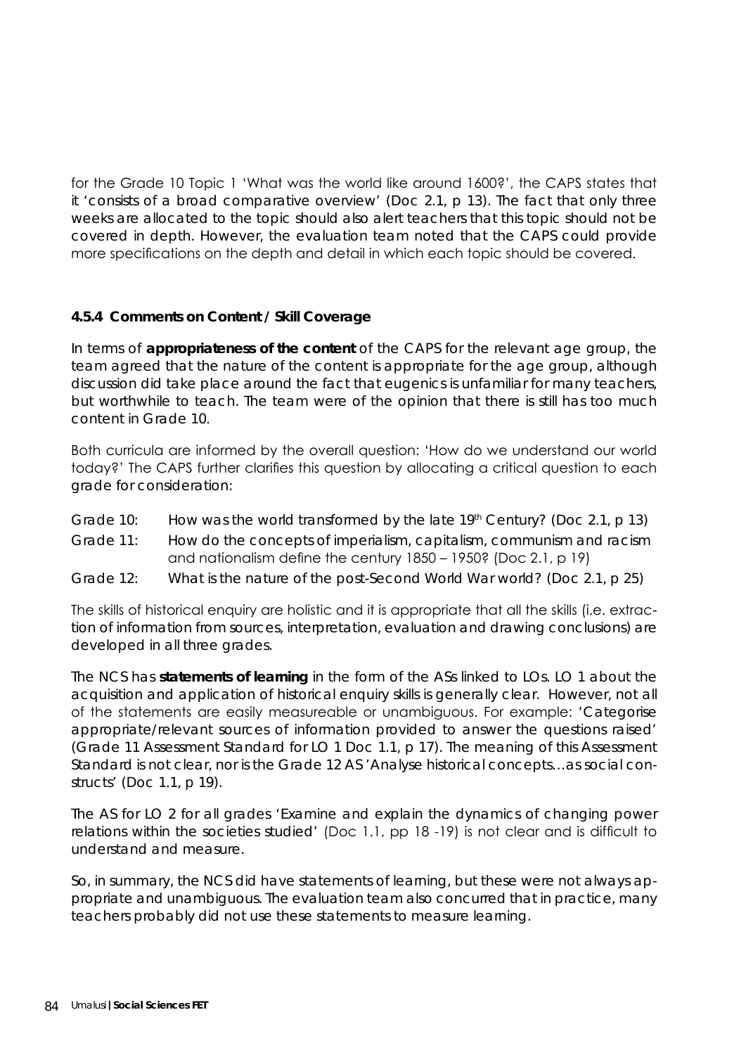for the Grade 10 Topic 1 'What was the world like around 1600?', the CAPS states that it 'consists of a broad comparative overview' (Doc 2.1, p 13). The fact that only three weeks are allocated to the topic should also alert teachers that this topic should not be covered in depth. However, the evaluation team noted that the CAPS could provide more specifications on the depth and detail in which each topic should be covered.

#### 4.5.4 Comments on Content / Skill Coverage

In terms of **appropriateness of the content** of the CAPS for the relevant age group, the team agreed that the nature of the content is appropriate for the age group, although discussion did take place around the fact that eugenics is unfamiliar for many teachers, but worthwhile to teach. The team were of the opinion that there is still has too much content in Grade 10.

Both curricula are informed by the overall question: 'How do we understand our world today?' The CAPS further clarifies this question by allocating a critical question to each grade for consideration:

Grade 10: How was the world transformed by the late 19th Century? (Doc 2.1, p 13)

Grade 11: How do the concepts of imperialism, capitalism, communism and racism and nationalism define the century 1850 – 1950? (Doc 2.1, p 19)

Grade 12: What is the nature of the post-Second World War world? (Doc 2.1, p 25)

The skills of historical enquiry are holistic and it is appropriate that all the skills (i.e. extraction of information from sources, interpretation, evaluation and drawing conclusions) are developed in all three grades.

The NCS has **statements of learning** in the form of the ASs linked to LOs. LO 1 about the acquisition and application of historical enquiry skills is generally clear. However, not all of the statements are easily measureable or unambiguous. For example: 'Categorise appropriate/relevant sources of information provided to answer the questions raised' (Grade 11 Assessment Standard for LO 1 Doc 1.1, p 17). The meaning of this Assessment Standard is not clear, nor is the Grade 12 AS 'Analyse historical concepts…as social constructs' (Doc 1.1, p 19).

The AS for LO 2 for all grades 'Examine and explain the dynamics of changing power relations within the societies studied' (Doc 1.1, pp 18 -19) is not clear and is difficult to understand and measure.

So, in summary, the NCS did have statements of learning, but these were not always appropriate and unambiguous. The evaluation team also concurred that in practice, many teachers probably did not use these statements to measure learning.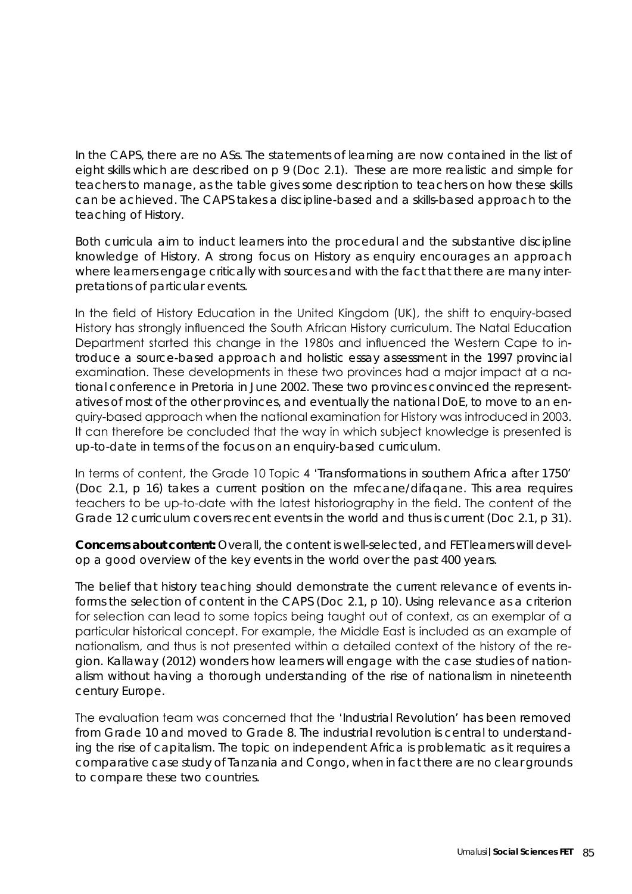In the CAPS, there are no ASs. The statements of learning are now contained in the list of eight skills which are described on p 9 (Doc 2.1). These are more realistic and simple for teachers to manage, as the table gives some description to teachers on how these skills can be achieved. The CAPS takes a discipline-based and a skills-based approach to the teaching of History.

Both curricula aim to induct learners into the procedural and the substantive discipline knowledge of History. A strong focus on History as enquiry encourages an approach where learners engage critically with sources and with the fact that there are many interpretations of particular events.

In the field of History Education in the United Kingdom (UK), the shift to enquiry-based History has strongly influenced the South African History curriculum. The Natal Education Department started this change in the 1980s and influenced the Western Cape to introduce a source-based approach and holistic essay assessment in the 1997 provincial examination. These developments in these two provinces had a major impact at a national conference in Pretoria in June 2002. These two provinces convinced the representatives of most of the other provinces, and eventually the national DoE, to move to an enquiry-based approach when the national examination for History was introduced in 2003. It can therefore be concluded that the way in which subject knowledge is presented is up-to-date in terms of the focus on an enquiry-based curriculum.

In terms of content, the Grade 10 Topic 4 'Transformations in southern Africa after 1750' (Doc 2.1, p 16) takes a current position on the mfecane/difaqane. This area requires teachers to be up-to-date with the latest historiography in the field. The content of the Grade 12 curriculum covers recent events in the world and thus is current (Doc 2.1, p 31).

**Concerns about content:** Overall, the content is well-selected, and FET learners will develop a good overview of the key events in the world over the past 400 years.

The belief that history teaching should demonstrate the current relevance of events informs the selection of content in the CAPS (Doc 2.1, p 10). Using relevance as a criterion for selection can lead to some topics being taught out of context, as an exemplar of a particular historical concept. For example, the Middle East is included as an example of nationalism, and thus is not presented within a detailed context of the history of the region. Kallaway (2012) wonders how learners will engage with the case studies of nationalism without having a thorough understanding of the rise of nationalism in nineteenth century Europe.

The evaluation team was concerned that the 'Industrial Revolution' has been removed from Grade 10 and moved to Grade 8. The industrial revolution is central to understanding the rise of capitalism. The topic on independent Africa is problematic as it requires a comparative case study of Tanzania and Congo, when in fact there are no clear grounds to compare these two countries.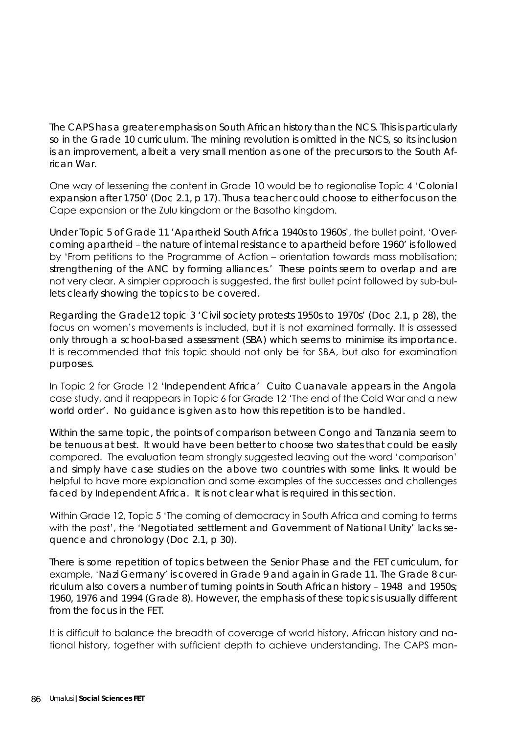The CAPS has a greater emphasis on South African history than the NCS. This is particularly so in the Grade 10 curriculum. The mining revolution is omitted in the NCS, so its inclusion is an improvement, albeit a very small mention as one of the precursors to the South African War.

One way of lessening the content in Grade 10 would be to regionalise Topic 4 'Colonial expansion after 1750' (Doc 2.1, p 17). Thus a teacher could choose to either focus on the Cape expansion or the Zulu kingdom or the Basotho kingdom.

Under Topic 5 of Grade 11 'Apartheid South Africa 1940s to 1960s', the bullet point, 'Overcoming apartheid – the nature of internal resistance to apartheid before 1960' is followed by 'From petitions to the Programme of Action – orientation towards mass mobilisation; strengthening of the ANC by forming alliances.' These points seem to overlap and are not very clear. A simpler approach is suggested, the first bullet point followed by sub-bullets clearly showing the topics to be covered.

Regarding the Grade12 topic 3 'Civil society protests 1950s to 1970s' (Doc 2.1, p 28), the focus on women's movements is included, but it is not examined formally. It is assessed only through a school-based assessment (SBA) which seems to minimise its importance. It is recommended that this topic should not only be for SBA, but also for examination purposes.

In Topic 2 for Grade 12 'Independent Africa' Cuito Cuanavale appears in the Angola case study, and it reappears in Topic 6 for Grade 12 'The end of the Cold War and a new world order'. No guidance is given as to how this repetition is to be handled.

Within the same topic, the points of comparison between Congo and Tanzania seem to be tenuous at best. It would have been better to choose two states that could be easily compared. The evaluation team strongly suggested leaving out the word 'comparison' and simply have case studies on the above two countries with some links. It would be helpful to have more explanation and some examples of the successes and challenges faced by Independent Africa. It is not clear what is required in this section.

Within Grade 12, Topic 5 'The coming of democracy in South Africa and coming to terms with the past', the 'Negotiated settlement and Government of National Unity' lacks sequence and chronology (Doc 2.1, p 30).

There is some repetition of topics between the Senior Phase and the FET curriculum, for example, 'Nazi Germany' is covered in Grade 9 and again in Grade 11. The Grade 8 curriculum also covers a number of turning points in South African history – 1948 and 1950s; 1960, 1976 and 1994 (Grade 8). However, the emphasis of these topics is usually different from the focus in the FET.

It is difficult to balance the breadth of coverage of world history, African history and national history, together with sufficient depth to achieve understanding. The CAPS man-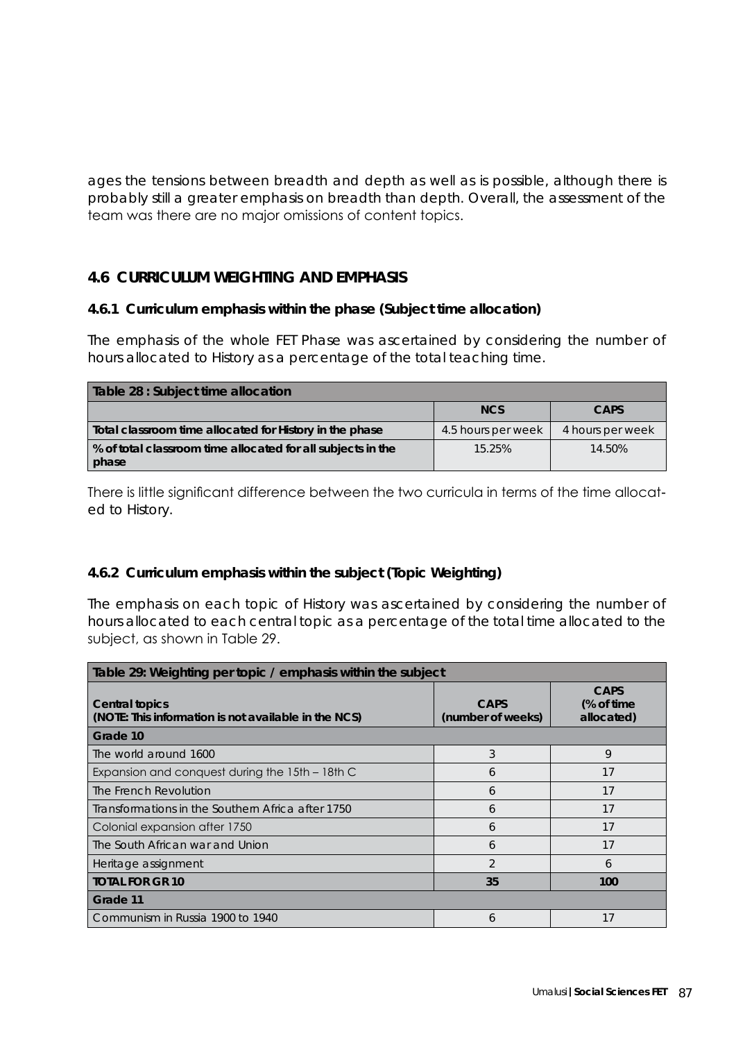ages the tensions between breadth and depth as well as is possible, although there is probably still a greater emphasis on breadth than depth. Overall, the assessment of the team was there are no major omissions of content topics.

## 4.6 CURRICULUM WEIGHTING AND EMPHASIS

### 4.6.1 Curriculum emphasis within the phase (Subject time allocation)

The emphasis of the whole FET Phase was ascertained by considering the number of hours allocated to History as a percentage of the total teaching time.

| Table 28 : Subject time allocation | | |
|---|---|---|
| | **NCS** | **CAPS** |
| **Total classroom time allocated for History in the phase** | 4.5 hours per week | 4 hours per week |
| **% of total classroom time allocated for all subjects in the phase** | 15.25% | 14.50% |

There is little significant difference between the two curricula in terms of the time allocated to History.

### 4.6.2 Curriculum emphasis within the subject (Topic Weighting)

The emphasis on each topic of History was ascertained by considering the number of hours allocated to each central topic as a percentage of the total time allocated to the subject, as shown in Table 29.

| Table 29: Weighting per topic / emphasis within the subject | | |
|---|---|---|
| **Central topics** **(NOTE: This information is not available in the NCS)** | **CAPS (number of weeks)** | **CAPS (% of time allocated)** |
| **Grade 10** | | |
| The world around 1600 | 3 | 9 |
| Expansion and conquest during the 15th – 18th C | 6 | 17 |
| The French Revolution | 6 | 17 |
| Transformations in the Southern Africa after 1750 | 6 | 17 |
| Colonial expansion after 1750 | 6 | 17 |
| The South African war and Union | 6 | 17 |
| Heritage assignment | 2 | 6 |
| **TOTAL FOR GR 10** | **35** | **100** |
| **Grade 11** | | |
| Communism in Russia 1900 to 1940 | 6 | 17 |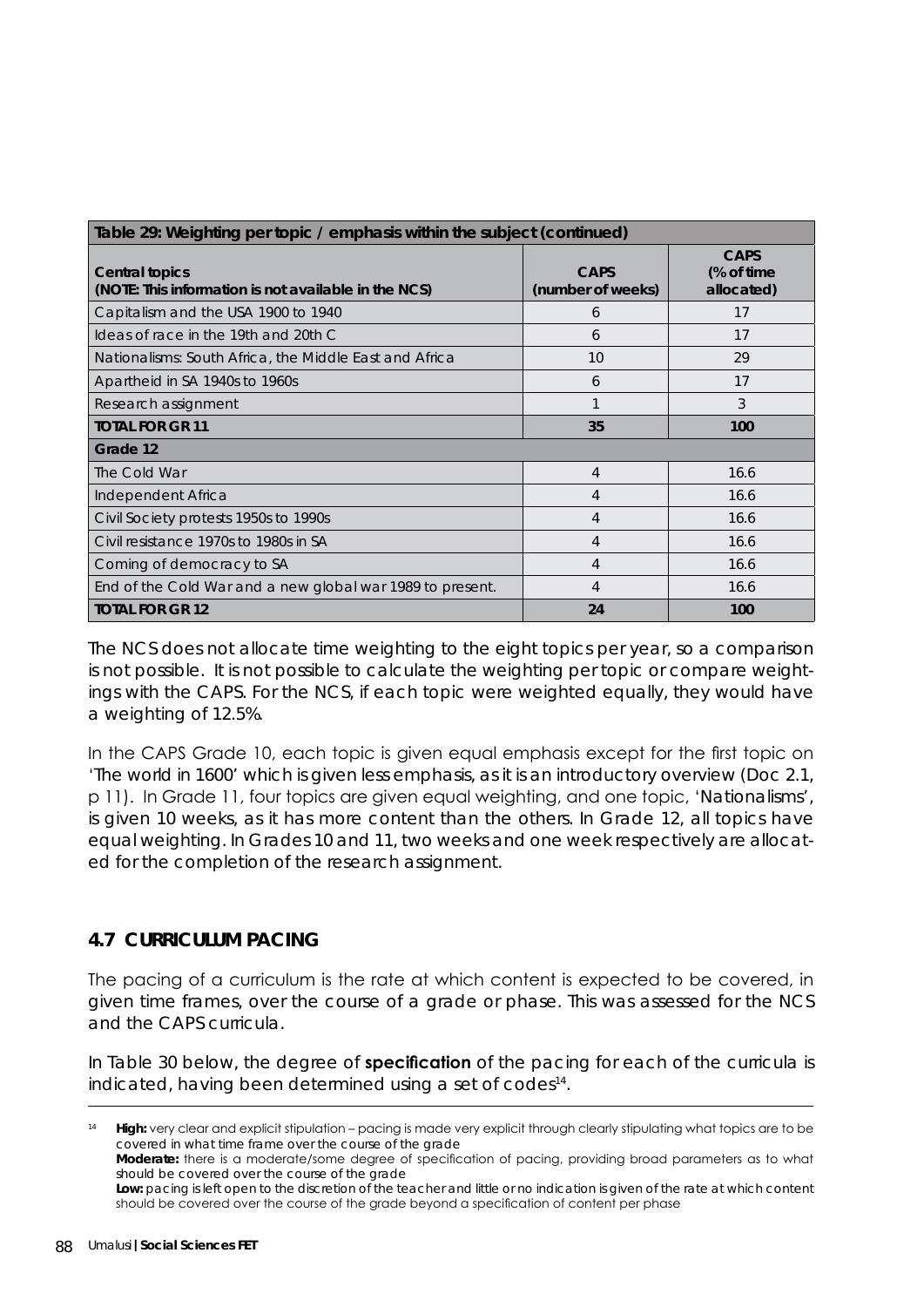| Table 29: Weighting per topic / emphasis within the subject (continued) | | |
|---|---|---|
| **Central topics (NOTE: This information is not available in the NCS)** | **CAPS (number of weeks)** | **CAPS (% of time allocated)** |
| Capitalism and the USA 1900 to 1940 | 6 | 17 |
| Ideas of race in the 19th and 20th C | 6 | 17 |
| Nationalisms: South Africa, the Middle East and Africa | 10 | 29 |
| Apartheid in SA 1940s to 1960s | 6 | 17 |
| Research assignment | 1 | 3 |
| **TOTAL FOR GR 11** | **35** | **100** |
| **Grade 12** | | |
| The Cold War | 4 | 16.6 |
| Independent Africa | 4 | 16.6 |
| Civil Society protests 1950s to 1990s | 4 | 16.6 |
| Civil resistance 1970s to 1980s in SA | 4 | 16.6 |
| Coming of democracy to SA | 4 | 16.6 |
| End of the Cold War and a new global war 1989 to present. | 4 | 16.6 |
| **TOTAL FOR GR 12** | **24** | **100** |

The NCS does not allocate time weighting to the eight topics per year, so a comparison is not possible. It is not possible to calculate the weighting per topic or compare weightings with the CAPS. For the NCS, if each topic were weighted equally, they would have a weighting of 12.5%.

In the CAPS Grade 10, each topic is given equal emphasis except for the first topic on 'The world in 1600' which is given less emphasis, as it is an introductory overview (Doc 2.1, p 11). In Grade 11, four topics are given equal weighting, and one topic, 'Nationalisms', is given 10 weeks, as it has more content than the others. In Grade 12, all topics have equal weighting. In Grades 10 and 11, two weeks and one week respectively are allocated for the completion of the research assignment.

## 4.7 CURRICULUM PACING

The pacing of a curriculum is the rate at which content is expected to be covered, in given time frames, over the course of a grade or phase. This was assessed for the NCS and the CAPS curricula.

In Table 30 below, the degree of **specification** of the pacing for each of the curricula is indicated, having been determined using a set of codes[14].

---

[14] **High:** very clear and explicit stipulation – pacing is made very explicit through clearly stipulating what topics are to be covered in what time frame over the course of the grade
**Moderate:** there is a moderate/some degree of specification of pacing, providing broad parameters as to what should be covered over the course of the grade
**Low:** pacing is left open to the discretion of the teacher and little or no indication is given of the rate at which content should be covered over the course of the grade beyond a specification of content per phase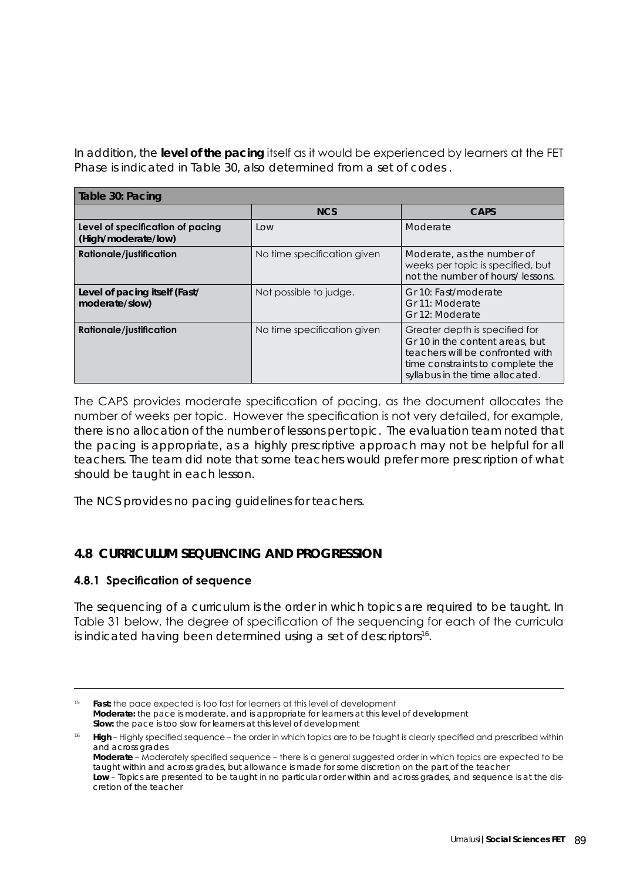In addition, the **level of the pacing** itself as it would be experienced by learners at the FET Phase is indicated in Table 30, also determined from a set of codes.

| Table 30: Pacing | | |
|---|---|---|
| | **NCS** | **CAPS** |
| **Level of specification of pacing (High/moderate/low)** | Low | Moderate |
| **Rationale/justification** | No time specification given | Moderate, as the number of weeks per topic is specified, but not the number of hours/ lessons. |
| **Level of pacing itself (Fast/ moderate/slow)** | Not possible to judge. | Gr 10: Fast/moderate<br>Gr 11: Moderate<br>Gr 12: Moderate |
| **Rationale/justification** | No time specification given | Greater depth is specified for Gr 10 in the content areas, but teachers will be confronted with time constraints to complete the syllabus in the time allocated. |

The CAPS provides moderate specification of pacing, as the document allocates the number of weeks per topic. However the specification is not very detailed, for example, there is no allocation of the number of lessons per topic. The evaluation team noted that the pacing is appropriate, as a highly prescriptive approach may not be helpful for all teachers. The team did note that some teachers would prefer more prescription of what should be taught in each lesson.

The NCS provides no pacing guidelines for teachers.

## 4.8 CURRICULUM SEQUENCING AND PROGRESSION

### 4.8.1 Specification of sequence

The sequencing of a curriculum is the order in which topics are required to be taught. In Table 31 below, the degree of specification of the sequencing for each of the curricula is indicated having been determined using a set of descriptors[16].

---

[15] **Fast:** the pace expected is too fast for learners at this level of development
**Moderate:** the pace is moderate, and is appropriate for learners at this level of development
**Slow:** the pace is too slow for learners at this level of development

[16] **High** – Highly specified sequence – the order in which topics are to be taught is clearly specified and prescribed within and across grades
**Moderate** – Moderately specified sequence – there is a general suggested order in which topics are expected to be taught within and across grades, but allowance is made for some discretion on the part of the teacher
**Low** – Topics are presented to be taught in no particular order within and across grades, and sequence is at the discretion of the teacher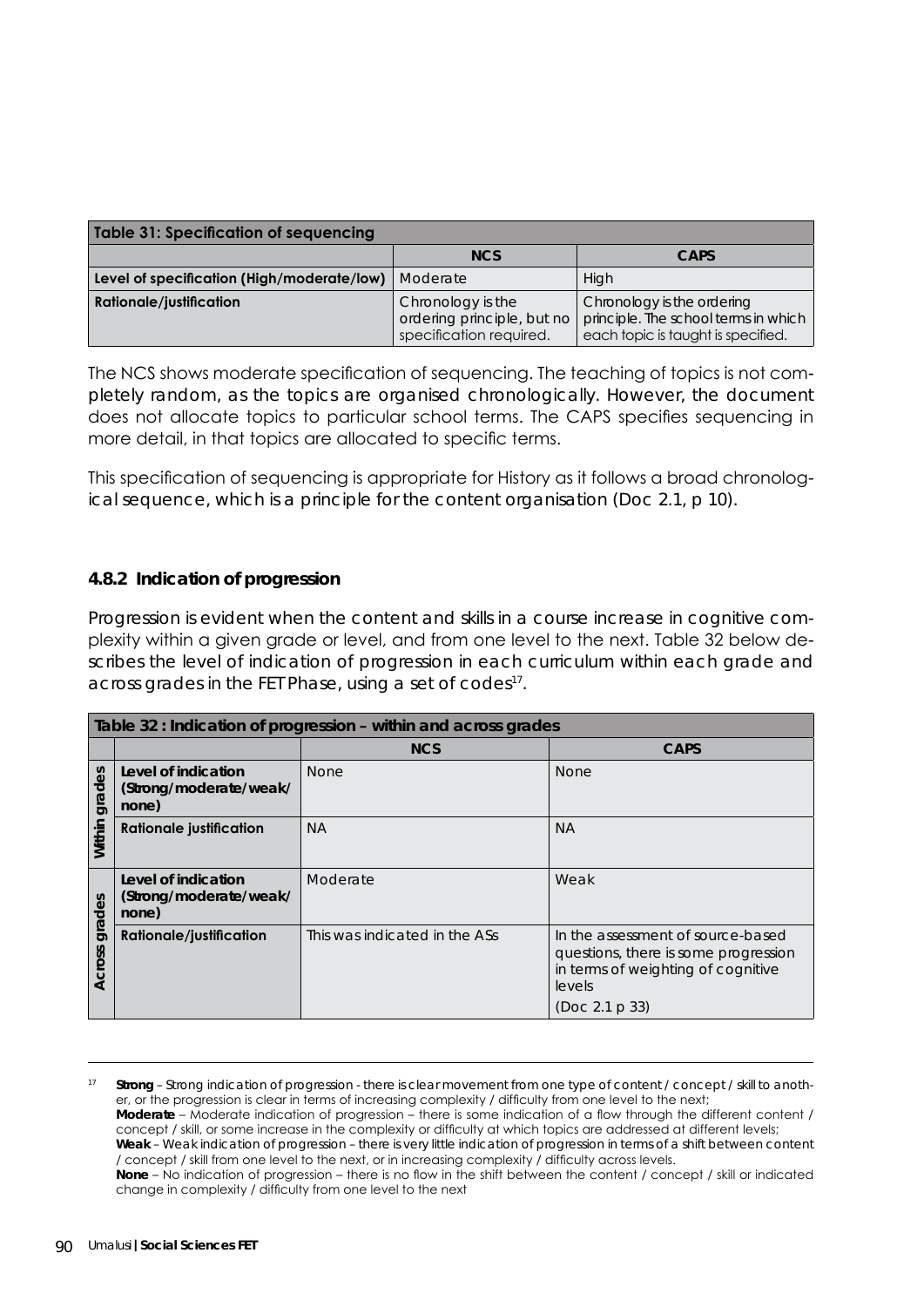| Table 31: Specification of sequencing | | |
|---|---|---|
| | **NCS** | **CAPS** |
| **Level of specification (High/moderate/low)** | Moderate | High |
| **Rationale/justification** | Chronology is the ordering principle, but no specification required. | Chronology is the ordering principle. The school terms in which each topic is taught is specified. |

The NCS shows moderate specification of sequencing. The teaching of topics is not completely random, as the topics are organised chronologically. However, the document does not allocate topics to particular school terms. The CAPS specifies sequencing in more detail, in that topics are allocated to specific terms.

This specification of sequencing is appropriate for History as it follows a broad chronological sequence, which is a principle for the content organisation (Doc 2.1, p 10).

#### 4.8.2 Indication of progression

Progression is evident when the content and skills in a course increase in cognitive complexity within a given grade or level, and from one level to the next. Table 32 below describes the level of indication of progression in each curriculum within each grade and across grades in the FET Phase, using a set of codes[17].

| Table 32 : Indication of progression – within and across grades | | | |
|---|---|---|---|
| | | **NCS** | **CAPS** |
| **Within grades** | **Level of indication (Strong/moderate/weak/none)** | None | None |
| | **Rationale justification** | NA | NA |
| **Across grades** | **Level of indication (Strong/moderate/weak/none)** | Moderate | Weak |
| | **Rationale/justification** | This was indicated in the ASs | In the assessment of source-based questions, there is some progression in terms of weighting of cognitive levels (Doc 2.1 p 33) |

---

[17] **Strong** – Strong indication of progression - there is clear movement from one type of content / concept / skill to another, or the progression is clear in terms of increasing complexity / difficulty from one level to the next;
**Moderate** – Moderate indication of progression – there is some indication of a flow through the different content / concept / skill, or some increase in the complexity or difficulty at which topics are addressed at different levels;
**Weak** – Weak indication of progression – there is very little indication of progression in terms of a shift between content / concept / skill from one level to the next, or in increasing complexity / difficulty across levels.
**None** – No indication of progression – there is no flow in the shift between the content / concept / skill or indicated change in complexity / difficulty from one level to the next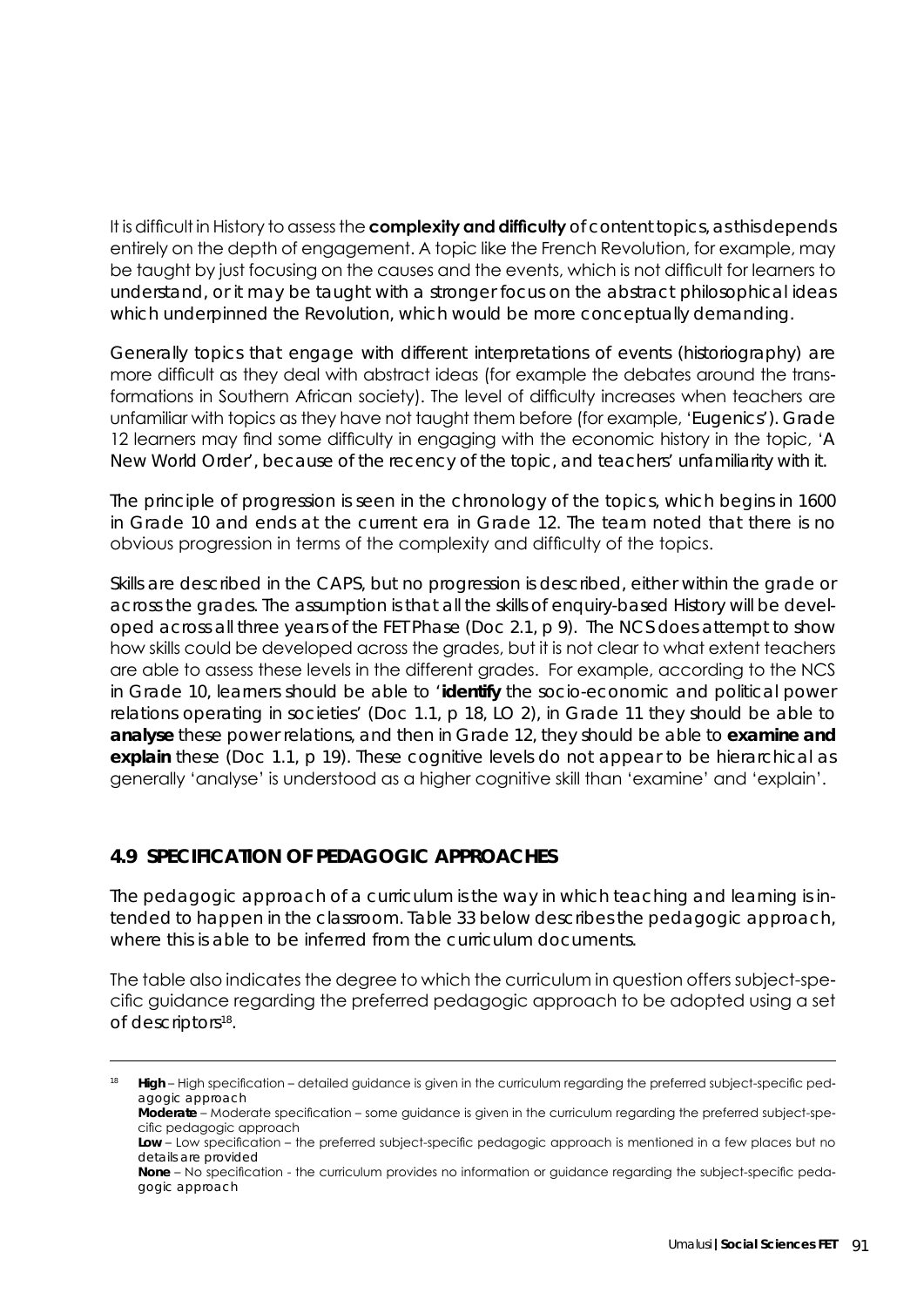It is difficult in History to assess the **complexity and difficulty** of content topics, as this depends entirely on the depth of engagement. A topic like the French Revolution, for example, may be taught by just focusing on the causes and the events, which is not difficult for learners to understand, or it may be taught with a stronger focus on the abstract philosophical ideas which underpinned the Revolution, which would be more conceptually demanding.

Generally topics that engage with different interpretations of events (historiography) are more difficult as they deal with abstract ideas (for example the debates around the transformations in Southern African society). The level of difficulty increases when teachers are unfamiliar with topics as they have not taught them before (for example, 'Eugenics'). Grade 12 learners may find some difficulty in engaging with the economic history in the topic, 'A New World Order', because of the recency of the topic, and teachers' unfamiliarity with it.

The principle of progression is seen in the chronology of the topics, which begins in 1600 in Grade 10 and ends at the current era in Grade 12. The team noted that there is no obvious progression in terms of the complexity and difficulty of the topics.

Skills are described in the CAPS, but no progression is described, either within the grade or across the grades. The assumption is that all the skills of enquiry-based History will be developed across all three years of the FET Phase (Doc 2.1, p 9). The NCS does attempt to show how skills could be developed across the grades, but it is not clear to what extent teachers are able to assess these levels in the different grades. For example, according to the NCS in Grade 10, learners should be able to '**identify** the socio-economic and political power relations operating in societies' (Doc 1.1, p 18, LO 2), in Grade 11 they should be able to **analyse** these power relations, and then in Grade 12, they should be able to **examine and explain** these (Doc 1.1, p 19). These cognitive levels do not appear to be hierarchical as generally 'analyse' is understood as a higher cognitive skill than 'examine' and 'explain'.

## 4.9 SPECIFICATION OF PEDAGOGIC APPROACHES

The pedagogic approach of a curriculum is the way in which teaching and learning is intended to happen in the classroom. Table 33 below describes the pedagogic approach, where this is able to be inferred from the curriculum documents.

The table also indicates the degree to which the curriculum in question offers subject-specific guidance regarding the preferred pedagogic approach to be adopted using a set of descriptors[18].

---

[18] **High** – High specification – detailed guidance is given in the curriculum regarding the preferred subject-specific pedagogic approach
**Moderate** – Moderate specification – some guidance is given in the curriculum regarding the preferred subject-specific pedagogic approach
**Low** – Low specification – the preferred subject-specific pedagogic approach is mentioned in a few places but no details are provided
**None** – No specification - the curriculum provides no information or guidance regarding the subject-specific pedagogic approach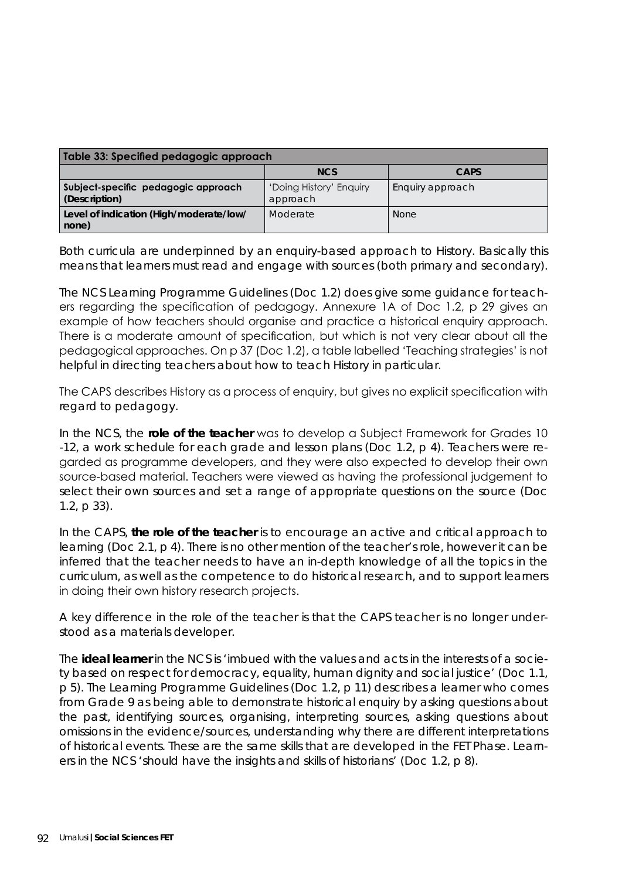| Table 33: Specified pedagogic approach | | |
|---|---|---|
| | **NCS** | **CAPS** |
| **Subject-specific pedagogic approach (Description)** | 'Doing History' Enquiry approach | Enquiry approach |
| **Level of indication (High/moderate/low/none)** | Moderate | None |

Both curricula are underpinned by an enquiry-based approach to History. Basically this means that learners must read and engage with sources (both primary and secondary).

The NCS Learning Programme Guidelines (Doc 1.2) does give some guidance for teachers regarding the specification of pedagogy. Annexure 1A of Doc 1.2, p 29 gives an example of how teachers should organise and practice a historical enquiry approach. There is a moderate amount of specification, but which is not very clear about all the pedagogical approaches. On p 37 (Doc 1.2), a table labelled 'Teaching strategies' is not helpful in directing teachers about how to teach History in particular.

The CAPS describes History as a process of enquiry, but gives no explicit specification with regard to pedagogy.

In the NCS, the **role of the teacher** was to develop a Subject Framework for Grades 10 -12, a work schedule for each grade and lesson plans (Doc 1.2, p 4). Teachers were regarded as programme developers, and they were also expected to develop their own source-based material. Teachers were viewed as having the professional judgement to select their own sources and set a range of appropriate questions on the source (Doc 1.2, p 33).

In the CAPS, **the role of the teacher** is to encourage an active and critical approach to learning (Doc 2.1, p 4). There is no other mention of the teacher's role, however it can be inferred that the teacher needs to have an in-depth knowledge of all the topics in the curriculum, as well as the competence to do historical research, and to support learners in doing their own history research projects.

A key difference in the role of the teacher is that the CAPS teacher is no longer understood as a materials developer.

The **ideal learner** in the NCS is 'imbued with the values and acts in the interests of a society based on respect for democracy, equality, human dignity and social justice' (Doc 1.1, p 5). The Learning Programme Guidelines (Doc 1.2, p 11) describes a learner who comes from Grade 9 as being able to demonstrate historical enquiry by asking questions about the past, identifying sources, organising, interpreting sources, asking questions about omissions in the evidence/sources, understanding why there are different interpretations of historical events. These are the same skills that are developed in the FET Phase. Learners in the NCS 'should have the insights and skills of historians' (Doc 1.2, p 8).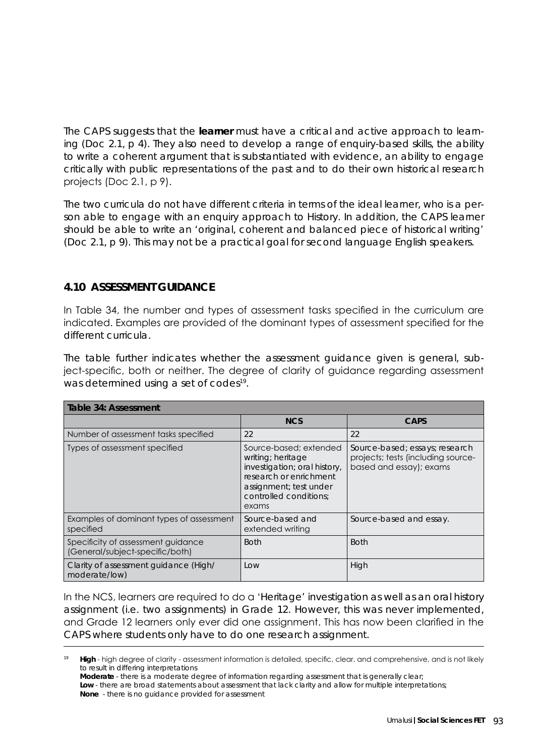The CAPS suggests that the **learner** must have a critical and active approach to learning (Doc 2.1, p 4). They also need to develop a range of enquiry-based skills, the ability to write a coherent argument that is substantiated with evidence, an ability to engage critically with public representations of the past and to do their own historical research projects (Doc 2.1, p 9).

The two curricula do not have different criteria in terms of the ideal learner, who is a person able to engage with an enquiry approach to History. In addition, the CAPS learner should be able to write an 'original, coherent and balanced piece of historical writing' (Doc 2.1, p 9). This may not be a practical goal for second language English speakers.

## 4.10 ASSESSMENT GUIDANCE

In Table 34, the number and types of assessment tasks specified in the curriculum are indicated. Examples are provided of the dominant types of assessment specified for the different curricula.

The table further indicates whether the assessment guidance given is general, subject-specific, both or neither. The degree of clarity of guidance regarding assessment was determined using a set of codes[19].

**Table 34: Assessment**

| | NCS | CAPS |
|---|---|---|
| Number of assessment tasks specified | 22 | 22 |
| Types of assessment specified | Source-based; extended writing; heritage investigation; oral history, research or enrichment assignment; test under controlled conditions; exams | Source-based; essays; research projects; tests (including source-based and essay); exams |
| Examples of dominant types of assessment specified | Source-based and extended writing | Source-based and essay. |
| Specificity of assessment guidance (General/subject-specific/both) | Both | Both |
| Clarity of assessment guidance (High/ moderate/low) | Low | High |

In the NCS, learners are required to do a 'Heritage' investigation as well as an oral history assignment (i.e. two assignments) in Grade 12. However, this was never implemented, and Grade 12 learners only ever did one assignment. This has now been clarified in the CAPS where students only have to do one research assignment.

---

[19] **High** - high degree of clarity - assessment information is detailed, specific, clear, and comprehensive, and is not likely to result in differing interpretations
**Moderate** - there is a moderate degree of information regarding assessment that is generally clear;
**Low** - there are broad statements about assessment that lack clarity and allow for multiple interpretations;
**None** - there is no guidance provided for assessment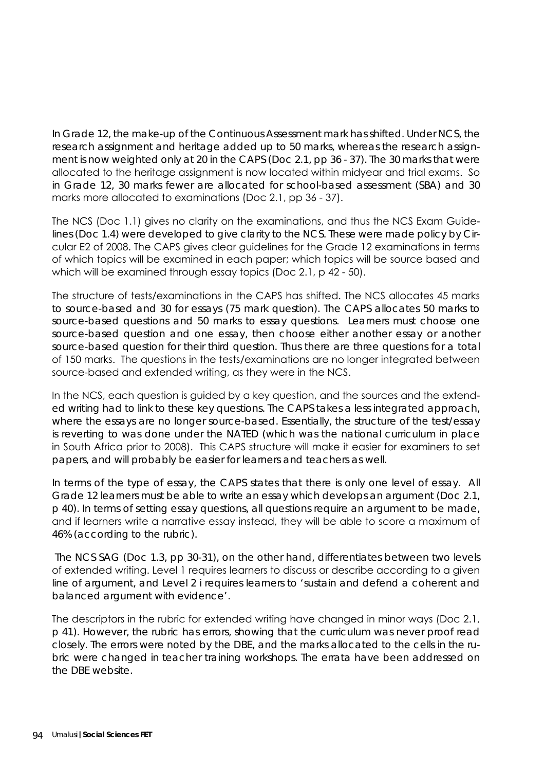In Grade 12, the make-up of the Continuous Assessment mark has shifted. Under NCS, the research assignment and heritage added up to 50 marks, whereas the research assignment is now weighted only at 20 in the CAPS (Doc 2.1, pp 36 - 37). The 30 marks that were allocated to the heritage assignment is now located within midyear and trial exams. So in Grade 12, 30 marks fewer are allocated for school-based assessment (SBA) and 30 marks more allocated to examinations (Doc 2.1, pp 36 - 37).

The NCS (Doc 1.1) gives no clarity on the examinations, and thus the NCS Exam Guidelines (Doc 1.4) were developed to give clarity to the NCS. These were made policy by Circular E2 of 2008. The CAPS gives clear guidelines for the Grade 12 examinations in terms of which topics will be examined in each paper; which topics will be source based and which will be examined through essay topics (Doc 2.1, p 42 - 50).

The structure of tests/examinations in the CAPS has shifted. The NCS allocates 45 marks to source-based and 30 for essays (75 mark question). The CAPS allocates 50 marks to source-based questions and 50 marks to essay questions. Learners must choose one source-based question and one essay, then choose either another essay or another source-based question for their third question. Thus there are three questions for a total of 150 marks. The questions in the tests/examinations are no longer integrated between source-based and extended writing, as they were in the NCS.

In the NCS, each question is guided by a key question, and the sources and the extended writing had to link to these key questions. The CAPS takes a less integrated approach, where the essays are no longer source-based. Essentially, the structure of the test/essay is reverting to was done under the NATED (which was the national curriculum in place in South Africa prior to 2008). This CAPS structure will make it easier for examiners to set papers, and will probably be easier for learners and teachers as well.

In terms of the type of essay, the CAPS states that there is only one level of essay. All Grade 12 learners must be able to write an essay which develops an argument (Doc 2.1, p 40). In terms of setting essay questions, all questions require an argument to be made, and if learners write a narrative essay instead, they will be able to score a maximum of 46% (according to the rubric).

The NCS SAG (Doc 1.3, pp 30-31), on the other hand, differentiates between two levels of extended writing. Level 1 requires learners to discuss or describe according to a given line of argument, and Level 2 i requires learners to 'sustain and defend a coherent and balanced argument with evidence'.

The descriptors in the rubric for extended writing have changed in minor ways (Doc 2.1, p 41). However, the rubric has errors, showing that the curriculum was never proof read closely. The errors were noted by the DBE, and the marks allocated to the cells in the rubric were changed in teacher training workshops. The errata have been addressed on the DBE website.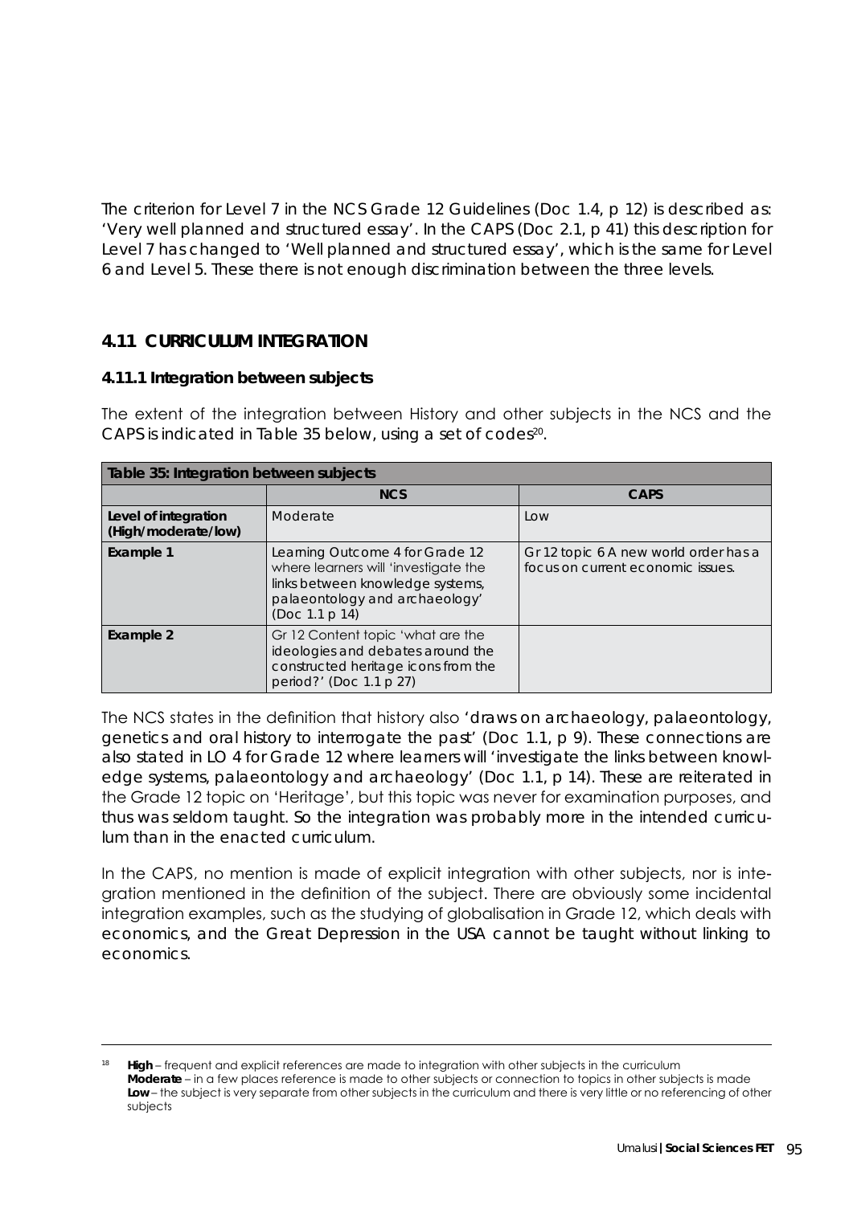The criterion for Level 7 in the NCS Grade 12 Guidelines (Doc 1.4, p 12) is described as: 'Very well planned and structured essay'. In the CAPS (Doc 2.1, p 41) this description for Level 7 has changed to 'Well planned and structured essay', which is the same for Level 6 and Level 5. These there is not enough discrimination between the three levels.

## 4.11 CURRICULUM INTEGRATION

### 4.11.1 Integration between subjects

The extent of the integration between History and other subjects in the NCS and the CAPS is indicated in Table 35 below, using a set of codes[20].

| Table 35: Integration between subjects | | |
|---|---|---|
| | **NCS** | **CAPS** |
| **Level of integration (High/moderate/low)** | Moderate | Low |
| **Example 1** | Learning Outcome 4 for Grade 12 where learners will 'investigate the links between knowledge systems, palaeontology and archaeology' (Doc 1.1 p 14) | Gr 12 topic 6 A new world order has a focus on current economic issues. |
| **Example 2** | Gr 12 Content topic 'what are the ideologies and debates around the constructed heritage icons from the period?' (Doc 1.1 p 27) | |

The NCS states in the definition that history also 'draws on archaeology, palaeontology, genetics and oral history to interrogate the past' (Doc 1.1, p 9). These connections are also stated in LO 4 for Grade 12 where learners will 'investigate the links between knowledge systems, palaeontology and archaeology' (Doc 1.1, p 14). These are reiterated in the Grade 12 topic on 'Heritage', but this topic was never for examination purposes, and thus was seldom taught. So the integration was probably more in the intended curriculum than in the enacted curriculum.

In the CAPS, no mention is made of explicit integration with other subjects, nor is integration mentioned in the definition of the subject. There are obviously some incidental integration examples, such as the studying of globalisation in Grade 12, which deals with economics, and the Great Depression in the USA cannot be taught without linking to economics.

---

[18] **High** – frequent and explicit references are made to integration with other subjects in the curriculum
**Moderate** – in a few places reference is made to other subjects or connection to topics in other subjects is made
**Low** – the subject is very separate from other subjects in the curriculum and there is very little or no referencing of other subjects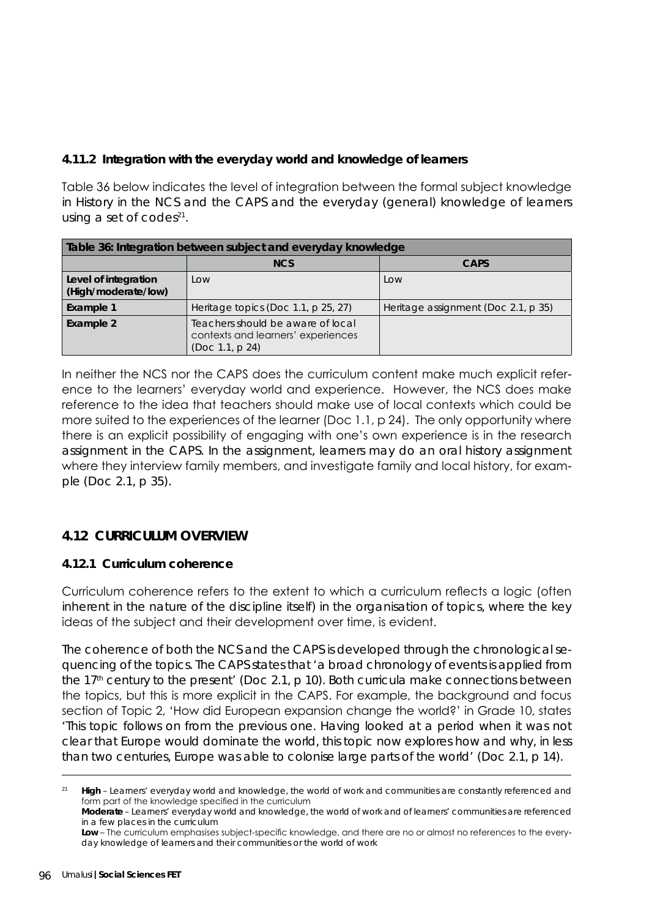### 4.11.2 Integration with the everyday world and knowledge of learners

Table 36 below indicates the level of integration between the formal subject knowledge in History in the NCS and the CAPS and the everyday (general) knowledge of learners using a set of codes[21].

| Table 36: Integration between subject and everyday knowledge | | |
|---|---|---|
| | **NCS** | **CAPS** |
| **Level of integration (High/moderate/low)** | Low | Low |
| **Example 1** | Heritage topics (Doc 1.1, p 25, 27) | Heritage assignment (Doc 2.1, p 35) |
| **Example 2** | Teachers should be aware of local contexts and learners' experiences (Doc 1.1, p 24) | |

In neither the NCS nor the CAPS does the curriculum content make much explicit reference to the learners' everyday world and experience. However, the NCS does make reference to the idea that teachers should make use of local contexts which could be more suited to the experiences of the learner (Doc 1.1, p 24). The only opportunity where there is an explicit possibility of engaging with one's own experience is in the research assignment in the CAPS. In the assignment, learners may do an oral history assignment where they interview family members, and investigate family and local history, for example (Doc 2.1, p 35).

## 4.12 CURRICULUM OVERVIEW

### 4.12.1 Curriculum coherence

Curriculum coherence refers to the extent to which a curriculum reflects a logic (often inherent in the nature of the discipline itself) in the organisation of topics, where the key ideas of the subject and their development over time, is evident.

The coherence of both the NCS and the CAPS is developed through the chronological sequencing of the topics. The CAPS states that 'a broad chronology of events is applied from the 17th century to the present' (Doc 2.1, p 10). Both curricula make connections between the topics, but this is more explicit in the CAPS. For example, the background and focus section of Topic 2, 'How did European expansion change the world?' in Grade 10, states 'This topic follows on from the previous one. Having looked at a period when it was not clear that Europe would dominate the world, this topic now explores how and why, in less than two centuries, Europe was able to colonise large parts of the world' (Doc 2.1, p 14).

---

[21] **High** – Learners' everyday world and knowledge, the world of work and communities are constantly referenced and form part of the knowledge specified in the curriculum
**Moderate** – Learners' everyday world and knowledge, the world of work and of learners' communities are referenced in a few places in the curriculum
**Low** – The curriculum emphasises subject-specific knowledge, and there are no or almost no references to the everyday knowledge of learners and their communities or the world of work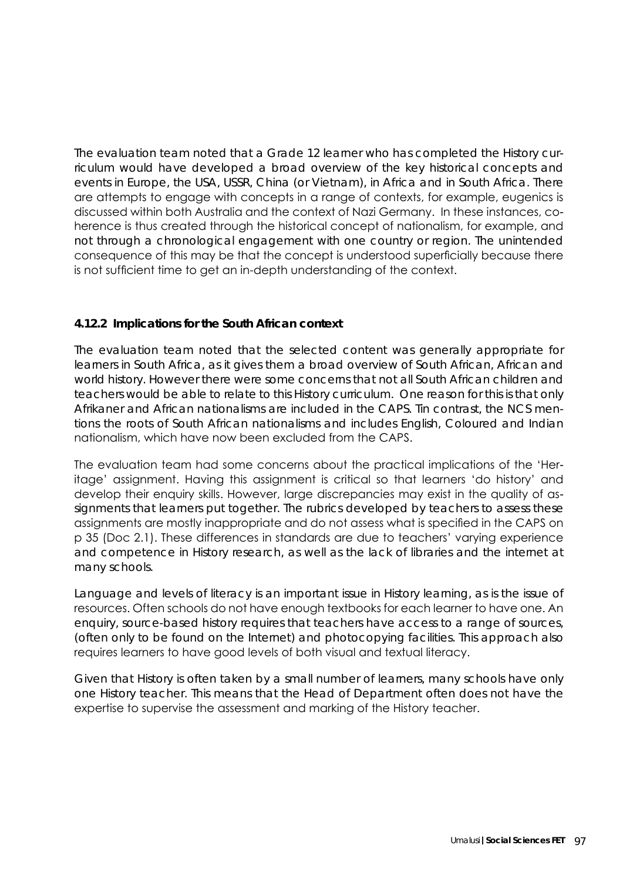The evaluation team noted that a Grade 12 learner who has completed the History curriculum would have developed a broad overview of the key historical concepts and events in Europe, the USA, USSR, China (or Vietnam), in Africa and in South Africa. There are attempts to engage with concepts in a range of contexts, for example, eugenics is discussed within both Australia and the context of Nazi Germany. In these instances, coherence is thus created through the historical concept of nationalism, for example, and not through a chronological engagement with one country or region. The unintended consequence of this may be that the concept is understood superficially because there is not sufficient time to get an in-depth understanding of the context.

### 4.12.2 Implications for the South African context

The evaluation team noted that the selected content was generally appropriate for learners in South Africa, as it gives them a broad overview of South African, African and world history. However there were some concerns that not all South African children and teachers would be able to relate to this History curriculum. One reason for this is that only Afrikaner and African nationalisms are included in the CAPS. Tin contrast, the NCS mentions the roots of South African nationalisms and includes English, Coloured and Indian nationalism, which have now been excluded from the CAPS.

The evaluation team had some concerns about the practical implications of the 'Heritage' assignment. Having this assignment is critical so that learners 'do history' and develop their enquiry skills. However, large discrepancies may exist in the quality of assignments that learners put together. The rubrics developed by teachers to assess these assignments are mostly inappropriate and do not assess what is specified in the CAPS on p 35 (Doc 2.1). These differences in standards are due to teachers' varying experience and competence in History research, as well as the lack of libraries and the internet at many schools.

Language and levels of literacy is an important issue in History learning, as is the issue of resources. Often schools do not have enough textbooks for each learner to have one. An enquiry, source-based history requires that teachers have access to a range of sources, (often only to be found on the Internet) and photocopying facilities. This approach also requires learners to have good levels of both visual and textual literacy.

Given that History is often taken by a small number of learners, many schools have only one History teacher. This means that the Head of Department often does not have the expertise to supervise the assessment and marking of the History teacher.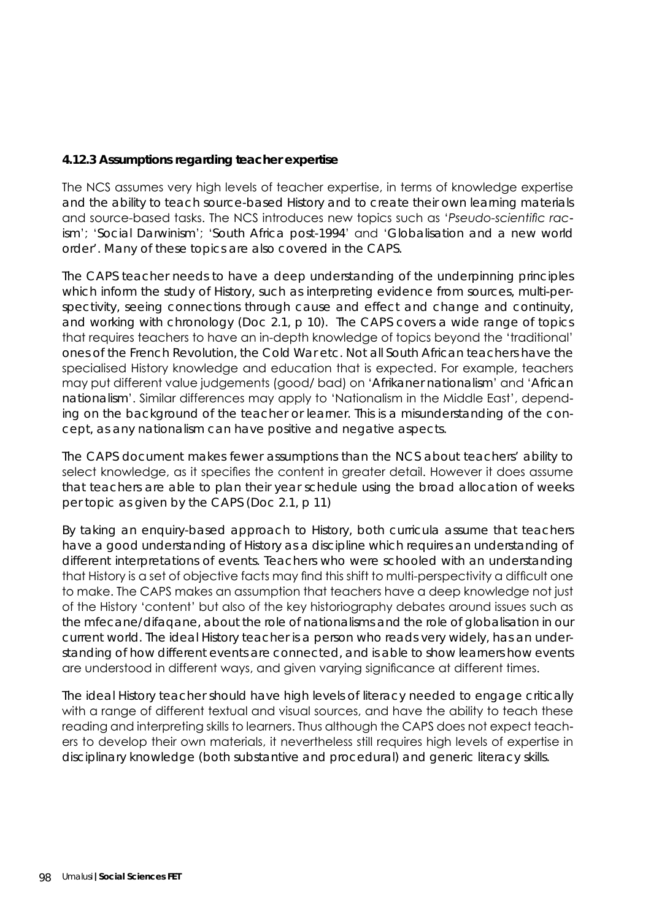**4.12.3 Assumptions regarding teacher expertise**

The NCS assumes very high levels of teacher expertise, in terms of knowledge expertise and the ability to teach source-based History and to create their own learning materials and source-based tasks. The NCS introduces new topics such as '*Pseudo-scientific racism*'; 'Social Darwinism'; 'South Africa post-1994' and 'Globalisation and a new world order'. Many of these topics are also covered in the CAPS.

The CAPS teacher needs to have a deep understanding of the underpinning principles which inform the study of History, such as interpreting evidence from sources, multi-perspectivity, seeing connections through cause and effect and change and continuity, and working with chronology (Doc 2.1, p 10). The CAPS covers a wide range of topics that requires teachers to have an in-depth knowledge of topics beyond the 'traditional' ones of the French Revolution, the Cold War etc. Not all South African teachers have the specialised History knowledge and education that is expected. For example, teachers may put different value judgements (good/ bad) on 'Afrikaner nationalism' and 'African nationalism'. Similar differences may apply to 'Nationalism in the Middle East', depending on the background of the teacher or learner. This is a misunderstanding of the concept, as any nationalism can have positive and negative aspects.

The CAPS document makes fewer assumptions than the NCS about teachers' ability to select knowledge, as it specifies the content in greater detail. However it does assume that teachers are able to plan their year schedule using the broad allocation of weeks per topic as given by the CAPS (Doc 2.1, p 11)

By taking an enquiry-based approach to History, both curricula assume that teachers have a good understanding of History as a discipline which requires an understanding of different interpretations of events. Teachers who were schooled with an understanding that History is a set of objective facts may find this shift to multi-perspectivity a difficult one to make. The CAPS makes an assumption that teachers have a deep knowledge not just of the History 'content' but also of the key historiography debates around issues such as the mfecane/difaqane, about the role of nationalisms and the role of globalisation in our current world. The ideal History teacher is a person who reads very widely, has an understanding of how different events are connected, and is able to show learners how events are understood in different ways, and given varying significance at different times.

The ideal History teacher should have high levels of literacy needed to engage critically with a range of different textual and visual sources, and have the ability to teach these reading and interpreting skills to learners. Thus although the CAPS does not expect teachers to develop their own materials, it nevertheless still requires high levels of expertise in disciplinary knowledge (both substantive and procedural) and generic literacy skills.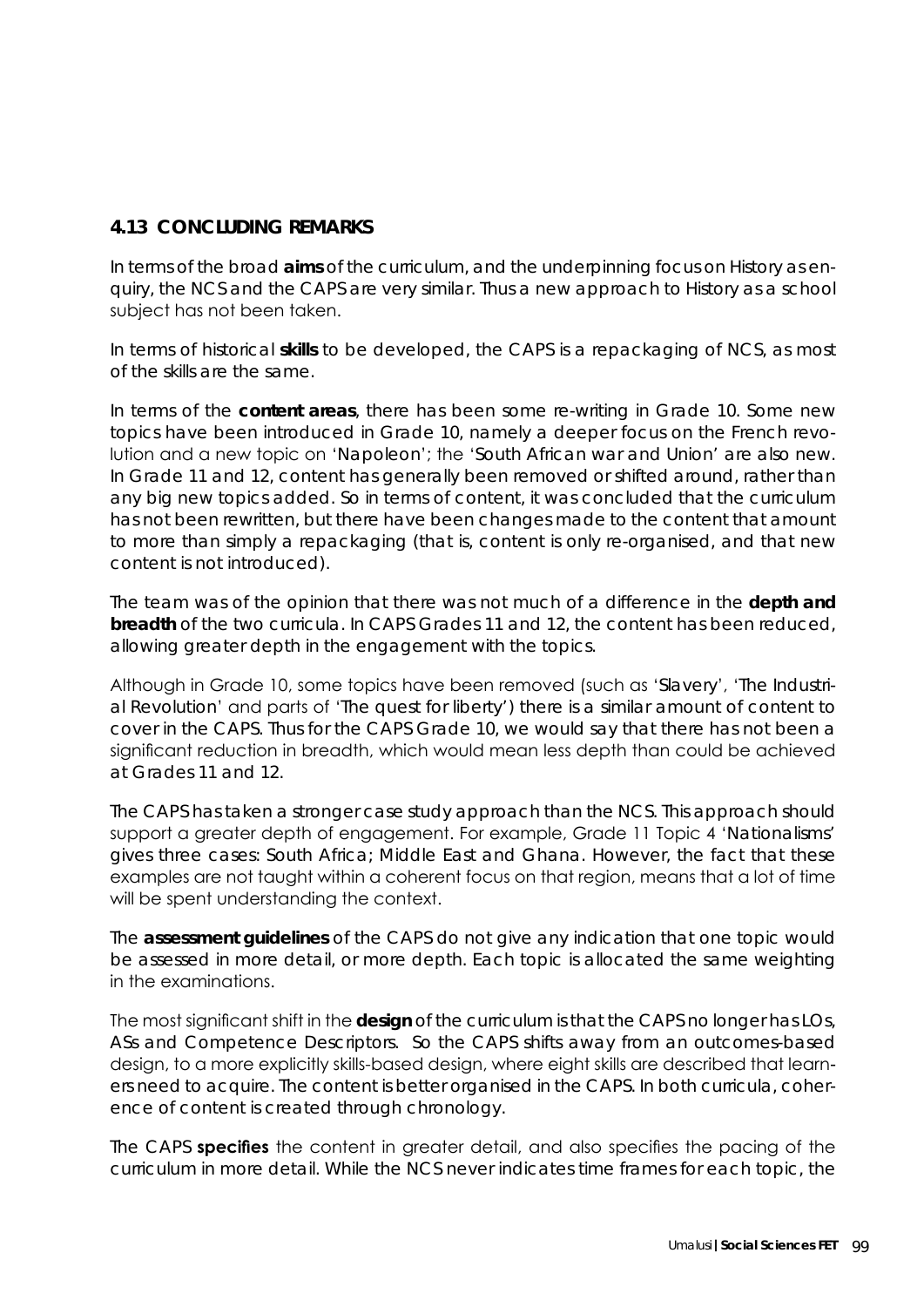## 4.13 CONCLUDING REMARKS

In terms of the broad **aims** of the curriculum, and the underpinning focus on History as enquiry, the NCS and the CAPS are very similar. Thus a new approach to History as a school subject has not been taken.

In terms of historical **skills** to be developed, the CAPS is a repackaging of NCS, as most of the skills are the same.

In terms of the **content areas**, there has been some re-writing in Grade 10. Some new topics have been introduced in Grade 10, namely a deeper focus on the French revolution and a new topic on 'Napoleon'; the 'South African war and Union' are also new. In Grade 11 and 12, content has generally been removed or shifted around, rather than any big new topics added. So in terms of content, it was concluded that the curriculum has not been rewritten, but there have been changes made to the content that amount to more than simply a repackaging (that is, content is only re-organised, and that new content is not introduced).

The team was of the opinion that there was not much of a difference in the **depth and breadth** of the two curricula. In CAPS Grades 11 and 12, the content has been reduced, allowing greater depth in the engagement with the topics.

Although in Grade 10, some topics have been removed (such as 'Slavery', 'The Industrial Revolution' and parts of 'The quest for liberty') there is a similar amount of content to cover in the CAPS. Thus for the CAPS Grade 10, we would say that there has not been a significant reduction in breadth, which would mean less depth than could be achieved at Grades 11 and 12.

The CAPS has taken a stronger case study approach than the NCS. This approach should support a greater depth of engagement. For example, Grade 11 Topic 4 'Nationalisms' gives three cases: South Africa; Middle East and Ghana. However, the fact that these examples are not taught within a coherent focus on that region, means that a lot of time will be spent understanding the context.

The **assessment guidelines** of the CAPS do not give any indication that one topic would be assessed in more detail, or more depth. Each topic is allocated the same weighting in the examinations.

The most significant shift in the **design** of the curriculum is that the CAPS no longer has LOs, ASs and Competence Descriptors. So the CAPS shifts away from an outcomes-based design, to a more explicitly skills-based design, where eight skills are described that learners need to acquire. The content is better organised in the CAPS. In both curricula, coherence of content is created through chronology.

The CAPS **specifies** the content in greater detail, and also specifies the pacing of the curriculum in more detail. While the NCS never indicates time frames for each topic, the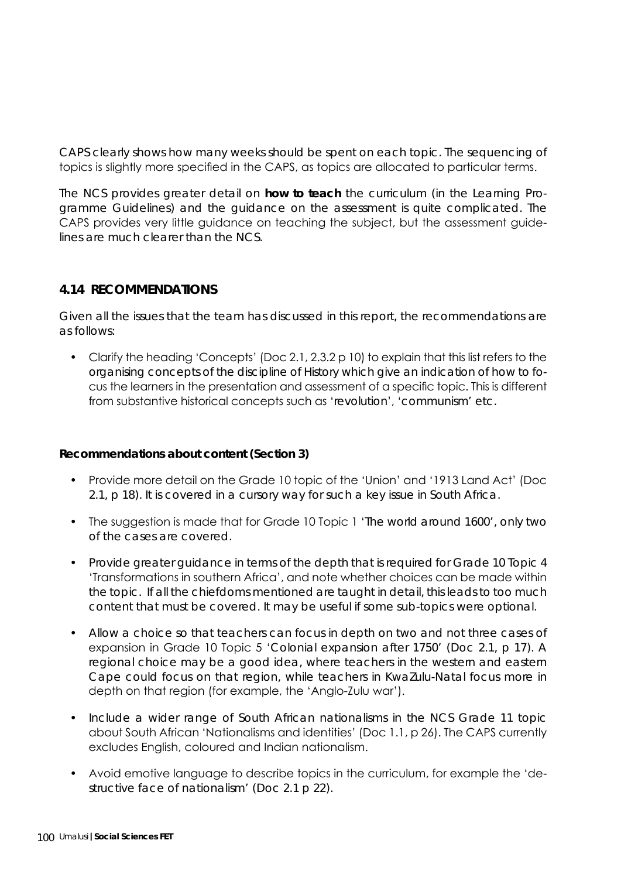CAPS clearly shows how many weeks should be spent on each topic. The sequencing of topics is slightly more specified in the CAPS, as topics are allocated to particular terms.

The NCS provides greater detail on **how to teach** the curriculum (in the Learning Programme Guidelines) and the guidance on the assessment is quite complicated. The CAPS provides very little guidance on teaching the subject, but the assessment guidelines are much clearer than the NCS.

### 4.14 RECOMMENDATIONS

Given all the issues that the team has discussed in this report, the recommendations are as follows:

- Clarify the heading 'Concepts' (Doc 2.1, 2.3.2 p 10) to explain that this list refers to the organising concepts of the discipline of History which give an indication of how to focus the learners in the presentation and assessment of a specific topic. This is different from substantive historical concepts such as 'revolution', 'communism' etc.

**Recommendations about content (Section 3)**

- Provide more detail on the Grade 10 topic of the 'Union' and '1913 Land Act' (Doc 2.1, p 18). It is covered in a cursory way for such a key issue in South Africa.
- The suggestion is made that for Grade 10 Topic 1 'The world around 1600', only two of the cases are covered.
- Provide greater guidance in terms of the depth that is required for Grade 10 Topic 4 'Transformations in southern Africa', and note whether choices can be made within the topic. If all the chiefdoms mentioned are taught in detail, this leads to too much content that must be covered. It may be useful if some sub-topics were optional.
- Allow a choice so that teachers can focus in depth on two and not three cases of expansion in Grade 10 Topic 5 'Colonial expansion after 1750' (Doc 2.1, p 17). A regional choice may be a good idea, where teachers in the western and eastern Cape could focus on that region, while teachers in KwaZulu-Natal focus more in depth on that region (for example, the 'Anglo-Zulu war').
- Include a wider range of South African nationalisms in the NCS Grade 11 topic about South African 'Nationalisms and identities' (Doc 1.1, p 26). The CAPS currently excludes English, coloured and Indian nationalism.
- Avoid emotive language to describe topics in the curriculum, for example the 'destructive face of nationalism' (Doc 2.1 p 22).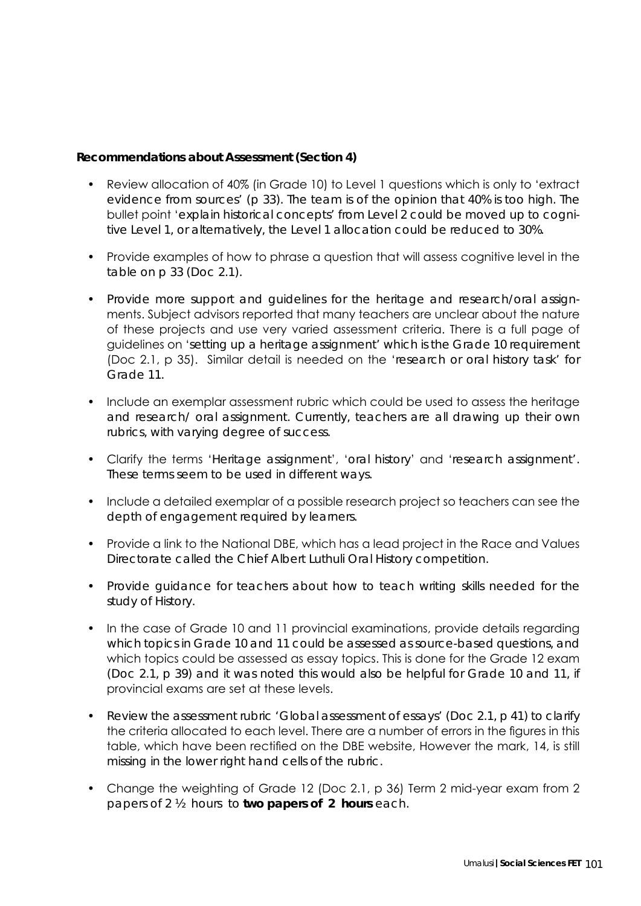**Recommendations about Assessment (Section 4)**

- Review allocation of 40% (in Grade 10) to Level 1 questions which is only to 'extract evidence from sources' (p 33). The team is of the opinion that 40% is too high. The bullet point 'explain historical concepts' from Level 2 could be moved up to cognitive Level 1, or alternatively, the Level 1 allocation could be reduced to 30%.
- Provide examples of how to phrase a question that will assess cognitive level in the table on p 33 (Doc 2.1).
- Provide more support and guidelines for the heritage and research/oral assignments. Subject advisors reported that many teachers are unclear about the nature of these projects and use very varied assessment criteria. There is a full page of guidelines on 'setting up a heritage assignment' which is the Grade 10 requirement (Doc 2.1, p 35). Similar detail is needed on the 'research or oral history task' for Grade 11.
- Include an exemplar assessment rubric which could be used to assess the heritage and research/ oral assignment. Currently, teachers are all drawing up their own rubrics, with varying degree of success.
- Clarify the terms 'Heritage assignment', 'oral history' and 'research assignment'. These terms seem to be used in different ways.
- Include a detailed exemplar of a possible research project so teachers can see the depth of engagement required by learners.
- Provide a link to the National DBE, which has a lead project in the Race and Values Directorate called the Chief Albert Luthuli Oral History competition.
- Provide guidance for teachers about how to teach writing skills needed for the study of History.
- In the case of Grade 10 and 11 provincial examinations, provide details regarding which topics in Grade 10 and 11 could be assessed as source-based questions, and which topics could be assessed as essay topics. This is done for the Grade 12 exam (Doc 2.1, p 39) and it was noted this would also be helpful for Grade 10 and 11, if provincial exams are set at these levels.
- Review the assessment rubric 'Global assessment of essays' (Doc 2.1, p 41) to clarify the criteria allocated to each level. There are a number of errors in the figures in this table, which have been rectified on the DBE website, However the mark, 14, is still missing in the lower right hand cells of the rubric.
- Change the weighting of Grade 12 (Doc 2.1, p 36) Term 2 mid-year exam from 2 papers of 2 ½ hours to **two papers of 2 hours** each.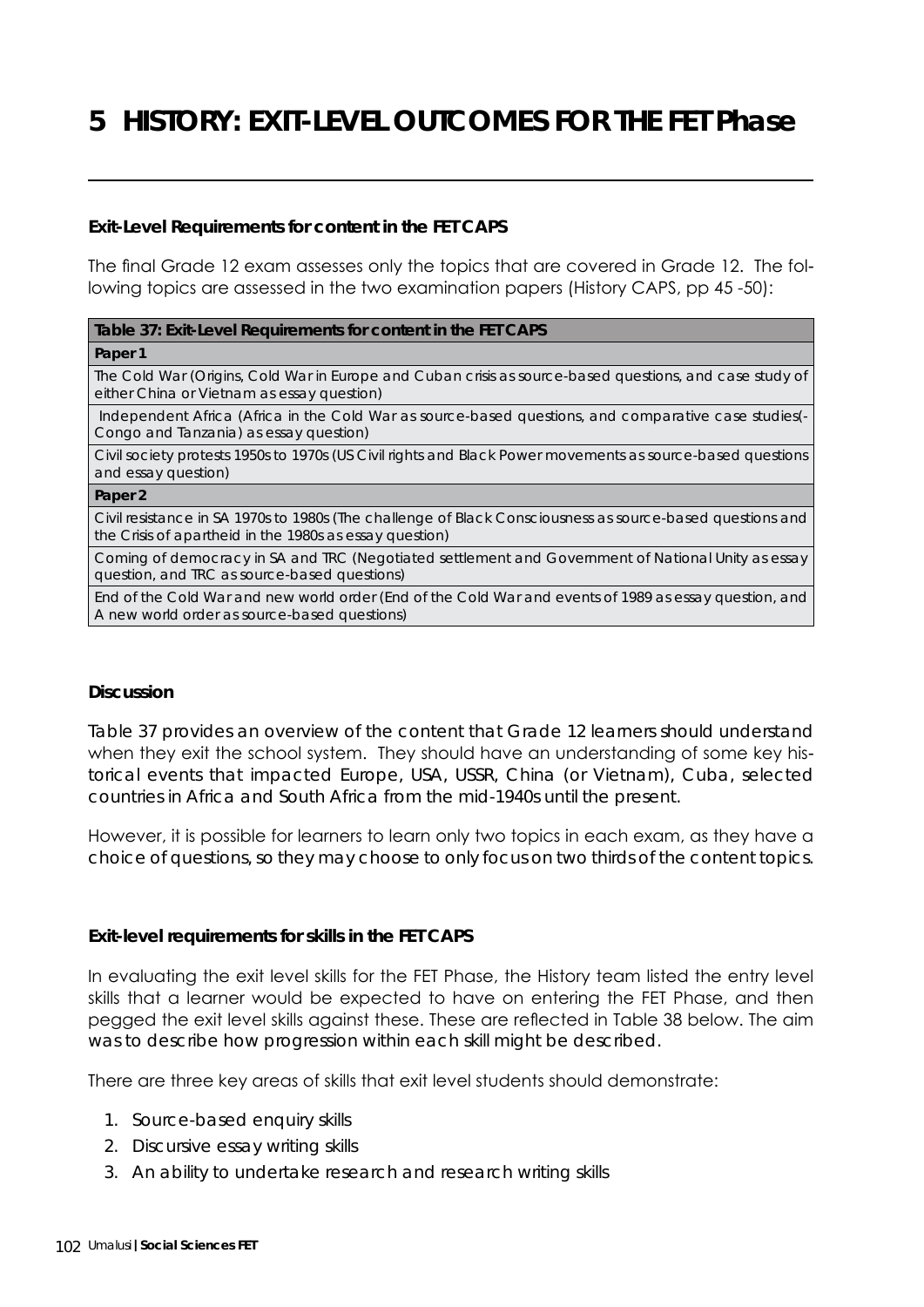# 5 HISTORY: EXIT-LEVEL OUTCOMES FOR THE FET Phase

**Exit-Level Requirements for content in the FET CAPS**

The final Grade 12 exam assesses only the topics that are covered in Grade 12. The following topics are assessed in the two examination papers (History CAPS, pp 45 -50):

| Table 37: Exit-Level Requirements for content in the FET CAPS |
|---|
| **Paper 1** |
| The Cold War (Origins, Cold War in Europe and Cuban crisis as source-based questions, and case study of either China or Vietnam as essay question) |
| Independent Africa (Africa in the Cold War as source-based questions, and comparative case studies(-Congo and Tanzania) as essay question) |
| Civil society protests 1950s to 1970s (US Civil rights and Black Power movements as source-based questions and essay question) |
| **Paper 2** |
| Civil resistance in SA 1970s to 1980s (The challenge of Black Consciousness as source-based questions and the Crisis of apartheid in the 1980s as essay question) |
| Coming of democracy in SA and TRC (Negotiated settlement and Government of National Unity as essay question, and TRC as source-based questions) |
| End of the Cold War and new world order (End of the Cold War and events of 1989 as essay question, and A new world order as source-based questions) |

**Discussion**

Table 37 provides an overview of the content that Grade 12 learners should understand when they exit the school system. They should have an understanding of some key historical events that impacted Europe, USA, USSR, China (or Vietnam), Cuba, selected countries in Africa and South Africa from the mid-1940s until the present.

However, it is possible for learners to learn only two topics in each exam, as they have a choice of questions, so they may choose to only focus on two thirds of the content topics.

**Exit-level requirements for skills in the FET CAPS**

In evaluating the exit level skills for the FET Phase, the History team listed the entry level skills that a learner would be expected to have on entering the FET Phase, and then pegged the exit level skills against these. These are reflected in Table 38 below. The aim was to describe how progression within each skill might be described.

There are three key areas of skills that exit level students should demonstrate:

1. Source-based enquiry skills
2. Discursive essay writing skills
3. An ability to undertake research and research writing skills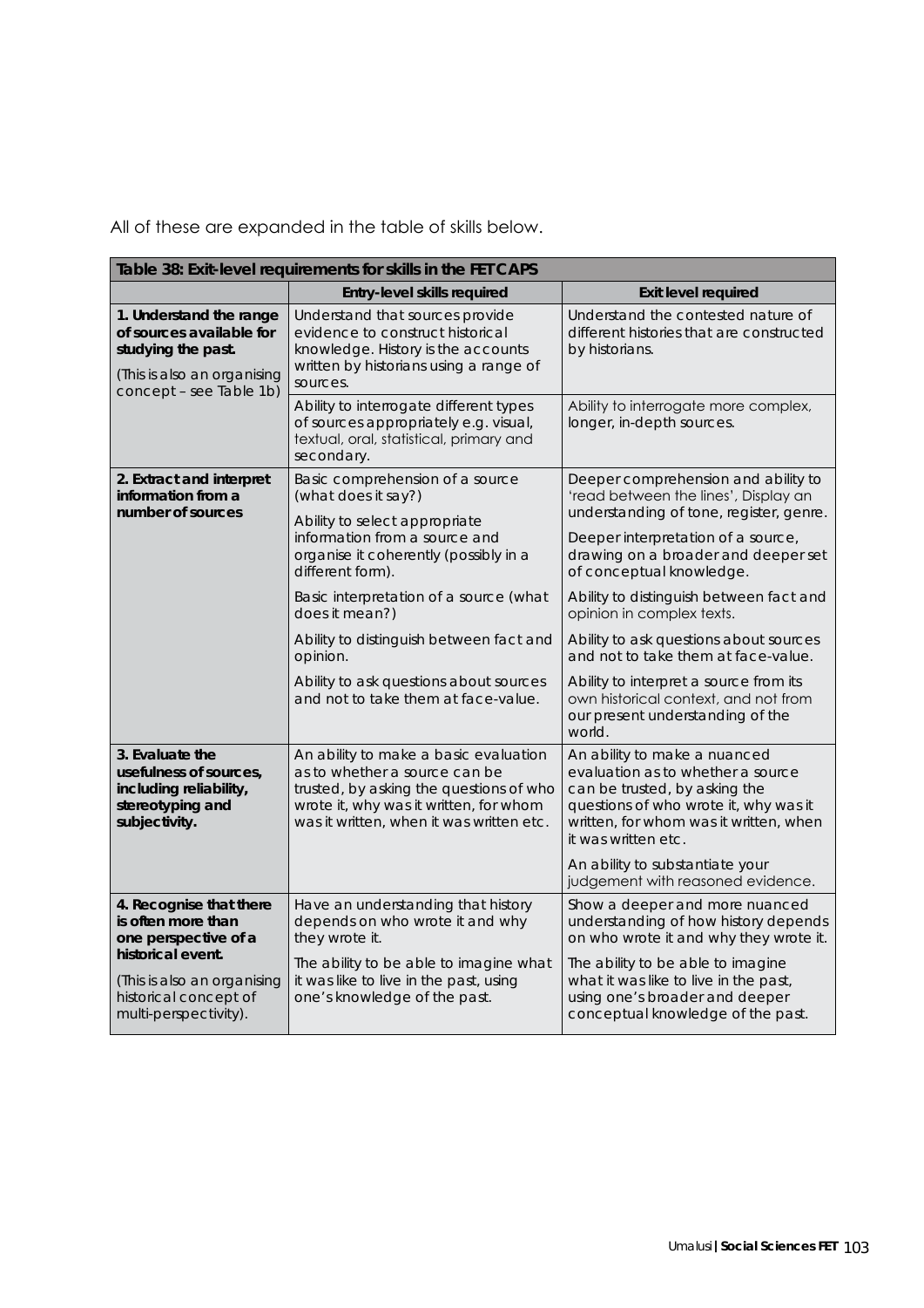All of these are expanded in the table of skills below.

| Table 38: Exit-level requirements for skills in the FET CAPS | | |
|---|---|---|
| | **Entry-level skills required** | **Exit level required** |
| **1. Understand the range of sources available for studying the past.** (This is also an organising concept – see Table 1b) | Understand that sources provide evidence to construct historical knowledge. History is the accounts written by historians using a range of sources. | Understand the contested nature of different histories that are constructed by historians. |
| | Ability to interrogate different types of sources appropriately e.g. visual, textual, oral, statistical, primary and secondary. | Ability to interrogate more complex, longer, in-depth sources. |
| **2. Extract and interpret information from a number of sources** | Basic comprehension of a source (what does it say?) | Deeper comprehension and ability to 'read between the lines', Display an understanding of tone, register, genre. |
| | Ability to select appropriate information from a source and organise it coherently (possibly in a different form). | Deeper interpretation of a source, drawing on a broader and deeper set of conceptual knowledge. |
| | Basic interpretation of a source (what does it mean?) | Ability to distinguish between fact and opinion in complex texts. |
| | Ability to distinguish between fact and opinion. | Ability to ask questions about sources and not to take them at face-value. |
| | Ability to ask questions about sources and not to take them at face-value. | Ability to interpret a source from its own historical context, and not from our present understanding of the world. |
| **3. Evaluate the usefulness of sources, including reliability, stereotyping and subjectivity.** | An ability to make a basic evaluation as to whether a source can be trusted, by asking the questions of who wrote it, why was it written, for whom was it written, when it was written etc. | An ability to make a nuanced evaluation as to whether a source can be trusted, by asking the questions of who wrote it, why was it written, for whom was it written, when it was written etc. |
| | | An ability to substantiate your judgement with reasoned evidence. |
| **4. Recognise that there is often more than one perspective of a historical event.** (This is also an organising historical concept of multi-perspectivity). | Have an understanding that history depends on who wrote it and why they wrote it. | Show a deeper and more nuanced understanding of how history depends on who wrote it and why they wrote it. |
| | The ability to be able to imagine what it was like to live in the past, using one's knowledge of the past. | The ability to be able to imagine what it was like to live in the past, using one's broader and deeper conceptual knowledge of the past. |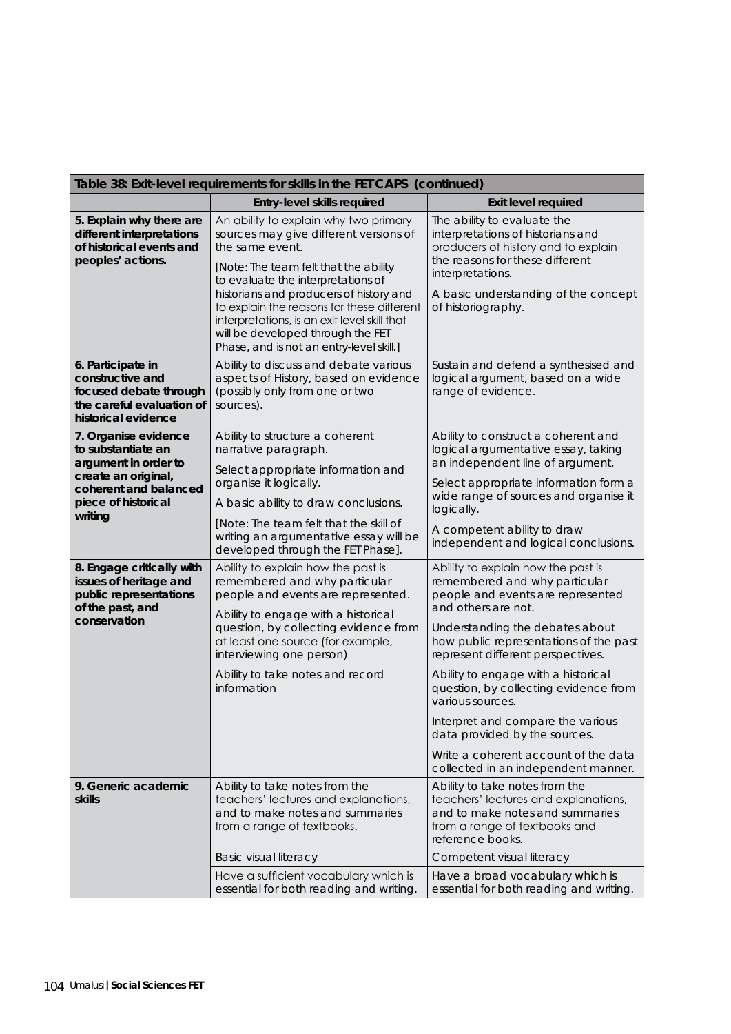| Table 38: Exit-level requirements for skills in the FET CAPS (continued) | | |
|---|---|---|
| | **Entry-level skills required** | **Exit level required** |
| **5. Explain why there are different interpretations of historical events and peoples' actions.** | An ability to explain why two primary sources may give different versions of the same event.<br><br>[Note: The team felt that the ability to evaluate the interpretations of historians and producers of history and to explain the reasons for these different interpretations, is an exit level skill that will be developed through the FET Phase, and is not an entry-level skill.] | The ability to evaluate the interpretations of historians and producers of history and to explain the reasons for these different interpretations.<br><br>A basic understanding of the concept of historiography. |
| **6. Participate in constructive and focused debate through the careful evaluation of historical evidence** | Ability to discuss and debate various aspects of History, based on evidence (possibly only from one or two sources). | Sustain and defend a synthesised and logical argument, based on a wide range of evidence. |
| **7. Organise evidence to substantiate an argument in order to create an original, coherent and balanced piece of historical writing** | Ability to structure a coherent narrative paragraph.<br><br>Select appropriate information and organise it logically.<br><br>A basic ability to draw conclusions.<br><br>[Note: The team felt that the skill of writing an argumentative essay will be developed through the FET Phase]. | Ability to construct a coherent and logical argumentative essay, taking an independent line of argument.<br><br>Select appropriate information form a wide range of sources and organise it logically.<br><br>A competent ability to draw independent and logical conclusions. |
| **8. Engage critically with issues of heritage and public representations of the past, and conservation** | Ability to explain how the past is remembered and why particular people and events are represented.<br><br>Ability to engage with a historical question, by collecting evidence from at least one source (for example, interviewing one person)<br><br>Ability to take notes and record information | Ability to explain how the past is remembered and why particular people and events are represented and others are not.<br><br>Understanding the debates about how public representations of the past represent different perspectives.<br><br>Ability to engage with a historical question, by collecting evidence from various sources.<br><br>Interpret and compare the various data provided by the sources.<br><br>Write a coherent account of the data collected in an independent manner. |
| **9. Generic academic skills** | Ability to take notes from the teachers' lectures and explanations, and to make notes and summaries from a range of textbooks. | Ability to take notes from the teachers' lectures and explanations, and to make notes and summaries from a range of textbooks and reference books. |
| | Basic visual literacy | Competent visual literacy |
| | Have a sufficient vocabulary which is essential for both reading and writing. | Have a broad vocabulary which is essential for both reading and writing. |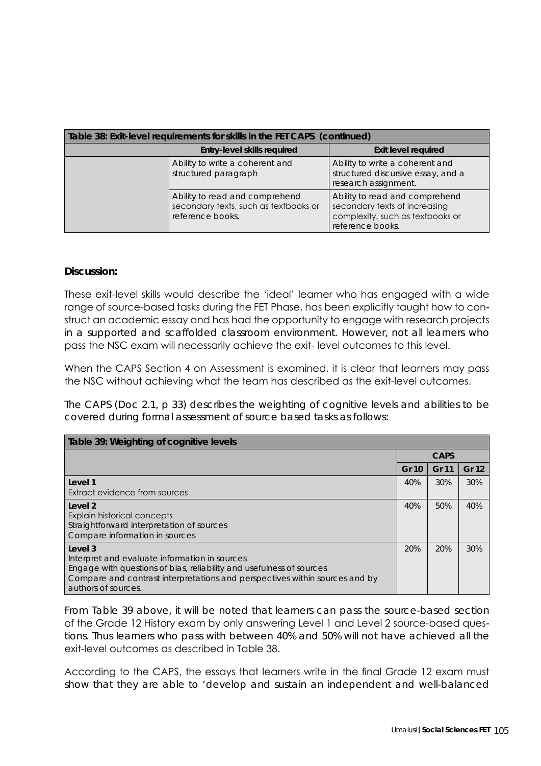| Table 38: Exit-level requirements for skills in the FET CAPS (continued) | | |
|---|---|---|
| | **Entry-level skills required** | **Exit level required** |
| | Ability to write a coherent and structured paragraph | Ability to write a coherent and structured discursive essay, and a research assignment. |
| | Ability to read and comprehend secondary texts, such as textbooks or reference books. | Ability to read and comprehend secondary texts of increasing complexity, such as textbooks or reference books. |

**Discussion:**

These exit-level skills would describe the 'ideal' learner who has engaged with a wide range of source-based tasks during the FET Phase, has been explicitly taught how to construct an academic essay and has had the opportunity to engage with research projects in a supported and scaffolded classroom environment. However, not all learners who pass the NSC exam will necessarily achieve the exit- level outcomes to this level.

When the CAPS Section 4 on Assessment is examined, it is clear that learners may pass the NSC without achieving what the team has described as the exit-level outcomes.

The CAPS (Doc 2.1, p 33) describes the weighting of cognitive levels and abilities to be covered during formal assessment of source based tasks as follows:

| Table 39: Weighting of cognitive levels | | | |
|---|---|---|---|
| | **CAPS** | | |
| | **Gr 10** | **Gr 11** | **Gr 12** |
| **Level 1**<br>Extract evidence from sources | 40% | 30% | 30% |
| **Level 2**<br>Explain historical concepts<br>Straightforward interpretation of sources<br>Compare information in sources | 40% | 50% | 40% |
| **Level 3**<br>Interpret and evaluate information in sources<br>Engage with questions of bias, reliability and usefulness of sources<br>Compare and contrast interpretations and perspectives within sources and by authors of sources. | 20% | 20% | 30% |

From Table 39 above, it will be noted that learners can pass the source-based section of the Grade 12 History exam by only answering Level 1 and Level 2 source-based questions. Thus learners who pass with between 40% and 50% will not have achieved all the exit-level outcomes as described in Table 38.

According to the CAPS, the essays that learners write in the final Grade 12 exam must show that they are able to 'develop and sustain an independent and well-balanced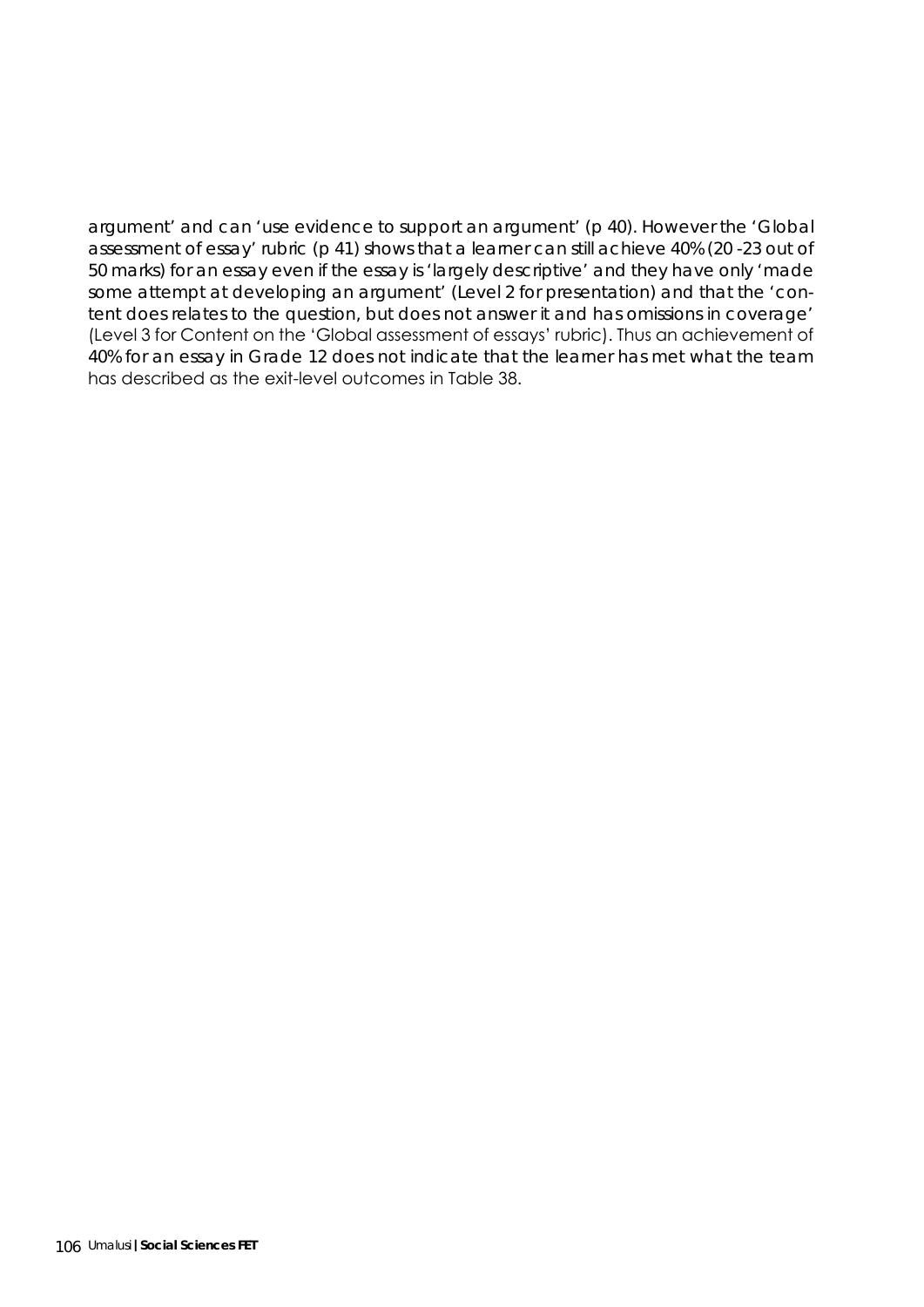argument' and can 'use evidence to support an argument' (p 40). However the 'Global assessment of essay' rubric (p 41) shows that a learner can still achieve 40% (20 -23 out of 50 marks) for an essay even if the essay is 'largely descriptive' and they have only 'made some attempt at developing an argument' (Level 2 for presentation) and that the 'content does relates to the question, but does not answer it and has omissions in coverage' (Level 3 for Content on the 'Global assessment of essays' rubric). Thus an achievement of 40% for an essay in Grade 12 does not indicate that the learner has met what the team has described as the exit-level outcomes in Table 38.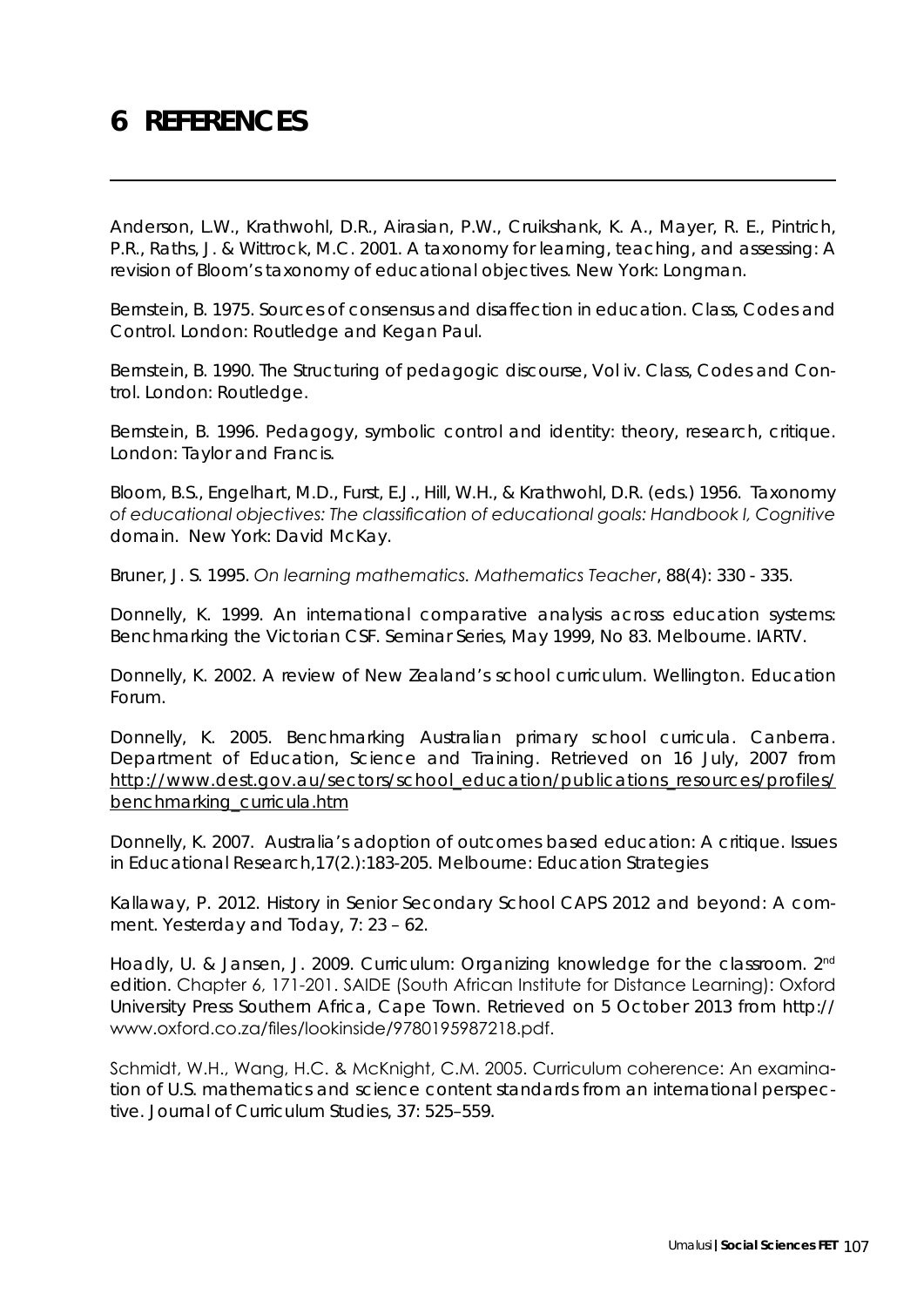# 6 REFERENCES

Anderson, L.W., Krathwohl, D.R., Airasian, P.W., Cruikshank, K. A., Mayer, R. E., Pintrich, P.R., Raths, J. & Wittrock, M.C. 2001. A taxonomy for learning, teaching, and assessing: A revision of Bloom's taxonomy of educational objectives. New York: Longman.

Bernstein, B. 1975. Sources of consensus and disaffection in education. Class, Codes and Control. London: Routledge and Kegan Paul.

Bernstein, B. 1990. The Structuring of pedagogic discourse, Vol iv. Class, Codes and Control. London: Routledge.

Bernstein, B. 1996. Pedagogy, symbolic control and identity: theory, research, critique. London: Taylor and Francis.

Bloom, B.S., Engelhart, M.D., Furst, E.J., Hill, W.H., & Krathwohl, D.R. (eds.) 1956. Taxonomy *of educational objectives: The classification of educational goals: Handbook I, Cognitive* domain. New York: David McKay.

Bruner, J. S. 1995. *On learning mathematics. Mathematics Teacher*, 88(4): 330 - 335.

Donnelly, K. 1999. An international comparative analysis across education systems: Benchmarking the Victorian CSF. Seminar Series, May 1999, No 83. Melbourne. IARTV.

Donnelly, K. 2002. A review of New Zealand's school curriculum. Wellington. Education Forum.

Donnelly, K. 2005. Benchmarking Australian primary school curricula. Canberra. Department of Education, Science and Training. Retrieved on 16 July, 2007 from http://www.dest.gov.au/sectors/school_education/publications_resources/profiles/benchmarking_curricula.htm

Donnelly, K. 2007. Australia's adoption of outcomes based education: A critique. Issues in Educational Research,17(2.):183-205. Melbourne: Education Strategies

Kallaway, P. 2012. History in Senior Secondary School CAPS 2012 and beyond: A comment. Yesterday and Today, 7: 23 – 62.

Hoadly, U. & Jansen, J. 2009. Curriculum: Organizing knowledge for the classroom. 2nd edition. Chapter 6, 171-201. SAIDE (South African Institute for Distance Learning): Oxford University Press Southern Africa, Cape Town. Retrieved on 5 October 2013 from http://www.oxford.co.za/files/lookinside/9780195987218.pdf.

Schmidt, W.H., Wang, H.C. & McKnight, C.M. 2005. Curriculum coherence: An examination of U.S. mathematics and science content standards from an international perspective. Journal of Curriculum Studies, 37: 525–559.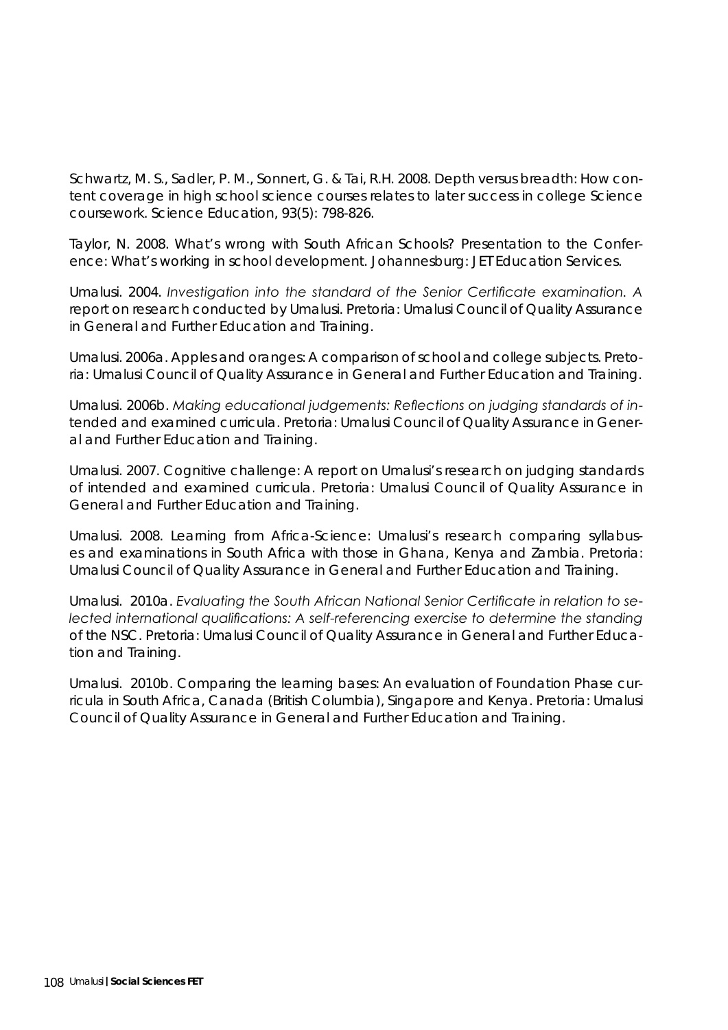Schwartz, M. S., Sadler, P. M., Sonnert, G. & Tai, R.H. 2008. Depth versus breadth: How content coverage in high school science courses relates to later success in college Science coursework. Science Education, 93(5): 798-826.

Taylor, N. 2008. What's wrong with South African Schools? Presentation to the Conference: What's working in school development. Johannesburg: JET Education Services.

Umalusi. 2004. *Investigation into the standard of the Senior Certificate examination. A* report on research conducted by Umalusi. Pretoria: Umalusi Council of Quality Assurance in General and Further Education and Training.

Umalusi. 2006a. Apples and oranges: A comparison of school and college subjects. Pretoria: Umalusi Council of Quality Assurance in General and Further Education and Training.

Umalusi. 2006b. *Making educational judgements: Reflections on judging standards of in*tended and examined curricula. Pretoria: Umalusi Council of Quality Assurance in General and Further Education and Training.

Umalusi. 2007. Cognitive challenge: A report on Umalusi's research on judging standards of intended and examined curricula. Pretoria: Umalusi Council of Quality Assurance in General and Further Education and Training.

Umalusi. 2008. Learning from Africa-Science: Umalusi's research comparing syllabuses and examinations in South Africa with those in Ghana, Kenya and Zambia. Pretoria: Umalusi Council of Quality Assurance in General and Further Education and Training.

Umalusi. 2010a. *Evaluating the South African National Senior Certificate in relation to selected international qualifications: A self-referencing exercise to determine the standing* of the NSC. Pretoria: Umalusi Council of Quality Assurance in General and Further Education and Training.

Umalusi. 2010b. Comparing the learning bases: An evaluation of Foundation Phase curricula in South Africa, Canada (British Columbia), Singapore and Kenya. Pretoria: Umalusi Council of Quality Assurance in General and Further Education and Training.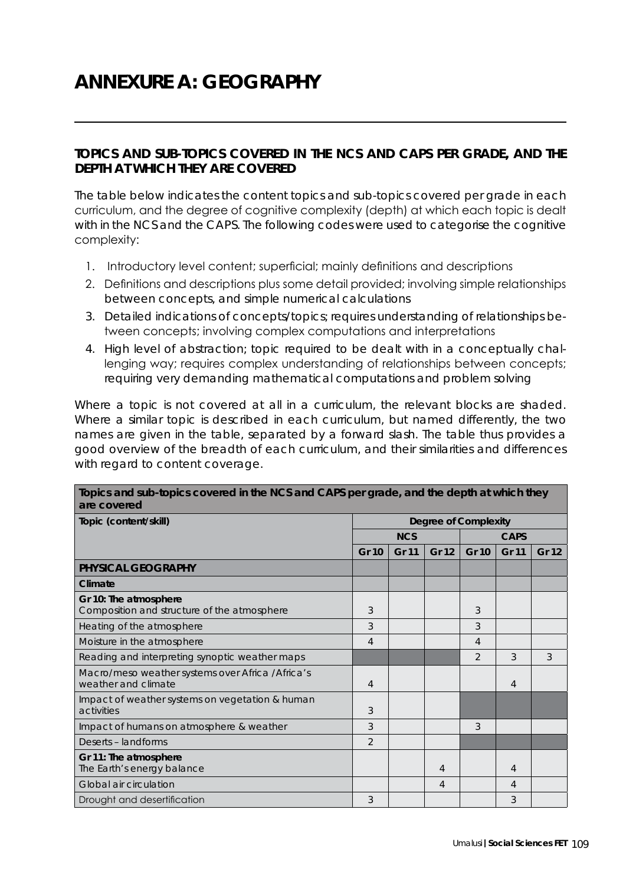# ANNEXURE A: GEOGRAPHY

## TOPICS AND SUB-TOPICS COVERED IN THE NCS AND CAPS PER GRADE, AND THE DEPTH AT WHICH THEY ARE COVERED

The table below indicates the content topics and sub-topics covered per grade in each curriculum, and the degree of cognitive complexity (depth) at which each topic is dealt with in the NCS and the CAPS. The following codes were used to categorise the cognitive complexity:

1. Introductory level content; superficial; mainly definitions and descriptions
2. Definitions and descriptions plus some detail provided; involving simple relationships between concepts, and simple numerical calculations
3. Detailed indications of concepts/topics; requires understanding of relationships between concepts; involving complex computations and interpretations
4. High level of abstraction; topic required to be dealt with in a conceptually challenging way; requires complex understanding of relationships between concepts; requiring very demanding mathematical computations and problem solving

Where a topic is not covered at all in a curriculum, the relevant blocks are shaded. Where a similar topic is described in each curriculum, but named differently, the two names are given in the table, separated by a forward slash. The table thus provides a good overview of the breadth of each curriculum, and their similarities and differences with regard to content coverage.

| Topics and sub-topics covered in the NCS and CAPS per grade, and the depth at which they are covered | | | | | | |
|---|---|---|---|---|---|---|
| **Topic (content/skill)** | **Degree of Complexity** | | | | | |
| | **NCS** | | | **CAPS** | | |
| | **Gr 10** | **Gr 11** | **Gr 12** | **Gr 10** | **Gr 11** | **Gr 12** |
| **PHYSICAL GEOGRAPHY** | | | | | | |
| **Climate** | | | | | | |
| **Gr 10: The atmosphere** Composition and structure of the atmosphere | 3 | | | 3 | | |
| Heating of the atmosphere | 3 | | | 3 | | |
| Moisture in the atmosphere | 4 | | | 4 | | |
| Reading and interpreting synoptic weather maps | | | | 2 | 3 | 3 |
| Macro/meso weather systems over Africa /Africa's weather and climate | 4 | | | | 4 | |
| Impact of weather systems on vegetation & human activities | 3 | | | | | |
| Impact of humans on atmosphere & weather | 3 | | | 3 | | |
| Deserts – landforms | 2 | | | | | |
| **Gr 11: The atmosphere** The Earth's energy balance | | | 4 | | 4 | |
| Global air circulation | | | 4 | | 4 | |
| Drought and desertification | 3 | | | | 3 | |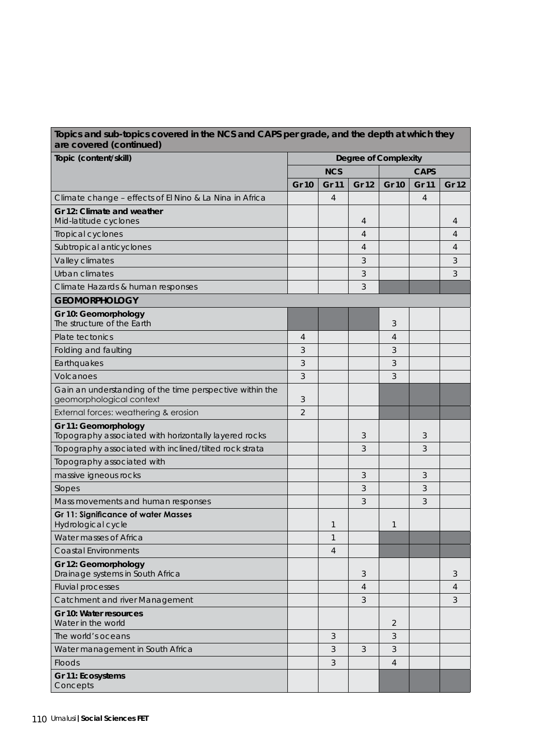| Topics and sub-topics covered in the NCS and CAPS per grade, and the depth at which they are covered (continued) | | | | | | |
|---|---|---|---|---|---|---|
| **Topic (content/skill)** | **Degree of Complexity** | | | | | |
| | **NCS** | | | **CAPS** | | |
| | **Gr 10** | **Gr 11** | **Gr 12** | **Gr 10** | **Gr 11** | **Gr 12** |
| Climate change – effects of El Nino & La Nina in Africa | | 4 | | | 4 | |
| **Gr 12: Climate and weather** Mid-latitude cyclones | | | 4 | | | 4 |
| Tropical cyclones | | | 4 | | | 4 |
| Subtropical anticyclones | | | 4 | | | 4 |
| Valley climates | | | 3 | | | 3 |
| Urban climates | | | 3 | | | 3 |
| Climate Hazards & human responses | | | 3 | | | |
| **GEOMORPHOLOGY** | | | | | | |
| **Gr 10: Geomorphology** The structure of the Earth | | | | 3 | | |
| Plate tectonics | 4 | | | 4 | | |
| Folding and faulting | 3 | | | 3 | | |
| Earthquakes | 3 | | | 3 | | |
| Volcanoes | 3 | | | 3 | | |
| Gain an understanding of the time perspective within the geomorphological context | 3 | | | | | |
| External forces: weathering & erosion | 2 | | | | | |
| **Gr 11: Geomorphology** Topography associated with horizontally layered rocks | | | 3 | | 3 | |
| Topography associated with inclined/tilted rock strata | | | 3 | | 3 | |
| Topography associated with | | | | | | |
| massive igneous rocks | | | 3 | | 3 | |
| Slopes | | | 3 | | 3 | |
| Mass movements and human responses | | | 3 | | 3 | |
| **Gr 11: Significance of water Masses** Hydrological cycle | | 1 | | 1 | | |
| Water masses of Africa | | 1 | | | | |
| Coastal Environments | | 4 | | | | |
| **Gr 12: Geomorphology** Drainage systems in South Africa | | | 3 | | | 3 |
| Fluvial processes | | | 4 | | | 4 |
| Catchment and river Management | | | 3 | | | 3 |
| **Gr 10: Water resources** Water in the world | | | | 2 | | |
| The world's oceans | | 3 | | 3 | | |
| Water management in South Africa | | 3 | 3 | 3 | | |
| Floods | | 3 | | 4 | | |
| **Gr 11: Ecosystems** Concepts | | | | | | |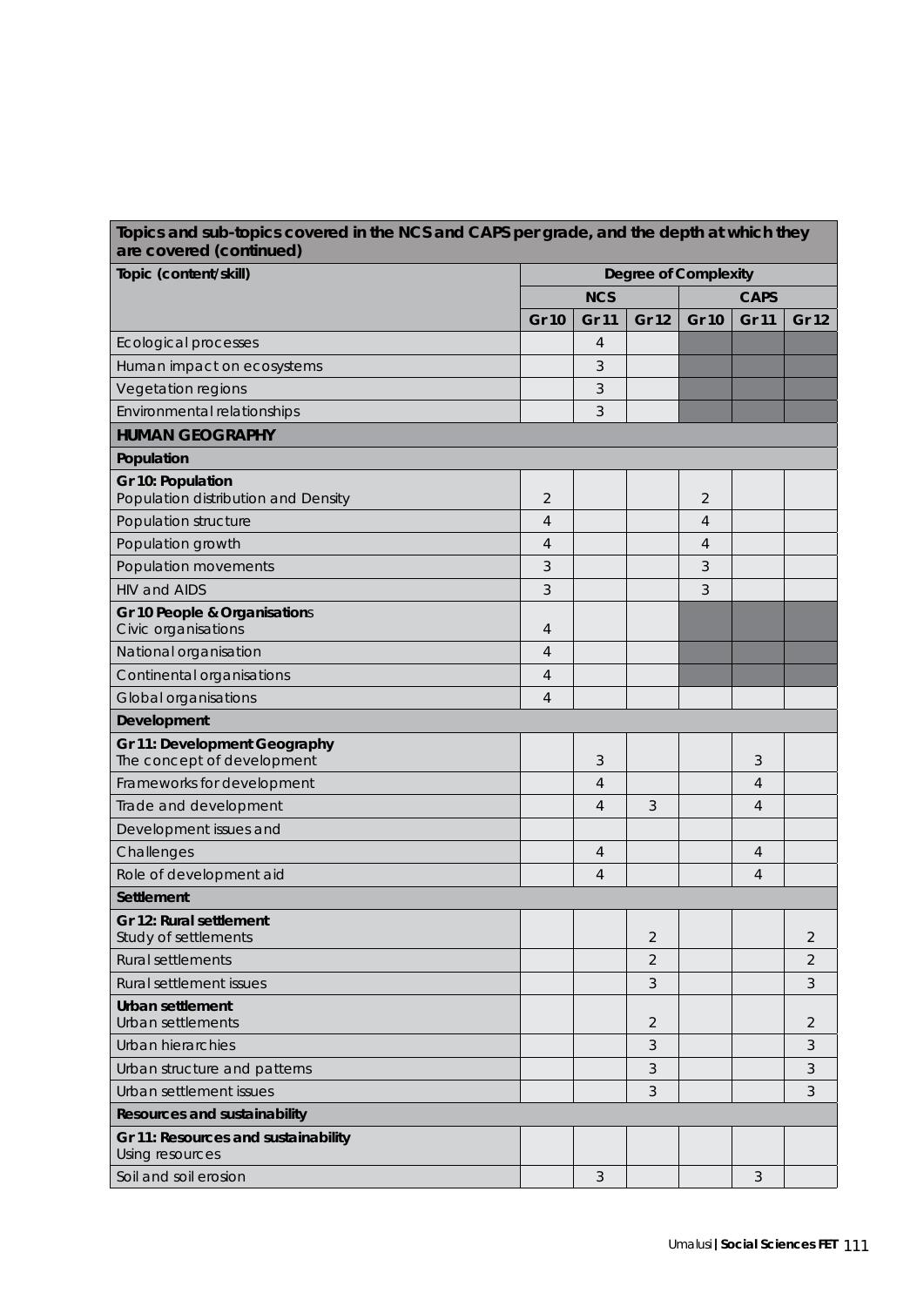| Topics and sub-topics covered in the NCS and CAPS per grade, and the depth at which they are covered (continued) | | | | | | |
|---|---|---|---|---|---|---|
| **Topic (content/skill)** | **Degree of Complexity** | | | | | |
| | **NCS** | | | **CAPS** | | |
| | **Gr 10** | **Gr 11** | **Gr 12** | **Gr 10** | **Gr 11** | **Gr 12** |
| Ecological processes | | 4 | | | | |
| Human impact on ecosystems | | 3 | | | | |
| Vegetation regions | | 3 | | | | |
| Environmental relationships | | 3 | | | | |
| **HUMAN GEOGRAPHY** | | | | | | |
| **Population** | | | | | | |
| **Gr 10: Population** Population distribution and Density | 2 | | | 2 | | |
| Population structure | 4 | | | 4 | | |
| Population growth | 4 | | | 4 | | |
| Population movements | 3 | | | 3 | | |
| HIV and AIDS | 3 | | | 3 | | |
| **Gr 10 People & Organisations** Civic organisations | 4 | | | | | |
| National organisation | 4 | | | | | |
| Continental organisations | 4 | | | | | |
| Global organisations | 4 | | | | | |
| **Development** | | | | | | |
| **Gr 11: Development Geography** The concept of development | | 3 | | | 3 | |
| Frameworks for development | | 4 | | | 4 | |
| Trade and development | | 4 | 3 | | 4 | |
| Development issues and | | | | | | |
| Challenges | | 4 | | | 4 | |
| Role of development aid | | 4 | | | 4 | |
| **Settlement** | | | | | | |
| **Gr 12: Rural settlement** Study of settlements | | | 2 | | | 2 |
| Rural settlements | | | 2 | | | 2 |
| Rural settlement issues | | | 3 | | | 3 |
| **Urban settlement** Urban settlements | | | 2 | | | 2 |
| Urban hierarchies | | | 3 | | | 3 |
| Urban structure and patterns | | | 3 | | | 3 |
| Urban settlement issues | | | 3 | | | 3 |
| **Resources and sustainability** | | | | | | |
| **Gr 11: Resources and sustainability** Using resources | | | | | | |
| Soil and soil erosion | | 3 | | | 3 | |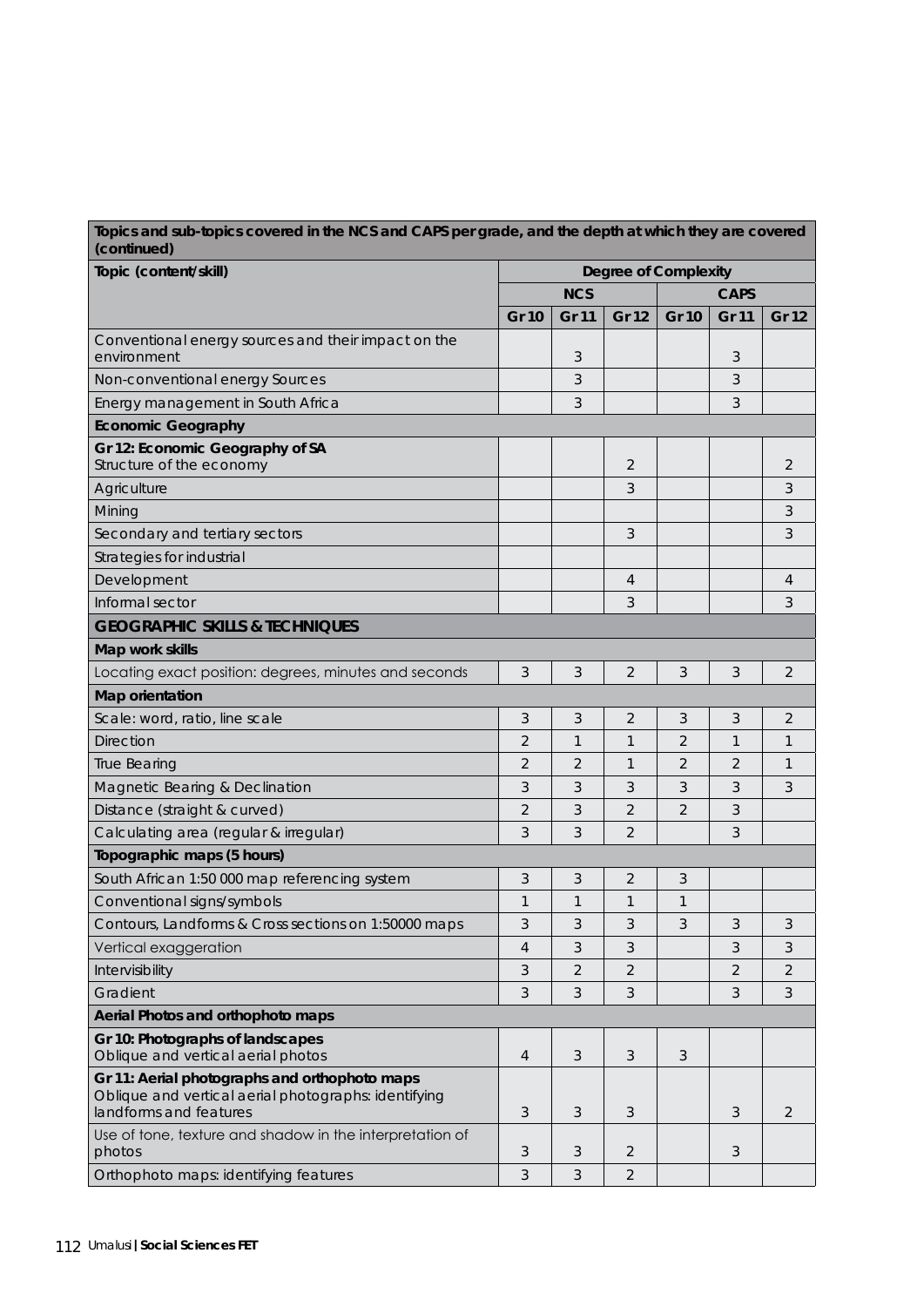| Topics and sub-topics covered in the NCS and CAPS per grade, and the depth at which they are covered (continued) | | | | | | |
|---|---|---|---|---|---|---|
| **Topic (content/skill)** | **Degree of Complexity** | | | | | |
| | **NCS** | | | **CAPS** | | |
| | **Gr 10** | **Gr 11** | **Gr 12** | **Gr 10** | **Gr 11** | **Gr 12** |
| Conventional energy sources and their impact on the environment | | 3 | | | 3 | |
| Non-conventional energy Sources | | 3 | | | 3 | |
| Energy management in South Africa | | 3 | | | 3 | |
| **Economic Geography** | | | | | | |
| **Gr 12: Economic Geography of SA** Structure of the economy | | | 2 | | | 2 |
| Agriculture | | | 3 | | | 3 |
| Mining | | | | | | 3 |
| Secondary and tertiary sectors | | | 3 | | | 3 |
| Strategies for industrial | | | | | | |
| Development | | | 4 | | | 4 |
| Informal sector | | | 3 | | | 3 |
| **GEOGRAPHIC SKILLS & TECHNIQUES** | | | | | | |
| **Map work skills** | | | | | | |
| Locating exact position: degrees, minutes and seconds | 3 | 3 | 2 | 3 | 3 | 2 |
| **Map orientation** | | | | | | |
| Scale: word, ratio, line scale | 3 | 3 | 2 | 3 | 3 | 2 |
| Direction | 2 | 1 | 1 | 2 | 1 | 1 |
| True Bearing | 2 | 2 | 1 | 2 | 2 | 1 |
| Magnetic Bearing & Declination | 3 | 3 | 3 | 3 | 3 | 3 |
| Distance (straight & curved) | 2 | 3 | 2 | 2 | 3 | |
| Calculating area (regular & irregular) | 3 | 3 | 2 | | 3 | |
| **Topographic maps (5 hours)** | | | | | | |
| South African 1:50 000 map referencing system | 3 | 3 | 2 | 3 | | |
| Conventional signs/symbols | 1 | 1 | 1 | 1 | | |
| Contours, Landforms & Cross sections on 1:50000 maps | 3 | 3 | 3 | 3 | 3 | 3 |
| Vertical exaggeration | 4 | 3 | 3 | | 3 | 3 |
| Intervisibility | 3 | 2 | 2 | | 2 | 2 |
| Gradient | 3 | 3 | 3 | | 3 | 3 |
| **Aerial Photos and orthophoto maps** | | | | | | |
| **Gr 10: Photographs of landscapes** Oblique and vertical aerial photos | 4 | 3 | 3 | 3 | | |
| **Gr 11: Aerial photographs and orthophoto maps** Oblique and vertical aerial photographs: identifying landforms and features | 3 | 3 | 3 | | 3 | 2 |
| Use of tone, texture and shadow in the interpretation of photos | 3 | 3 | 2 | | 3 | |
| Orthophoto maps: identifying features | 3 | 3 | 2 | | | |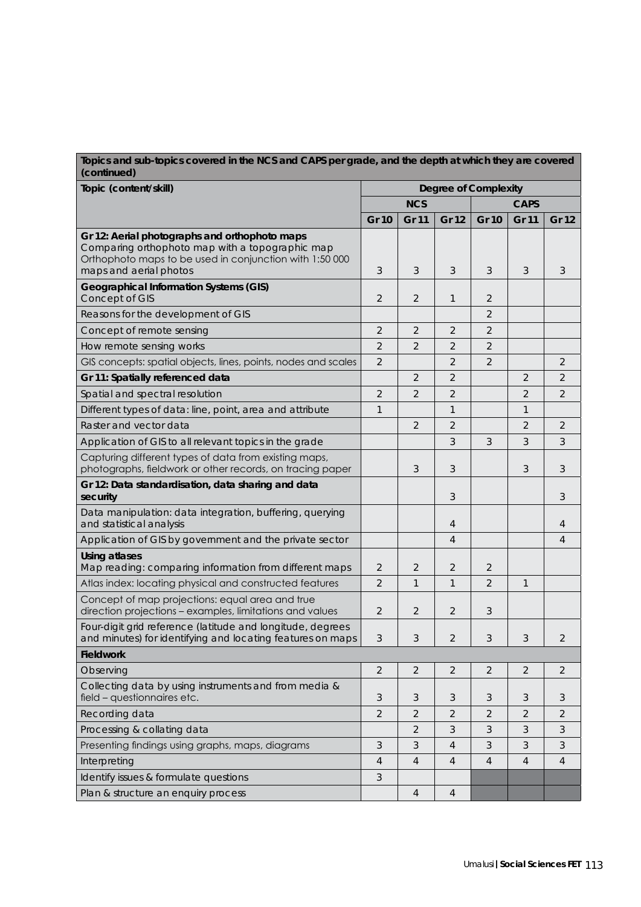| Topics and sub-topics covered in the NCS and CAPS per grade, and the depth at which they are covered (continued) | | | | | | |
|---|---|---|---|---|---|---|
| **Topic (content/skill)** | **Degree of Complexity** | | | | | |
| | **NCS** | | | **CAPS** | | |
| | **Gr 10** | **Gr 11** | **Gr 12** | **Gr 10** | **Gr 11** | **Gr 12** |
| **Gr 12: Aerial photographs and orthophoto maps** Comparing orthophoto map with a topographic map Orthophoto maps to be used in conjunction with 1:50 000 maps and aerial photos | 3 | 3 | 3 | 3 | 3 | 3 |
| **Geographical Information Systems (GIS)** Concept of GIS | 2 | 2 | 1 | 2 | | |
| Reasons for the development of GIS | | | | 2 | | |
| Concept of remote sensing | 2 | 2 | 2 | 2 | | |
| How remote sensing works | 2 | 2 | 2 | 2 | | |
| GIS concepts: spatial objects, lines, points, nodes and scales | 2 | | 2 | 2 | | 2 |
| **Gr 11: Spatially referenced data** | | 2 | 2 | | 2 | 2 |
| Spatial and spectral resolution | 2 | 2 | 2 | | 2 | 2 |
| Different types of data: line, point, area and attribute | 1 | | 1 | | 1 | |
| Raster and vector data | | 2 | 2 | | 2 | 2 |
| Application of GIS to all relevant topics in the grade | | | 3 | 3 | 3 | 3 |
| Capturing different types of data from existing maps, photographs, fieldwork or other records, on tracing paper | | 3 | 3 | | 3 | 3 |
| **Gr 12: Data standardisation, data sharing and data security** | | | 3 | | | 3 |
| Data manipulation: data integration, buffering, querying and statistical analysis | | | 4 | | | 4 |
| Application of GIS by government and the private sector | | | 4 | | | 4 |
| **Using atlases** Map reading: comparing information from different maps | 2 | 2 | 2 | 2 | | |
| Atlas index: locating physical and constructed features | 2 | 1 | 1 | 2 | 1 | |
| Concept of map projections: equal area and true direction projections – examples, limitations and values | 2 | 2 | 2 | 3 | | |
| Four-digit grid reference (latitude and longitude, degrees and minutes) for identifying and locating features on maps | 3 | 3 | 2 | 3 | 3 | 2 |
| **Fieldwork** | | | | | | |
| Observing | 2 | 2 | 2 | 2 | 2 | 2 |
| Collecting data by using instruments and from media & field – questionnaires etc. | 3 | 3 | 3 | 3 | 3 | 3 |
| Recording data | 2 | 2 | 2 | 2 | 2 | 2 |
| Processing & collating data | | 2 | 3 | 3 | 3 | 3 |
| Presenting findings using graphs, maps, diagrams | 3 | 3 | 4 | 3 | 3 | 3 |
| Interpreting | 4 | 4 | 4 | 4 | 4 | 4 |
| Identify issues & formulate questions | 3 | | | | | |
| Plan & structure an enquiry process | | 4 | 4 | | | |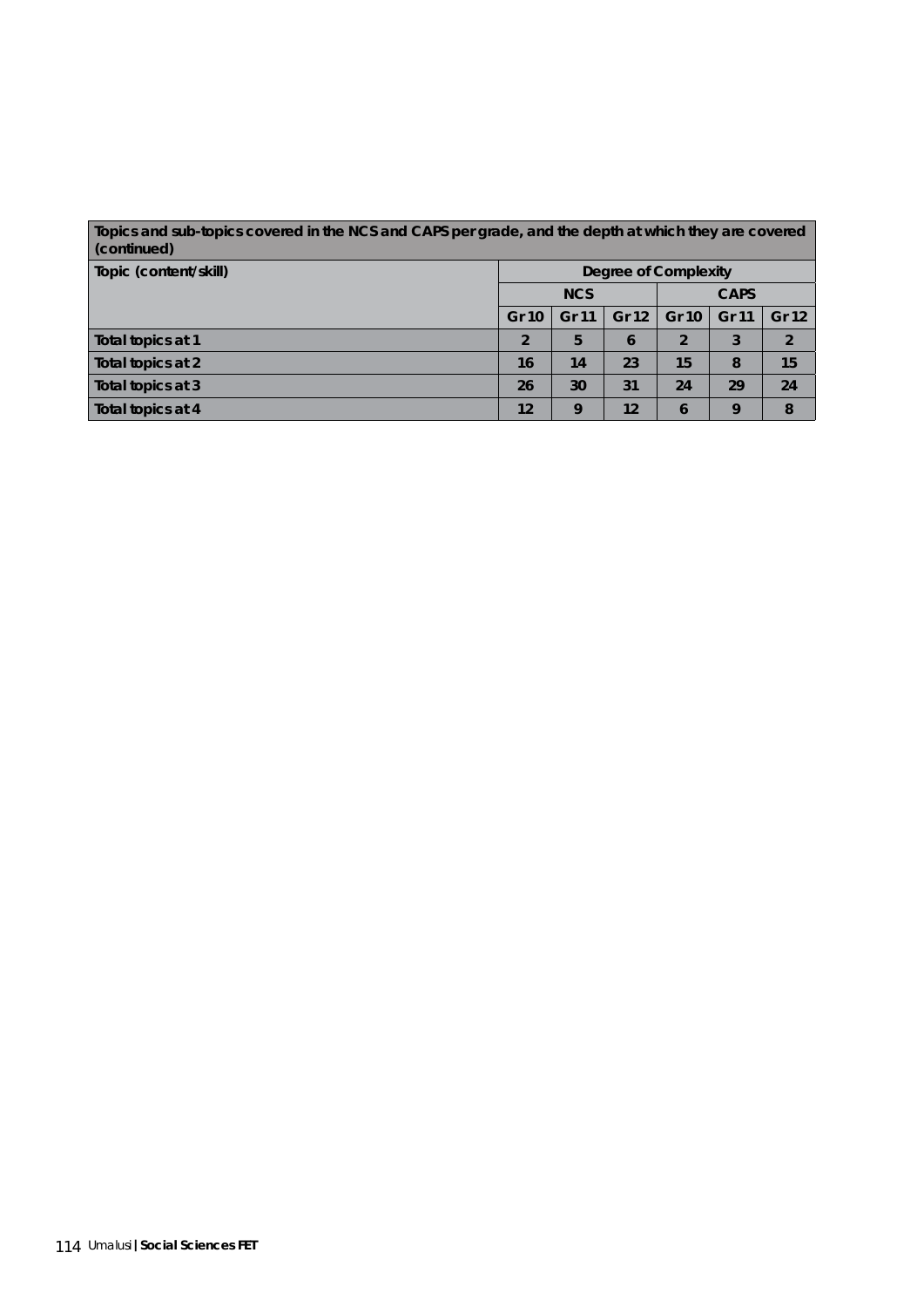| Topics and sub-topics covered in the NCS and CAPS per grade, and the depth at which they are covered (continued) | | | | | | |
|---|---|---|---|---|---|---|
| Topic (content/skill) | Degree of Complexity | | | | | |
| | NCS | | | CAPS | | |
| | Gr 10 | Gr 11 | Gr 12 | Gr 10 | Gr 11 | Gr 12 |
| Total topics at 1 | 2 | 5 | 6 | 2 | 3 | 2 |
| Total topics at 2 | 16 | 14 | 23 | 15 | 8 | 15 |
| Total topics at 3 | 26 | 30 | 31 | 24 | 29 | 24 |
| Total topics at 4 | 12 | 9 | 12 | 6 | 9 | 8 |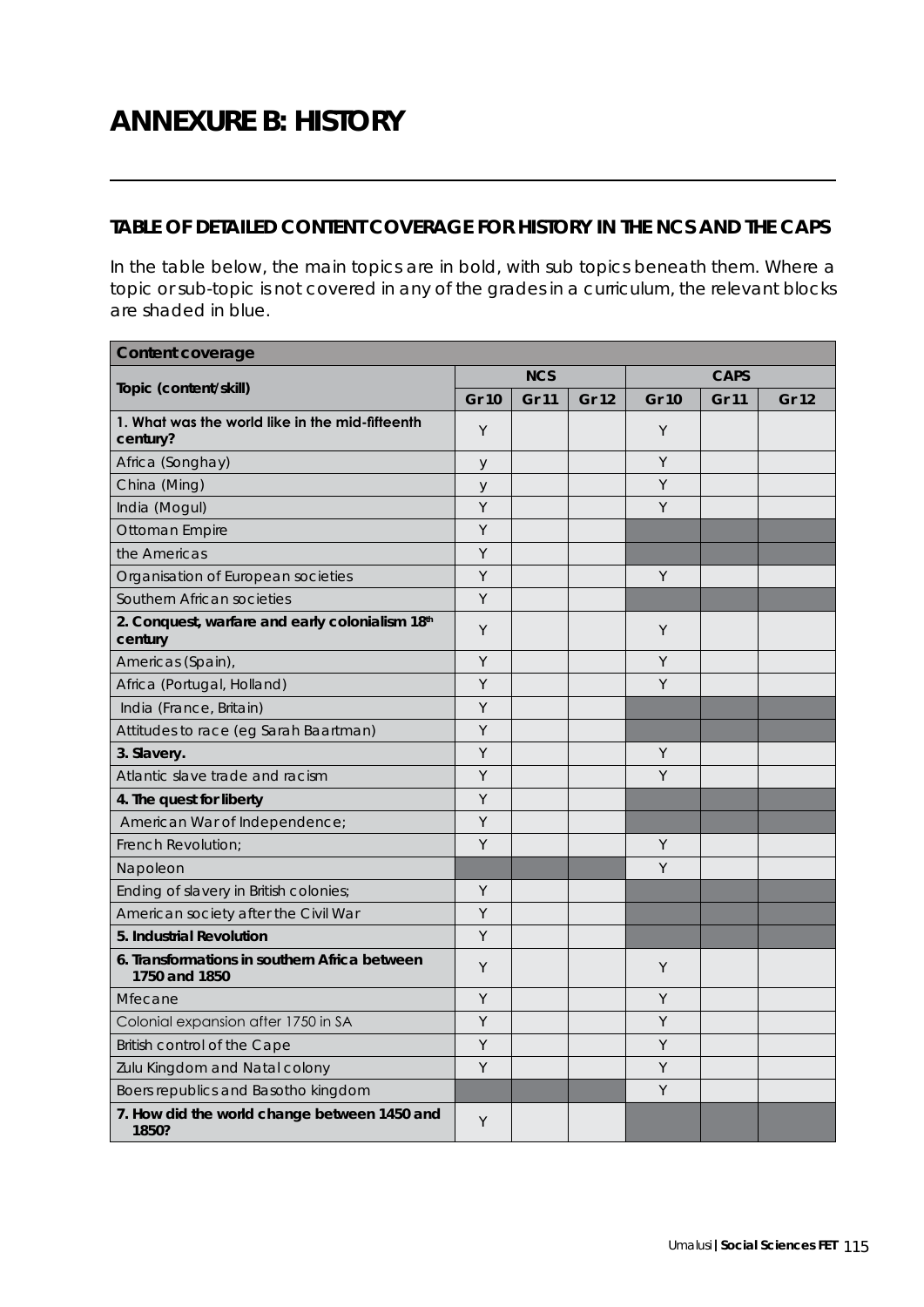# ANNEXURE B: HISTORY

## TABLE OF DETAILED CONTENT COVERAGE FOR HISTORY IN THE NCS AND THE CAPS

In the table below, the main topics are in bold, with sub topics beneath them. Where a topic or sub-topic is not covered in any of the grades in a curriculum, the relevant blocks are shaded in blue.

| Content coverage | | | | | | |
|---|---|---|---|---|---|---|
| **Topic (content/skill)** | **NCS** | | | **CAPS** | | |
| | **Gr 10** | **Gr 11** | **Gr 12** | **Gr 10** | **Gr 11** | **Gr 12** |
| **1. What was the world like in the mid-fifteenth century?** | Y | | | Y | | |
| Africa (Songhay) | y | | | Y | | |
| China (Ming) | y | | | Y | | |
| India (Mogul) | Y | | | Y | | |
| Ottoman Empire | Y | | | | | |
| the Americas | Y | | | | | |
| Organisation of European societies | Y | | | Y | | |
| Southern African societies | Y | | | | | |
| **2. Conquest, warfare and early colonialism 18th century** | Y | | | Y | | |
| Americas (Spain), | Y | | | Y | | |
| Africa (Portugal, Holland) | Y | | | Y | | |
| India (France, Britain) | Y | | | | | |
| Attitudes to race (eg Sarah Baartman) | Y | | | | | |
| **3. Slavery.** | Y | | | Y | | |
| Atlantic slave trade and racism | Y | | | Y | | |
| **4. The quest for liberty** | Y | | | | | |
| American War of Independence; | Y | | | | | |
| French Revolution; | Y | | | Y | | |
| Napoleon | | | | Y | | |
| Ending of slavery in British colonies; | Y | | | | | |
| American society after the Civil War | Y | | | | | |
| **5. Industrial Revolution** | Y | | | | | |
| **6. Transformations in southern Africa between 1750 and 1850** | Y | | | Y | | |
| Mfecane | Y | | | Y | | |
| Colonial expansion after 1750 in SA | Y | | | Y | | |
| British control of the Cape | Y | | | Y | | |
| Zulu Kingdom and Natal colony | Y | | | Y | | |
| Boers republics and Basotho kingdom | | | | Y | | |
| **7. How did the world change between 1450 and 1850?** | Y | | | | | |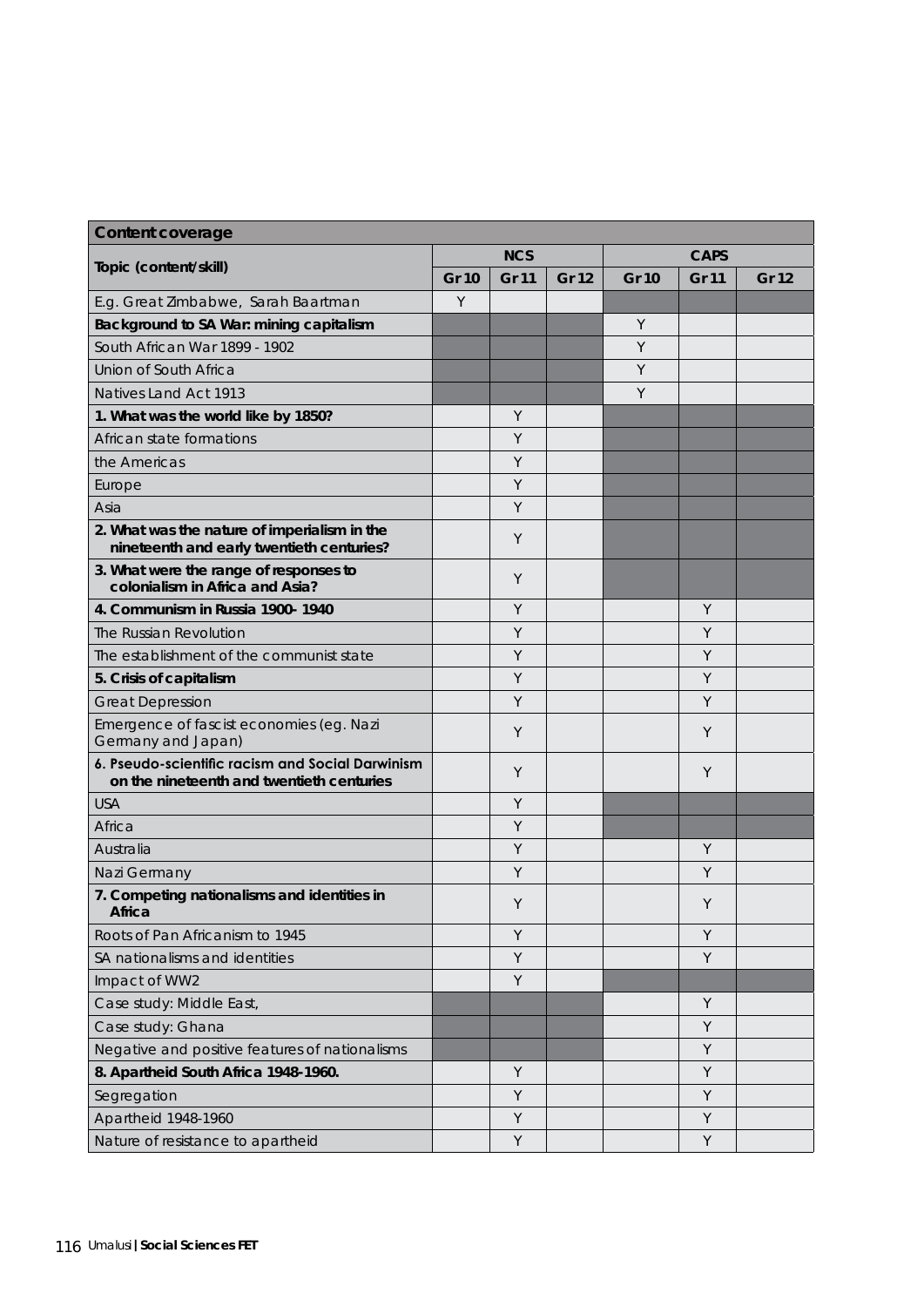| Content coverage | | | | | | |
|---|---|---|---|---|---|---|
| Topic (content/skill) | NCS | | | CAPS | | |
| | Gr 10 | Gr 11 | Gr 12 | Gr 10 | Gr 11 | Gr 12 |
| E.g. Great Zimbabwe, Sarah Baartman | Y | | | | | |
| **Background to SA War: mining capitalism** | | | | Y | | |
| South African War 1899 - 1902 | | | | Y | | |
| Union of South Africa | | | | Y | | |
| Natives Land Act 1913 | | | | Y | | |
| **1. What was the world like by 1850?** | | Y | | | | |
| African state formations | | Y | | | | |
| the Americas | | Y | | | | |
| Europe | | Y | | | | |
| Asia | | Y | | | | |
| **2. What was the nature of imperialism in the nineteenth and early twentieth centuries?** | | Y | | | | |
| **3. What were the range of responses to colonialism in Africa and Asia?** | | Y | | | | |
| **4. Communism in Russia 1900- 1940** | | Y | | | Y | |
| The Russian Revolution | | Y | | | Y | |
| The establishment of the communist state | | Y | | | Y | |
| **5. Crisis of capitalism** | | Y | | | Y | |
| Great Depression | | Y | | | Y | |
| Emergence of fascist economies (eg. Nazi Germany and Japan) | | Y | | | Y | |
| **6. Pseudo-scientific racism and Social Darwinism on the nineteenth and twentieth centuries** | | Y | | | Y | |
| USA | | Y | | | | |
| Africa | | Y | | | | |
| Australia | | Y | | | Y | |
| Nazi Germany | | Y | | | Y | |
| **7. Competing nationalisms and identities in Africa** | | Y | | | Y | |
| Roots of Pan Africanism to 1945 | | Y | | | Y | |
| SA nationalisms and identities | | Y | | | Y | |
| Impact of WW2 | | Y | | | | |
| Case study: Middle East, | | | | | Y | |
| Case study: Ghana | | | | | Y | |
| Negative and positive features of nationalisms | | | | | Y | |
| **8. Apartheid South Africa 1948-1960.** | | Y | | | Y | |
| Segregation | | Y | | | Y | |
| Apartheid 1948-1960 | | Y | | | Y | |
| Nature of resistance to apartheid | | Y | | | Y | |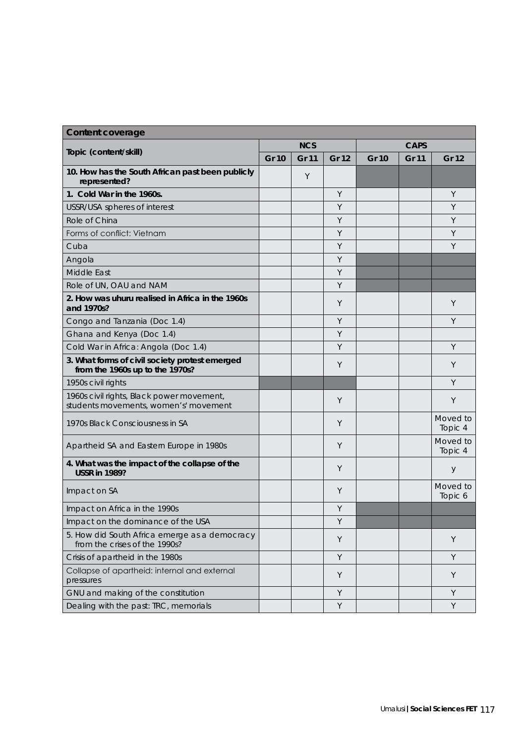| Content coverage | | | | | | |
|---|---|---|---|---|---|---|
| Topic (content/skill) | NCS | | | CAPS | | |
| | Gr 10 | Gr 11 | Gr 12 | Gr 10 | Gr 11 | Gr 12 |
| **10. How has the South African past been publicly represented?** | | Y | | | | |
| **1. Cold War in the 1960s.** | | | Y | | | Y |
| USSR/USA spheres of interest | | | Y | | | Y |
| Role of China | | | Y | | | Y |
| Forms of conflict: Vietnam | | | Y | | | Y |
| Cuba | | | Y | | | Y |
| Angola | | | Y | | | |
| Middle East | | | Y | | | |
| Role of UN, OAU and NAM | | | Y | | | |
| **2. How was uhuru realised in Africa in the 1960s and 1970s?** | | | Y | | | Y |
| Congo and Tanzania (Doc 1.4) | | | Y | | | Y |
| Ghana and Kenya (Doc 1.4) | | | Y | | | |
| Cold War in Africa: Angola (Doc 1.4) | | | Y | | | Y |
| **3. What forms of civil society protest emerged from the 1960s up to the 1970s?** | | | Y | | | Y |
| 1950s civil rights | | | | | | Y |
| 1960s civil rights, Black power movement, students movements, women's' movement | | | Y | | | Y |
| 1970s Black Consciousness in SA | | | Y | | | Moved to Topic 4 |
| Apartheid SA and Eastern Europe in 1980s | | | Y | | | Moved to Topic 4 |
| **4. What was the impact of the collapse of the USSR in 1989?** | | | Y | | | y |
| Impact on SA | | | Y | | | Moved to Topic 6 |
| Impact on Africa in the 1990s | | | Y | | | |
| Impact on the dominance of the USA | | | Y | | | |
| 5. How did South Africa emerge as a democracy from the crises of the 1990s? | | | Y | | | Y |
| Crisis of apartheid in the 1980s | | | Y | | | Y |
| Collapse of apartheid: internal and external pressures | | | Y | | | Y |
| GNU and making of the constitution | | | Y | | | Y |
| Dealing with the past: TRC, memorials | | | Y | | | Y |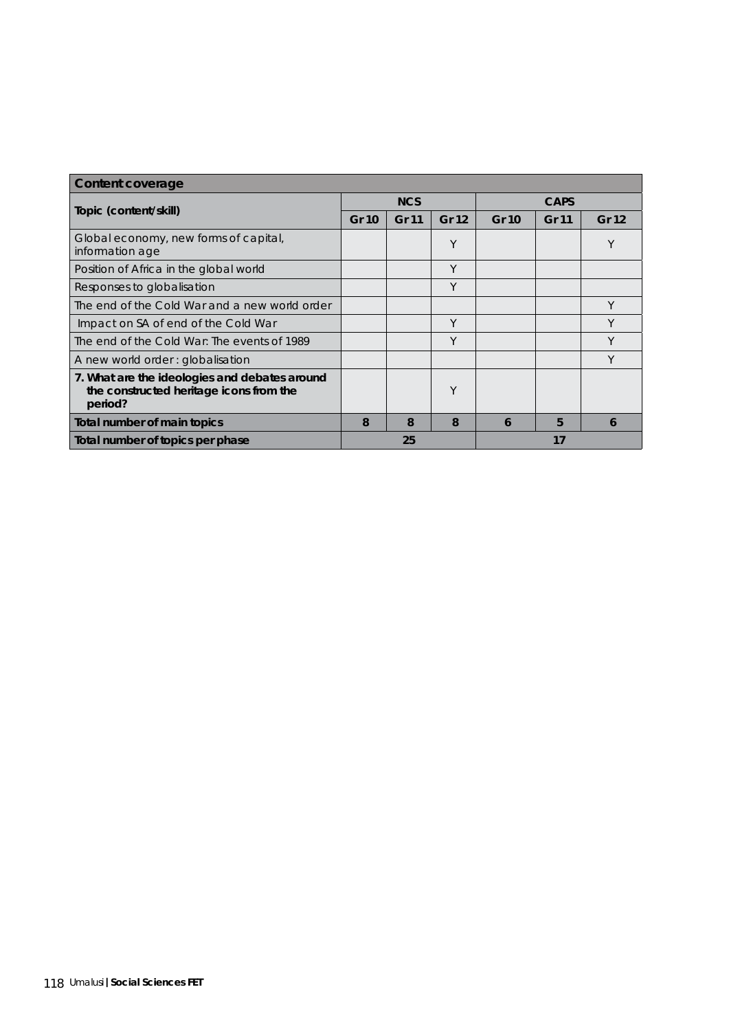| Content coverage | | | | | | |
|---|---|---|---|---|---|---|
| Topic (content/skill) | NCS | | | CAPS | | |
| | Gr 10 | Gr 11 | Gr 12 | Gr 10 | Gr 11 | Gr 12 |
| Global economy, new forms of capital, information age | | | Y | | | Y |
| Position of Africa in the global world | | | Y | | | |
| Responses to globalisation | | | Y | | | |
| The end of the Cold War and a new world order | | | | | | Y |
| Impact on SA of end of the Cold War | | | Y | | | Y |
| The end of the Cold War: The events of 1989 | | | Y | | | Y |
| A new world order : globalisation | | | | | | Y |
| **7. What are the ideologies and debates around the constructed heritage icons from the period?** | | | Y | | | |
| **Total number of main topics** | 8 | 8 | 8 | 6 | 5 | 6 |
| **Total number of topics per phase** | 25 | | | 17 | | |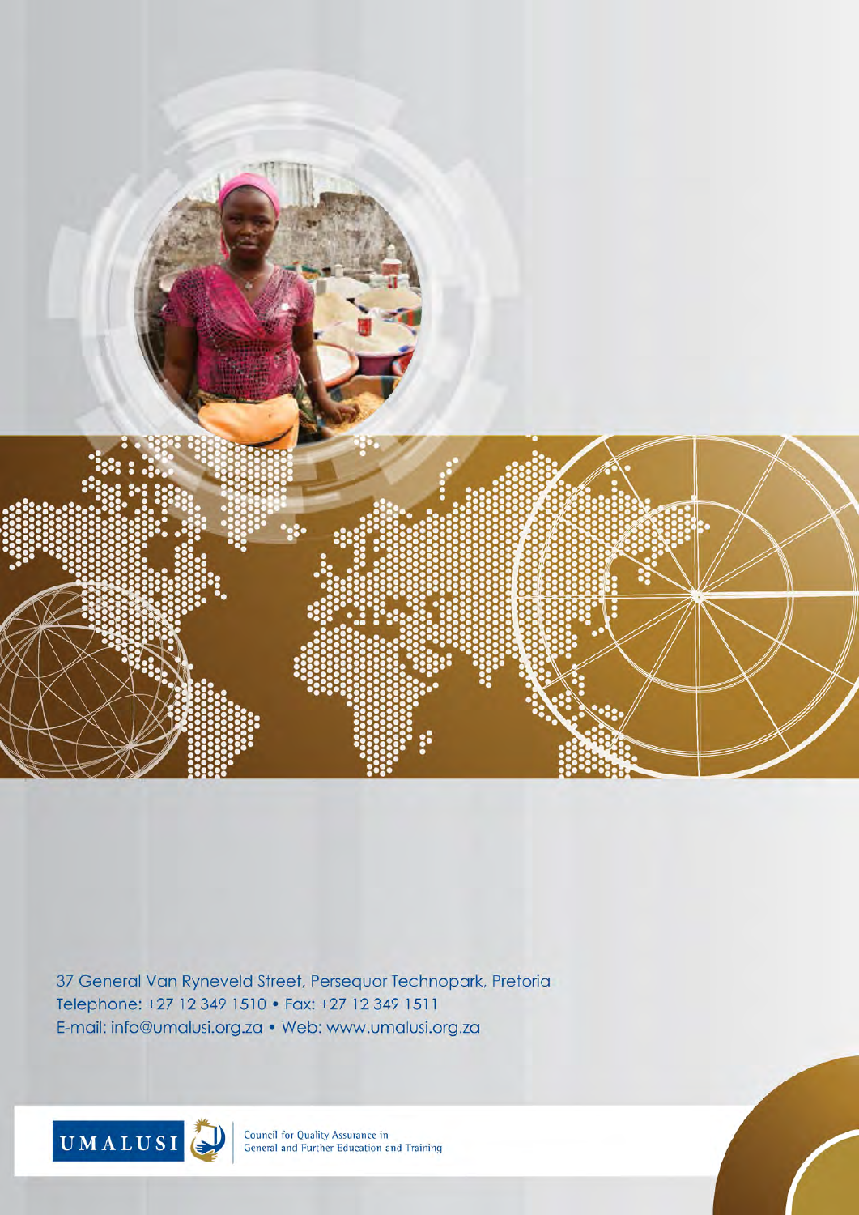37 General Van Ryneveld Street, Persequor Technopark, Pretoria
Telephone: +27 12 349 1510 • Fax: +27 12 349 1511
E-mail: info@umalusi.org.za • Web: www.umalusi.org.za

UMALUSI

Council for Quality Assurance in
General and Further Education and Training